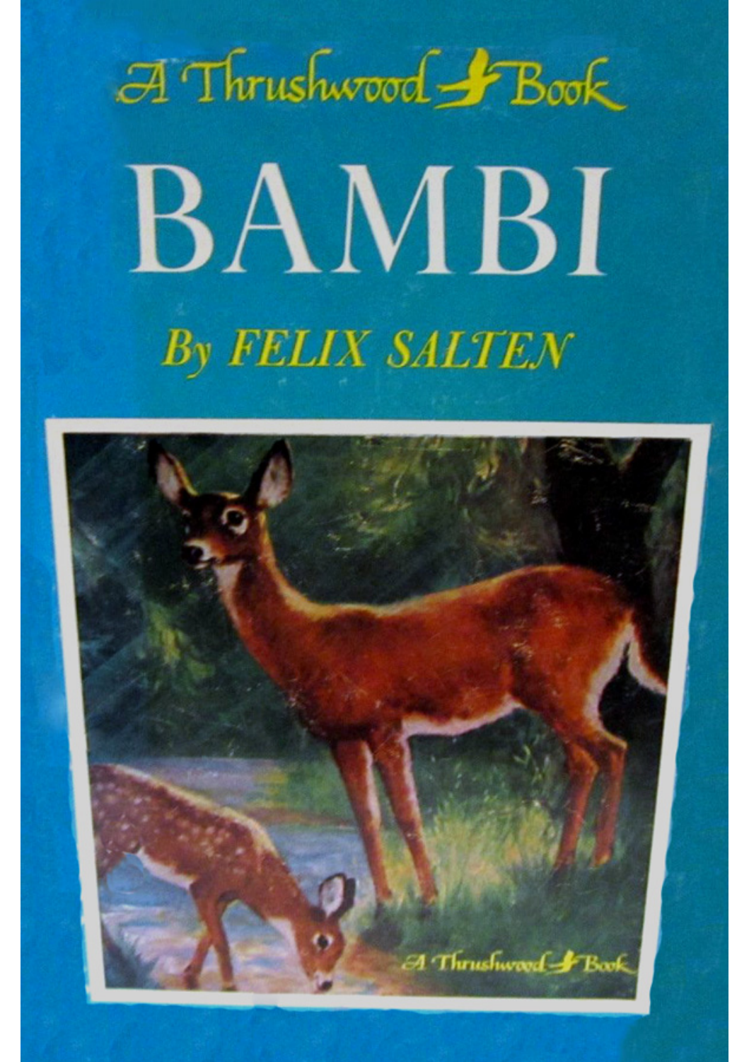A Thrushwood Book

# BAMBI

By FELIX SALTEN

A Thrushwood Book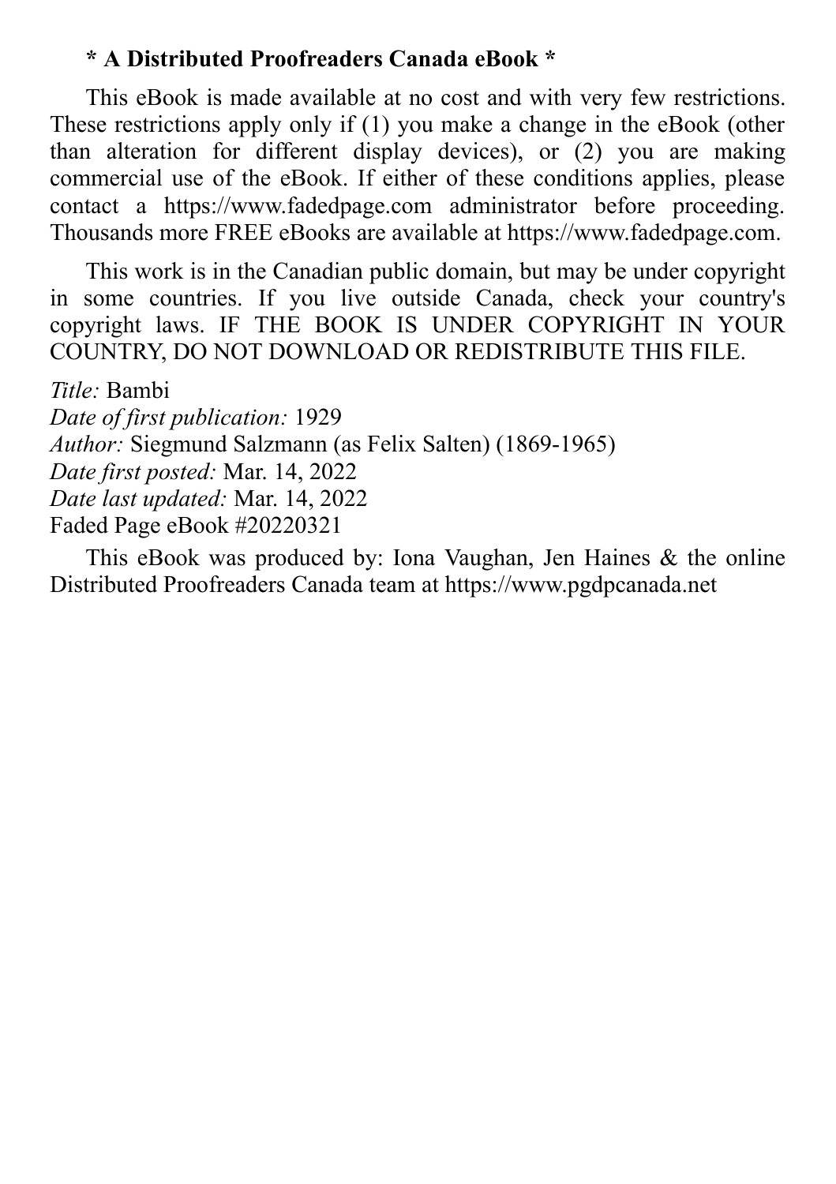**\* A Distributed Proofreaders Canada eBook \***

This eBook is made available at no cost and with very few restrictions. These restrictions apply only if (1) you make a change in the eBook (other than alteration for different display devices), or (2) you are making commercial use of the eBook. If either of these conditions applies, please contact a https://www.fadedpage.com administrator before proceeding. Thousands more FREE eBooks are available at https://www.fadedpage.com.

This work is in the Canadian public domain, but may be under copyright in some countries. If you live outside Canada, check your country's copyright laws. IF THE BOOK IS UNDER COPYRIGHT IN YOUR COUNTRY, DO NOT DOWNLOAD OR REDISTRIBUTE THIS FILE.

*Title:* Bambi
*Date of first publication:* 1929
*Author:* Siegmund Salzmann (as Felix Salten) (1869-1965)
*Date first posted:* Mar. 14, 2022
*Date last updated:* Mar. 14, 2022
Faded Page eBook #20220321

This eBook was produced by: Iona Vaughan, Jen Haines & the online Distributed Proofreaders Canada team at https://www.pgdpcanada.net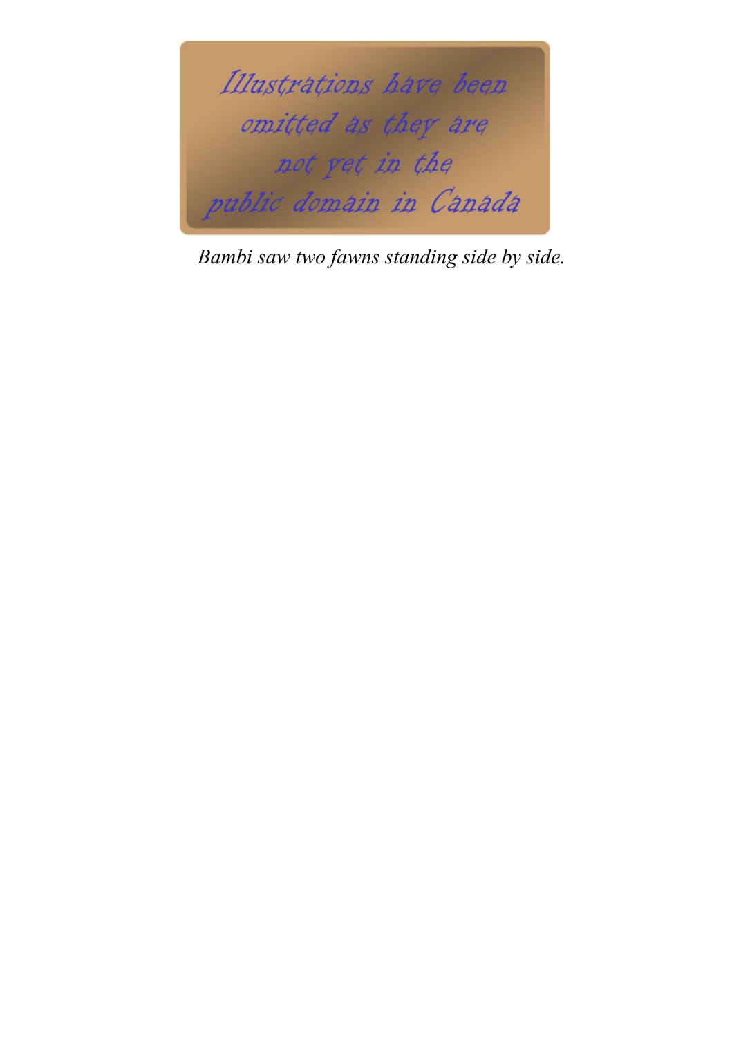Illustrations have been omitted as they are not yet in the public domain in Canada

*Bambi saw two fawns standing side by side.*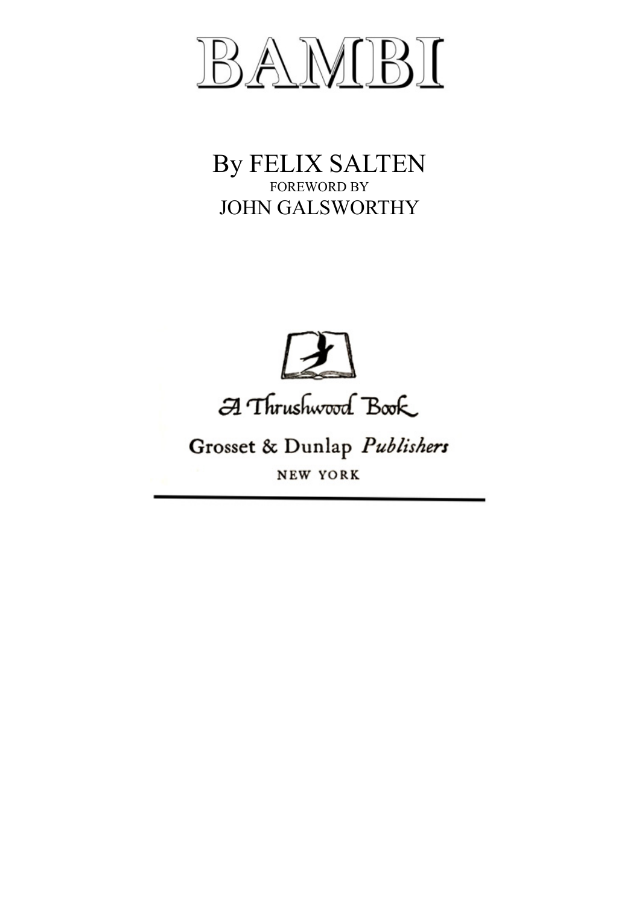# BAMBI

By FELIX SALTEN

FOREWORD BY

JOHN GALSWORTHY

A Thrushwood Book

Grosset & Dunlap *Publishers*

NEW YORK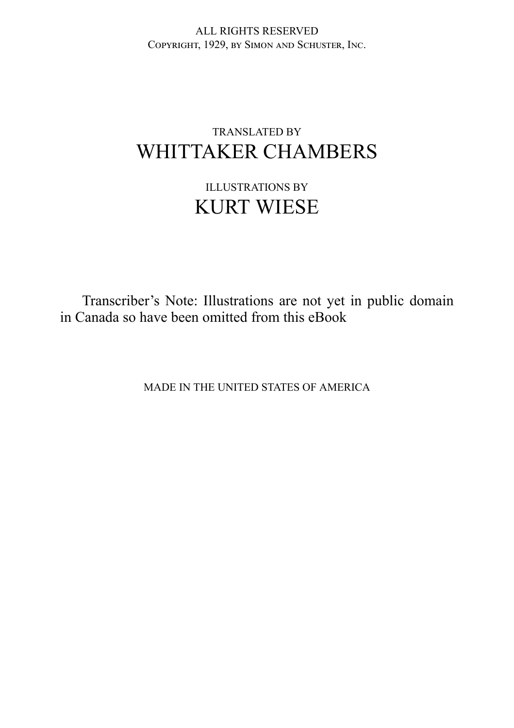ALL RIGHTS RESERVED

COPYRIGHT, 1929, BY SIMON AND SCHUSTER, INC.

TRANSLATED BY

WHITTAKER CHAMBERS

ILLUSTRATIONS BY

KURT WIESE

Transcriber's Note: Illustrations are not yet in public domain in Canada so have been omitted from this eBook

MADE IN THE UNITED STATES OF AMERICA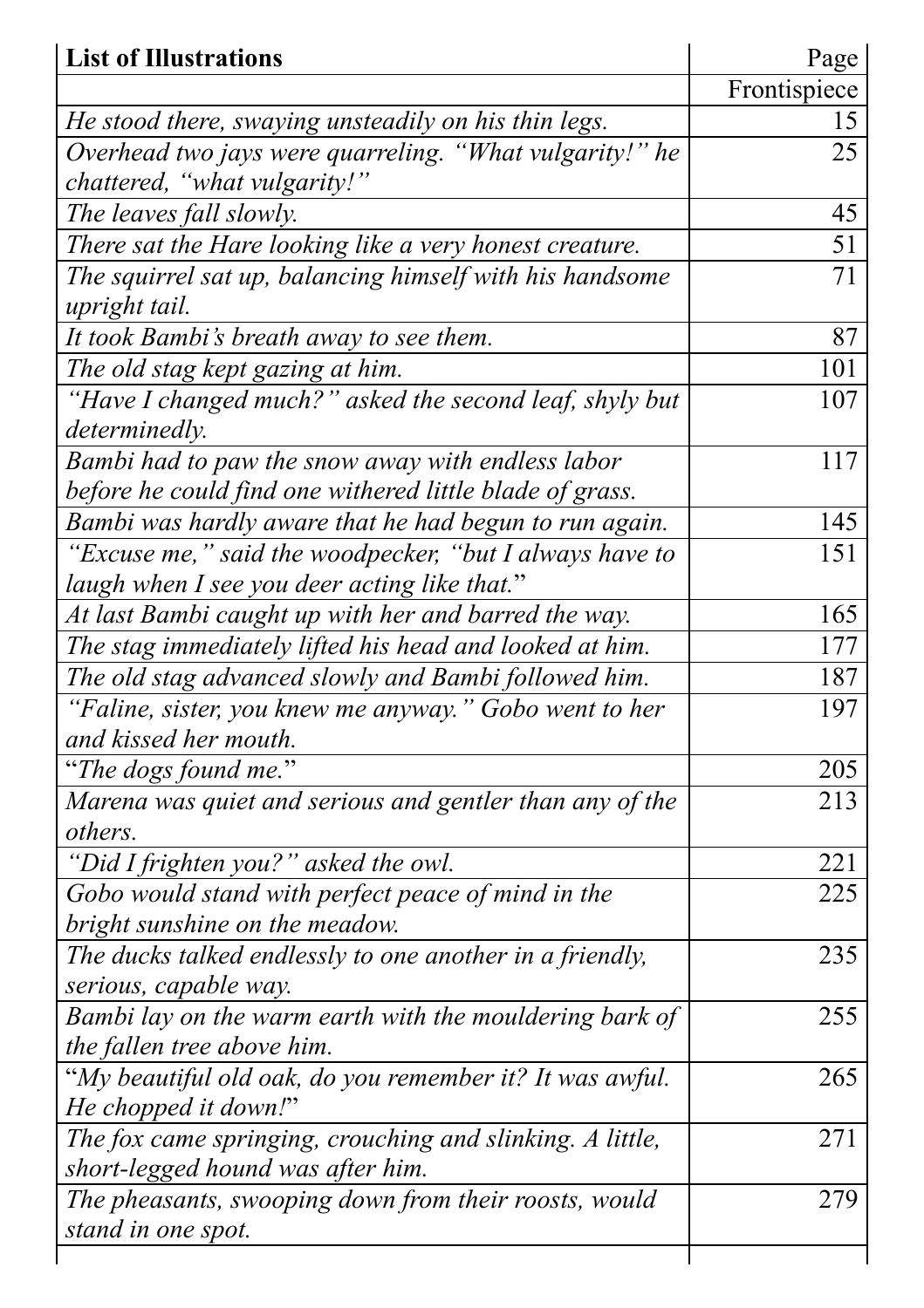| **List of Illustrations** | Page |
| --- | --- |
| | Frontispiece |
| *He stood there, swaying unsteadily on his thin legs.* | 15 |
| *Overhead two jays were quarreling. "What vulgarity!" he chattered, "what vulgarity!"* | 25 |
| *The leaves fall slowly.* | 45 |
| *There sat the Hare looking like a very honest creature.* | 51 |
| *The squirrel sat up, balancing himself with his handsome upright tail.* | 71 |
| *It took Bambi's breath away to see them.* | 87 |
| *The old stag kept gazing at him.* | 101 |
| *"Have I changed much?" asked the second leaf, shyly but determinedly.* | 107 |
| *Bambi had to paw the snow away with endless labor before he could find one withered little blade of grass.* | 117 |
| *Bambi was hardly aware that he had begun to run again.* | 145 |
| *"Excuse me," said the woodpecker, "but I always have to laugh when I see you deer acting like that.*" | 151 |
| *At last Bambi caught up with her and barred the way.* | 165 |
| *The stag immediately lifted his head and looked at him.* | 177 |
| *The old stag advanced slowly and Bambi followed him.* | 187 |
| *"Faline, sister, you knew me anyway." Gobo went to her and kissed her mouth.* | 197 |
| "*The dogs found me.*" | 205 |
| *Marena was quiet and serious and gentler than any of the others.* | 213 |
| *"Did I frighten you?" asked the owl.* | 221 |
| *Gobo would stand with perfect peace of mind in the bright sunshine on the meadow.* | 225 |
| *The ducks talked endlessly to one another in a friendly, serious, capable way.* | 235 |
| *Bambi lay on the warm earth with the mouldering bark of the fallen tree above him.* | 255 |
| "*My beautiful old oak, do you remember it? It was awful. He chopped it down!*" | 265 |
| *The fox came springing, crouching and slinking. A little, short-legged hound was after him.* | 271 |
| *The pheasants, swooping down from their roosts, would stand in one spot.* | 279 |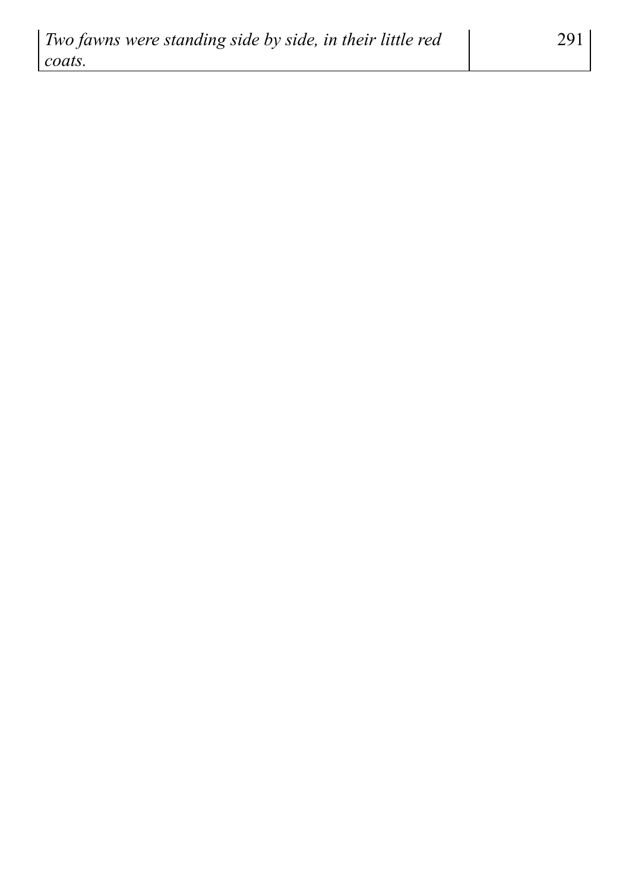| | |
|---|---|
| *Two fawns were standing side by side, in their little red coats.* | 291 |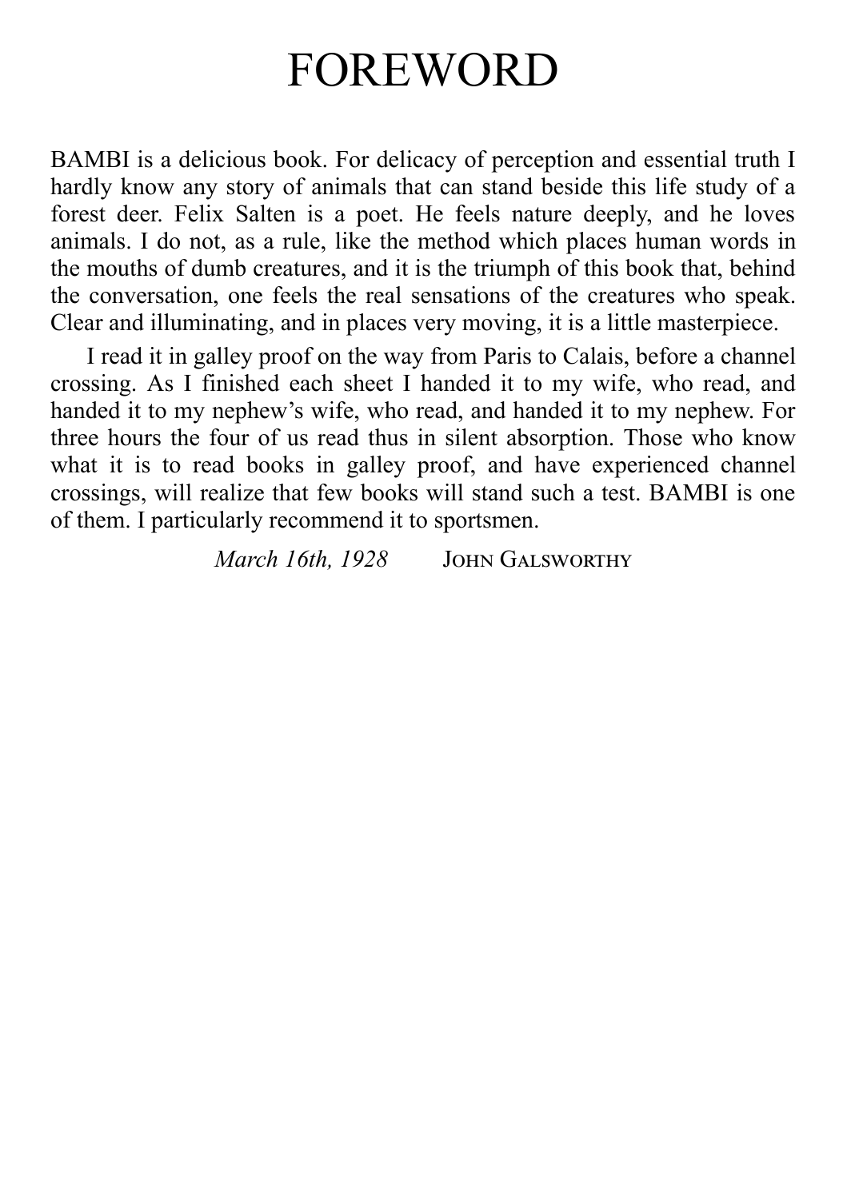# FOREWORD

BAMBI is a delicious book. For delicacy of perception and essential truth I hardly know any story of animals that can stand beside this life study of a forest deer. Felix Salten is a poet. He feels nature deeply, and he loves animals. I do not, as a rule, like the method which places human words in the mouths of dumb creatures, and it is the triumph of this book that, behind the conversation, one feels the real sensations of the creatures who speak. Clear and illuminating, and in places very moving, it is a little masterpiece.

I read it in galley proof on the way from Paris to Calais, before a channel crossing. As I finished each sheet I handed it to my wife, who read, and handed it to my nephew's wife, who read, and handed it to my nephew. For three hours the four of us read thus in silent absorption. Those who know what it is to read books in galley proof, and have experienced channel crossings, will realize that few books will stand such a test. BAMBI is one of them. I particularly recommend it to sportsmen.

*March 16th, 1928* JOHN GALSWORTHY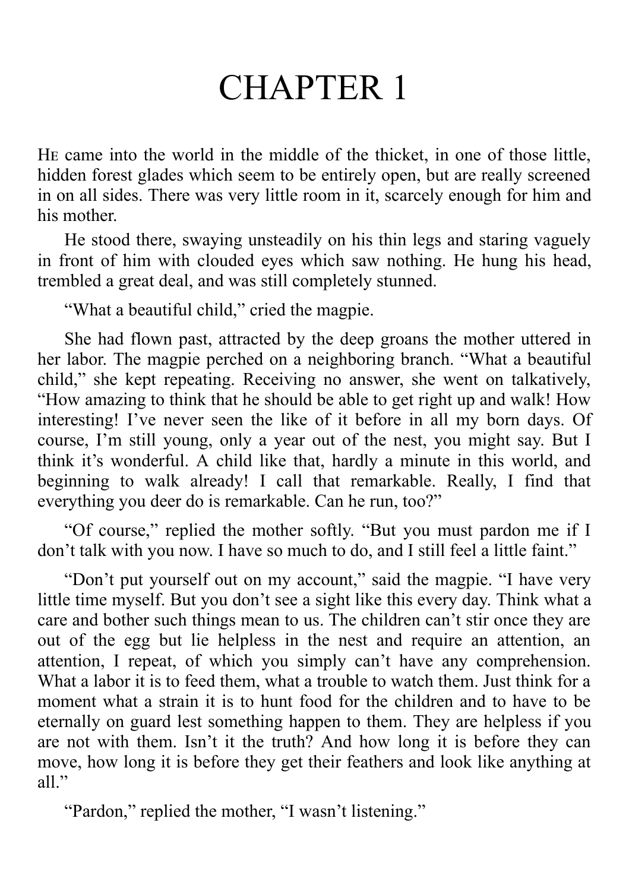# CHAPTER 1

HE came into the world in the middle of the thicket, in one of those little, hidden forest glades which seem to be entirely open, but are really screened in on all sides. There was very little room in it, scarcely enough for him and his mother.

He stood there, swaying unsteadily on his thin legs and staring vaguely in front of him with clouded eyes which saw nothing. He hung his head, trembled a great deal, and was still completely stunned.

"What a beautiful child," cried the magpie.

She had flown past, attracted by the deep groans the mother uttered in her labor. The magpie perched on a neighboring branch. "What a beautiful child," she kept repeating. Receiving no answer, she went on talkatively, "How amazing to think that he should be able to get right up and walk! How interesting! I've never seen the like of it before in all my born days. Of course, I'm still young, only a year out of the nest, you might say. But I think it's wonderful. A child like that, hardly a minute in this world, and beginning to walk already! I call that remarkable. Really, I find that everything you deer do is remarkable. Can he run, too?"

"Of course," replied the mother softly. "But you must pardon me if I don't talk with you now. I have so much to do, and I still feel a little faint."

"Don't put yourself out on my account," said the magpie. "I have very little time myself. But you don't see a sight like this every day. Think what a care and bother such things mean to us. The children can't stir once they are out of the egg but lie helpless in the nest and require an attention, an attention, I repeat, of which you simply can't have any comprehension. What a labor it is to feed them, what a trouble to watch them. Just think for a moment what a strain it is to hunt food for the children and to have to be eternally on guard lest something happen to them. They are helpless if you are not with them. Isn't it the truth? And how long it is before they can move, how long it is before they get their feathers and look like anything at all."

"Pardon," replied the mother, "I wasn't listening."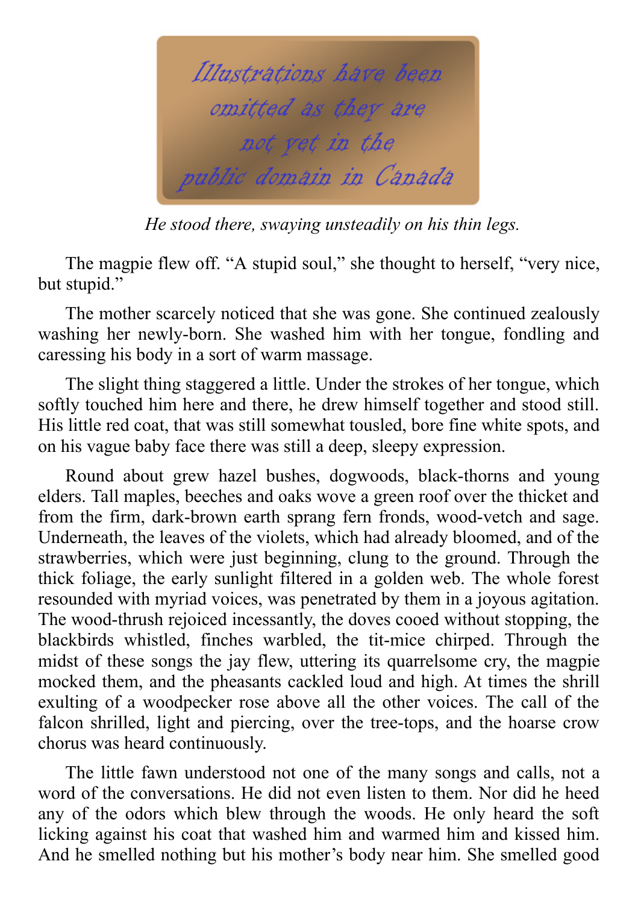*Illustrations have been omitted as they are not yet in the public domain in Canada*

*He stood there, swaying unsteadily on his thin legs.*

The magpie flew off. “A stupid soul,” she thought to herself, “very nice, but stupid.”

The mother scarcely noticed that she was gone. She continued zealously washing her newly-born. She washed him with her tongue, fondling and caressing his body in a sort of warm massage.

The slight thing staggered a little. Under the strokes of her tongue, which softly touched him here and there, he drew himself together and stood still. His little red coat, that was still somewhat tousled, bore fine white spots, and on his vague baby face there was still a deep, sleepy expression.

Round about grew hazel bushes, dogwoods, black-thorns and young elders. Tall maples, beeches and oaks wove a green roof over the thicket and from the firm, dark-brown earth sprang fern fronds, wood-vetch and sage. Underneath, the leaves of the violets, which had already bloomed, and of the strawberries, which were just beginning, clung to the ground. Through the thick foliage, the early sunlight filtered in a golden web. The whole forest resounded with myriad voices, was penetrated by them in a joyous agitation. The wood-thrush rejoiced incessantly, the doves cooed without stopping, the blackbirds whistled, finches warbled, the tit-mice chirped. Through the midst of these songs the jay flew, uttering its quarrelsome cry, the magpie mocked them, and the pheasants cackled loud and high. At times the shrill exulting of a woodpecker rose above all the other voices. The call of the falcon shrilled, light and piercing, over the tree-tops, and the hoarse crow chorus was heard continuously.

The little fawn understood not one of the many songs and calls, not a word of the conversations. He did not even listen to them. Nor did he heed any of the odors which blew through the woods. He only heard the soft licking against his coat that washed him and warmed him and kissed him. And he smelled nothing but his mother’s body near him. She smelled good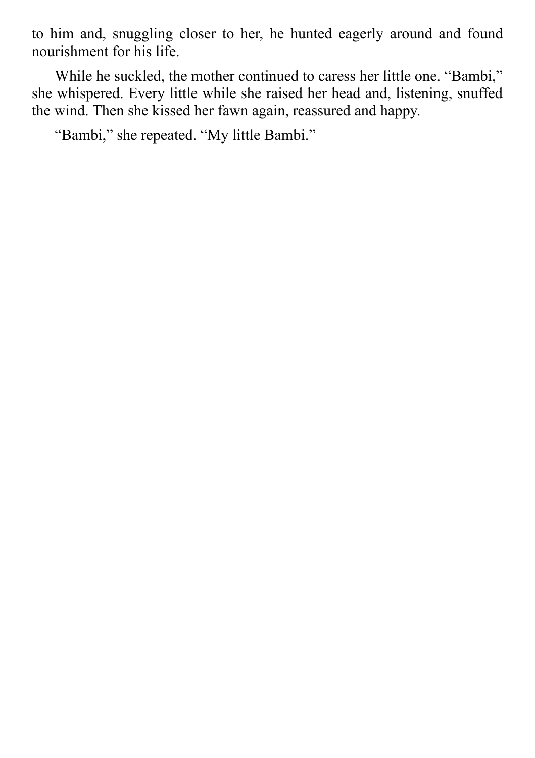to him and, snuggling closer to her, he hunted eagerly around and found nourishment for his life.

While he suckled, the mother continued to caress her little one. “Bambi,” she whispered. Every little while she raised her head and, listening, snuffed the wind. Then she kissed her fawn again, reassured and happy.

“Bambi,” she repeated. “My little Bambi.”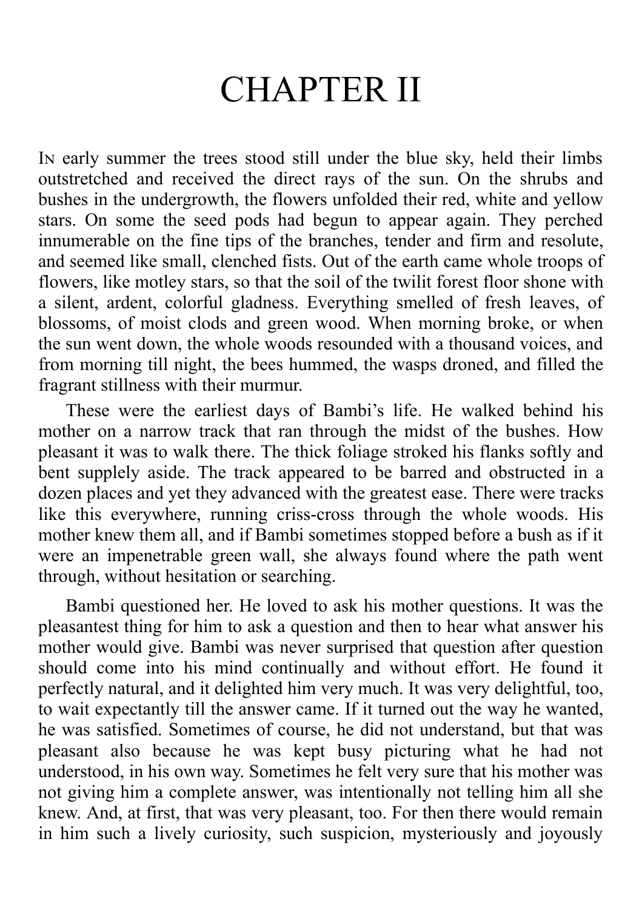# CHAPTER II

In early summer the trees stood still under the blue sky, held their limbs outstretched and received the direct rays of the sun. On the shrubs and bushes in the undergrowth, the flowers unfolded their red, white and yellow stars. On some the seed pods had begun to appear again. They perched innumerable on the fine tips of the branches, tender and firm and resolute, and seemed like small, clenched fists. Out of the earth came whole troops of flowers, like motley stars, so that the soil of the twilit forest floor shone with a silent, ardent, colorful gladness. Everything smelled of fresh leaves, of blossoms, of moist clods and green wood. When morning broke, or when the sun went down, the whole woods resounded with a thousand voices, and from morning till night, the bees hummed, the wasps droned, and filled the fragrant stillness with their murmur.

These were the earliest days of Bambi's life. He walked behind his mother on a narrow track that ran through the midst of the bushes. How pleasant it was to walk there. The thick foliage stroked his flanks softly and bent supplely aside. The track appeared to be barred and obstructed in a dozen places and yet they advanced with the greatest ease. There were tracks like this everywhere, running criss-cross through the whole woods. His mother knew them all, and if Bambi sometimes stopped before a bush as if it were an impenetrable green wall, she always found where the path went through, without hesitation or searching.

Bambi questioned her. He loved to ask his mother questions. It was the pleasantest thing for him to ask a question and then to hear what answer his mother would give. Bambi was never surprised that question after question should come into his mind continually and without effort. He found it perfectly natural, and it delighted him very much. It was very delightful, too, to wait expectantly till the answer came. If it turned out the way he wanted, he was satisfied. Sometimes of course, he did not understand, but that was pleasant also because he was kept busy picturing what he had not understood, in his own way. Sometimes he felt very sure that his mother was not giving him a complete answer, was intentionally not telling him all she knew. And, at first, that was very pleasant, too. For then there would remain in him such a lively curiosity, such suspicion, mysteriously and joyously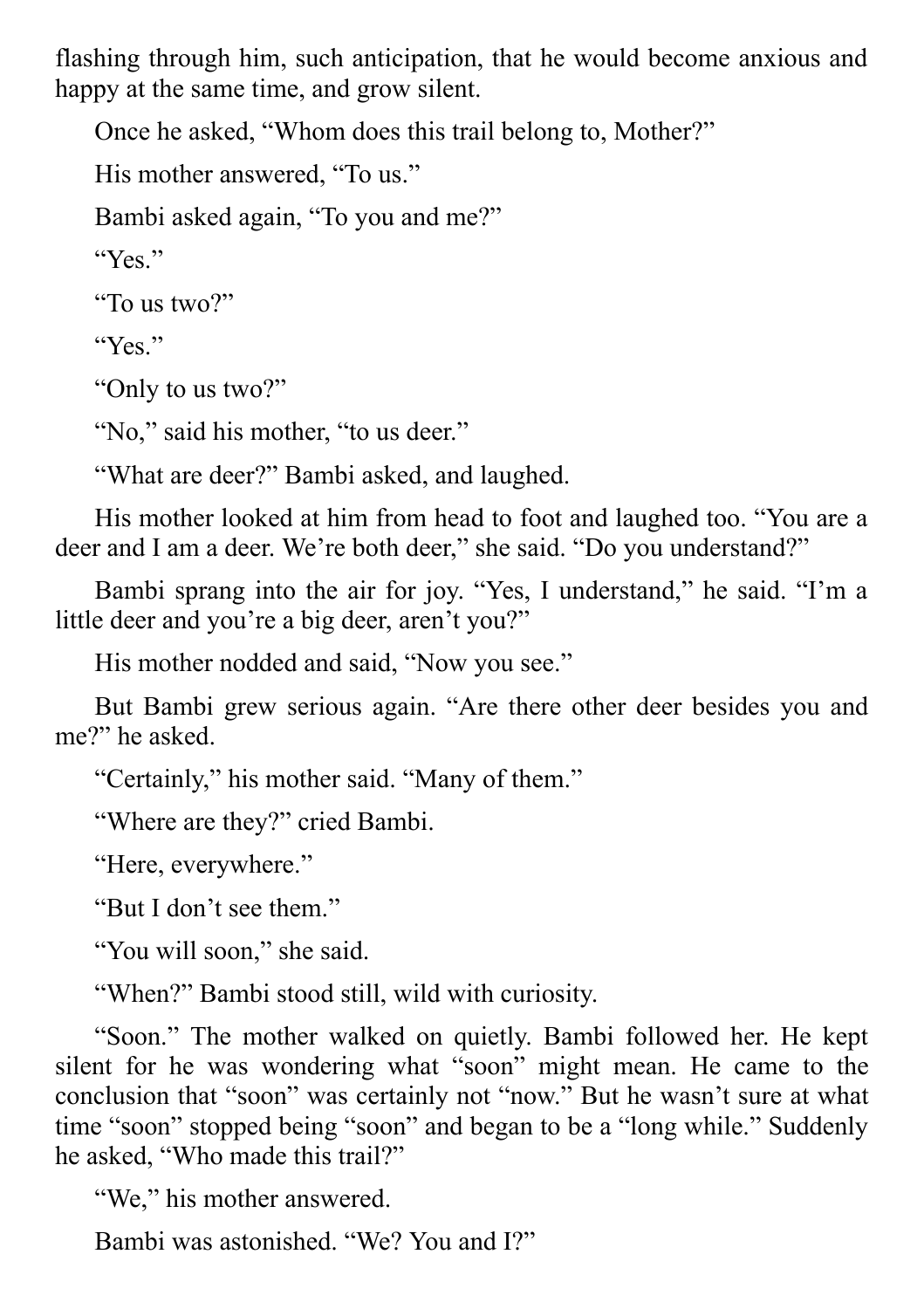flashing through him, such anticipation, that he would become anxious and happy at the same time, and grow silent.

Once he asked, “Whom does this trail belong to, Mother?”

His mother answered, “To us.”

Bambi asked again, “To you and me?”

“Yes.”

“To us two?”

“Yes.”

“Only to us two?”

“No,” said his mother, “to us deer.”

“What are deer?” Bambi asked, and laughed.

His mother looked at him from head to foot and laughed too. “You are a deer and I am a deer. We’re both deer,” she said. “Do you understand?”

Bambi sprang into the air for joy. “Yes, I understand,” he said. “I’m a little deer and you’re a big deer, aren’t you?”

His mother nodded and said, “Now you see.”

But Bambi grew serious again. “Are there other deer besides you and me?” he asked.

“Certainly,” his mother said. “Many of them.”

“Where are they?” cried Bambi.

“Here, everywhere.”

“But I don’t see them.”

“You will soon,” she said.

“When?” Bambi stood still, wild with curiosity.

“Soon.” The mother walked on quietly. Bambi followed her. He kept silent for he was wondering what “soon” might mean. He came to the conclusion that “soon” was certainly not “now.” But he wasn’t sure at what time “soon” stopped being “soon” and began to be a “long while.” Suddenly he asked, “Who made this trail?”

“We,” his mother answered.

Bambi was astonished. “We? You and I?”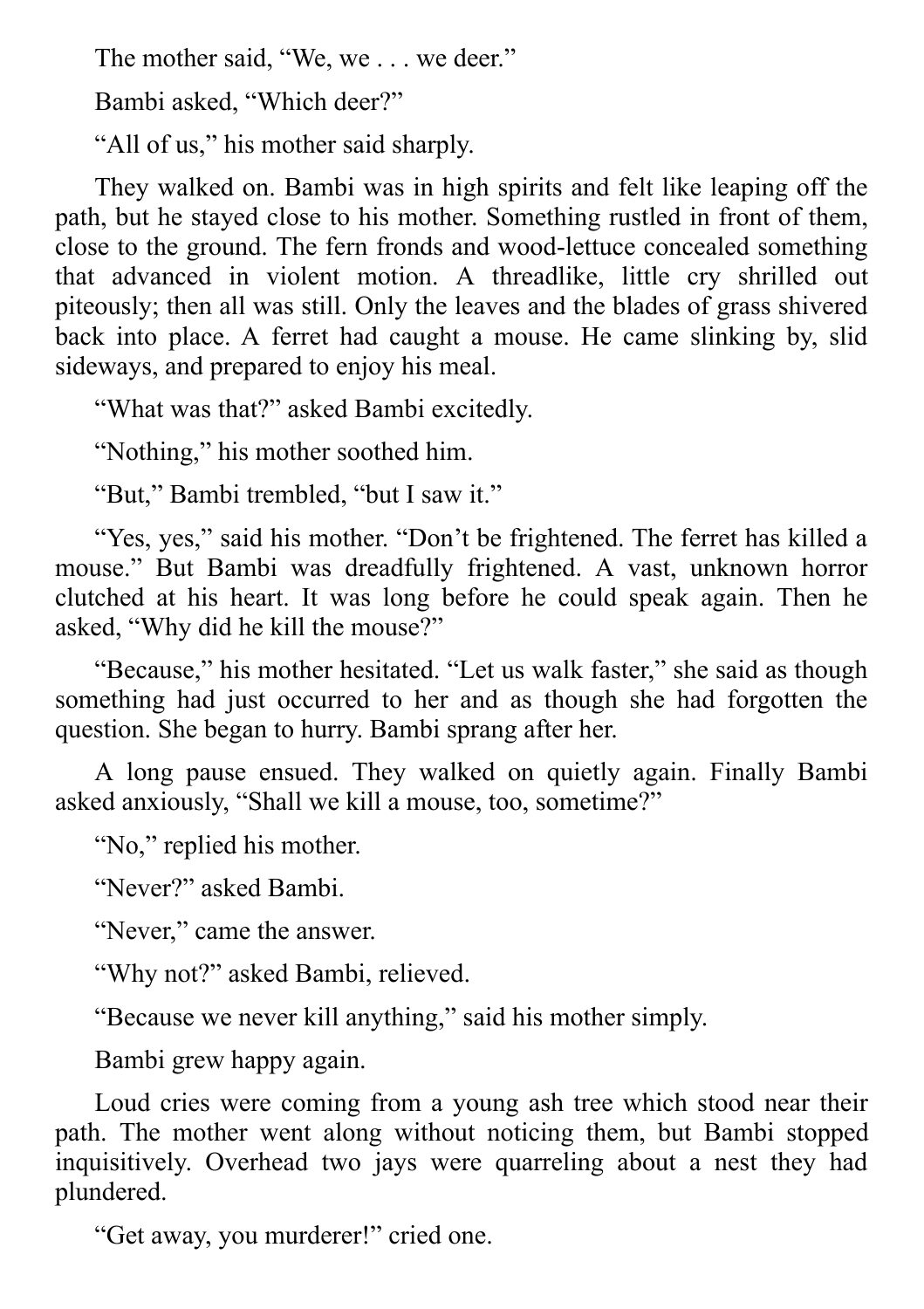The mother said, “We, we . . . we deer.”

Bambi asked, “Which deer?”

“All of us,” his mother said sharply.

They walked on. Bambi was in high spirits and felt like leaping off the path, but he stayed close to his mother. Something rustled in front of them, close to the ground. The fern fronds and wood-lettuce concealed something that advanced in violent motion. A threadlike, little cry shrilled out piteously; then all was still. Only the leaves and the blades of grass shivered back into place. A ferret had caught a mouse. He came slinking by, slid sideways, and prepared to enjoy his meal.

“What was that?” asked Bambi excitedly.

“Nothing,” his mother soothed him.

“But,” Bambi trembled, “but I saw it.”

“Yes, yes,” said his mother. “Don’t be frightened. The ferret has killed a mouse.” But Bambi was dreadfully frightened. A vast, unknown horror clutched at his heart. It was long before he could speak again. Then he asked, “Why did he kill the mouse?”

“Because,” his mother hesitated. “Let us walk faster,” she said as though something had just occurred to her and as though she had forgotten the question. She began to hurry. Bambi sprang after her.

A long pause ensued. They walked on quietly again. Finally Bambi asked anxiously, “Shall we kill a mouse, too, sometime?”

“No,” replied his mother.

“Never?” asked Bambi.

“Never,” came the answer.

“Why not?” asked Bambi, relieved.

“Because we never kill anything,” said his mother simply.

Bambi grew happy again.

Loud cries were coming from a young ash tree which stood near their path. The mother went along without noticing them, but Bambi stopped inquisitively. Overhead two jays were quarreling about a nest they had plundered.

“Get away, you murderer!” cried one.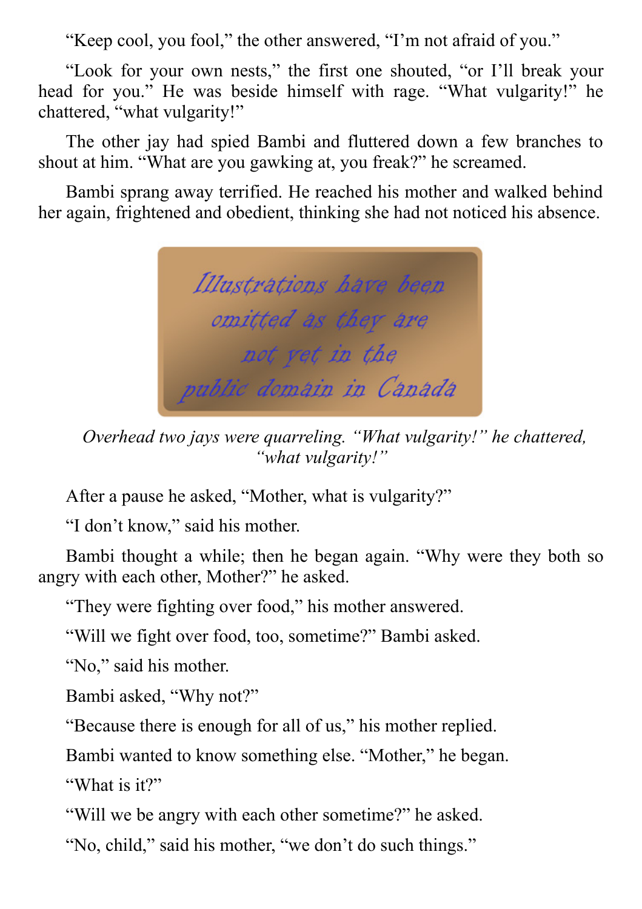"Keep cool, you fool," the other answered, "I'm not afraid of you."

"Look for your own nests," the first one shouted, "or I'll break your head for you." He was beside himself with rage. "What vulgarity!" he chattered, "what vulgarity!"

The other jay had spied Bambi and fluttered down a few branches to shout at him. "What are you gawking at, you freak?" he screamed.

Bambi sprang away terrified. He reached his mother and walked behind her again, frightened and obedient, thinking she had not noticed his absence.

Illustrations have been omitted as they are not yet in the public domain in Canada

*Overhead two jays were quarreling. "What vulgarity!" he chattered, "what vulgarity!"*

After a pause he asked, "Mother, what is vulgarity?"

"I don't know," said his mother.

Bambi thought a while; then he began again. "Why were they both so angry with each other, Mother?" he asked.

"They were fighting over food," his mother answered.

"Will we fight over food, too, sometime?" Bambi asked.

"No," said his mother.

Bambi asked, "Why not?"

"Because there is enough for all of us," his mother replied.

Bambi wanted to know something else. "Mother," he began.

"What is it?"

"Will we be angry with each other sometime?" he asked.

"No, child," said his mother, "we don't do such things."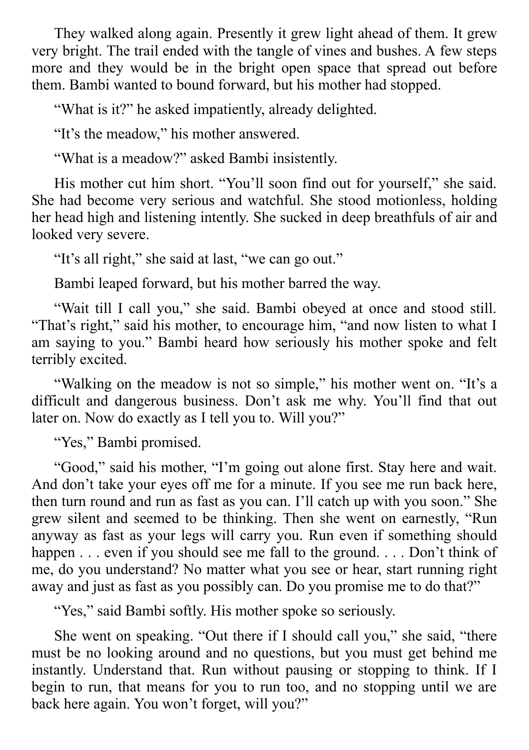They walked along again. Presently it grew light ahead of them. It grew very bright. The trail ended with the tangle of vines and bushes. A few steps more and they would be in the bright open space that spread out before them. Bambi wanted to bound forward, but his mother had stopped.

"What is it?" he asked impatiently, already delighted.

"It's the meadow," his mother answered.

"What is a meadow?" asked Bambi insistently.

His mother cut him short. "You'll soon find out for yourself," she said. She had become very serious and watchful. She stood motionless, holding her head high and listening intently. She sucked in deep breathfuls of air and looked very severe.

"It's all right," she said at last, "we can go out."

Bambi leaped forward, but his mother barred the way.

"Wait till I call you," she said. Bambi obeyed at once and stood still. "That's right," said his mother, to encourage him, "and now listen to what I am saying to you." Bambi heard how seriously his mother spoke and felt terribly excited.

"Walking on the meadow is not so simple," his mother went on. "It's a difficult and dangerous business. Don't ask me why. You'll find that out later on. Now do exactly as I tell you to. Will you?"

"Yes," Bambi promised.

"Good," said his mother, "I'm going out alone first. Stay here and wait. And don't take your eyes off me for a minute. If you see me run back here, then turn round and run as fast as you can. I'll catch up with you soon." She grew silent and seemed to be thinking. Then she went on earnestly, "Run anyway as fast as your legs will carry you. Run even if something should happen . . . even if you should see me fall to the ground. . . . Don't think of me, do you understand? No matter what you see or hear, start running right away and just as fast as you possibly can. Do you promise me to do that?"

"Yes," said Bambi softly. His mother spoke so seriously.

She went on speaking. "Out there if I should call you," she said, "there must be no looking around and no questions, but you must get behind me instantly. Understand that. Run without pausing or stopping to think. If I begin to run, that means for you to run too, and no stopping until we are back here again. You won't forget, will you?"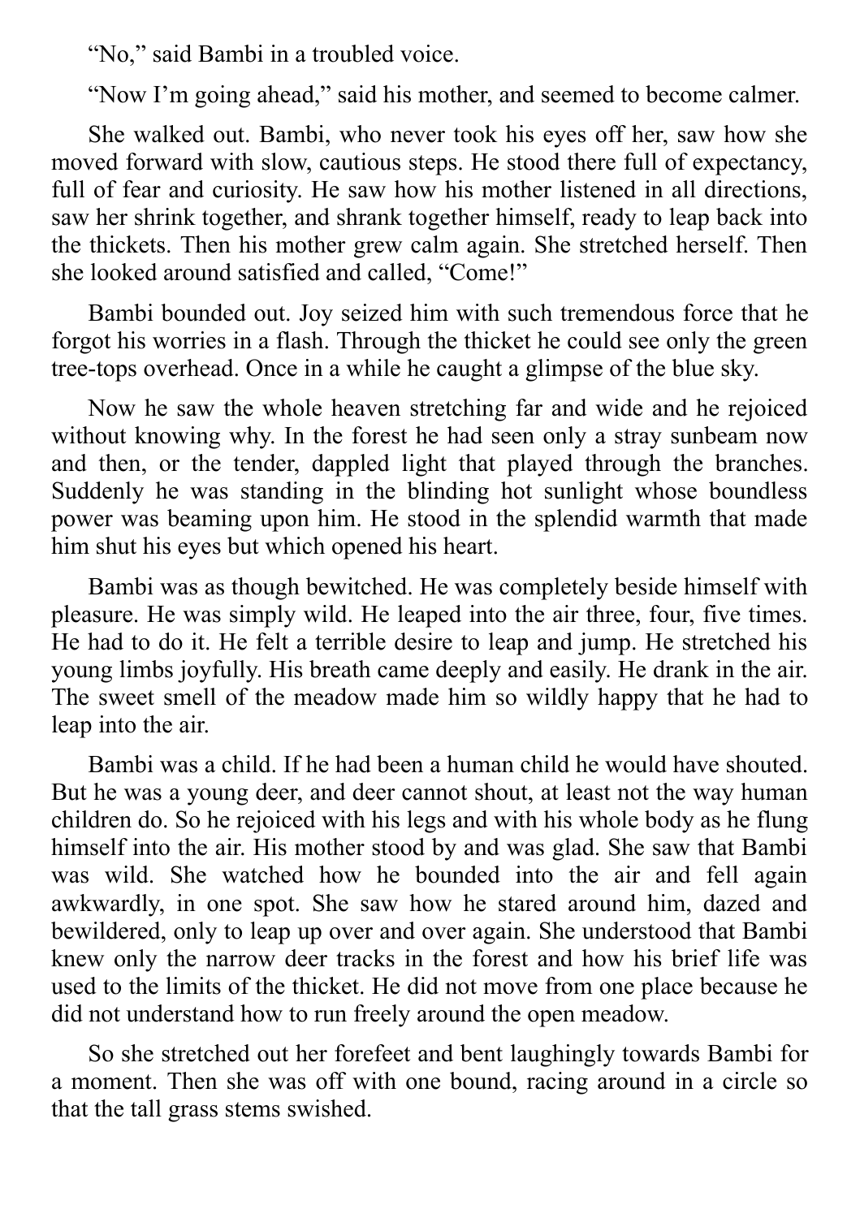“No,” said Bambi in a troubled voice.

“Now I’m going ahead,” said his mother, and seemed to become calmer.

She walked out. Bambi, who never took his eyes off her, saw how she moved forward with slow, cautious steps. He stood there full of expectancy, full of fear and curiosity. He saw how his mother listened in all directions, saw her shrink together, and shrank together himself, ready to leap back into the thickets. Then his mother grew calm again. She stretched herself. Then she looked around satisfied and called, “Come!”

Bambi bounded out. Joy seized him with such tremendous force that he forgot his worries in a flash. Through the thicket he could see only the green tree-tops overhead. Once in a while he caught a glimpse of the blue sky.

Now he saw the whole heaven stretching far and wide and he rejoiced without knowing why. In the forest he had seen only a stray sunbeam now and then, or the tender, dappled light that played through the branches. Suddenly he was standing in the blinding hot sunlight whose boundless power was beaming upon him. He stood in the splendid warmth that made him shut his eyes but which opened his heart.

Bambi was as though bewitched. He was completely beside himself with pleasure. He was simply wild. He leaped into the air three, four, five times. He had to do it. He felt a terrible desire to leap and jump. He stretched his young limbs joyfully. His breath came deeply and easily. He drank in the air. The sweet smell of the meadow made him so wildly happy that he had to leap into the air.

Bambi was a child. If he had been a human child he would have shouted. But he was a young deer, and deer cannot shout, at least not the way human children do. So he rejoiced with his legs and with his whole body as he flung himself into the air. His mother stood by and was glad. She saw that Bambi was wild. She watched how he bounded into the air and fell again awkwardly, in one spot. She saw how he stared around him, dazed and bewildered, only to leap up over and over again. She understood that Bambi knew only the narrow deer tracks in the forest and how his brief life was used to the limits of the thicket. He did not move from one place because he did not understand how to run freely around the open meadow.

So she stretched out her forefeet and bent laughingly towards Bambi for a moment. Then she was off with one bound, racing around in a circle so that the tall grass stems swished.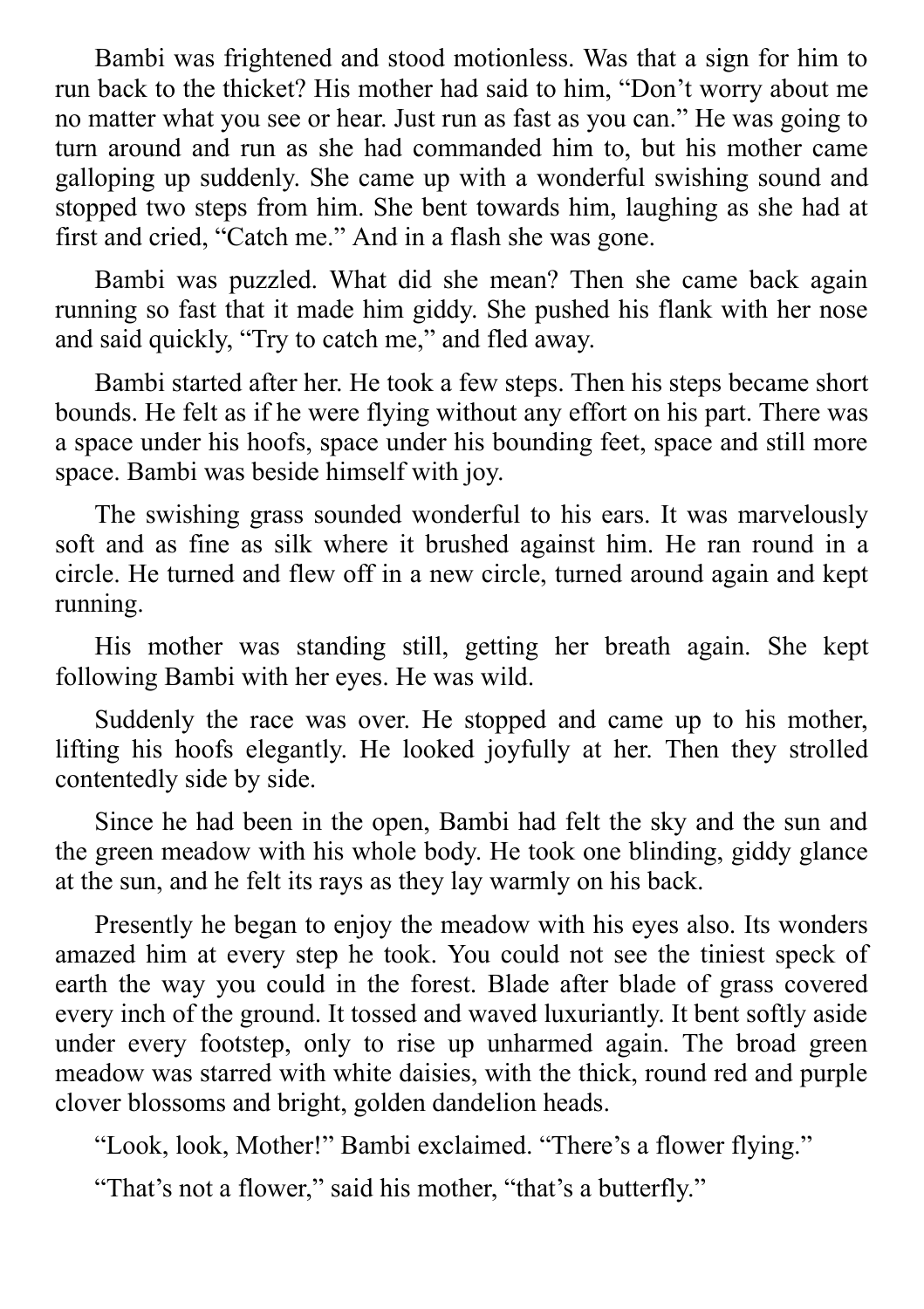Bambi was frightened and stood motionless. Was that a sign for him to run back to the thicket? His mother had said to him, “Don’t worry about me no matter what you see or hear. Just run as fast as you can.” He was going to turn around and run as she had commanded him to, but his mother came galloping up suddenly. She came up with a wonderful swishing sound and stopped two steps from him. She bent towards him, laughing as she had at first and cried, “Catch me.” And in a flash she was gone.

Bambi was puzzled. What did she mean? Then she came back again running so fast that it made him giddy. She pushed his flank with her nose and said quickly, “Try to catch me,” and fled away.

Bambi started after her. He took a few steps. Then his steps became short bounds. He felt as if he were flying without any effort on his part. There was a space under his hoofs, space under his bounding feet, space and still more space. Bambi was beside himself with joy.

The swishing grass sounded wonderful to his ears. It was marvelously soft and as fine as silk where it brushed against him. He ran round in a circle. He turned and flew off in a new circle, turned around again and kept running.

His mother was standing still, getting her breath again. She kept following Bambi with her eyes. He was wild.

Suddenly the race was over. He stopped and came up to his mother, lifting his hoofs elegantly. He looked joyfully at her. Then they strolled contentedly side by side.

Since he had been in the open, Bambi had felt the sky and the sun and the green meadow with his whole body. He took one blinding, giddy glance at the sun, and he felt its rays as they lay warmly on his back.

Presently he began to enjoy the meadow with his eyes also. Its wonders amazed him at every step he took. You could not see the tiniest speck of earth the way you could in the forest. Blade after blade of grass covered every inch of the ground. It tossed and waved luxuriantly. It bent softly aside under every footstep, only to rise up unharmed again. The broad green meadow was starred with white daisies, with the thick, round red and purple clover blossoms and bright, golden dandelion heads.

“Look, look, Mother!” Bambi exclaimed. “There’s a flower flying.”

“That’s not a flower,” said his mother, “that’s a butterfly.”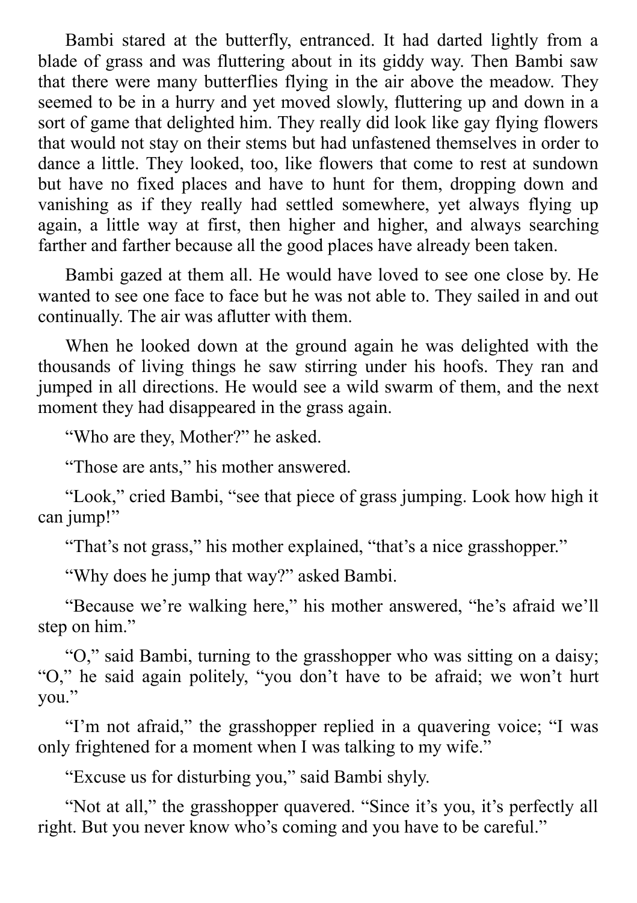Bambi stared at the butterfly, entranced. It had darted lightly from a blade of grass and was fluttering about in its giddy way. Then Bambi saw that there were many butterflies flying in the air above the meadow. They seemed to be in a hurry and yet moved slowly, fluttering up and down in a sort of game that delighted him. They really did look like gay flying flowers that would not stay on their stems but had unfastened themselves in order to dance a little. They looked, too, like flowers that come to rest at sundown but have no fixed places and have to hunt for them, dropping down and vanishing as if they really had settled somewhere, yet always flying up again, a little way at first, then higher and higher, and always searching farther and farther because all the good places have already been taken.

Bambi gazed at them all. He would have loved to see one close by. He wanted to see one face to face but he was not able to. They sailed in and out continually. The air was aflutter with them.

When he looked down at the ground again he was delighted with the thousands of living things he saw stirring under his hoofs. They ran and jumped in all directions. He would see a wild swarm of them, and the next moment they had disappeared in the grass again.

"Who are they, Mother?" he asked.

"Those are ants," his mother answered.

"Look," cried Bambi, "see that piece of grass jumping. Look how high it can jump!"

"That's not grass," his mother explained, "that's a nice grasshopper."

"Why does he jump that way?" asked Bambi.

"Because we're walking here," his mother answered, "he's afraid we'll step on him."

"O," said Bambi, turning to the grasshopper who was sitting on a daisy; "O," he said again politely, "you don't have to be afraid; we won't hurt you."

"I'm not afraid," the grasshopper replied in a quavering voice; "I was only frightened for a moment when I was talking to my wife."

"Excuse us for disturbing you," said Bambi shyly.

"Not at all," the grasshopper quavered. "Since it's you, it's perfectly all right. But you never know who's coming and you have to be careful."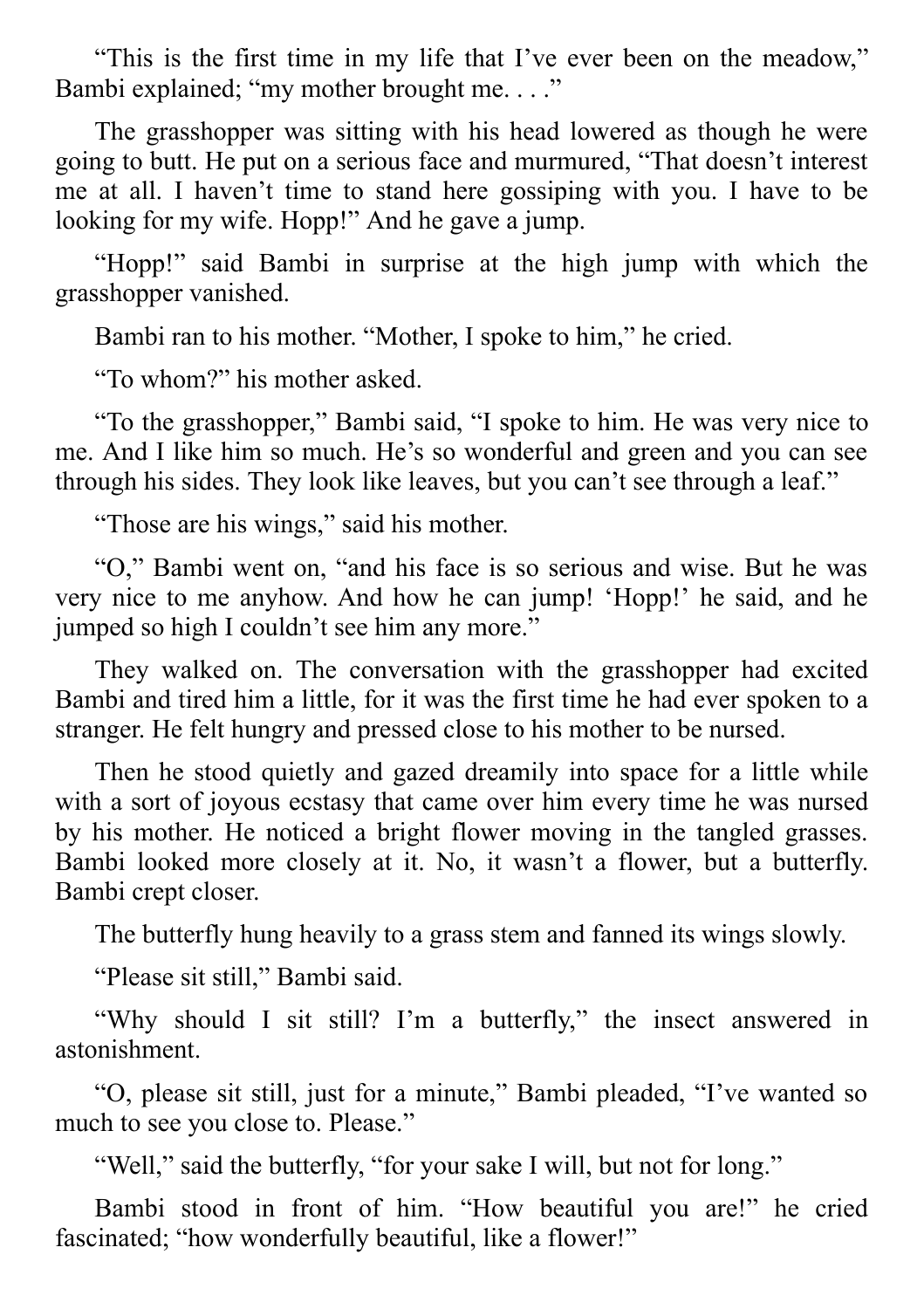"This is the first time in my life that I've ever been on the meadow," Bambi explained; "my mother brought me. . . ."

The grasshopper was sitting with his head lowered as though he were going to butt. He put on a serious face and murmured, "That doesn't interest me at all. I haven't time to stand here gossiping with you. I have to be looking for my wife. Hopp!" And he gave a jump.

"Hopp!" said Bambi in surprise at the high jump with which the grasshopper vanished.

Bambi ran to his mother. "Mother, I spoke to him," he cried.

"To whom?" his mother asked.

"To the grasshopper," Bambi said, "I spoke to him. He was very nice to me. And I like him so much. He's so wonderful and green and you can see through his sides. They look like leaves, but you can't see through a leaf."

"Those are his wings," said his mother.

"O," Bambi went on, "and his face is so serious and wise. But he was very nice to me anyhow. And how he can jump! 'Hopp!' he said, and he jumped so high I couldn't see him any more."

They walked on. The conversation with the grasshopper had excited Bambi and tired him a little, for it was the first time he had ever spoken to a stranger. He felt hungry and pressed close to his mother to be nursed.

Then he stood quietly and gazed dreamily into space for a little while with a sort of joyous ecstasy that came over him every time he was nursed by his mother. He noticed a bright flower moving in the tangled grasses. Bambi looked more closely at it. No, it wasn't a flower, but a butterfly. Bambi crept closer.

The butterfly hung heavily to a grass stem and fanned its wings slowly.

"Please sit still," Bambi said.

"Why should I sit still? I'm a butterfly," the insect answered in astonishment.

"O, please sit still, just for a minute," Bambi pleaded, "I've wanted so much to see you close to. Please."

"Well," said the butterfly, "for your sake I will, but not for long."

Bambi stood in front of him. "How beautiful you are!" he cried fascinated; "how wonderfully beautiful, like a flower!"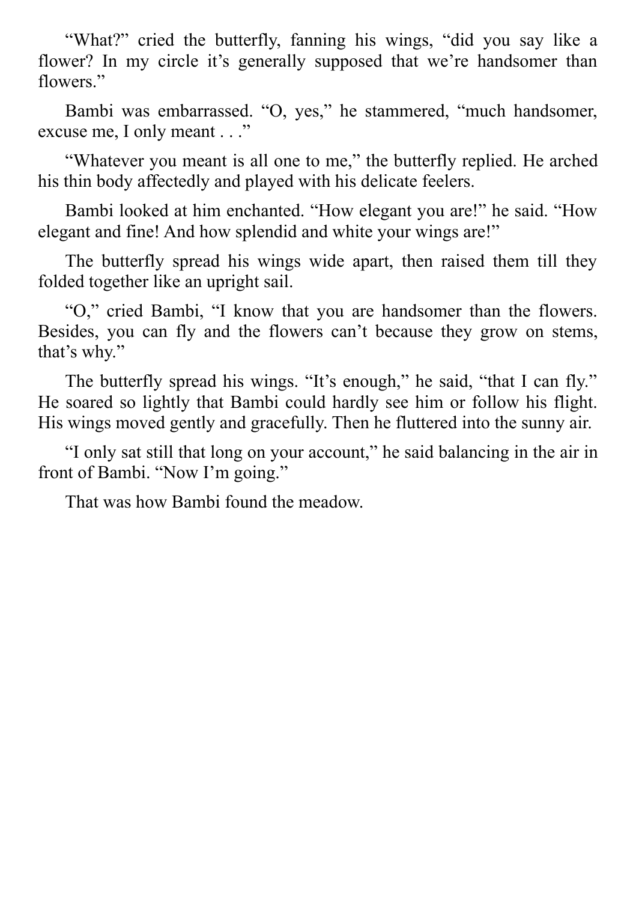"What?" cried the butterfly, fanning his wings, "did you say like a flower? In my circle it's generally supposed that we're handsomer than flowers."

Bambi was embarrassed. "O, yes," he stammered, "much handsomer, excuse me, I only meant . . ."

"Whatever you meant is all one to me," the butterfly replied. He arched his thin body affectedly and played with his delicate feelers.

Bambi looked at him enchanted. "How elegant you are!" he said. "How elegant and fine! And how splendid and white your wings are!"

The butterfly spread his wings wide apart, then raised them till they folded together like an upright sail.

"O," cried Bambi, "I know that you are handsomer than the flowers. Besides, you can fly and the flowers can't because they grow on stems, that's why."

The butterfly spread his wings. "It's enough," he said, "that I can fly." He soared so lightly that Bambi could hardly see him or follow his flight. His wings moved gently and gracefully. Then he fluttered into the sunny air.

"I only sat still that long on your account," he said balancing in the air in front of Bambi. "Now I'm going."

That was how Bambi found the meadow.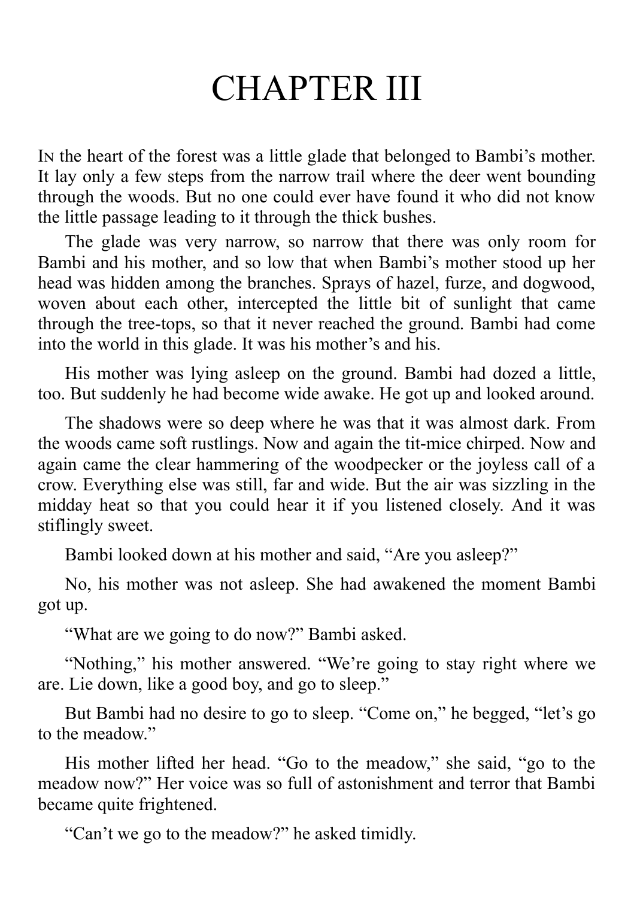# CHAPTER III

In the heart of the forest was a little glade that belonged to Bambi's mother. It lay only a few steps from the narrow trail where the deer went bounding through the woods. But no one could ever have found it who did not know the little passage leading to it through the thick bushes.

The glade was very narrow, so narrow that there was only room for Bambi and his mother, and so low that when Bambi's mother stood up her head was hidden among the branches. Sprays of hazel, furze, and dogwood, woven about each other, intercepted the little bit of sunlight that came through the tree-tops, so that it never reached the ground. Bambi had come into the world in this glade. It was his mother's and his.

His mother was lying asleep on the ground. Bambi had dozed a little, too. But suddenly he had become wide awake. He got up and looked around.

The shadows were so deep where he was that it was almost dark. From the woods came soft rustlings. Now and again the tit-mice chirped. Now and again came the clear hammering of the woodpecker or the joyless call of a crow. Everything else was still, far and wide. But the air was sizzling in the midday heat so that you could hear it if you listened closely. And it was stiflingly sweet.

Bambi looked down at his mother and said, "Are you asleep?"

No, his mother was not asleep. She had awakened the moment Bambi got up.

"What are we going to do now?" Bambi asked.

"Nothing," his mother answered. "We're going to stay right where we are. Lie down, like a good boy, and go to sleep."

But Bambi had no desire to go to sleep. "Come on," he begged, "let's go to the meadow."

His mother lifted her head. "Go to the meadow," she said, "go to the meadow now?" Her voice was so full of astonishment and terror that Bambi became quite frightened.

"Can't we go to the meadow?" he asked timidly.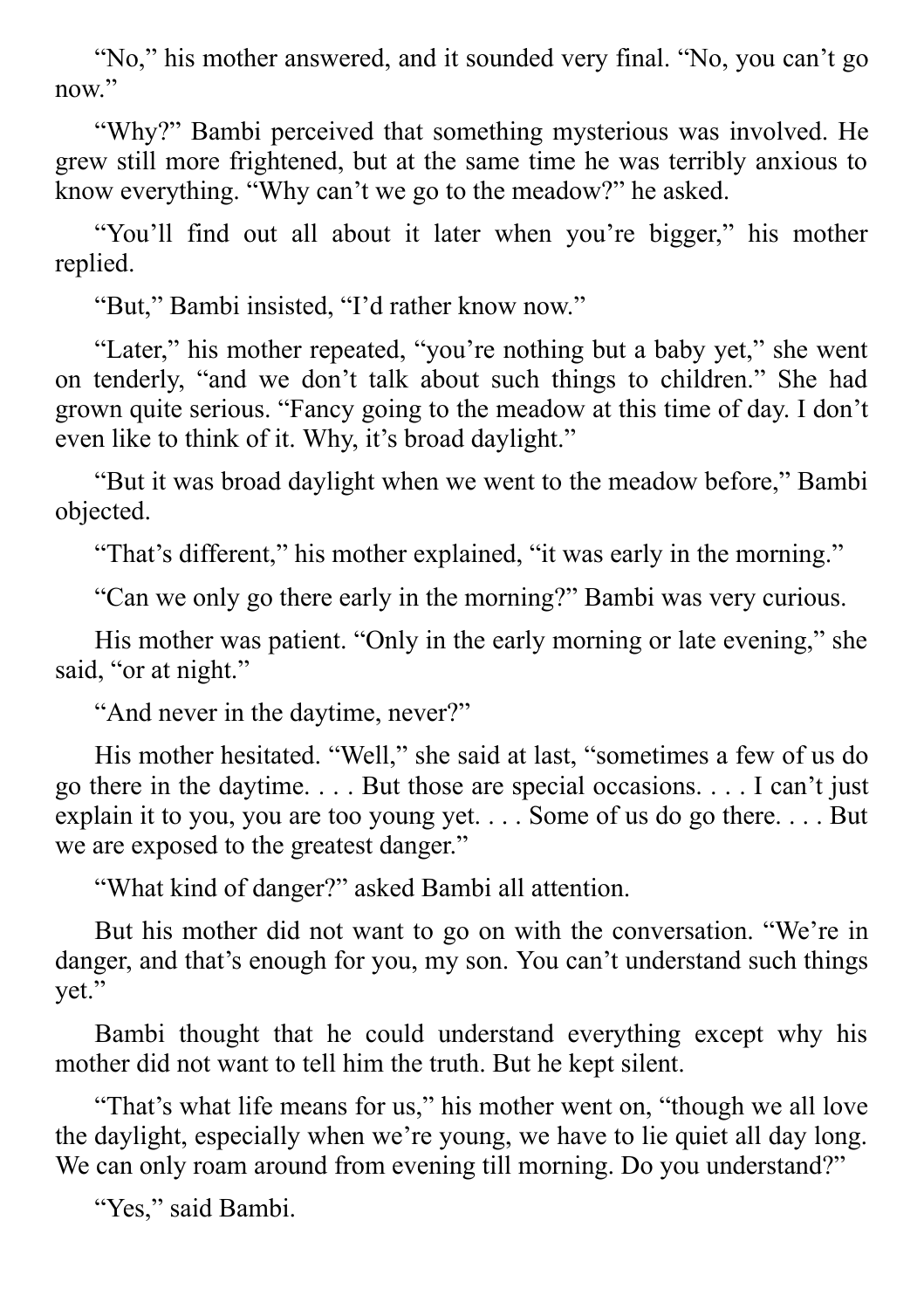"No," his mother answered, and it sounded very final. "No, you can't go now."

"Why?" Bambi perceived that something mysterious was involved. He grew still more frightened, but at the same time he was terribly anxious to know everything. "Why can't we go to the meadow?" he asked.

"You'll find out all about it later when you're bigger," his mother replied.

"But," Bambi insisted, "I'd rather know now."

"Later," his mother repeated, "you're nothing but a baby yet," she went on tenderly, "and we don't talk about such things to children." She had grown quite serious. "Fancy going to the meadow at this time of day. I don't even like to think of it. Why, it's broad daylight."

"But it was broad daylight when we went to the meadow before," Bambi objected.

"That's different," his mother explained, "it was early in the morning."

"Can we only go there early in the morning?" Bambi was very curious.

His mother was patient. "Only in the early morning or late evening," she said, "or at night."

"And never in the daytime, never?"

His mother hesitated. "Well," she said at last, "sometimes a few of us do go there in the daytime. . . . But those are special occasions. . . . I can't just explain it to you, you are too young yet. . . . Some of us do go there. . . . But we are exposed to the greatest danger."

"What kind of danger?" asked Bambi all attention.

But his mother did not want to go on with the conversation. "We're in danger, and that's enough for you, my son. You can't understand such things yet."

Bambi thought that he could understand everything except why his mother did not want to tell him the truth. But he kept silent.

"That's what life means for us," his mother went on, "though we all love the daylight, especially when we're young, we have to lie quiet all day long. We can only roam around from evening till morning. Do you understand?"

"Yes," said Bambi.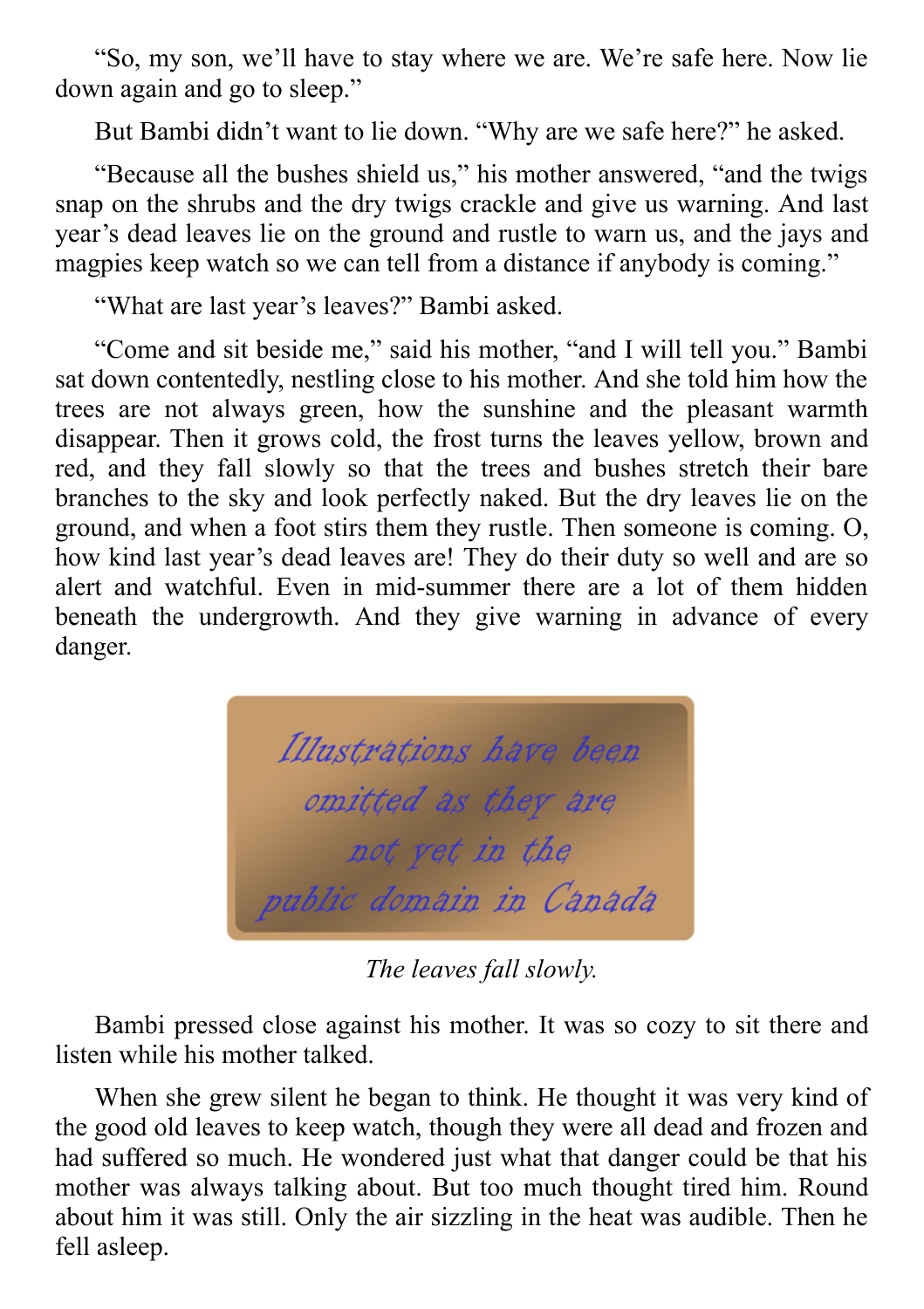"So, my son, we'll have to stay where we are. We're safe here. Now lie down again and go to sleep."

But Bambi didn't want to lie down. "Why are we safe here?" he asked.

"Because all the bushes shield us," his mother answered, "and the twigs snap on the shrubs and the dry twigs crackle and give us warning. And last year's dead leaves lie on the ground and rustle to warn us, and the jays and magpies keep watch so we can tell from a distance if anybody is coming."

"What are last year's leaves?" Bambi asked.

"Come and sit beside me," said his mother, "and I will tell you." Bambi sat down contentedly, nestling close to his mother. And she told him how the trees are not always green, how the sunshine and the pleasant warmth disappear. Then it grows cold, the frost turns the leaves yellow, brown and red, and they fall slowly so that the trees and bushes stretch their bare branches to the sky and look perfectly naked. But the dry leaves lie on the ground, and when a foot stirs them they rustle. Then someone is coming. O, how kind last year's dead leaves are! They do their duty so well and are so alert and watchful. Even in mid-summer there are a lot of them hidden beneath the undergrowth. And they give warning in advance of every danger.

*Illustrations have been omitted as they are not yet in the public domain in Canada*

*The leaves fall slowly.*

Bambi pressed close against his mother. It was so cozy to sit there and listen while his mother talked.

When she grew silent he began to think. He thought it was very kind of the good old leaves to keep watch, though they were all dead and frozen and had suffered so much. He wondered just what that danger could be that his mother was always talking about. But too much thought tired him. Round about him it was still. Only the air sizzling in the heat was audible. Then he fell asleep.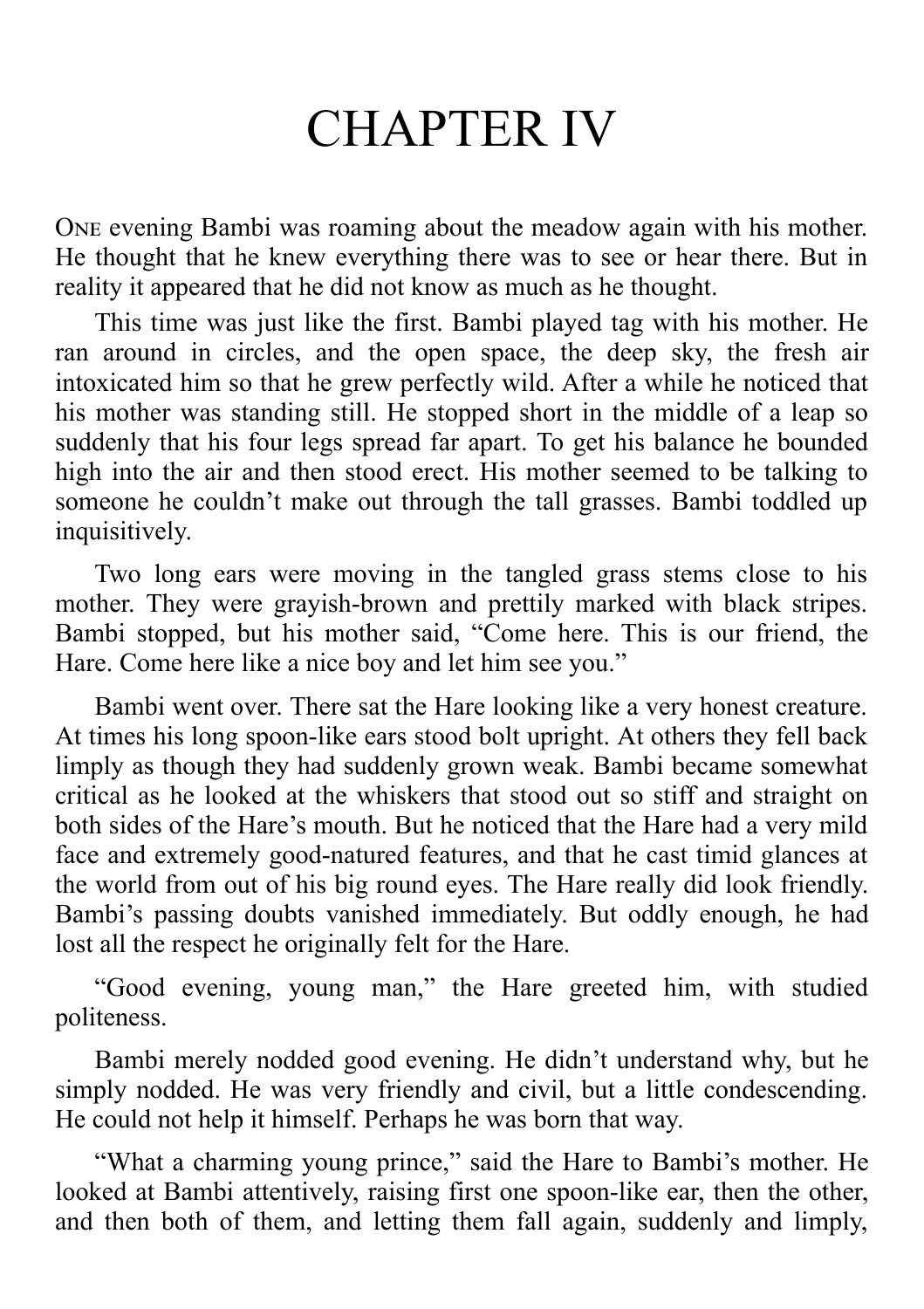# CHAPTER IV

One evening Bambi was roaming about the meadow again with his mother. He thought that he knew everything there was to see or hear there. But in reality it appeared that he did not know as much as he thought.

This time was just like the first. Bambi played tag with his mother. He ran around in circles, and the open space, the deep sky, the fresh air intoxicated him so that he grew perfectly wild. After a while he noticed that his mother was standing still. He stopped short in the middle of a leap so suddenly that his four legs spread far apart. To get his balance he bounded high into the air and then stood erect. His mother seemed to be talking to someone he couldn't make out through the tall grasses. Bambi toddled up inquisitively.

Two long ears were moving in the tangled grass stems close to his mother. They were grayish-brown and prettily marked with black stripes. Bambi stopped, but his mother said, "Come here. This is our friend, the Hare. Come here like a nice boy and let him see you."

Bambi went over. There sat the Hare looking like a very honest creature. At times his long spoon-like ears stood bolt upright. At others they fell back limply as though they had suddenly grown weak. Bambi became somewhat critical as he looked at the whiskers that stood out so stiff and straight on both sides of the Hare's mouth. But he noticed that the Hare had a very mild face and extremely good-natured features, and that he cast timid glances at the world from out of his big round eyes. The Hare really did look friendly. Bambi's passing doubts vanished immediately. But oddly enough, he had lost all the respect he originally felt for the Hare.

"Good evening, young man," the Hare greeted him, with studied politeness.

Bambi merely nodded good evening. He didn't understand why, but he simply nodded. He was very friendly and civil, but a little condescending. He could not help it himself. Perhaps he was born that way.

"What a charming young prince," said the Hare to Bambi's mother. He looked at Bambi attentively, raising first one spoon-like ear, then the other, and then both of them, and letting them fall again, suddenly and limply,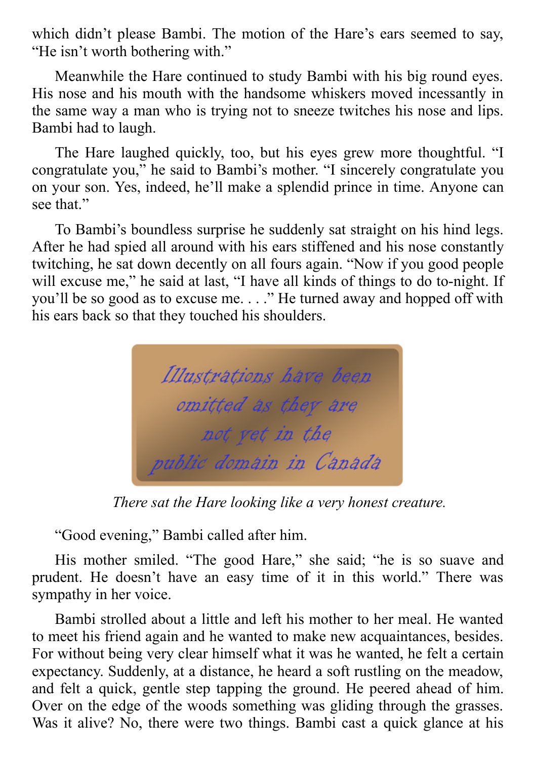which didn't please Bambi. The motion of the Hare's ears seemed to say, "He isn't worth bothering with."

Meanwhile the Hare continued to study Bambi with his big round eyes. His nose and his mouth with the handsome whiskers moved incessantly in the same way a man who is trying not to sneeze twitches his nose and lips. Bambi had to laugh.

The Hare laughed quickly, too, but his eyes grew more thoughtful. "I congratulate you," he said to Bambi's mother. "I sincerely congratulate you on your son. Yes, indeed, he'll make a splendid prince in time. Anyone can see that."

To Bambi's boundless surprise he suddenly sat straight on his hind legs. After he had spied all around with his ears stiffened and his nose constantly twitching, he sat down decently on all fours again. "Now if you good people will excuse me," he said at last, "I have all kinds of things to do to-night. If you'll be so good as to excuse me. . . ." He turned away and hopped off with his ears back so that they touched his shoulders.

Illustrations have been omitted as they are not yet in the public domain in Canada

*There sat the Hare looking like a very honest creature.*

"Good evening," Bambi called after him.

His mother smiled. "The good Hare," she said; "he is so suave and prudent. He doesn't have an easy time of it in this world." There was sympathy in her voice.

Bambi strolled about a little and left his mother to her meal. He wanted to meet his friend again and he wanted to make new acquaintances, besides. For without being very clear himself what it was he wanted, he felt a certain expectancy. Suddenly, at a distance, he heard a soft rustling on the meadow, and felt a quick, gentle step tapping the ground. He peered ahead of him. Over on the edge of the woods something was gliding through the grasses. Was it alive? No, there were two things. Bambi cast a quick glance at his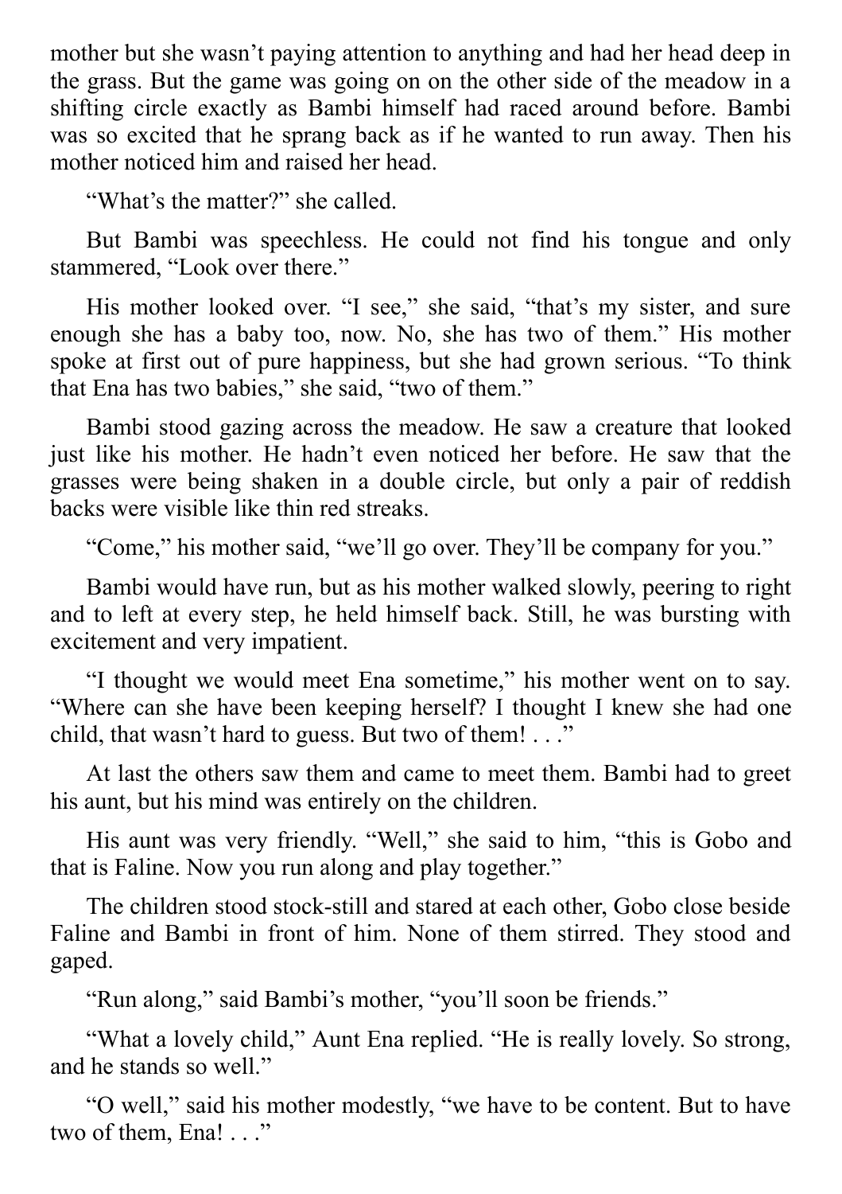mother but she wasn't paying attention to anything and had her head deep in the grass. But the game was going on on the other side of the meadow in a shifting circle exactly as Bambi himself had raced around before. Bambi was so excited that he sprang back as if he wanted to run away. Then his mother noticed him and raised her head.

"What's the matter?" she called.

But Bambi was speechless. He could not find his tongue and only stammered, "Look over there."

His mother looked over. "I see," she said, "that's my sister, and sure enough she has a baby too, now. No, she has two of them." His mother spoke at first out of pure happiness, but she had grown serious. "To think that Ena has two babies," she said, "two of them."

Bambi stood gazing across the meadow. He saw a creature that looked just like his mother. He hadn't even noticed her before. He saw that the grasses were being shaken in a double circle, but only a pair of reddish backs were visible like thin red streaks.

"Come," his mother said, "we'll go over. They'll be company for you."

Bambi would have run, but as his mother walked slowly, peering to right and to left at every step, he held himself back. Still, he was bursting with excitement and very impatient.

"I thought we would meet Ena sometime," his mother went on to say. "Where can she have been keeping herself? I thought I knew she had one child, that wasn't hard to guess. But two of them! . . ."

At last the others saw them and came to meet them. Bambi had to greet his aunt, but his mind was entirely on the children.

His aunt was very friendly. "Well," she said to him, "this is Gobo and that is Faline. Now you run along and play together."

The children stood stock-still and stared at each other, Gobo close beside Faline and Bambi in front of him. None of them stirred. They stood and gaped.

"Run along," said Bambi's mother, "you'll soon be friends."

"What a lovely child," Aunt Ena replied. "He is really lovely. So strong, and he stands so well."

"O well," said his mother modestly, "we have to be content. But to have two of them, Ena! . . ."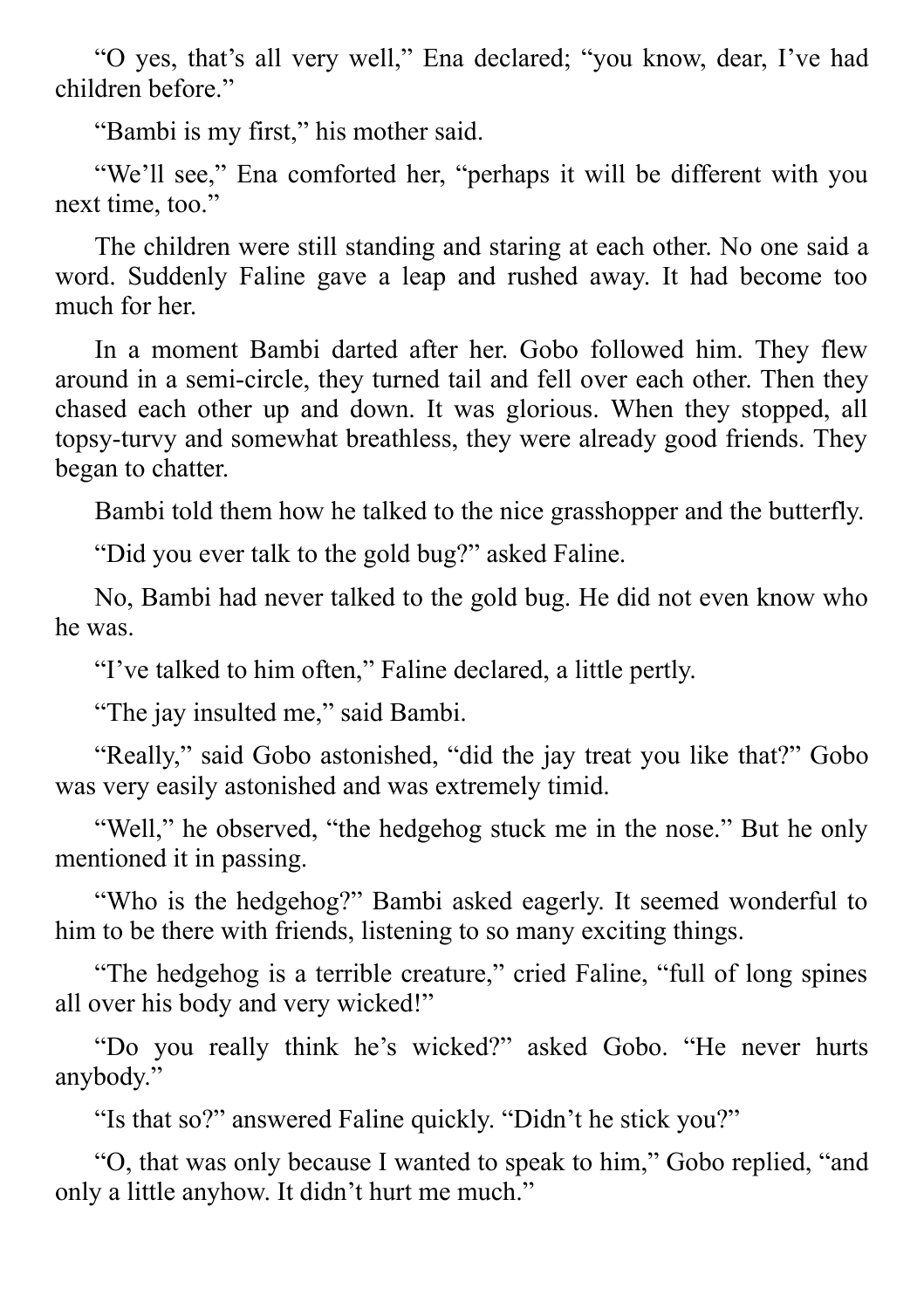"O yes, that's all very well," Ena declared; "you know, dear, I've had children before."

"Bambi is my first," his mother said.

"We'll see," Ena comforted her, "perhaps it will be different with you next time, too."

The children were still standing and staring at each other. No one said a word. Suddenly Faline gave a leap and rushed away. It had become too much for her.

In a moment Bambi darted after her. Gobo followed him. They flew around in a semi-circle, they turned tail and fell over each other. Then they chased each other up and down. It was glorious. When they stopped, all topsy-turvy and somewhat breathless, they were already good friends. They began to chatter.

Bambi told them how he talked to the nice grasshopper and the butterfly.

"Did you ever talk to the gold bug?" asked Faline.

No, Bambi had never talked to the gold bug. He did not even know who he was.

"I've talked to him often," Faline declared, a little pertly.

"The jay insulted me," said Bambi.

"Really," said Gobo astonished, "did the jay treat you like that?" Gobo was very easily astonished and was extremely timid.

"Well," he observed, "the hedgehog stuck me in the nose." But he only mentioned it in passing.

"Who is the hedgehog?" Bambi asked eagerly. It seemed wonderful to him to be there with friends, listening to so many exciting things.

"The hedgehog is a terrible creature," cried Faline, "full of long spines all over his body and very wicked!"

"Do you really think he's wicked?" asked Gobo. "He never hurts anybody."

"Is that so?" answered Faline quickly. "Didn't he stick you?"

"O, that was only because I wanted to speak to him," Gobo replied, "and only a little anyhow. It didn't hurt me much."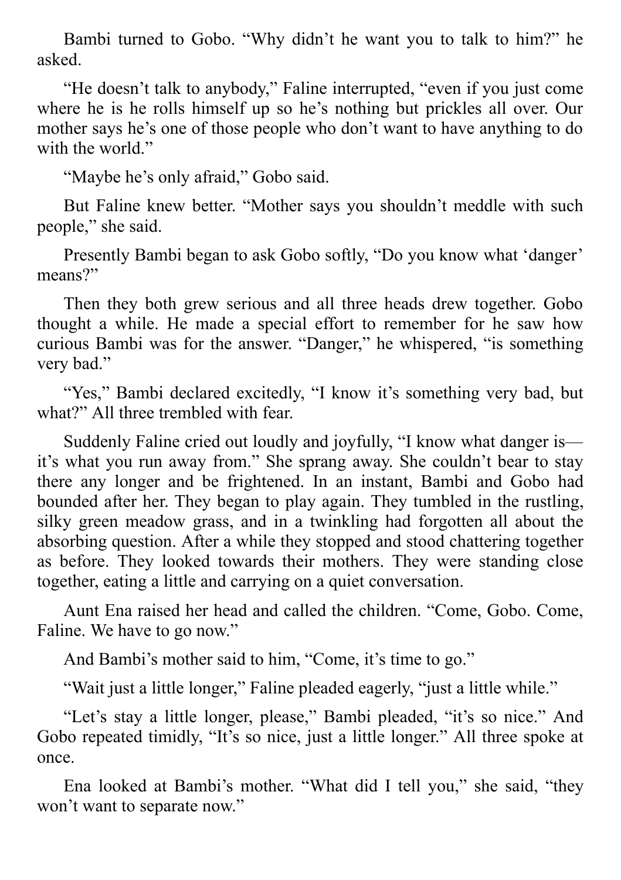Bambi turned to Gobo. "Why didn't he want you to talk to him?" he asked.

"He doesn't talk to anybody," Faline interrupted, "even if you just come where he is he rolls himself up so he's nothing but prickles all over. Our mother says he's one of those people who don't want to have anything to do with the world."

"Maybe he's only afraid," Gobo said.

But Faline knew better. "Mother says you shouldn't meddle with such people," she said.

Presently Bambi began to ask Gobo softly, "Do you know what 'danger' means?"

Then they both grew serious and all three heads drew together. Gobo thought a while. He made a special effort to remember for he saw how curious Bambi was for the answer. "Danger," he whispered, "is something very bad."

"Yes," Bambi declared excitedly, "I know it's something very bad, but what?" All three trembled with fear.

Suddenly Faline cried out loudly and joyfully, "I know what danger is—it's what you run away from." She sprang away. She couldn't bear to stay there any longer and be frightened. In an instant, Bambi and Gobo had bounded after her. They began to play again. They tumbled in the rustling, silky green meadow grass, and in a twinkling had forgotten all about the absorbing question. After a while they stopped and stood chattering together as before. They looked towards their mothers. They were standing close together, eating a little and carrying on a quiet conversation.

Aunt Ena raised her head and called the children. "Come, Gobo. Come, Faline. We have to go now."

And Bambi's mother said to him, "Come, it's time to go."

"Wait just a little longer," Faline pleaded eagerly, "just a little while."

"Let's stay a little longer, please," Bambi pleaded, "it's so nice." And Gobo repeated timidly, "It's so nice, just a little longer." All three spoke at once.

Ena looked at Bambi's mother. "What did I tell you," she said, "they won't want to separate now."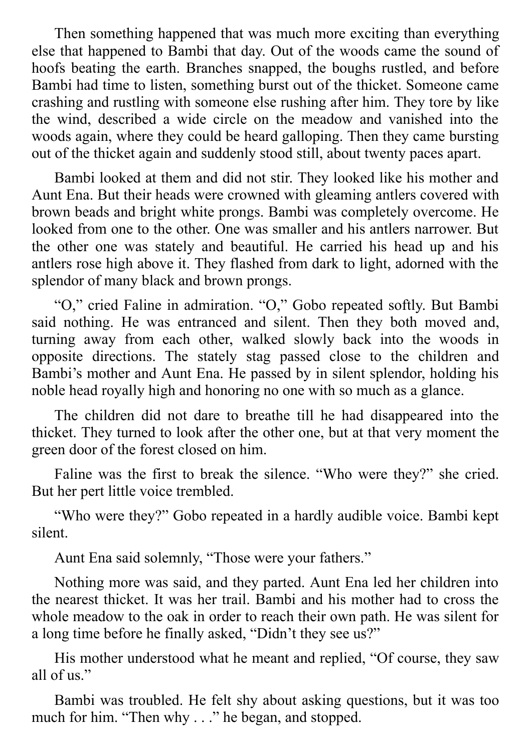Then something happened that was much more exciting than everything else that happened to Bambi that day. Out of the woods came the sound of hoofs beating the earth. Branches snapped, the boughs rustled, and before Bambi had time to listen, something burst out of the thicket. Someone came crashing and rustling with someone else rushing after him. They tore by like the wind, described a wide circle on the meadow and vanished into the woods again, where they could be heard galloping. Then they came bursting out of the thicket again and suddenly stood still, about twenty paces apart.

Bambi looked at them and did not stir. They looked like his mother and Aunt Ena. But their heads were crowned with gleaming antlers covered with brown beads and bright white prongs. Bambi was completely overcome. He looked from one to the other. One was smaller and his antlers narrower. But the other one was stately and beautiful. He carried his head up and his antlers rose high above it. They flashed from dark to light, adorned with the splendor of many black and brown prongs.

"O," cried Faline in admiration. "O," Gobo repeated softly. But Bambi said nothing. He was entranced and silent. Then they both moved and, turning away from each other, walked slowly back into the woods in opposite directions. The stately stag passed close to the children and Bambi's mother and Aunt Ena. He passed by in silent splendor, holding his noble head royally high and honoring no one with so much as a glance.

The children did not dare to breathe till he had disappeared into the thicket. They turned to look after the other one, but at that very moment the green door of the forest closed on him.

Faline was the first to break the silence. "Who were they?" she cried. But her pert little voice trembled.

"Who were they?" Gobo repeated in a hardly audible voice. Bambi kept silent.

Aunt Ena said solemnly, "Those were your fathers."

Nothing more was said, and they parted. Aunt Ena led her children into the nearest thicket. It was her trail. Bambi and his mother had to cross the whole meadow to the oak in order to reach their own path. He was silent for a long time before he finally asked, "Didn't they see us?"

His mother understood what he meant and replied, "Of course, they saw all of us."

Bambi was troubled. He felt shy about asking questions, but it was too much for him. "Then why . . ." he began, and stopped.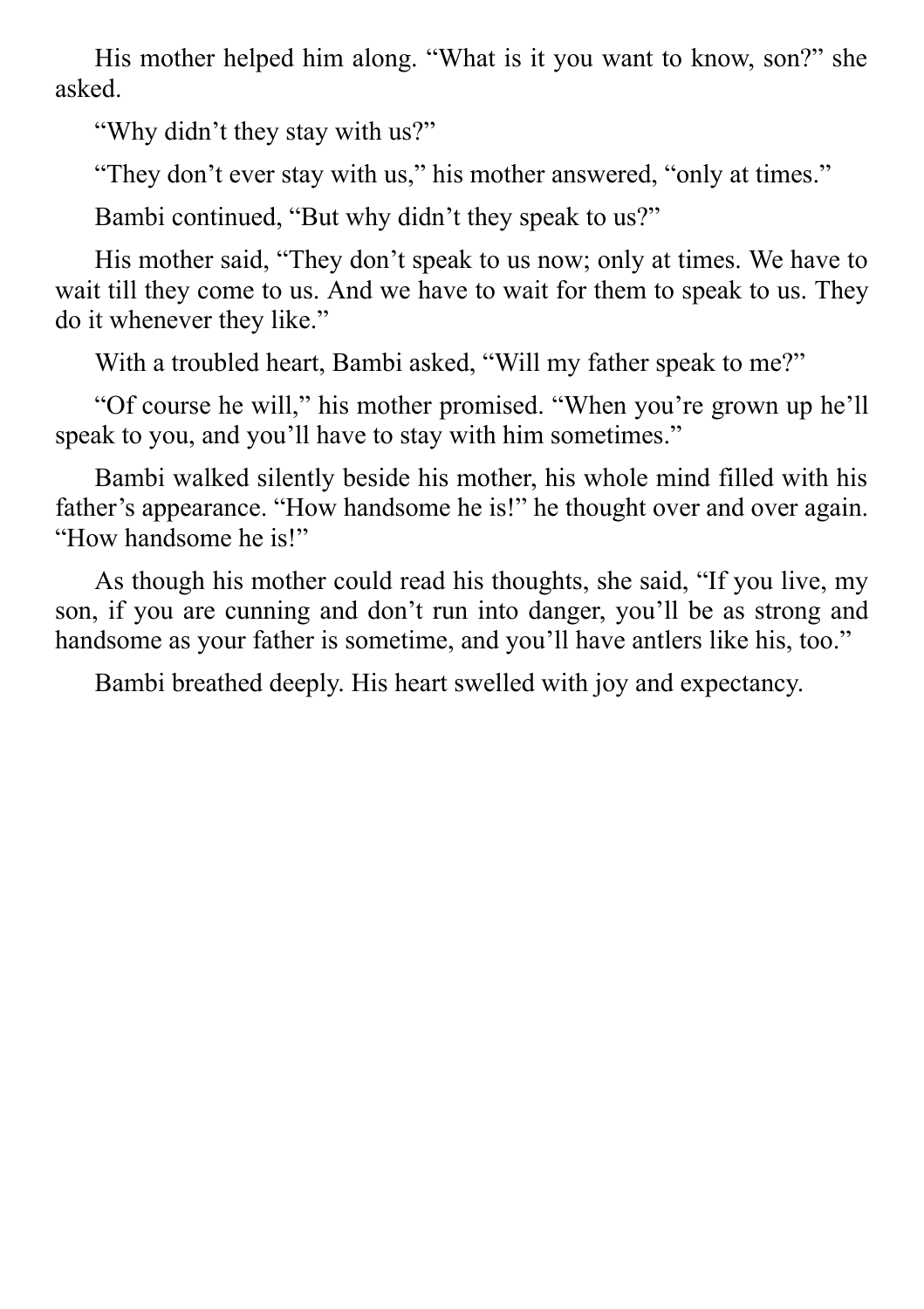His mother helped him along. “What is it you want to know, son?” she asked.

“Why didn’t they stay with us?”

“They don’t ever stay with us,” his mother answered, “only at times.”

Bambi continued, “But why didn’t they speak to us?”

His mother said, “They don’t speak to us now; only at times. We have to wait till they come to us. And we have to wait for them to speak to us. They do it whenever they like.”

With a troubled heart, Bambi asked, “Will my father speak to me?”

“Of course he will,” his mother promised. “When you’re grown up he’ll speak to you, and you’ll have to stay with him sometimes.”

Bambi walked silently beside his mother, his whole mind filled with his father’s appearance. “How handsome he is!” he thought over and over again. “How handsome he is!”

As though his mother could read his thoughts, she said, “If you live, my son, if you are cunning and don’t run into danger, you’ll be as strong and handsome as your father is sometime, and you’ll have antlers like his, too.”

Bambi breathed deeply. His heart swelled with joy and expectancy.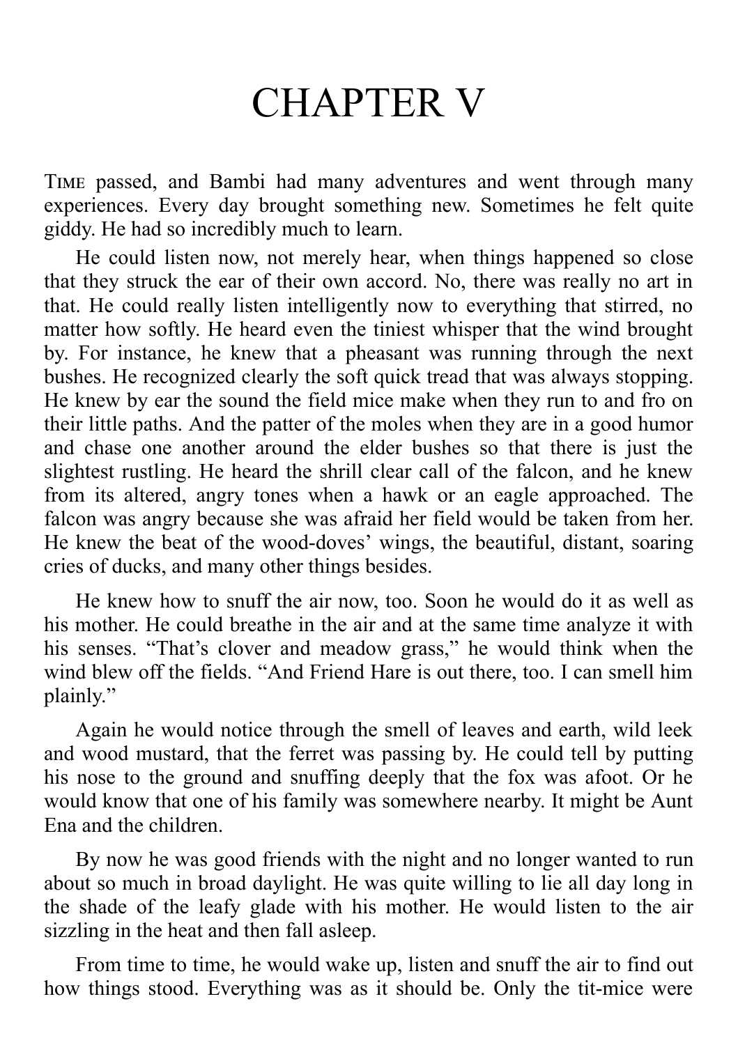# CHAPTER V

TIME passed, and Bambi had many adventures and went through many experiences. Every day brought something new. Sometimes he felt quite giddy. He had so incredibly much to learn.

He could listen now, not merely hear, when things happened so close that they struck the ear of their own accord. No, there was really no art in that. He could really listen intelligently now to everything that stirred, no matter how softly. He heard even the tiniest whisper that the wind brought by. For instance, he knew that a pheasant was running through the next bushes. He recognized clearly the soft quick tread that was always stopping. He knew by ear the sound the field mice make when they run to and fro on their little paths. And the patter of the moles when they are in a good humor and chase one another around the elder bushes so that there is just the slightest rustling. He heard the shrill clear call of the falcon, and he knew from its altered, angry tones when a hawk or an eagle approached. The falcon was angry because she was afraid her field would be taken from her. He knew the beat of the wood-doves' wings, the beautiful, distant, soaring cries of ducks, and many other things besides.

He knew how to snuff the air now, too. Soon he would do it as well as his mother. He could breathe in the air and at the same time analyze it with his senses. "That's clover and meadow grass," he would think when the wind blew off the fields. "And Friend Hare is out there, too. I can smell him plainly."

Again he would notice through the smell of leaves and earth, wild leek and wood mustard, that the ferret was passing by. He could tell by putting his nose to the ground and snuffing deeply that the fox was afoot. Or he would know that one of his family was somewhere nearby. It might be Aunt Ena and the children.

By now he was good friends with the night and no longer wanted to run about so much in broad daylight. He was quite willing to lie all day long in the shade of the leafy glade with his mother. He would listen to the air sizzling in the heat and then fall asleep.

From time to time, he would wake up, listen and snuff the air to find out how things stood. Everything was as it should be. Only the tit-mice were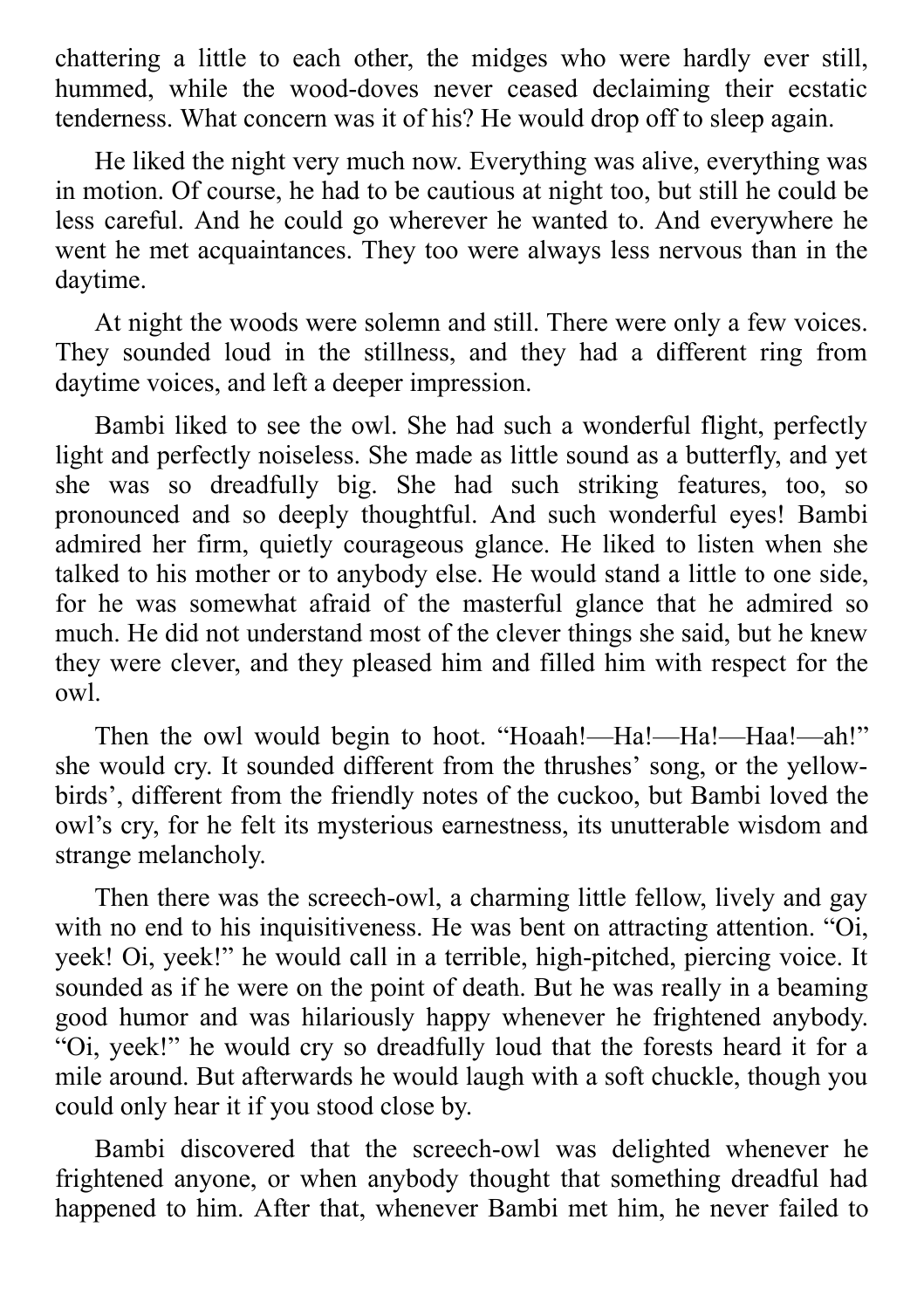chattering a little to each other, the midges who were hardly ever still, hummed, while the wood-doves never ceased declaiming their ecstatic tenderness. What concern was it of his? He would drop off to sleep again.

He liked the night very much now. Everything was alive, everything was in motion. Of course, he had to be cautious at night too, but still he could be less careful. And he could go wherever he wanted to. And everywhere he went he met acquaintances. They too were always less nervous than in the daytime.

At night the woods were solemn and still. There were only a few voices. They sounded loud in the stillness, and they had a different ring from daytime voices, and left a deeper impression.

Bambi liked to see the owl. She had such a wonderful flight, perfectly light and perfectly noiseless. She made as little sound as a butterfly, and yet she was so dreadfully big. She had such striking features, too, so pronounced and so deeply thoughtful. And such wonderful eyes! Bambi admired her firm, quietly courageous glance. He liked to listen when she talked to his mother or to anybody else. He would stand a little to one side, for he was somewhat afraid of the masterful glance that he admired so much. He did not understand most of the clever things she said, but he knew they were clever, and they pleased him and filled him with respect for the owl.

Then the owl would begin to hoot. "Hoaah!—Ha!—Ha!—Haa!—ah!" she would cry. It sounded different from the thrushes' song, or the yellow-birds', different from the friendly notes of the cuckoo, but Bambi loved the owl's cry, for he felt its mysterious earnestness, its unutterable wisdom and strange melancholy.

Then there was the screech-owl, a charming little fellow, lively and gay with no end to his inquisitiveness. He was bent on attracting attention. "Oi, yeek! Oi, yeek!" he would call in a terrible, high-pitched, piercing voice. It sounded as if he were on the point of death. But he was really in a beaming good humor and was hilariously happy whenever he frightened anybody. "Oi, yeek!" he would cry so dreadfully loud that the forests heard it for a mile around. But afterwards he would laugh with a soft chuckle, though you could only hear it if you stood close by.

Bambi discovered that the screech-owl was delighted whenever he frightened anyone, or when anybody thought that something dreadful had happened to him. After that, whenever Bambi met him, he never failed to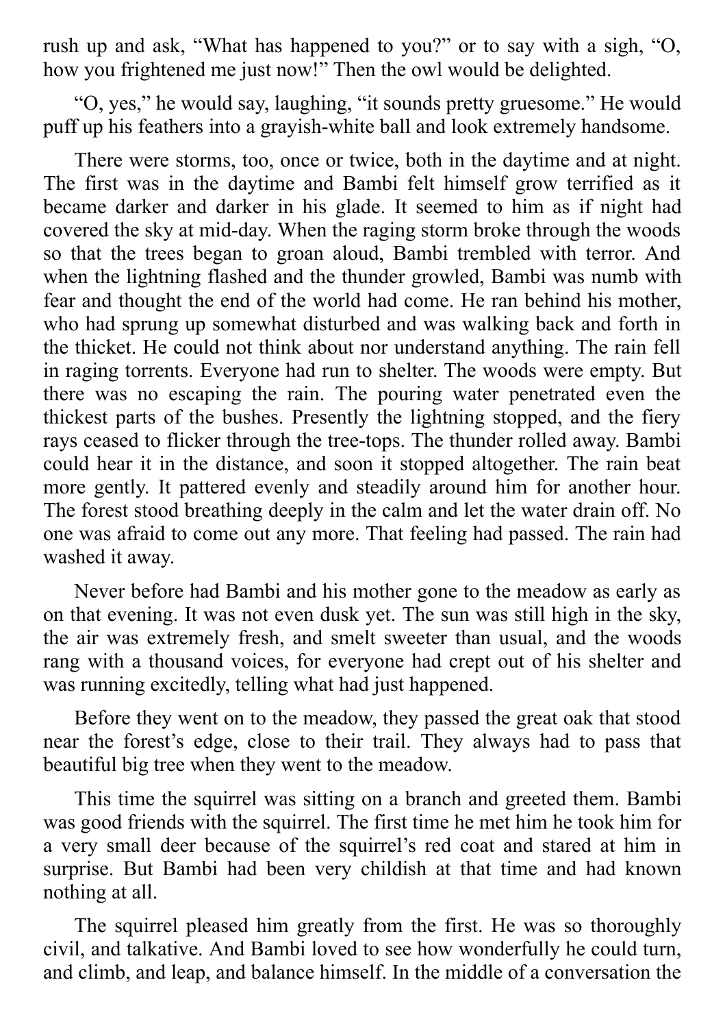rush up and ask, "What has happened to you?" or to say with a sigh, "O, how you frightened me just now!" Then the owl would be delighted.

"O, yes," he would say, laughing, "it sounds pretty gruesome." He would puff up his feathers into a grayish-white ball and look extremely handsome.

There were storms, too, once or twice, both in the daytime and at night. The first was in the daytime and Bambi felt himself grow terrified as it became darker and darker in his glade. It seemed to him as if night had covered the sky at mid-day. When the raging storm broke through the woods so that the trees began to groan aloud, Bambi trembled with terror. And when the lightning flashed and the thunder growled, Bambi was numb with fear and thought the end of the world had come. He ran behind his mother, who had sprung up somewhat disturbed and was walking back and forth in the thicket. He could not think about nor understand anything. The rain fell in raging torrents. Everyone had run to shelter. The woods were empty. But there was no escaping the rain. The pouring water penetrated even the thickest parts of the bushes. Presently the lightning stopped, and the fiery rays ceased to flicker through the tree-tops. The thunder rolled away. Bambi could hear it in the distance, and soon it stopped altogether. The rain beat more gently. It pattered evenly and steadily around him for another hour. The forest stood breathing deeply in the calm and let the water drain off. No one was afraid to come out any more. That feeling had passed. The rain had washed it away.

Never before had Bambi and his mother gone to the meadow as early as on that evening. It was not even dusk yet. The sun was still high in the sky, the air was extremely fresh, and smelt sweeter than usual, and the woods rang with a thousand voices, for everyone had crept out of his shelter and was running excitedly, telling what had just happened.

Before they went on to the meadow, they passed the great oak that stood near the forest's edge, close to their trail. They always had to pass that beautiful big tree when they went to the meadow.

This time the squirrel was sitting on a branch and greeted them. Bambi was good friends with the squirrel. The first time he met him he took him for a very small deer because of the squirrel's red coat and stared at him in surprise. But Bambi had been very childish at that time and had known nothing at all.

The squirrel pleased him greatly from the first. He was so thoroughly civil, and talkative. And Bambi loved to see how wonderfully he could turn, and climb, and leap, and balance himself. In the middle of a conversation the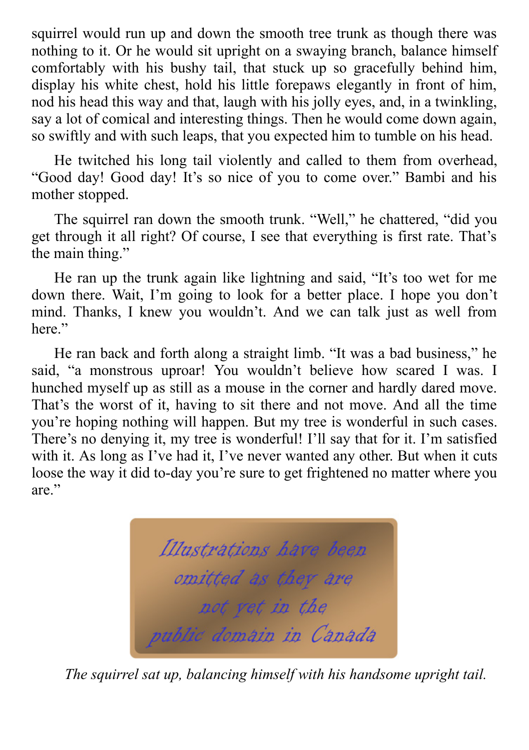squirrel would run up and down the smooth tree trunk as though there was nothing to it. Or he would sit upright on a swaying branch, balance himself comfortably with his bushy tail, that stuck up so gracefully behind him, display his white chest, hold his little forepaws elegantly in front of him, nod his head this way and that, laugh with his jolly eyes, and, in a twinkling, say a lot of comical and interesting things. Then he would come down again, so swiftly and with such leaps, that you expected him to tumble on his head.

He twitched his long tail violently and called to them from overhead, “Good day! Good day! It’s so nice of you to come over.” Bambi and his mother stopped.

The squirrel ran down the smooth trunk. “Well,” he chattered, “did you get through it all right? Of course, I see that everything is first rate. That’s the main thing.”

He ran up the trunk again like lightning and said, “It’s too wet for me down there. Wait, I’m going to look for a better place. I hope you don’t mind. Thanks, I knew you wouldn’t. And we can talk just as well from here.”

He ran back and forth along a straight limb. “It was a bad business,” he said, “a monstrous uproar! You wouldn’t believe how scared I was. I hunched myself up as still as a mouse in the corner and hardly dared move. That’s the worst of it, having to sit there and not move. And all the time you’re hoping nothing will happen. But my tree is wonderful in such cases. There’s no denying it, my tree is wonderful! I’ll say that for it. I’m satisfied with it. As long as I’ve had it, I’ve never wanted any other. But when it cuts loose the way it did to-day you’re sure to get frightened no matter where you are.”

Illustrations have been omitted as they are not yet in the public domain in Canada

*The squirrel sat up, balancing himself with his handsome upright tail.*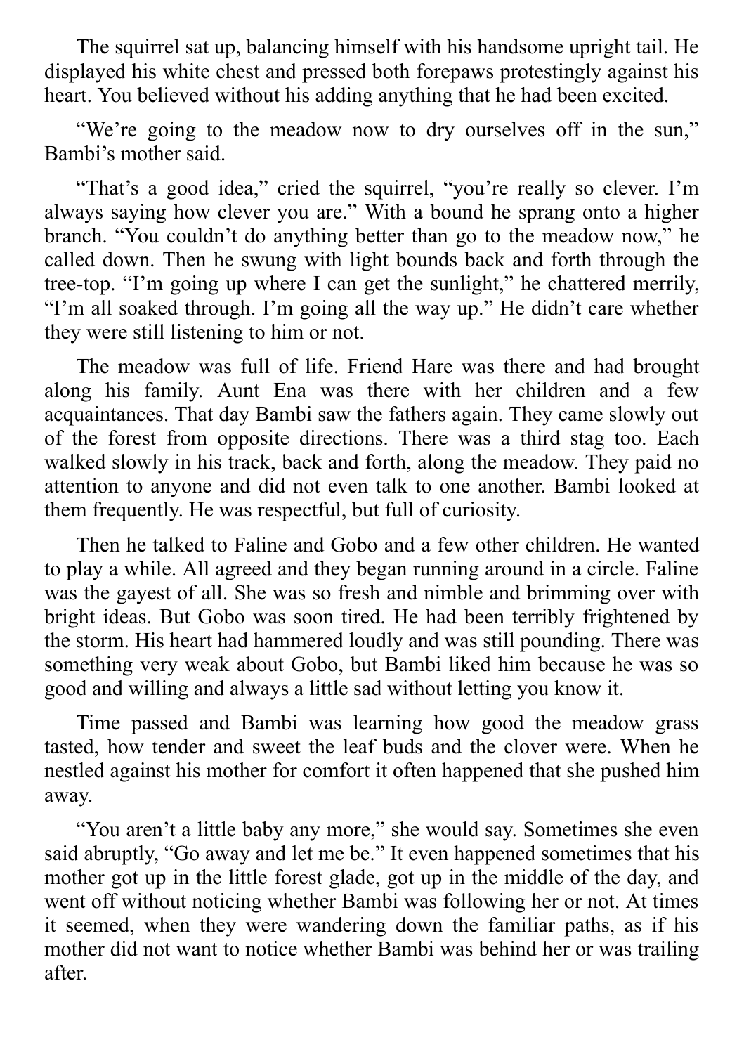The squirrel sat up, balancing himself with his handsome upright tail. He displayed his white chest and pressed both forepaws protestingly against his heart. You believed without his adding anything that he had been excited.

"We're going to the meadow now to dry ourselves off in the sun," Bambi's mother said.

"That's a good idea," cried the squirrel, "you're really so clever. I'm always saying how clever you are." With a bound he sprang onto a higher branch. "You couldn't do anything better than go to the meadow now," he called down. Then he swung with light bounds back and forth through the tree-top. "I'm going up where I can get the sunlight," he chattered merrily, "I'm all soaked through. I'm going all the way up." He didn't care whether they were still listening to him or not.

The meadow was full of life. Friend Hare was there and had brought along his family. Aunt Ena was there with her children and a few acquaintances. That day Bambi saw the fathers again. They came slowly out of the forest from opposite directions. There was a third stag too. Each walked slowly in his track, back and forth, along the meadow. They paid no attention to anyone and did not even talk to one another. Bambi looked at them frequently. He was respectful, but full of curiosity.

Then he talked to Faline and Gobo and a few other children. He wanted to play a while. All agreed and they began running around in a circle. Faline was the gayest of all. She was so fresh and nimble and brimming over with bright ideas. But Gobo was soon tired. He had been terribly frightened by the storm. His heart had hammered loudly and was still pounding. There was something very weak about Gobo, but Bambi liked him because he was so good and willing and always a little sad without letting you know it.

Time passed and Bambi was learning how good the meadow grass tasted, how tender and sweet the leaf buds and the clover were. When he nestled against his mother for comfort it often happened that she pushed him away.

"You aren't a little baby any more," she would say. Sometimes she even said abruptly, "Go away and let me be." It even happened sometimes that his mother got up in the little forest glade, got up in the middle of the day, and went off without noticing whether Bambi was following her or not. At times it seemed, when they were wandering down the familiar paths, as if his mother did not want to notice whether Bambi was behind her or was trailing after.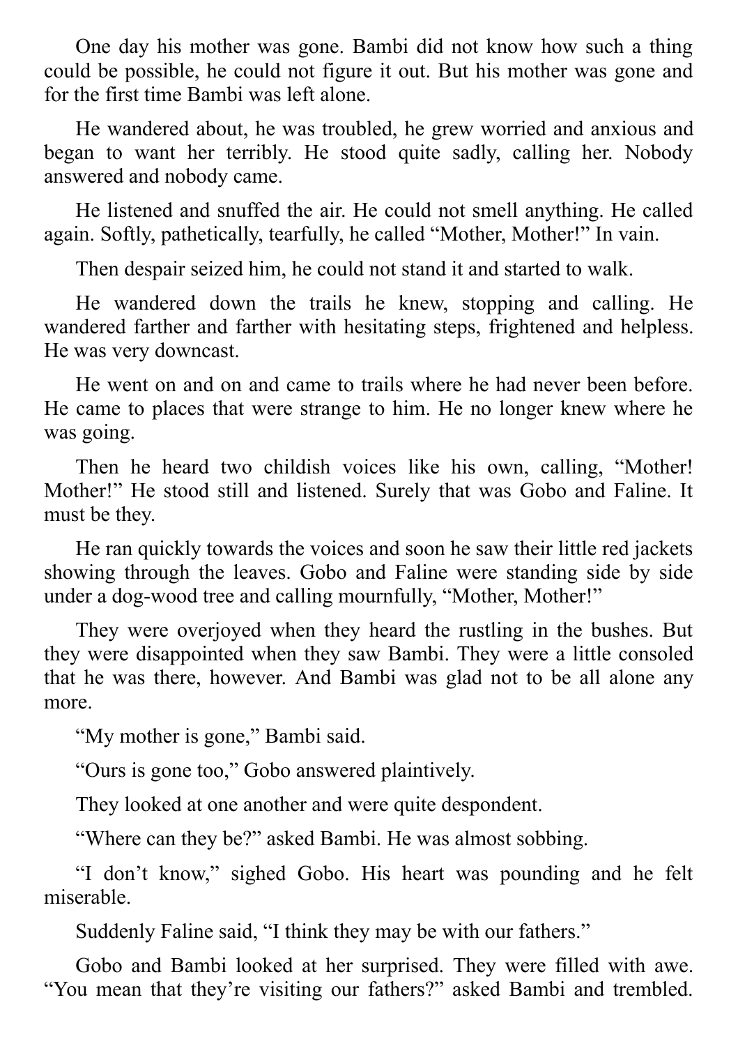One day his mother was gone. Bambi did not know how such a thing could be possible, he could not figure it out. But his mother was gone and for the first time Bambi was left alone.

He wandered about, he was troubled, he grew worried and anxious and began to want her terribly. He stood quite sadly, calling her. Nobody answered and nobody came.

He listened and snuffed the air. He could not smell anything. He called again. Softly, pathetically, tearfully, he called "Mother, Mother!" In vain.

Then despair seized him, he could not stand it and started to walk.

He wandered down the trails he knew, stopping and calling. He wandered farther and farther with hesitating steps, frightened and helpless. He was very downcast.

He went on and on and came to trails where he had never been before. He came to places that were strange to him. He no longer knew where he was going.

Then he heard two childish voices like his own, calling, "Mother! Mother!" He stood still and listened. Surely that was Gobo and Faline. It must be they.

He ran quickly towards the voices and soon he saw their little red jackets showing through the leaves. Gobo and Faline were standing side by side under a dog-wood tree and calling mournfully, "Mother, Mother!"

They were overjoyed when they heard the rustling in the bushes. But they were disappointed when they saw Bambi. They were a little consoled that he was there, however. And Bambi was glad not to be all alone any more.

"My mother is gone," Bambi said.

"Ours is gone too," Gobo answered plaintively.

They looked at one another and were quite despondent.

"Where can they be?" asked Bambi. He was almost sobbing.

"I don't know," sighed Gobo. His heart was pounding and he felt miserable.

Suddenly Faline said, "I think they may be with our fathers."

Gobo and Bambi looked at her surprised. They were filled with awe. "You mean that they're visiting our fathers?" asked Bambi and trembled.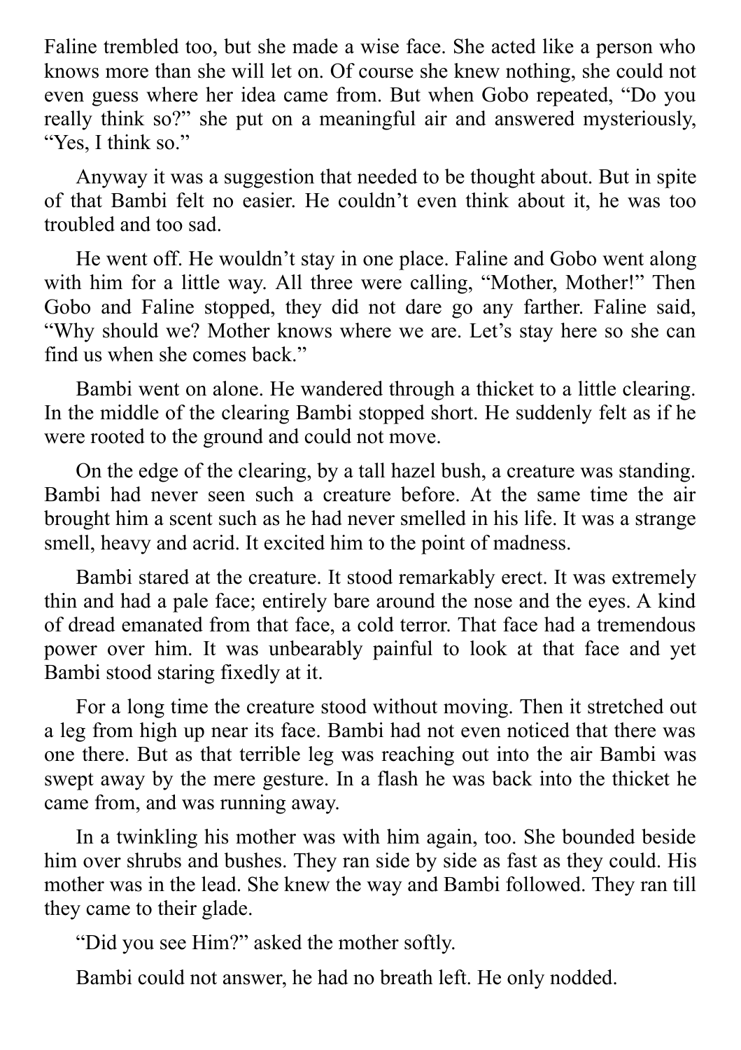Faline trembled too, but she made a wise face. She acted like a person who knows more than she will let on. Of course she knew nothing, she could not even guess where her idea came from. But when Gobo repeated, "Do you really think so?" she put on a meaningful air and answered mysteriously, "Yes, I think so."

Anyway it was a suggestion that needed to be thought about. But in spite of that Bambi felt no easier. He couldn't even think about it, he was too troubled and too sad.

He went off. He wouldn't stay in one place. Faline and Gobo went along with him for a little way. All three were calling, "Mother, Mother!" Then Gobo and Faline stopped, they did not dare go any farther. Faline said, "Why should we? Mother knows where we are. Let's stay here so she can find us when she comes back."

Bambi went on alone. He wandered through a thicket to a little clearing. In the middle of the clearing Bambi stopped short. He suddenly felt as if he were rooted to the ground and could not move.

On the edge of the clearing, by a tall hazel bush, a creature was standing. Bambi had never seen such a creature before. At the same time the air brought him a scent such as he had never smelled in his life. It was a strange smell, heavy and acrid. It excited him to the point of madness.

Bambi stared at the creature. It stood remarkably erect. It was extremely thin and had a pale face; entirely bare around the nose and the eyes. A kind of dread emanated from that face, a cold terror. That face had a tremendous power over him. It was unbearably painful to look at that face and yet Bambi stood staring fixedly at it.

For a long time the creature stood without moving. Then it stretched out a leg from high up near its face. Bambi had not even noticed that there was one there. But as that terrible leg was reaching out into the air Bambi was swept away by the mere gesture. In a flash he was back into the thicket he came from, and was running away.

In a twinkling his mother was with him again, too. She bounded beside him over shrubs and bushes. They ran side by side as fast as they could. His mother was in the lead. She knew the way and Bambi followed. They ran till they came to their glade.

"Did you see Him?" asked the mother softly.

Bambi could not answer, he had no breath left. He only nodded.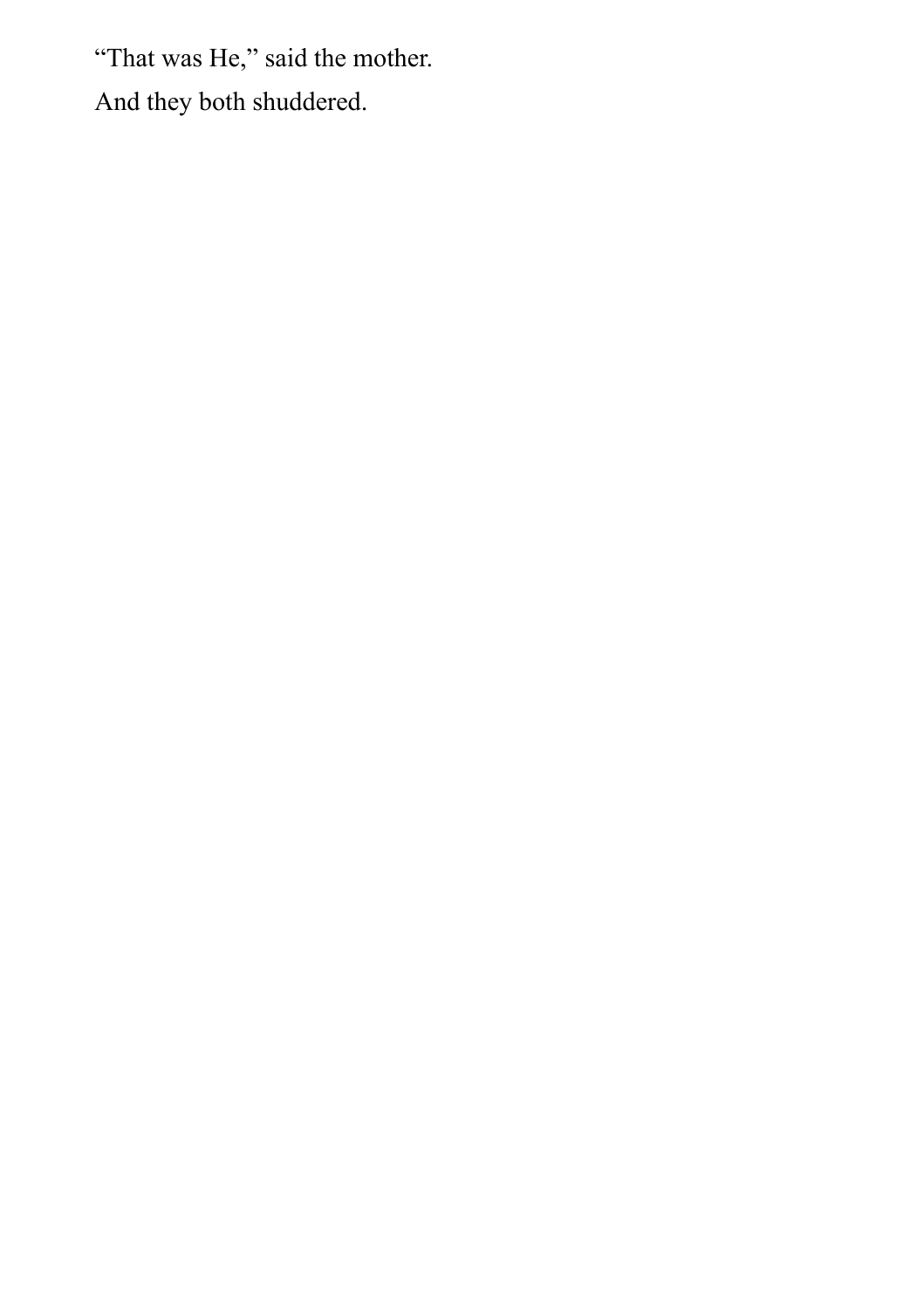“That was He,” said the mother.

And they both shuddered.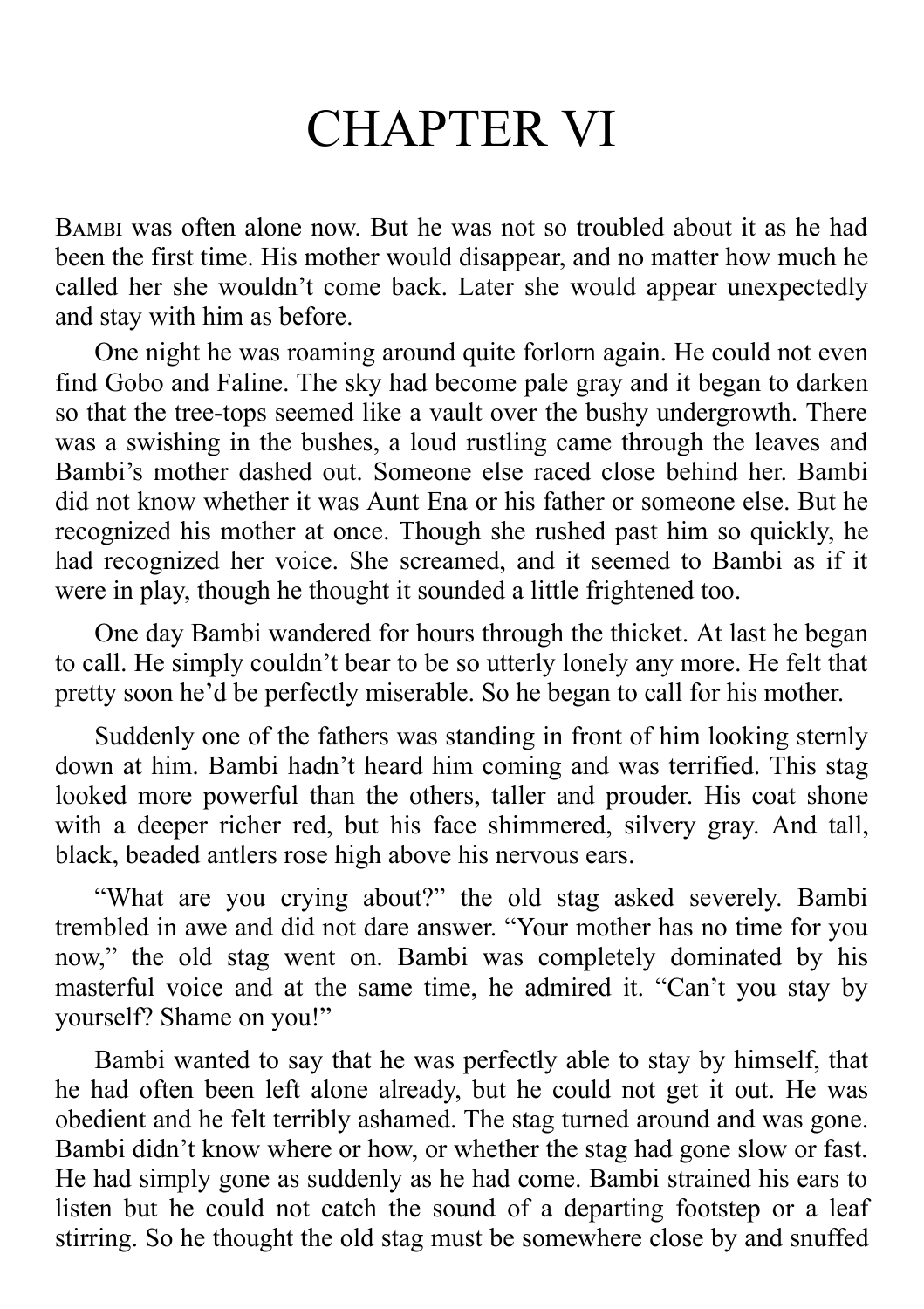# CHAPTER VI

BAMBI was often alone now. But he was not so troubled about it as he had been the first time. His mother would disappear, and no matter how much he called her she wouldn't come back. Later she would appear unexpectedly and stay with him as before.

One night he was roaming around quite forlorn again. He could not even find Gobo and Faline. The sky had become pale gray and it began to darken so that the tree-tops seemed like a vault over the bushy undergrowth. There was a swishing in the bushes, a loud rustling came through the leaves and Bambi's mother dashed out. Someone else raced close behind her. Bambi did not know whether it was Aunt Ena or his father or someone else. But he recognized his mother at once. Though she rushed past him so quickly, he had recognized her voice. She screamed, and it seemed to Bambi as if it were in play, though he thought it sounded a little frightened too.

One day Bambi wandered for hours through the thicket. At last he began to call. He simply couldn't bear to be so utterly lonely any more. He felt that pretty soon he'd be perfectly miserable. So he began to call for his mother.

Suddenly one of the fathers was standing in front of him looking sternly down at him. Bambi hadn't heard him coming and was terrified. This stag looked more powerful than the others, taller and prouder. His coat shone with a deeper richer red, but his face shimmered, silvery gray. And tall, black, beaded antlers rose high above his nervous ears.

"What are you crying about?" the old stag asked severely. Bambi trembled in awe and did not dare answer. "Your mother has no time for you now," the old stag went on. Bambi was completely dominated by his masterful voice and at the same time, he admired it. "Can't you stay by yourself? Shame on you!"

Bambi wanted to say that he was perfectly able to stay by himself, that he had often been left alone already, but he could not get it out. He was obedient and he felt terribly ashamed. The stag turned around and was gone. Bambi didn't know where or how, or whether the stag had gone slow or fast. He had simply gone as suddenly as he had come. Bambi strained his ears to listen but he could not catch the sound of a departing footstep or a leaf stirring. So he thought the old stag must be somewhere close by and snuffed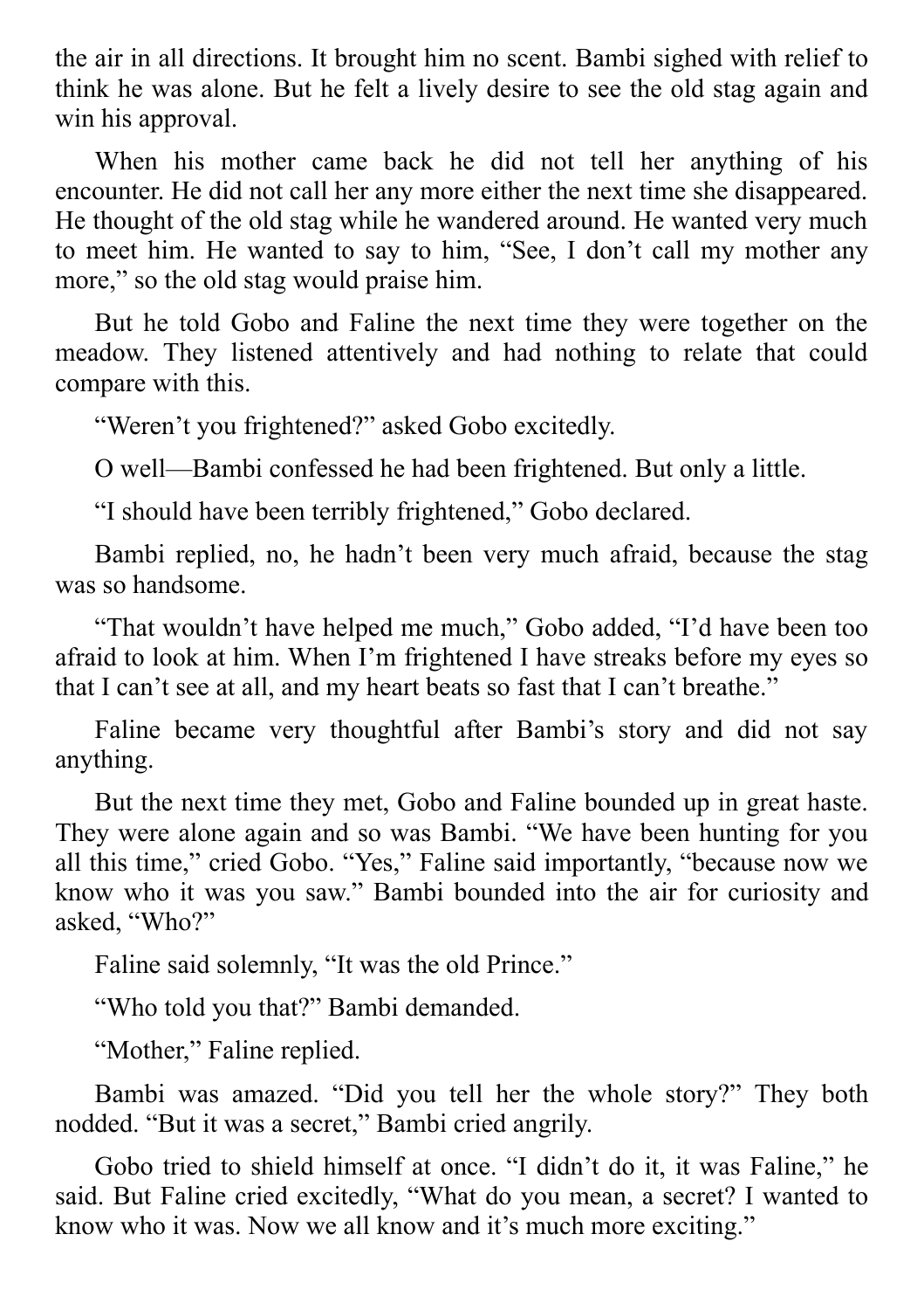the air in all directions. It brought him no scent. Bambi sighed with relief to think he was alone. But he felt a lively desire to see the old stag again and win his approval.

When his mother came back he did not tell her anything of his encounter. He did not call her any more either the next time she disappeared. He thought of the old stag while he wandered around. He wanted very much to meet him. He wanted to say to him, “See, I don’t call my mother any more,” so the old stag would praise him.

But he told Gobo and Faline the next time they were together on the meadow. They listened attentively and had nothing to relate that could compare with this.

“Weren’t you frightened?” asked Gobo excitedly.

O well—Bambi confessed he had been frightened. But only a little.

“I should have been terribly frightened,” Gobo declared.

Bambi replied, no, he hadn’t been very much afraid, because the stag was so handsome.

“That wouldn’t have helped me much,” Gobo added, “I’d have been too afraid to look at him. When I’m frightened I have streaks before my eyes so that I can’t see at all, and my heart beats so fast that I can’t breathe.”

Faline became very thoughtful after Bambi’s story and did not say anything.

But the next time they met, Gobo and Faline bounded up in great haste. They were alone again and so was Bambi. “We have been hunting for you all this time,” cried Gobo. “Yes,” Faline said importantly, “because now we know who it was you saw.” Bambi bounded into the air for curiosity and asked, “Who?”

Faline said solemnly, “It was the old Prince.”

“Who told you that?” Bambi demanded.

“Mother,” Faline replied.

Bambi was amazed. “Did you tell her the whole story?” They both nodded. “But it was a secret,” Bambi cried angrily.

Gobo tried to shield himself at once. “I didn’t do it, it was Faline,” he said. But Faline cried excitedly, “What do you mean, a secret? I wanted to know who it was. Now we all know and it’s much more exciting.”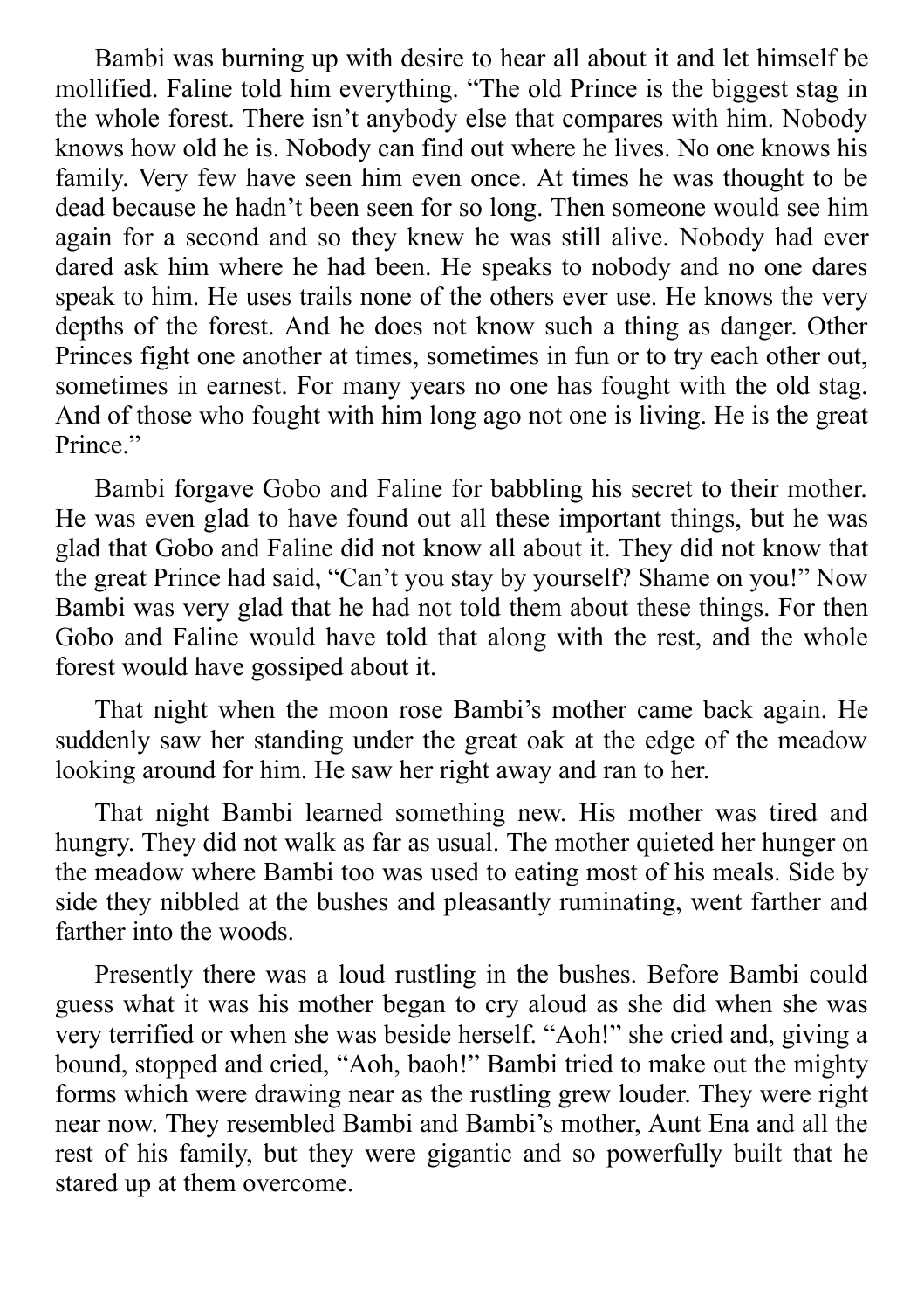Bambi was burning up with desire to hear all about it and let himself be mollified. Faline told him everything. "The old Prince is the biggest stag in the whole forest. There isn't anybody else that compares with him. Nobody knows how old he is. Nobody can find out where he lives. No one knows his family. Very few have seen him even once. At times he was thought to be dead because he hadn't been seen for so long. Then someone would see him again for a second and so they knew he was still alive. Nobody had ever dared ask him where he had been. He speaks to nobody and no one dares speak to him. He uses trails none of the others ever use. He knows the very depths of the forest. And he does not know such a thing as danger. Other Princes fight one another at times, sometimes in fun or to try each other out, sometimes in earnest. For many years no one has fought with the old stag. And of those who fought with him long ago not one is living. He is the great Prince."

Bambi forgave Gobo and Faline for babbling his secret to their mother. He was even glad to have found out all these important things, but he was glad that Gobo and Faline did not know all about it. They did not know that the great Prince had said, "Can't you stay by yourself? Shame on you!" Now Bambi was very glad that he had not told them about these things. For then Gobo and Faline would have told that along with the rest, and the whole forest would have gossiped about it.

That night when the moon rose Bambi's mother came back again. He suddenly saw her standing under the great oak at the edge of the meadow looking around for him. He saw her right away and ran to her.

That night Bambi learned something new. His mother was tired and hungry. They did not walk as far as usual. The mother quieted her hunger on the meadow where Bambi too was used to eating most of his meals. Side by side they nibbled at the bushes and pleasantly ruminating, went farther and farther into the woods.

Presently there was a loud rustling in the bushes. Before Bambi could guess what it was his mother began to cry aloud as she did when she was very terrified or when she was beside herself. "Aoh!" she cried and, giving a bound, stopped and cried, "Aoh, baoh!" Bambi tried to make out the mighty forms which were drawing near as the rustling grew louder. They were right near now. They resembled Bambi and Bambi's mother, Aunt Ena and all the rest of his family, but they were gigantic and so powerfully built that he stared up at them overcome.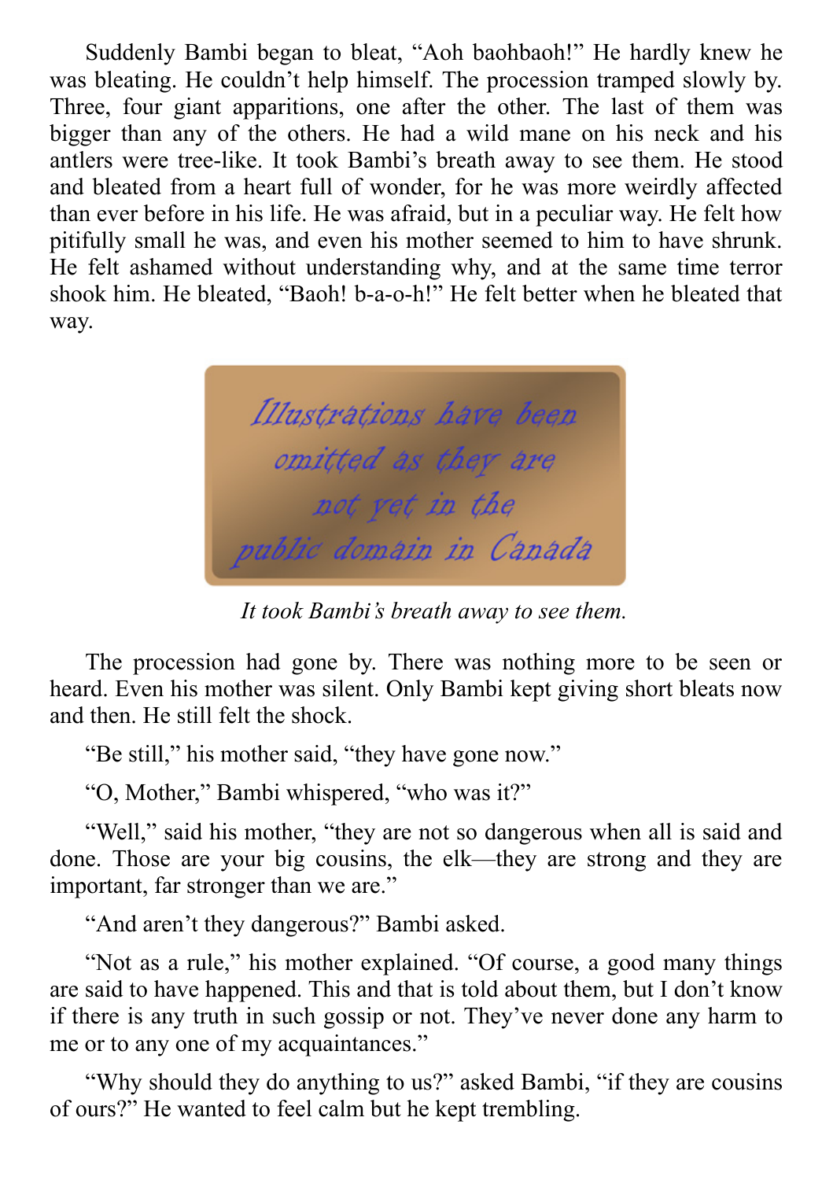Suddenly Bambi began to bleat, “Aoh baohbaoh!” He hardly knew he was bleating. He couldn’t help himself. The procession tramped slowly by. Three, four giant apparitions, one after the other. The last of them was bigger than any of the others. He had a wild mane on his neck and his antlers were tree-like. It took Bambi’s breath away to see them. He stood and bleated from a heart full of wonder, for he was more weirdly affected than ever before in his life. He was afraid, but in a peculiar way. He felt how pitifully small he was, and even his mother seemed to him to have shrunk. He felt ashamed without understanding why, and at the same time terror shook him. He bleated, “Baoh! b-a-o-h!” He felt better when he bleated that way.

*Illustrations have been omitted as they are not yet in the public domain in Canada*

*It took Bambi’s breath away to see them.*

The procession had gone by. There was nothing more to be seen or heard. Even his mother was silent. Only Bambi kept giving short bleats now and then. He still felt the shock.

“Be still,” his mother said, “they have gone now.”

“O, Mother,” Bambi whispered, “who was it?”

“Well,” said his mother, “they are not so dangerous when all is said and done. Those are your big cousins, the elk—they are strong and they are important, far stronger than we are.”

“And aren’t they dangerous?” Bambi asked.

“Not as a rule,” his mother explained. “Of course, a good many things are said to have happened. This and that is told about them, but I don’t know if there is any truth in such gossip or not. They’ve never done any harm to me or to any one of my acquaintances.”

“Why should they do anything to us?” asked Bambi, “if they are cousins of ours?” He wanted to feel calm but he kept trembling.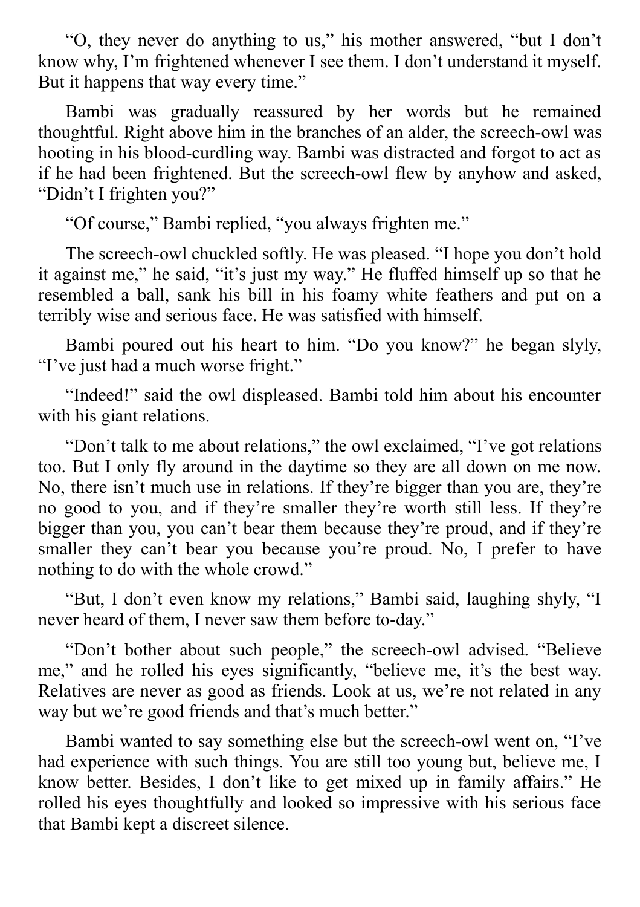"O, they never do anything to us," his mother answered, "but I don't know why, I'm frightened whenever I see them. I don't understand it myself. But it happens that way every time."

Bambi was gradually reassured by her words but he remained thoughtful. Right above him in the branches of an alder, the screech-owl was hooting in his blood-curdling way. Bambi was distracted and forgot to act as if he had been frightened. But the screech-owl flew by anyhow and asked, "Didn't I frighten you?"

"Of course," Bambi replied, "you always frighten me."

The screech-owl chuckled softly. He was pleased. "I hope you don't hold it against me," he said, "it's just my way." He fluffed himself up so that he resembled a ball, sank his bill in his foamy white feathers and put on a terribly wise and serious face. He was satisfied with himself.

Bambi poured out his heart to him. "Do you know?" he began slyly, "I've just had a much worse fright."

"Indeed!" said the owl displeased. Bambi told him about his encounter with his giant relations.

"Don't talk to me about relations," the owl exclaimed, "I've got relations too. But I only fly around in the daytime so they are all down on me now. No, there isn't much use in relations. If they're bigger than you are, they're no good to you, and if they're smaller they're worth still less. If they're bigger than you, you can't bear them because they're proud, and if they're smaller they can't bear you because you're proud. No, I prefer to have nothing to do with the whole crowd."

"But, I don't even know my relations," Bambi said, laughing shyly, "I never heard of them, I never saw them before to-day."

"Don't bother about such people," the screech-owl advised. "Believe me," and he rolled his eyes significantly, "believe me, it's the best way. Relatives are never as good as friends. Look at us, we're not related in any way but we're good friends and that's much better."

Bambi wanted to say something else but the screech-owl went on, "I've had experience with such things. You are still too young but, believe me, I know better. Besides, I don't like to get mixed up in family affairs." He rolled his eyes thoughtfully and looked so impressive with his serious face that Bambi kept a discreet silence.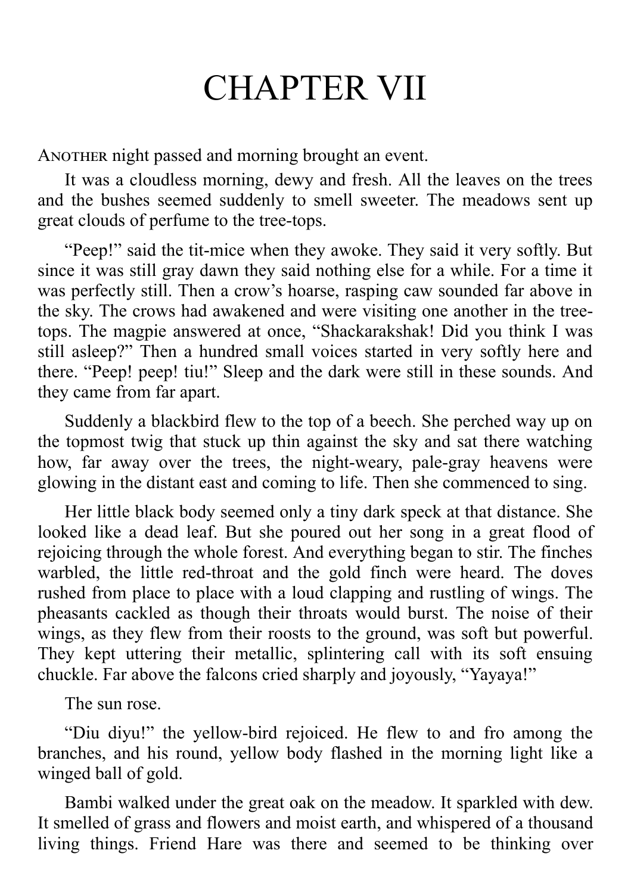# CHAPTER VII

ANOTHER night passed and morning brought an event.

It was a cloudless morning, dewy and fresh. All the leaves on the trees and the bushes seemed suddenly to smell sweeter. The meadows sent up great clouds of perfume to the tree-tops.

"Peep!" said the tit-mice when they awoke. They said it very softly. But since it was still gray dawn they said nothing else for a while. For a time it was perfectly still. Then a crow's hoarse, rasping caw sounded far above in the sky. The crows had awakened and were visiting one another in the tree-tops. The magpie answered at once, "Shackarakshak! Did you think I was still asleep?" Then a hundred small voices started in very softly here and there. "Peep! peep! tiu!" Sleep and the dark were still in these sounds. And they came from far apart.

Suddenly a blackbird flew to the top of a beech. She perched way up on the topmost twig that stuck up thin against the sky and sat there watching how, far away over the trees, the night-weary, pale-gray heavens were glowing in the distant east and coming to life. Then she commenced to sing.

Her little black body seemed only a tiny dark speck at that distance. She looked like a dead leaf. But she poured out her song in a great flood of rejoicing through the whole forest. And everything began to stir. The finches warbled, the little red-throat and the gold finch were heard. The doves rushed from place to place with a loud clapping and rustling of wings. The pheasants cackled as though their throats would burst. The noise of their wings, as they flew from their roosts to the ground, was soft but powerful. They kept uttering their metallic, splintering call with its soft ensuing chuckle. Far above the falcons cried sharply and joyously, "Yayaya!"

The sun rose.

"Diu diyu!" the yellow-bird rejoiced. He flew to and fro among the branches, and his round, yellow body flashed in the morning light like a winged ball of gold.

Bambi walked under the great oak on the meadow. It sparkled with dew. It smelled of grass and flowers and moist earth, and whispered of a thousand living things. Friend Hare was there and seemed to be thinking over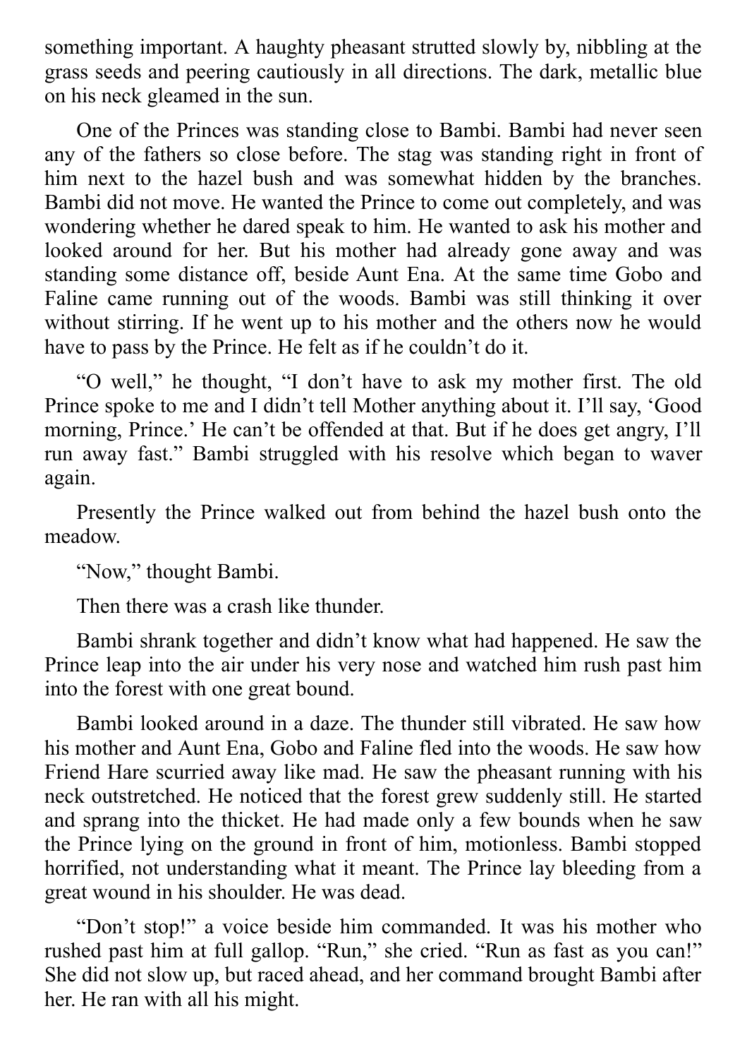something important. A haughty pheasant strutted slowly by, nibbling at the grass seeds and peering cautiously in all directions. The dark, metallic blue on his neck gleamed in the sun.

One of the Princes was standing close to Bambi. Bambi had never seen any of the fathers so close before. The stag was standing right in front of him next to the hazel bush and was somewhat hidden by the branches. Bambi did not move. He wanted the Prince to come out completely, and was wondering whether he dared speak to him. He wanted to ask his mother and looked around for her. But his mother had already gone away and was standing some distance off, beside Aunt Ena. At the same time Gobo and Faline came running out of the woods. Bambi was still thinking it over without stirring. If he went up to his mother and the others now he would have to pass by the Prince. He felt as if he couldn't do it.

"O well," he thought, "I don't have to ask my mother first. The old Prince spoke to me and I didn't tell Mother anything about it. I'll say, 'Good morning, Prince.' He can't be offended at that. But if he does get angry, I'll run away fast." Bambi struggled with his resolve which began to waver again.

Presently the Prince walked out from behind the hazel bush onto the meadow.

"Now," thought Bambi.

Then there was a crash like thunder.

Bambi shrank together and didn't know what had happened. He saw the Prince leap into the air under his very nose and watched him rush past him into the forest with one great bound.

Bambi looked around in a daze. The thunder still vibrated. He saw how his mother and Aunt Ena, Gobo and Faline fled into the woods. He saw how Friend Hare scurried away like mad. He saw the pheasant running with his neck outstretched. He noticed that the forest grew suddenly still. He started and sprang into the thicket. He had made only a few bounds when he saw the Prince lying on the ground in front of him, motionless. Bambi stopped horrified, not understanding what it meant. The Prince lay bleeding from a great wound in his shoulder. He was dead.

"Don't stop!" a voice beside him commanded. It was his mother who rushed past him at full gallop. "Run," she cried. "Run as fast as you can!" She did not slow up, but raced ahead, and her command brought Bambi after her. He ran with all his might.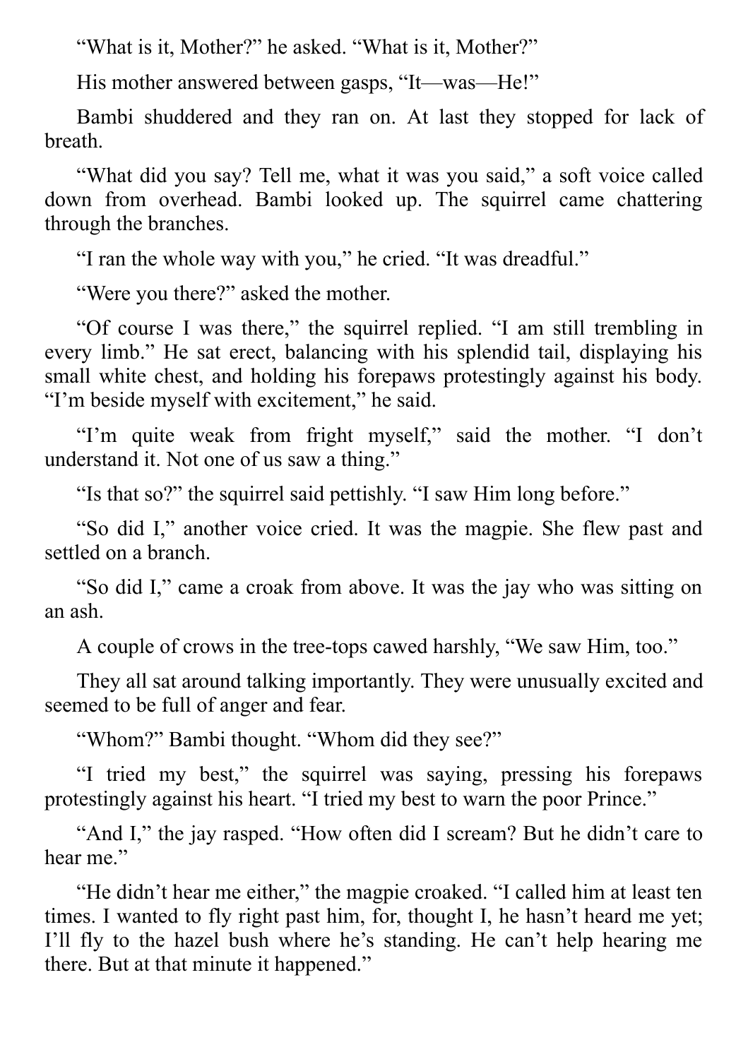"What is it, Mother?" he asked. "What is it, Mother?"

His mother answered between gasps, "It—was—He!"

Bambi shuddered and they ran on. At last they stopped for lack of breath.

"What did you say? Tell me, what it was you said," a soft voice called down from overhead. Bambi looked up. The squirrel came chattering through the branches.

"I ran the whole way with you," he cried. "It was dreadful."

"Were you there?" asked the mother.

"Of course I was there," the squirrel replied. "I am still trembling in every limb." He sat erect, balancing with his splendid tail, displaying his small white chest, and holding his forepaws protestingly against his body. "I'm beside myself with excitement," he said.

"I'm quite weak from fright myself," said the mother. "I don't understand it. Not one of us saw a thing."

"Is that so?" the squirrel said pettishly. "I saw Him long before."

"So did I," another voice cried. It was the magpie. She flew past and settled on a branch.

"So did I," came a croak from above. It was the jay who was sitting on an ash.

A couple of crows in the tree-tops cawed harshly, "We saw Him, too."

They all sat around talking importantly. They were unusually excited and seemed to be full of anger and fear.

"Whom?" Bambi thought. "Whom did they see?"

"I tried my best," the squirrel was saying, pressing his forepaws protestingly against his heart. "I tried my best to warn the poor Prince."

"And I," the jay rasped. "How often did I scream? But he didn't care to hear me."

"He didn't hear me either," the magpie croaked. "I called him at least ten times. I wanted to fly right past him, for, thought I, he hasn't heard me yet; I'll fly to the hazel bush where he's standing. He can't help hearing me there. But at that minute it happened."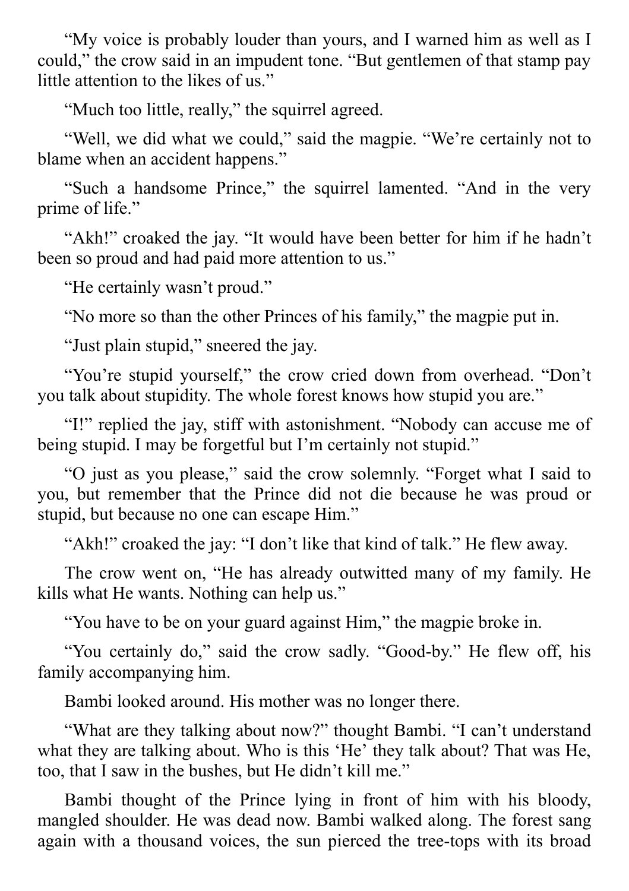“My voice is probably louder than yours, and I warned him as well as I could,” the crow said in an impudent tone. “But gentlemen of that stamp pay little attention to the likes of us.”

“Much too little, really,” the squirrel agreed.

“Well, we did what we could,” said the magpie. “We’re certainly not to blame when an accident happens.”

“Such a handsome Prince,” the squirrel lamented. “And in the very prime of life.”

“Akh!” croaked the jay. “It would have been better for him if he hadn’t been so proud and had paid more attention to us.”

“He certainly wasn’t proud.”

“No more so than the other Princes of his family,” the magpie put in.

“Just plain stupid,” sneered the jay.

“You’re stupid yourself,” the crow cried down from overhead. “Don’t you talk about stupidity. The whole forest knows how stupid you are.”

“I!” replied the jay, stiff with astonishment. “Nobody can accuse me of being stupid. I may be forgetful but I’m certainly not stupid.”

“O just as you please,” said the crow solemnly. “Forget what I said to you, but remember that the Prince did not die because he was proud or stupid, but because no one can escape Him.”

“Akh!” croaked the jay: “I don’t like that kind of talk.” He flew away.

The crow went on, “He has already outwitted many of my family. He kills what He wants. Nothing can help us.”

“You have to be on your guard against Him,” the magpie broke in.

“You certainly do,” said the crow sadly. “Good-by.” He flew off, his family accompanying him.

Bambi looked around. His mother was no longer there.

“What are they talking about now?” thought Bambi. “I can’t understand what they are talking about. Who is this ‘He’ they talk about? That was He, too, that I saw in the bushes, but He didn’t kill me.”

Bambi thought of the Prince lying in front of him with his bloody, mangled shoulder. He was dead now. Bambi walked along. The forest sang again with a thousand voices, the sun pierced the tree-tops with its broad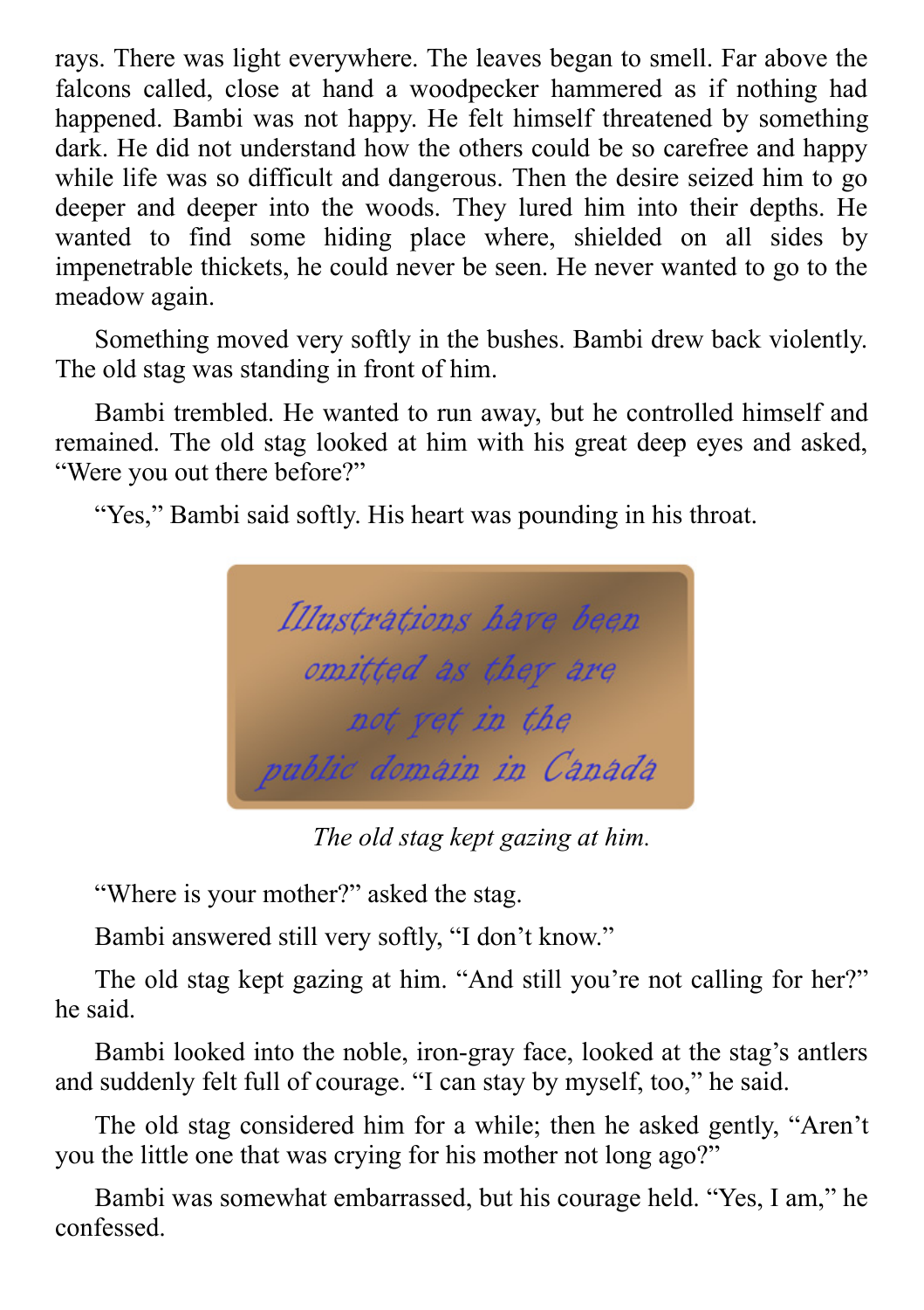rays. There was light everywhere. The leaves began to smell. Far above the falcons called, close at hand a woodpecker hammered as if nothing had happened. Bambi was not happy. He felt himself threatened by something dark. He did not understand how the others could be so carefree and happy while life was so difficult and dangerous. Then the desire seized him to go deeper and deeper into the woods. They lured him into their depths. He wanted to find some hiding place where, shielded on all sides by impenetrable thickets, he could never be seen. He never wanted to go to the meadow again.

Something moved very softly in the bushes. Bambi drew back violently. The old stag was standing in front of him.

Bambi trembled. He wanted to run away, but he controlled himself and remained. The old stag looked at him with his great deep eyes and asked, "Were you out there before?"

"Yes," Bambi said softly. His heart was pounding in his throat.

Illustrations have been omitted as they are not yet in the public domain in Canada

*The old stag kept gazing at him.*

"Where is your mother?" asked the stag.

Bambi answered still very softly, "I don't know."

The old stag kept gazing at him. "And still you're not calling for her?" he said.

Bambi looked into the noble, iron-gray face, looked at the stag's antlers and suddenly felt full of courage. "I can stay by myself, too," he said.

The old stag considered him for a while; then he asked gently, "Aren't you the little one that was crying for his mother not long ago?"

Bambi was somewhat embarrassed, but his courage held. "Yes, I am," he confessed.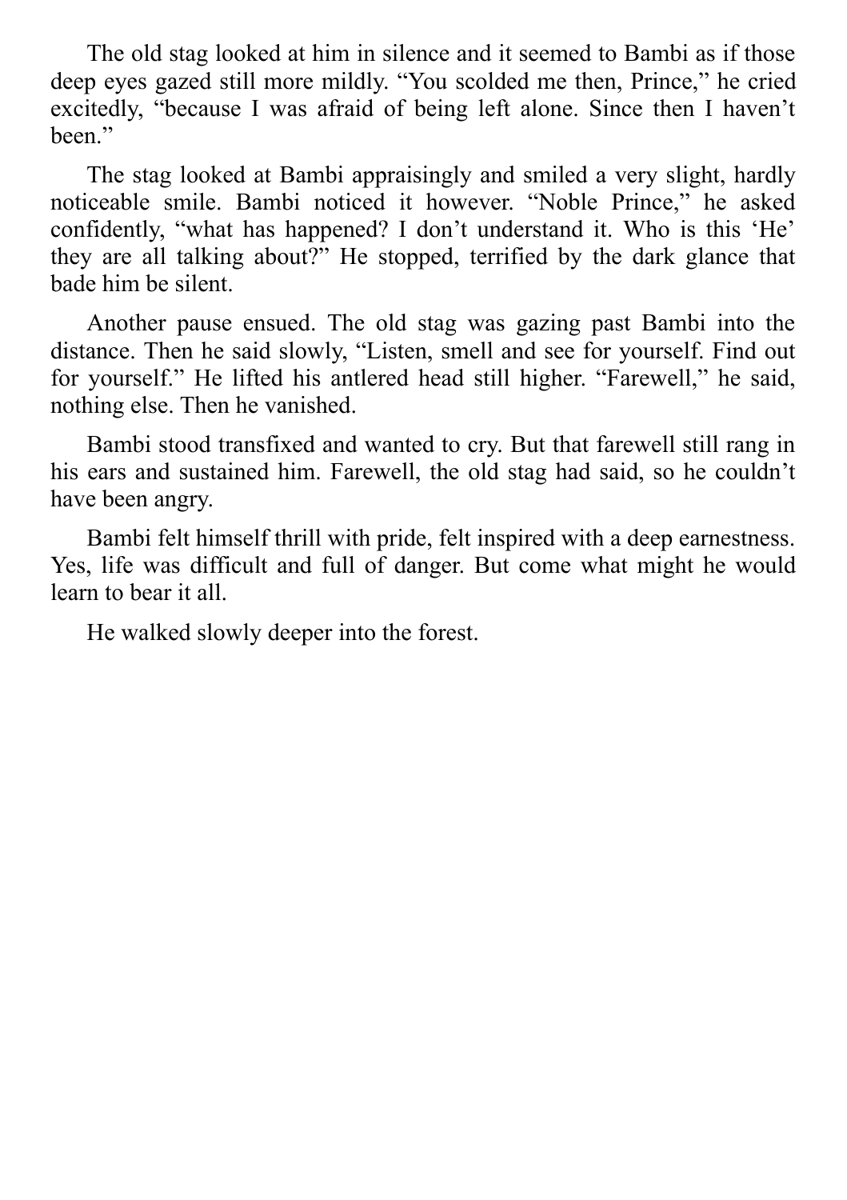The old stag looked at him in silence and it seemed to Bambi as if those deep eyes gazed still more mildly. “You scolded me then, Prince,” he cried excitedly, “because I was afraid of being left alone. Since then I haven’t been.”

The stag looked at Bambi appraisingly and smiled a very slight, hardly noticeable smile. Bambi noticed it however. “Noble Prince,” he asked confidently, “what has happened? I don’t understand it. Who is this ‘He’ they are all talking about?” He stopped, terrified by the dark glance that bade him be silent.

Another pause ensued. The old stag was gazing past Bambi into the distance. Then he said slowly, “Listen, smell and see for yourself. Find out for yourself.” He lifted his antlered head still higher. “Farewell,” he said, nothing else. Then he vanished.

Bambi stood transfixed and wanted to cry. But that farewell still rang in his ears and sustained him. Farewell, the old stag had said, so he couldn’t have been angry.

Bambi felt himself thrill with pride, felt inspired with a deep earnestness. Yes, life was difficult and full of danger. But come what might he would learn to bear it all.

He walked slowly deeper into the forest.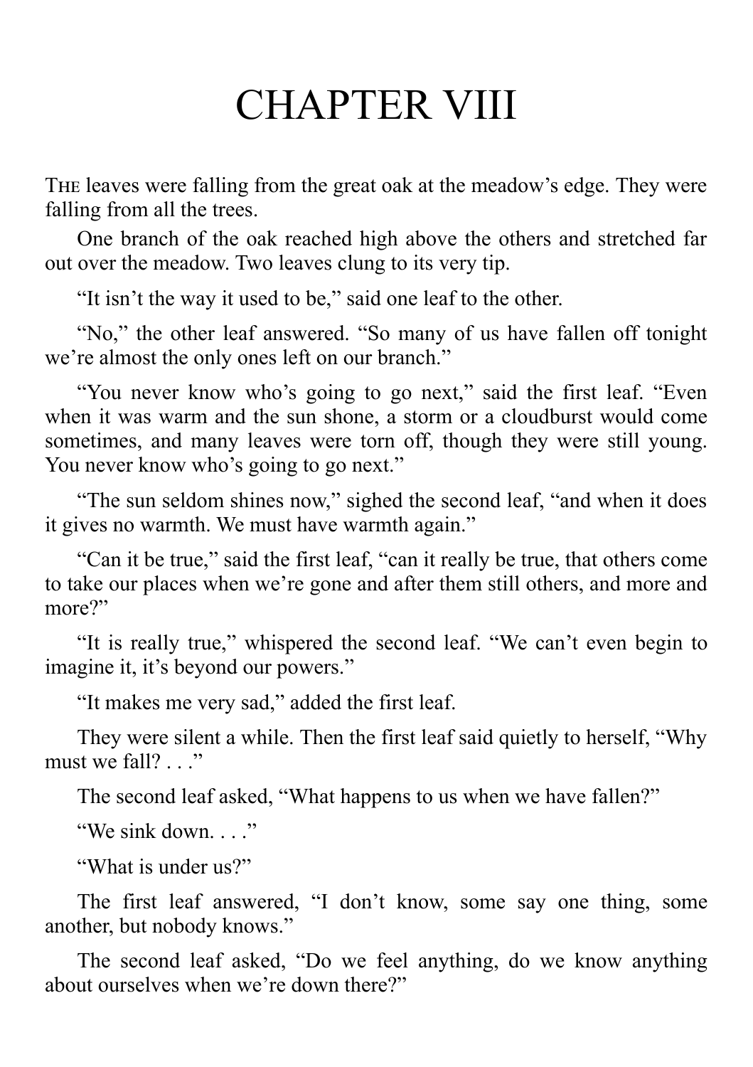# CHAPTER VIII

THE leaves were falling from the great oak at the meadow's edge. They were falling from all the trees.

One branch of the oak reached high above the others and stretched far out over the meadow. Two leaves clung to its very tip.

"It isn't the way it used to be," said one leaf to the other.

"No," the other leaf answered. "So many of us have fallen off tonight we're almost the only ones left on our branch."

"You never know who's going to go next," said the first leaf. "Even when it was warm and the sun shone, a storm or a cloudburst would come sometimes, and many leaves were torn off, though they were still young. You never know who's going to go next."

"The sun seldom shines now," sighed the second leaf, "and when it does it gives no warmth. We must have warmth again."

"Can it be true," said the first leaf, "can it really be true, that others come to take our places when we're gone and after them still others, and more and more?"

"It is really true," whispered the second leaf. "We can't even begin to imagine it, it's beyond our powers."

"It makes me very sad," added the first leaf.

They were silent a while. Then the first leaf said quietly to herself, "Why must we fall? . . ."

The second leaf asked, "What happens to us when we have fallen?"

"We sink down. . . ."

"What is under us?"

The first leaf answered, "I don't know, some say one thing, some another, but nobody knows."

The second leaf asked, "Do we feel anything, do we know anything about ourselves when we're down there?"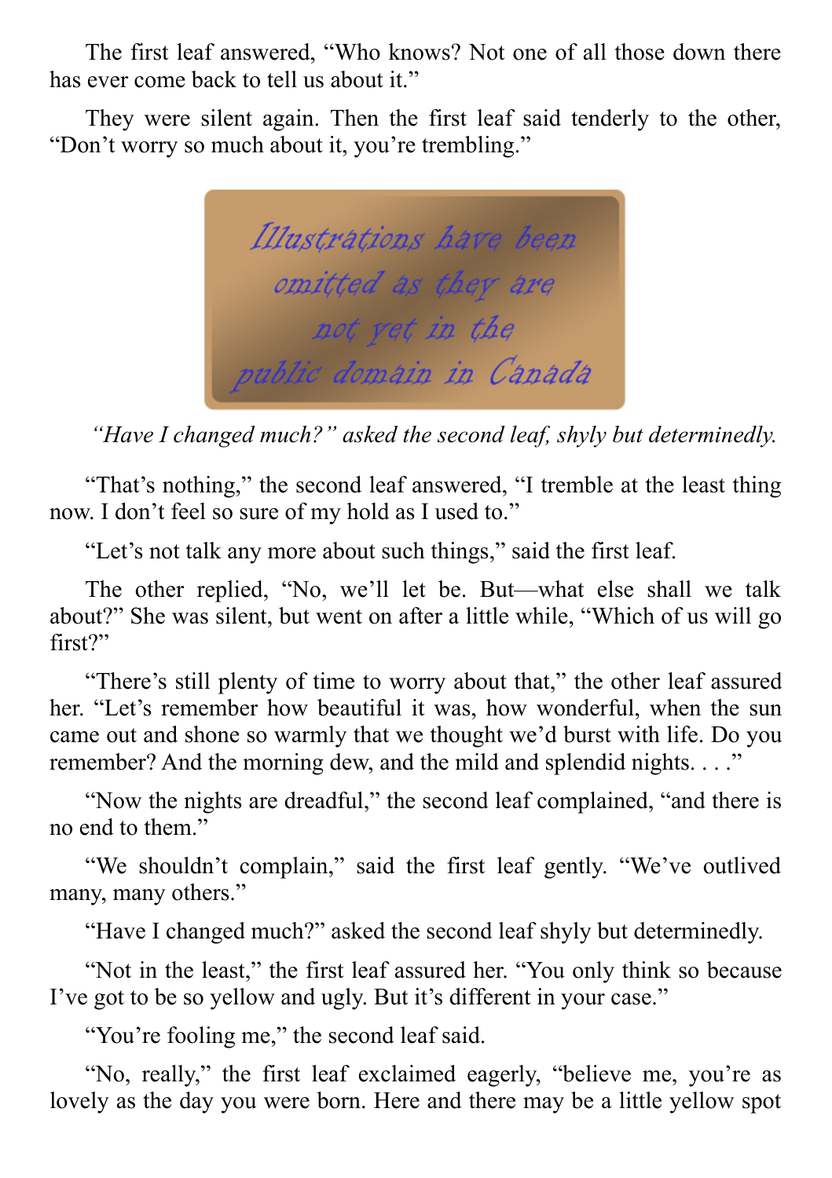The first leaf answered, “Who knows? Not one of all those down there has ever come back to tell us about it.”

They were silent again. Then the first leaf said tenderly to the other, “Don’t worry so much about it, you’re trembling.”

*Illustrations have been omitted as they are not yet in the public domain in Canada*

*“Have I changed much?” asked the second leaf, shyly but determinedly.*

“That’s nothing,” the second leaf answered, “I tremble at the least thing now. I don’t feel so sure of my hold as I used to.”

“Let’s not talk any more about such things,” said the first leaf.

The other replied, “No, we’ll let be. But—what else shall we talk about?” She was silent, but went on after a little while, “Which of us will go first?”

“There’s still plenty of time to worry about that,” the other leaf assured her. “Let’s remember how beautiful it was, how wonderful, when the sun came out and shone so warmly that we thought we’d burst with life. Do you remember? And the morning dew, and the mild and splendid nights. . . .”

“Now the nights are dreadful,” the second leaf complained, “and there is no end to them.”

“We shouldn’t complain,” said the first leaf gently. “We’ve outlived many, many others.”

“Have I changed much?” asked the second leaf shyly but determinedly.

“Not in the least,” the first leaf assured her. “You only think so because I’ve got to be so yellow and ugly. But it’s different in your case.”

“You’re fooling me,” the second leaf said.

“No, really,” the first leaf exclaimed eagerly, “believe me, you’re as lovely as the day you were born. Here and there may be a little yellow spot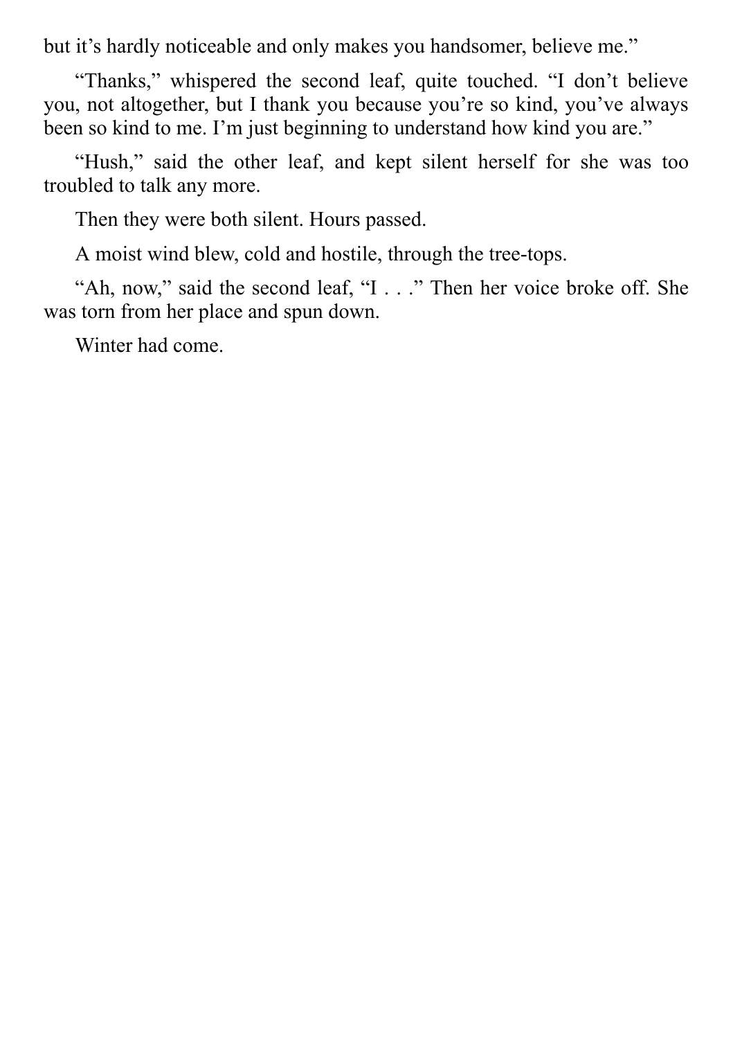but it’s hardly noticeable and only makes you handsomer, believe me.”

“Thanks,” whispered the second leaf, quite touched. “I don’t believe you, not altogether, but I thank you because you’re so kind, you’ve always been so kind to me. I’m just beginning to understand how kind you are.”

“Hush,” said the other leaf, and kept silent herself for she was too troubled to talk any more.

Then they were both silent. Hours passed.

A moist wind blew, cold and hostile, through the tree-tops.

“Ah, now,” said the second leaf, “I . . .” Then her voice broke off. She was torn from her place and spun down.

Winter had come.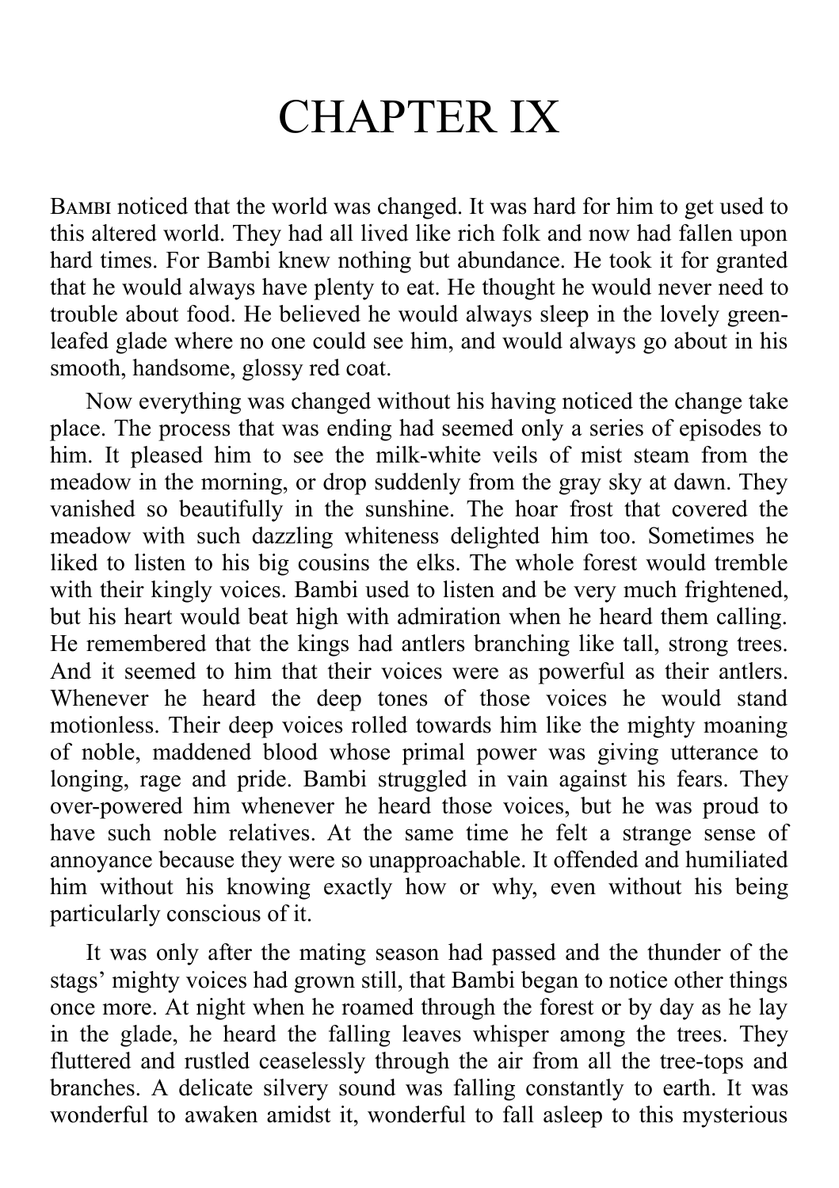# CHAPTER IX

BAMBI noticed that the world was changed. It was hard for him to get used to this altered world. They had all lived like rich folk and now had fallen upon hard times. For Bambi knew nothing but abundance. He took it for granted that he would always have plenty to eat. He thought he would never need to trouble about food. He believed he would always sleep in the lovely green-leafed glade where no one could see him, and would always go about in his smooth, handsome, glossy red coat.

Now everything was changed without his having noticed the change take place. The process that was ending had seemed only a series of episodes to him. It pleased him to see the milk-white veils of mist steam from the meadow in the morning, or drop suddenly from the gray sky at dawn. They vanished so beautifully in the sunshine. The hoar frost that covered the meadow with such dazzling whiteness delighted him too. Sometimes he liked to listen to his big cousins the elks. The whole forest would tremble with their kingly voices. Bambi used to listen and be very much frightened, but his heart would beat high with admiration when he heard them calling. He remembered that the kings had antlers branching like tall, strong trees. And it seemed to him that their voices were as powerful as their antlers. Whenever he heard the deep tones of those voices he would stand motionless. Their deep voices rolled towards him like the mighty moaning of noble, maddened blood whose primal power was giving utterance to longing, rage and pride. Bambi struggled in vain against his fears. They over-powered him whenever he heard those voices, but he was proud to have such noble relatives. At the same time he felt a strange sense of annoyance because they were so unapproachable. It offended and humiliated him without his knowing exactly how or why, even without his being particularly conscious of it.

It was only after the mating season had passed and the thunder of the stags' mighty voices had grown still, that Bambi began to notice other things once more. At night when he roamed through the forest or by day as he lay in the glade, he heard the falling leaves whisper among the trees. They fluttered and rustled ceaselessly through the air from all the tree-tops and branches. A delicate silvery sound was falling constantly to earth. It was wonderful to awaken amidst it, wonderful to fall asleep to this mysterious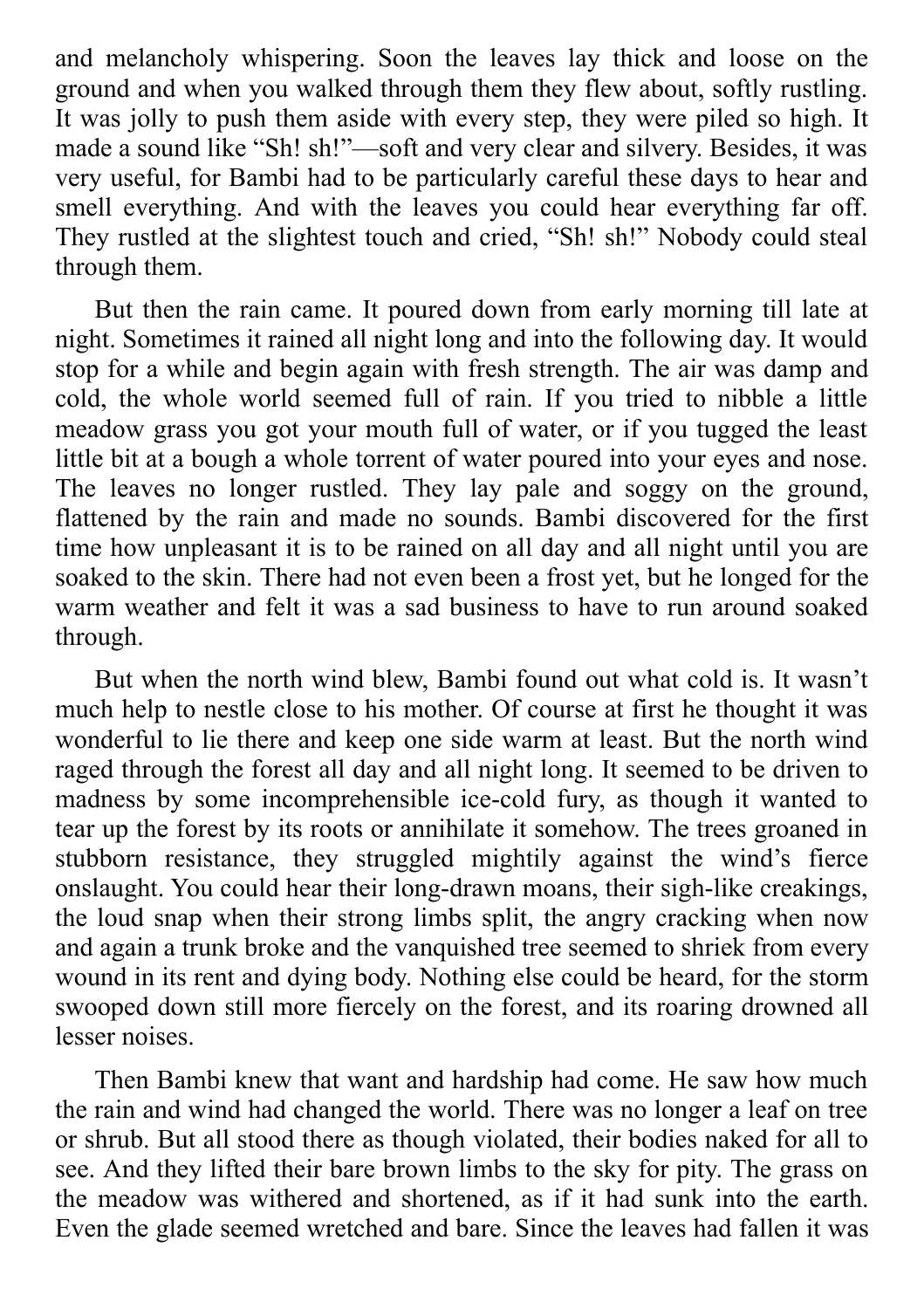and melancholy whispering. Soon the leaves lay thick and loose on the ground and when you walked through them they flew about, softly rustling. It was jolly to push them aside with every step, they were piled so high. It made a sound like “Sh! sh!”—soft and very clear and silvery. Besides, it was very useful, for Bambi had to be particularly careful these days to hear and smell everything. And with the leaves you could hear everything far off. They rustled at the slightest touch and cried, “Sh! sh!” Nobody could steal through them.

But then the rain came. It poured down from early morning till late at night. Sometimes it rained all night long and into the following day. It would stop for a while and begin again with fresh strength. The air was damp and cold, the whole world seemed full of rain. If you tried to nibble a little meadow grass you got your mouth full of water, or if you tugged the least little bit at a bough a whole torrent of water poured into your eyes and nose. The leaves no longer rustled. They lay pale and soggy on the ground, flattened by the rain and made no sounds. Bambi discovered for the first time how unpleasant it is to be rained on all day and all night until you are soaked to the skin. There had not even been a frost yet, but he longed for the warm weather and felt it was a sad business to have to run around soaked through.

But when the north wind blew, Bambi found out what cold is. It wasn’t much help to nestle close to his mother. Of course at first he thought it was wonderful to lie there and keep one side warm at least. But the north wind raged through the forest all day and all night long. It seemed to be driven to madness by some incomprehensible ice-cold fury, as though it wanted to tear up the forest by its roots or annihilate it somehow. The trees groaned in stubborn resistance, they struggled mightily against the wind’s fierce onslaught. You could hear their long-drawn moans, their sigh-like creakings, the loud snap when their strong limbs split, the angry cracking when now and again a trunk broke and the vanquished tree seemed to shriek from every wound in its rent and dying body. Nothing else could be heard, for the storm swooped down still more fiercely on the forest, and its roaring drowned all lesser noises.

Then Bambi knew that want and hardship had come. He saw how much the rain and wind had changed the world. There was no longer a leaf on tree or shrub. But all stood there as though violated, their bodies naked for all to see. And they lifted their bare brown limbs to the sky for pity. The grass on the meadow was withered and shortened, as if it had sunk into the earth. Even the glade seemed wretched and bare. Since the leaves had fallen it was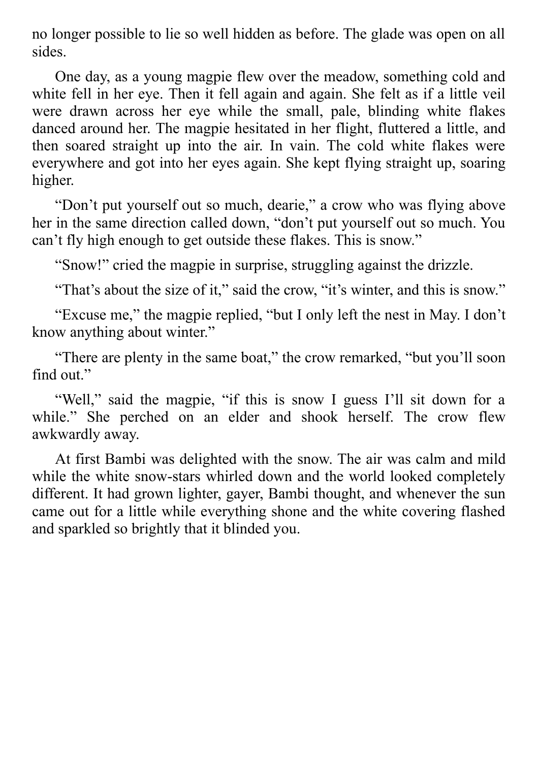no longer possible to lie so well hidden as before. The glade was open on all sides.

One day, as a young magpie flew over the meadow, something cold and white fell in her eye. Then it fell again and again. She felt as if a little veil were drawn across her eye while the small, pale, blinding white flakes danced around her. The magpie hesitated in her flight, fluttered a little, and then soared straight up into the air. In vain. The cold white flakes were everywhere and got into her eyes again. She kept flying straight up, soaring higher.

"Don't put yourself out so much, dearie," a crow who was flying above her in the same direction called down, "don't put yourself out so much. You can't fly high enough to get outside these flakes. This is snow."

"Snow!" cried the magpie in surprise, struggling against the drizzle.

"That's about the size of it," said the crow, "it's winter, and this is snow."

"Excuse me," the magpie replied, "but I only left the nest in May. I don't know anything about winter."

"There are plenty in the same boat," the crow remarked, "but you'll soon find out."

"Well," said the magpie, "if this is snow I guess I'll sit down for a while." She perched on an elder and shook herself. The crow flew awkwardly away.

At first Bambi was delighted with the snow. The air was calm and mild while the white snow-stars whirled down and the world looked completely different. It had grown lighter, gayer, Bambi thought, and whenever the sun came out for a little while everything shone and the white covering flashed and sparkled so brightly that it blinded you.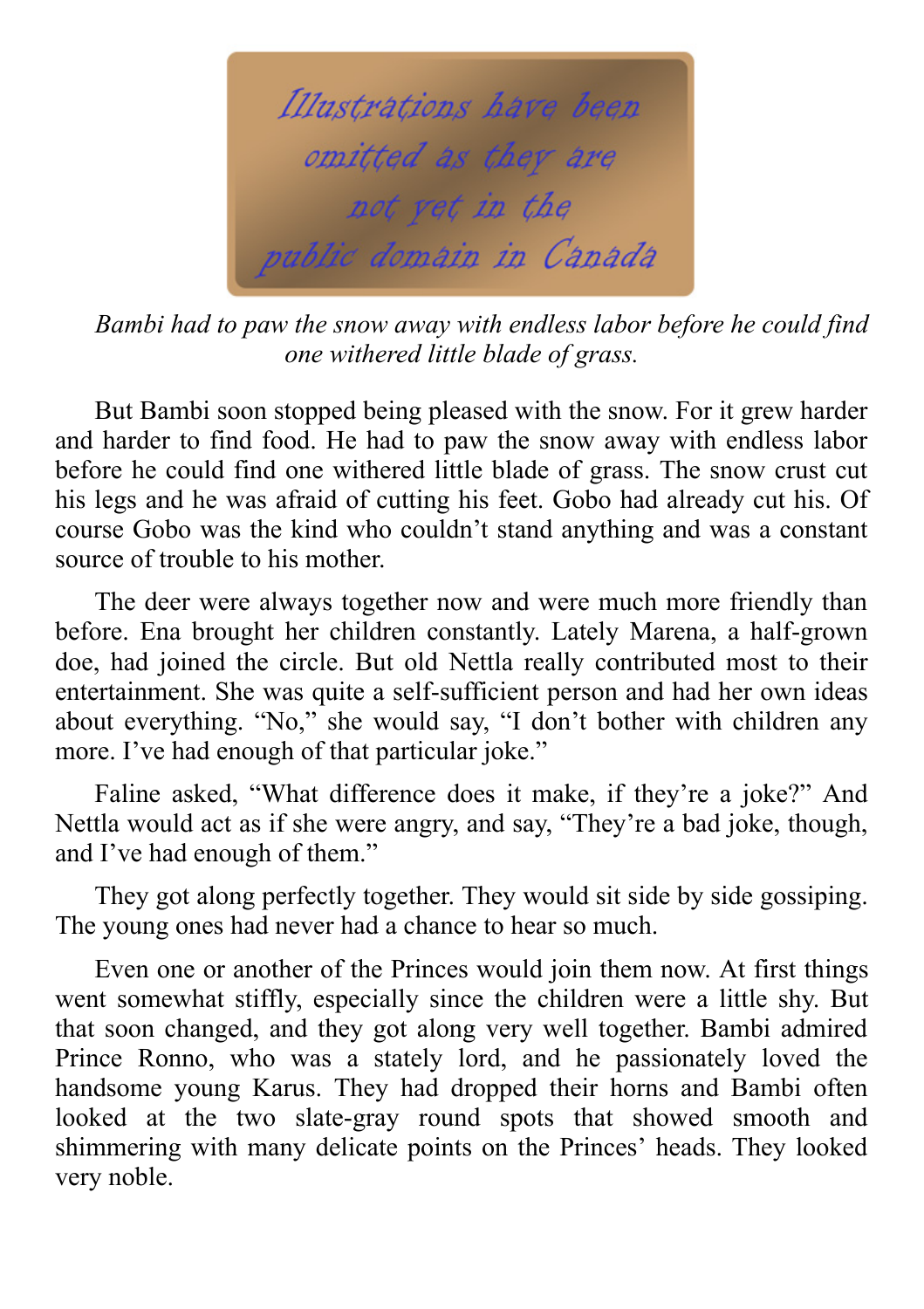*Illustrations have been omitted as they are not yet in the public domain in Canada*

*Bambi had to paw the snow away with endless labor before he could find one withered little blade of grass.*

But Bambi soon stopped being pleased with the snow. For it grew harder and harder to find food. He had to paw the snow away with endless labor before he could find one withered little blade of grass. The snow crust cut his legs and he was afraid of cutting his feet. Gobo had already cut his. Of course Gobo was the kind who couldn't stand anything and was a constant source of trouble to his mother.

The deer were always together now and were much more friendly than before. Ena brought her children constantly. Lately Marena, a half-grown doe, had joined the circle. But old Nettla really contributed most to their entertainment. She was quite a self-sufficient person and had her own ideas about everything. "No," she would say, "I don't bother with children any more. I've had enough of that particular joke."

Faline asked, "What difference does it make, if they're a joke?" And Nettla would act as if she were angry, and say, "They're a bad joke, though, and I've had enough of them."

They got along perfectly together. They would sit side by side gossiping. The young ones had never had a chance to hear so much.

Even one or another of the Princes would join them now. At first things went somewhat stiffly, especially since the children were a little shy. But that soon changed, and they got along very well together. Bambi admired Prince Ronno, who was a stately lord, and he passionately loved the handsome young Karus. They had dropped their horns and Bambi often looked at the two slate-gray round spots that showed smooth and shimmering with many delicate points on the Princes' heads. They looked very noble.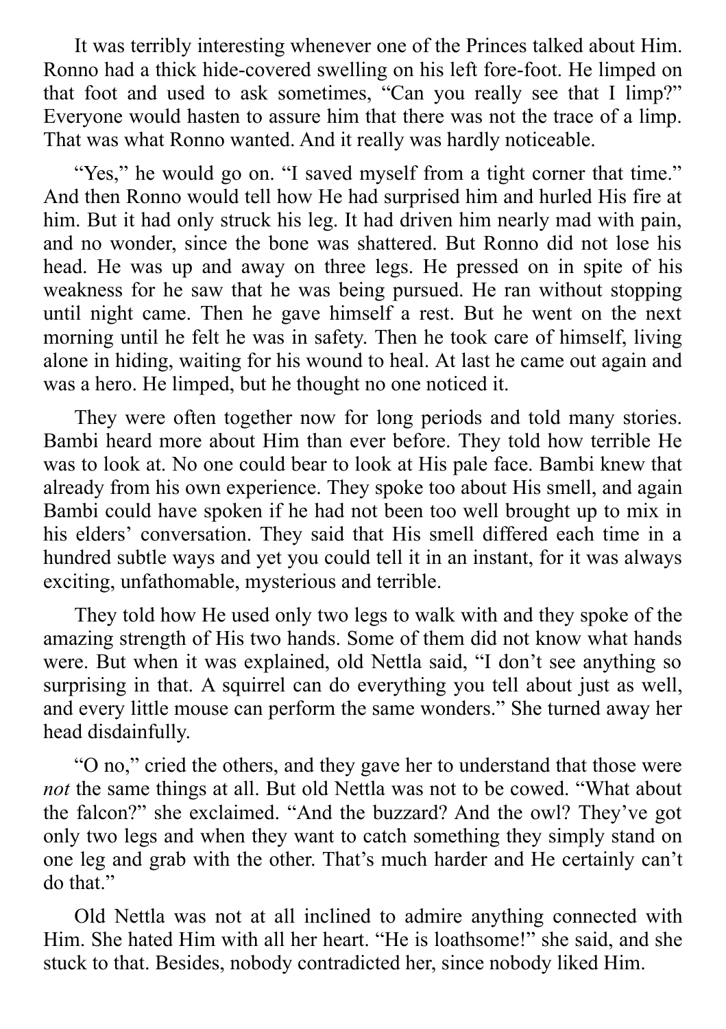It was terribly interesting whenever one of the Princes talked about Him. Ronno had a thick hide-covered swelling on his left fore-foot. He limped on that foot and used to ask sometimes, "Can you really see that I limp?" Everyone would hasten to assure him that there was not the trace of a limp. That was what Ronno wanted. And it really was hardly noticeable.

"Yes," he would go on. "I saved myself from a tight corner that time." And then Ronno would tell how He had surprised him and hurled His fire at him. But it had only struck his leg. It had driven him nearly mad with pain, and no wonder, since the bone was shattered. But Ronno did not lose his head. He was up and away on three legs. He pressed on in spite of his weakness for he saw that he was being pursued. He ran without stopping until night came. Then he gave himself a rest. But he went on the next morning until he felt he was in safety. Then he took care of himself, living alone in hiding, waiting for his wound to heal. At last he came out again and was a hero. He limped, but he thought no one noticed it.

They were often together now for long periods and told many stories. Bambi heard more about Him than ever before. They told how terrible He was to look at. No one could bear to look at His pale face. Bambi knew that already from his own experience. They spoke too about His smell, and again Bambi could have spoken if he had not been too well brought up to mix in his elders' conversation. They said that His smell differed each time in a hundred subtle ways and yet you could tell it in an instant, for it was always exciting, unfathomable, mysterious and terrible.

They told how He used only two legs to walk with and they spoke of the amazing strength of His two hands. Some of them did not know what hands were. But when it was explained, old Nettla said, "I don't see anything so surprising in that. A squirrel can do everything you tell about just as well, and every little mouse can perform the same wonders." She turned away her head disdainfully.

"O no," cried the others, and they gave her to understand that those were *not* the same things at all. But old Nettla was not to be cowed. "What about the falcon?" she exclaimed. "And the buzzard? And the owl? They've got only two legs and when they want to catch something they simply stand on one leg and grab with the other. That's much harder and He certainly can't do that."

Old Nettla was not at all inclined to admire anything connected with Him. She hated Him with all her heart. "He is loathsome!" she said, and she stuck to that. Besides, nobody contradicted her, since nobody liked Him.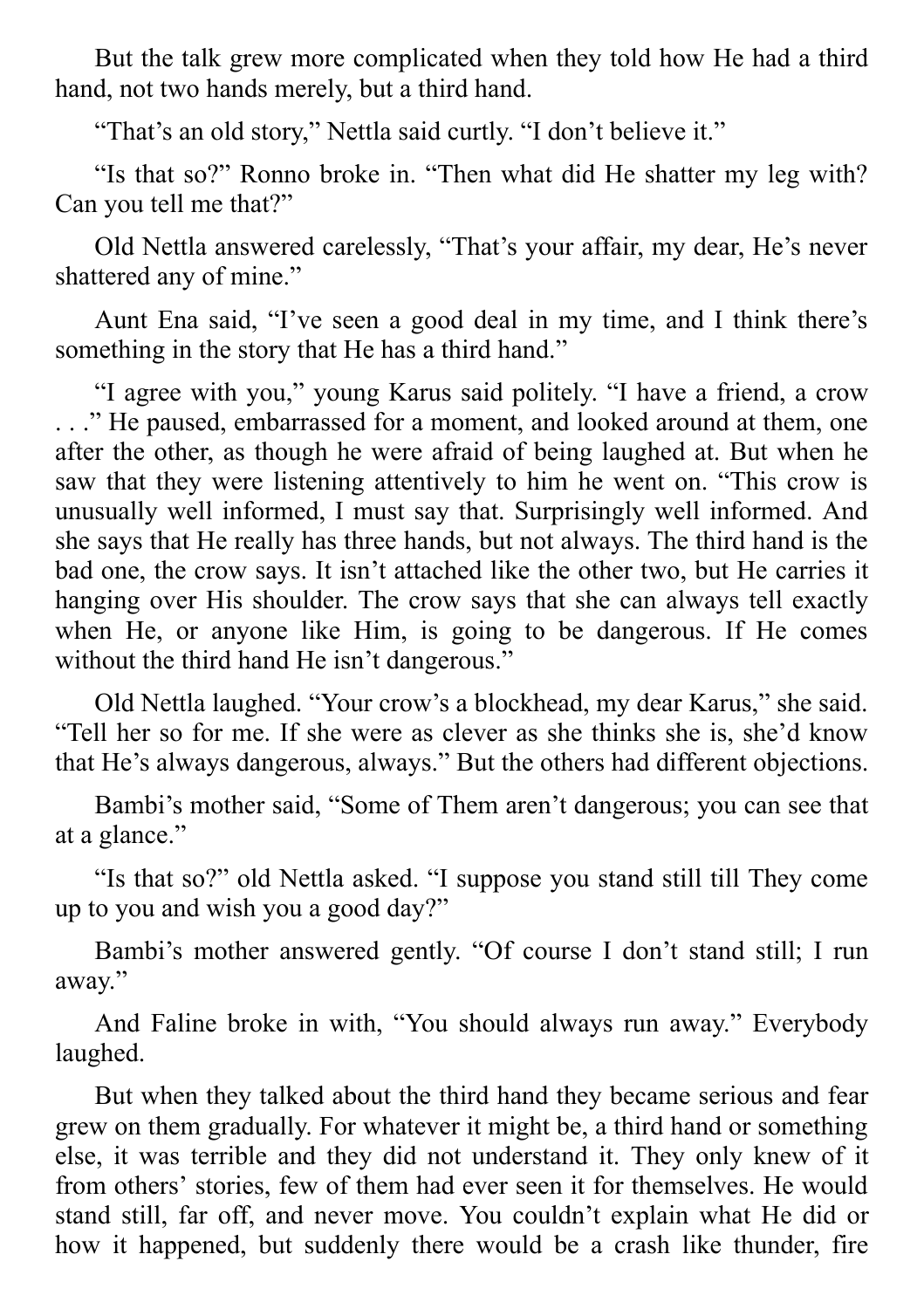But the talk grew more complicated when they told how He had a third hand, not two hands merely, but a third hand.

"That's an old story," Nettla said curtly. "I don't believe it."

"Is that so?" Ronno broke in. "Then what did He shatter my leg with? Can you tell me that?"

Old Nettla answered carelessly, "That's your affair, my dear, He's never shattered any of mine."

Aunt Ena said, "I've seen a good deal in my time, and I think there's something in the story that He has a third hand."

"I agree with you," young Karus said politely. "I have a friend, a crow . . ." He paused, embarrassed for a moment, and looked around at them, one after the other, as though he were afraid of being laughed at. But when he saw that they were listening attentively to him he went on. "This crow is unusually well informed, I must say that. Surprisingly well informed. And she says that He really has three hands, but not always. The third hand is the bad one, the crow says. It isn't attached like the other two, but He carries it hanging over His shoulder. The crow says that she can always tell exactly when He, or anyone like Him, is going to be dangerous. If He comes without the third hand He isn't dangerous."

Old Nettla laughed. "Your crow's a blockhead, my dear Karus," she said. "Tell her so for me. If she were as clever as she thinks she is, she'd know that He's always dangerous, always." But the others had different objections.

Bambi's mother said, "Some of Them aren't dangerous; you can see that at a glance."

"Is that so?" old Nettla asked. "I suppose you stand still till They come up to you and wish you a good day?"

Bambi's mother answered gently. "Of course I don't stand still; I run away."

And Faline broke in with, "You should always run away." Everybody laughed.

But when they talked about the third hand they became serious and fear grew on them gradually. For whatever it might be, a third hand or something else, it was terrible and they did not understand it. They only knew of it from others' stories, few of them had ever seen it for themselves. He would stand still, far off, and never move. You couldn't explain what He did or how it happened, but suddenly there would be a crash like thunder, fire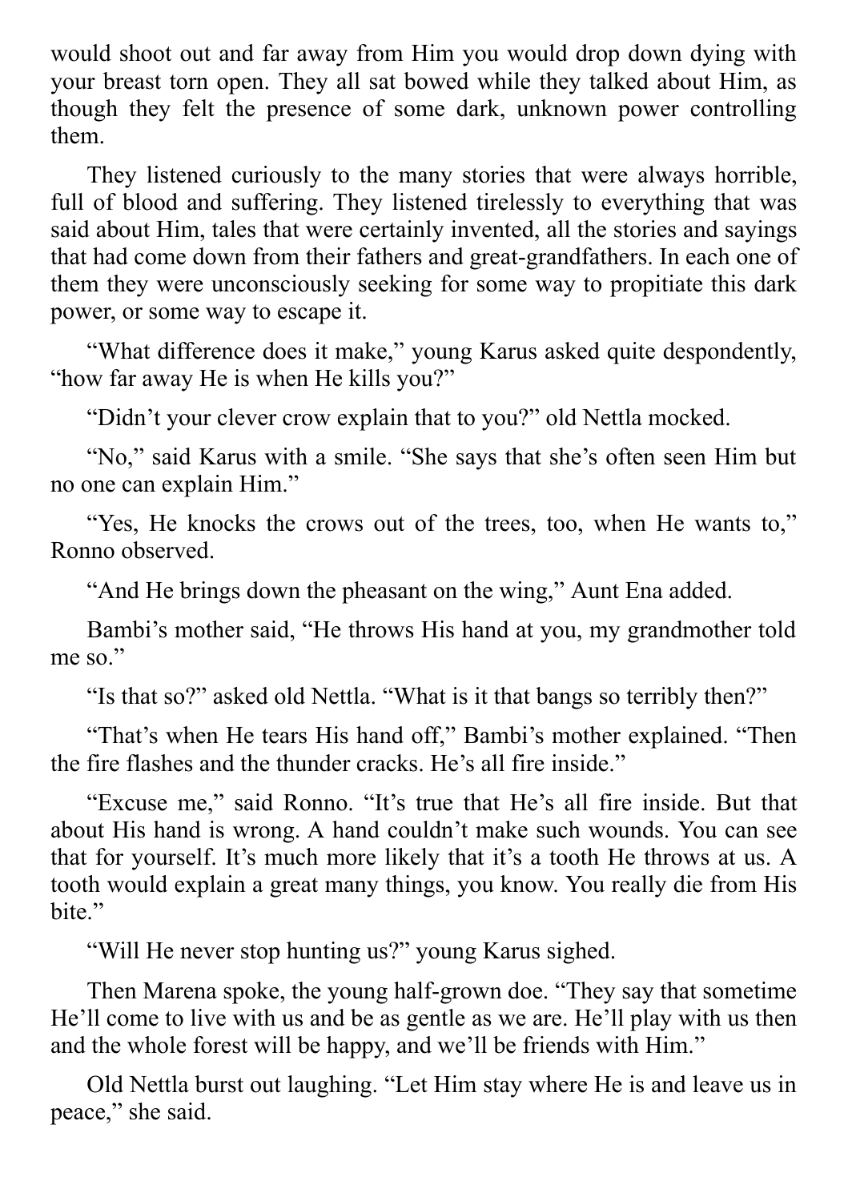would shoot out and far away from Him you would drop down dying with your breast torn open. They all sat bowed while they talked about Him, as though they felt the presence of some dark, unknown power controlling them.

They listened curiously to the many stories that were always horrible, full of blood and suffering. They listened tirelessly to everything that was said about Him, tales that were certainly invented, all the stories and sayings that had come down from their fathers and great-grandfathers. In each one of them they were unconsciously seeking for some way to propitiate this dark power, or some way to escape it.

"What difference does it make," young Karus asked quite despondently, "how far away He is when He kills you?"

"Didn't your clever crow explain that to you?" old Nettla mocked.

"No," said Karus with a smile. "She says that she's often seen Him but no one can explain Him."

"Yes, He knocks the crows out of the trees, too, when He wants to," Ronno observed.

"And He brings down the pheasant on the wing," Aunt Ena added.

Bambi's mother said, "He throws His hand at you, my grandmother told me so."

"Is that so?" asked old Nettla. "What is it that bangs so terribly then?"

"That's when He tears His hand off," Bambi's mother explained. "Then the fire flashes and the thunder cracks. He's all fire inside."

"Excuse me," said Ronno. "It's true that He's all fire inside. But that about His hand is wrong. A hand couldn't make such wounds. You can see that for yourself. It's much more likely that it's a tooth He throws at us. A tooth would explain a great many things, you know. You really die from His bite."

"Will He never stop hunting us?" young Karus sighed.

Then Marena spoke, the young half-grown doe. "They say that sometime He'll come to live with us and be as gentle as we are. He'll play with us then and the whole forest will be happy, and we'll be friends with Him."

Old Nettla burst out laughing. "Let Him stay where He is and leave us in peace," she said.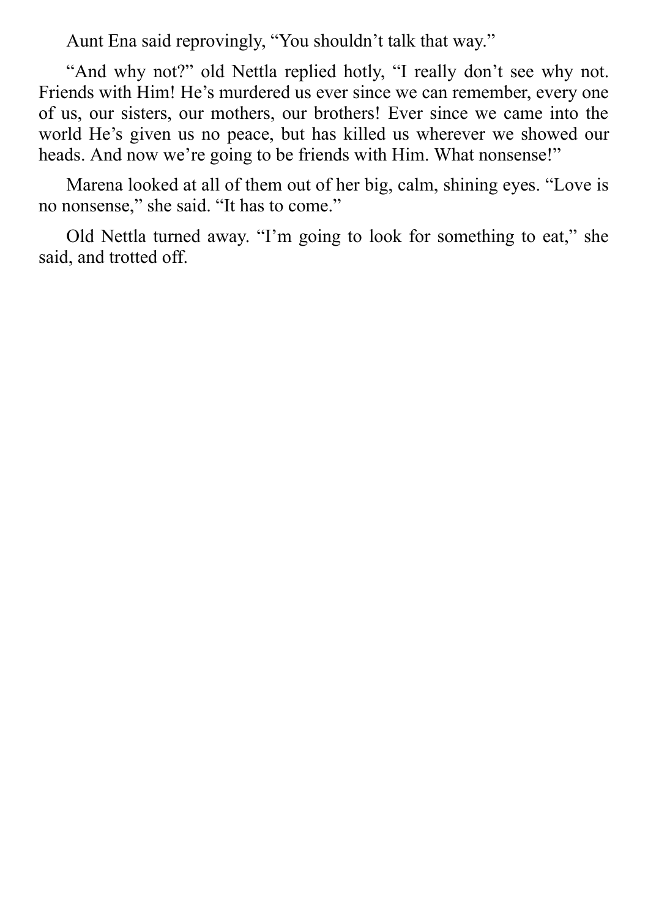Aunt Ena said reprovingly, “You shouldn’t talk that way.”

“And why not?” old Nettla replied hotly, “I really don’t see why not. Friends with Him! He’s murdered us ever since we can remember, every one of us, our sisters, our mothers, our brothers! Ever since we came into the world He’s given us no peace, but has killed us wherever we showed our heads. And now we’re going to be friends with Him. What nonsense!”

Marena looked at all of them out of her big, calm, shining eyes. “Love is no nonsense,” she said. “It has to come.”

Old Nettla turned away. “I’m going to look for something to eat,” she said, and trotted off.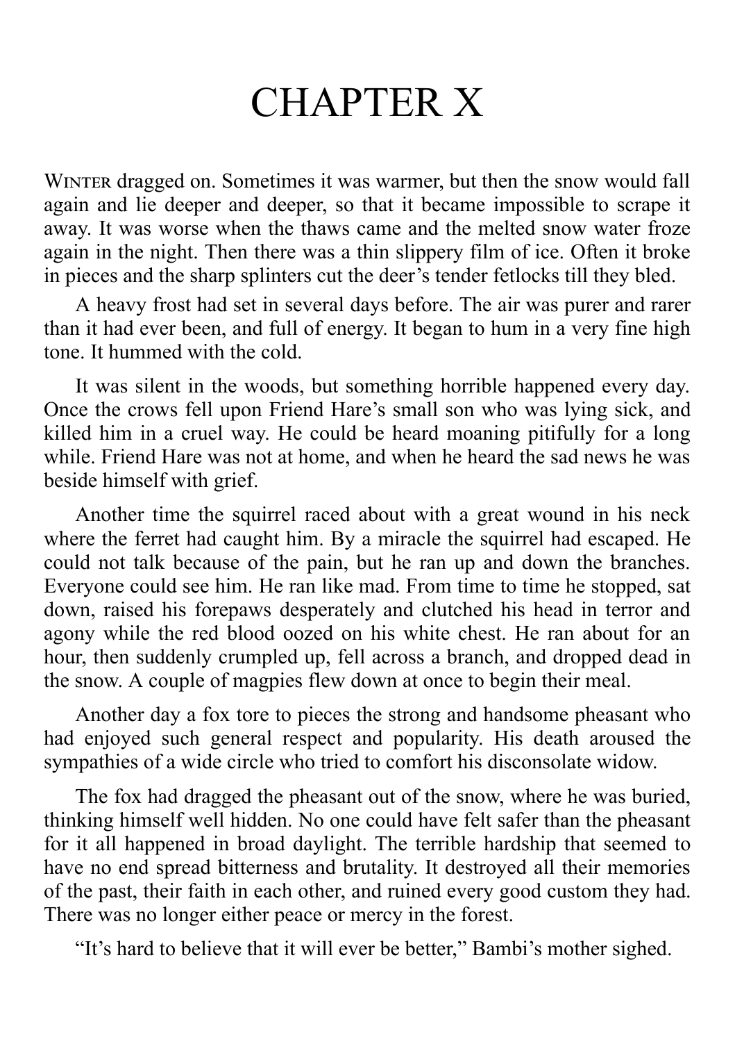# CHAPTER X

WINTER dragged on. Sometimes it was warmer, but then the snow would fall again and lie deeper and deeper, so that it became impossible to scrape it away. It was worse when the thaws came and the melted snow water froze again in the night. Then there was a thin slippery film of ice. Often it broke in pieces and the sharp splinters cut the deer's tender fetlocks till they bled.

A heavy frost had set in several days before. The air was purer and rarer than it had ever been, and full of energy. It began to hum in a very fine high tone. It hummed with the cold.

It was silent in the woods, but something horrible happened every day. Once the crows fell upon Friend Hare's small son who was lying sick, and killed him in a cruel way. He could be heard moaning pitifully for a long while. Friend Hare was not at home, and when he heard the sad news he was beside himself with grief.

Another time the squirrel raced about with a great wound in his neck where the ferret had caught him. By a miracle the squirrel had escaped. He could not talk because of the pain, but he ran up and down the branches. Everyone could see him. He ran like mad. From time to time he stopped, sat down, raised his forepaws desperately and clutched his head in terror and agony while the red blood oozed on his white chest. He ran about for an hour, then suddenly crumpled up, fell across a branch, and dropped dead in the snow. A couple of magpies flew down at once to begin their meal.

Another day a fox tore to pieces the strong and handsome pheasant who had enjoyed such general respect and popularity. His death aroused the sympathies of a wide circle who tried to comfort his disconsolate widow.

The fox had dragged the pheasant out of the snow, where he was buried, thinking himself well hidden. No one could have felt safer than the pheasant for it all happened in broad daylight. The terrible hardship that seemed to have no end spread bitterness and brutality. It destroyed all their memories of the past, their faith in each other, and ruined every good custom they had. There was no longer either peace or mercy in the forest.

"It's hard to believe that it will ever be better," Bambi's mother sighed.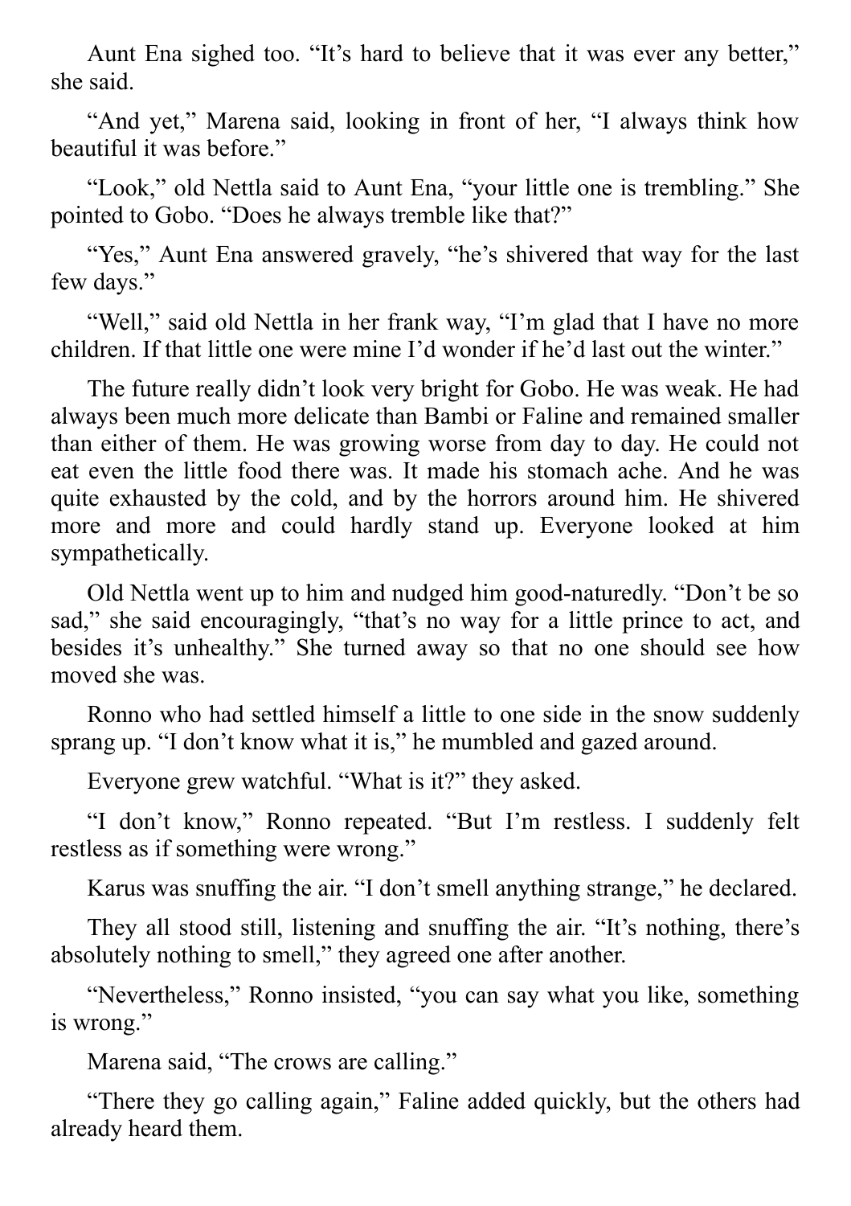Aunt Ena sighed too. “It’s hard to believe that it was ever any better,” she said.

“And yet,” Marena said, looking in front of her, “I always think how beautiful it was before.”

“Look,” old Nettla said to Aunt Ena, “your little one is trembling.” She pointed to Gobo. “Does he always tremble like that?”

“Yes,” Aunt Ena answered gravely, “he’s shivered that way for the last few days.”

“Well,” said old Nettla in her frank way, “I’m glad that I have no more children. If that little one were mine I’d wonder if he’d last out the winter.”

The future really didn’t look very bright for Gobo. He was weak. He had always been much more delicate than Bambi or Faline and remained smaller than either of them. He was growing worse from day to day. He could not eat even the little food there was. It made his stomach ache. And he was quite exhausted by the cold, and by the horrors around him. He shivered more and more and could hardly stand up. Everyone looked at him sympathetically.

Old Nettla went up to him and nudged him good-naturedly. “Don’t be so sad,” she said encouragingly, “that’s no way for a little prince to act, and besides it’s unhealthy.” She turned away so that no one should see how moved she was.

Ronno who had settled himself a little to one side in the snow suddenly sprang up. “I don’t know what it is,” he mumbled and gazed around.

Everyone grew watchful. “What is it?” they asked.

“I don’t know,” Ronno repeated. “But I’m restless. I suddenly felt restless as if something were wrong.”

Karus was snuffing the air. “I don’t smell anything strange,” he declared.

They all stood still, listening and snuffing the air. “It’s nothing, there’s absolutely nothing to smell,” they agreed one after another.

“Nevertheless,” Ronno insisted, “you can say what you like, something is wrong.”

Marena said, “The crows are calling.”

“There they go calling again,” Faline added quickly, but the others had already heard them.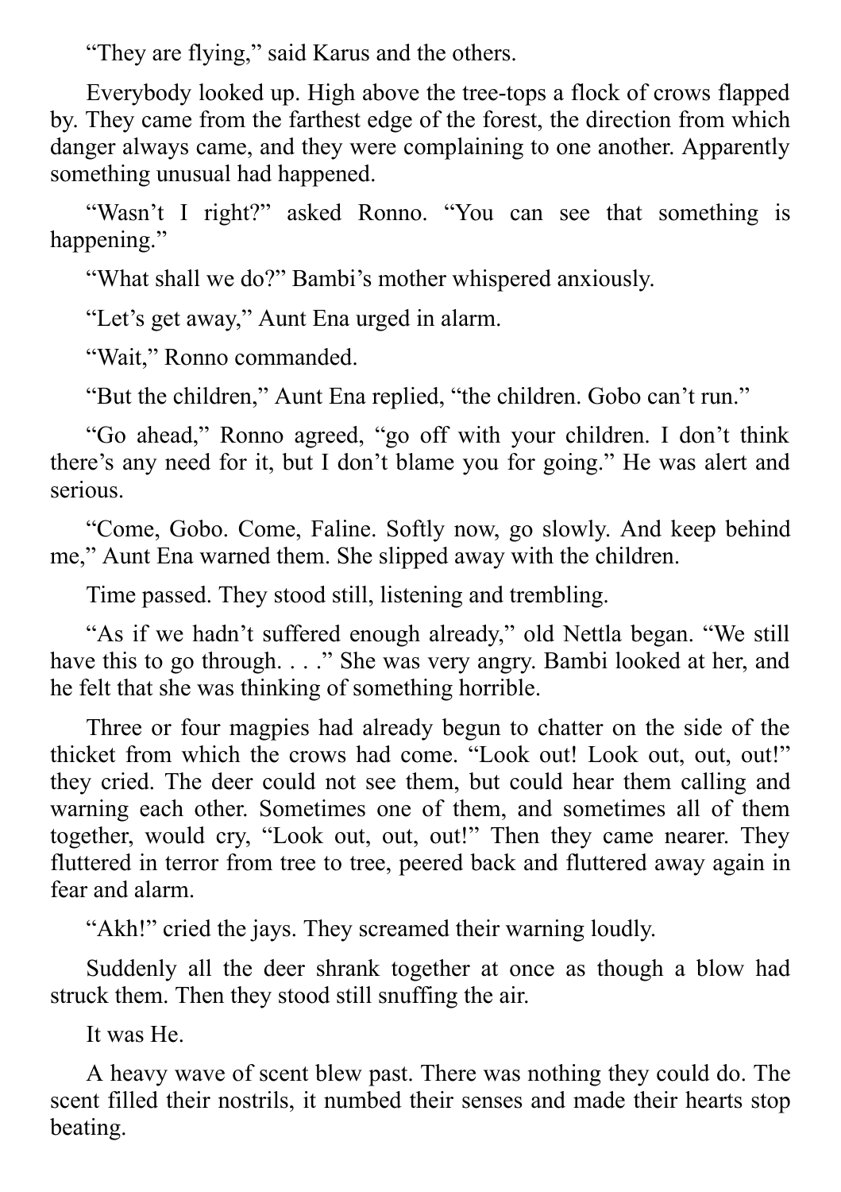"They are flying," said Karus and the others.

Everybody looked up. High above the tree-tops a flock of crows flapped by. They came from the farthest edge of the forest, the direction from which danger always came, and they were complaining to one another. Apparently something unusual had happened.

"Wasn't I right?" asked Ronno. "You can see that something is happening."

"What shall we do?" Bambi's mother whispered anxiously.

"Let's get away," Aunt Ena urged in alarm.

"Wait," Ronno commanded.

"But the children," Aunt Ena replied, "the children. Gobo can't run."

"Go ahead," Ronno agreed, "go off with your children. I don't think there's any need for it, but I don't blame you for going." He was alert and serious.

"Come, Gobo. Come, Faline. Softly now, go slowly. And keep behind me," Aunt Ena warned them. She slipped away with the children.

Time passed. They stood still, listening and trembling.

"As if we hadn't suffered enough already," old Nettla began. "We still have this to go through. . . ." She was very angry. Bambi looked at her, and he felt that she was thinking of something horrible.

Three or four magpies had already begun to chatter on the side of the thicket from which the crows had come. "Look out! Look out, out, out!" they cried. The deer could not see them, but could hear them calling and warning each other. Sometimes one of them, and sometimes all of them together, would cry, "Look out, out, out!" Then they came nearer. They fluttered in terror from tree to tree, peered back and fluttered away again in fear and alarm.

"Akh!" cried the jays. They screamed their warning loudly.

Suddenly all the deer shrank together at once as though a blow had struck them. Then they stood still snuffing the air.

It was He.

A heavy wave of scent blew past. There was nothing they could do. The scent filled their nostrils, it numbed their senses and made their hearts stop beating.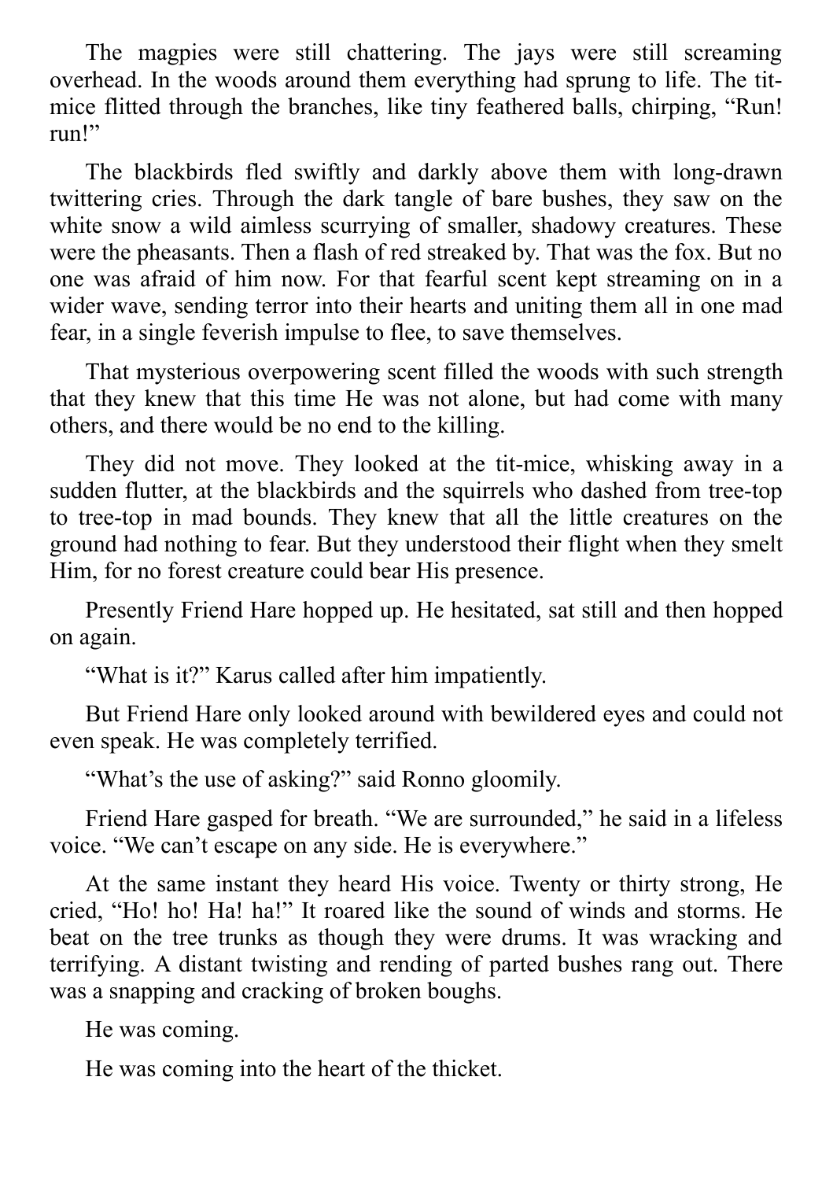The magpies were still chattering. The jays were still screaming overhead. In the woods around them everything had sprung to life. The tit-mice flitted through the branches, like tiny feathered balls, chirping, "Run! run!"

The blackbirds fled swiftly and darkly above them with long-drawn twittering cries. Through the dark tangle of bare bushes, they saw on the white snow a wild aimless scurrying of smaller, shadowy creatures. These were the pheasants. Then a flash of red streaked by. That was the fox. But no one was afraid of him now. For that fearful scent kept streaming on in a wider wave, sending terror into their hearts and uniting them all in one mad fear, in a single feverish impulse to flee, to save themselves.

That mysterious overpowering scent filled the woods with such strength that they knew that this time He was not alone, but had come with many others, and there would be no end to the killing.

They did not move. They looked at the tit-mice, whisking away in a sudden flutter, at the blackbirds and the squirrels who dashed from tree-top to tree-top in mad bounds. They knew that all the little creatures on the ground had nothing to fear. But they understood their flight when they smelt Him, for no forest creature could bear His presence.

Presently Friend Hare hopped up. He hesitated, sat still and then hopped on again.

"What is it?" Karus called after him impatiently.

But Friend Hare only looked around with bewildered eyes and could not even speak. He was completely terrified.

"What's the use of asking?" said Ronno gloomily.

Friend Hare gasped for breath. "We are surrounded," he said in a lifeless voice. "We can't escape on any side. He is everywhere."

At the same instant they heard His voice. Twenty or thirty strong, He cried, "Ho! ho! Ha! ha!" It roared like the sound of winds and storms. He beat on the tree trunks as though they were drums. It was wracking and terrifying. A distant twisting and rending of parted bushes rang out. There was a snapping and cracking of broken boughs.

He was coming.

He was coming into the heart of the thicket.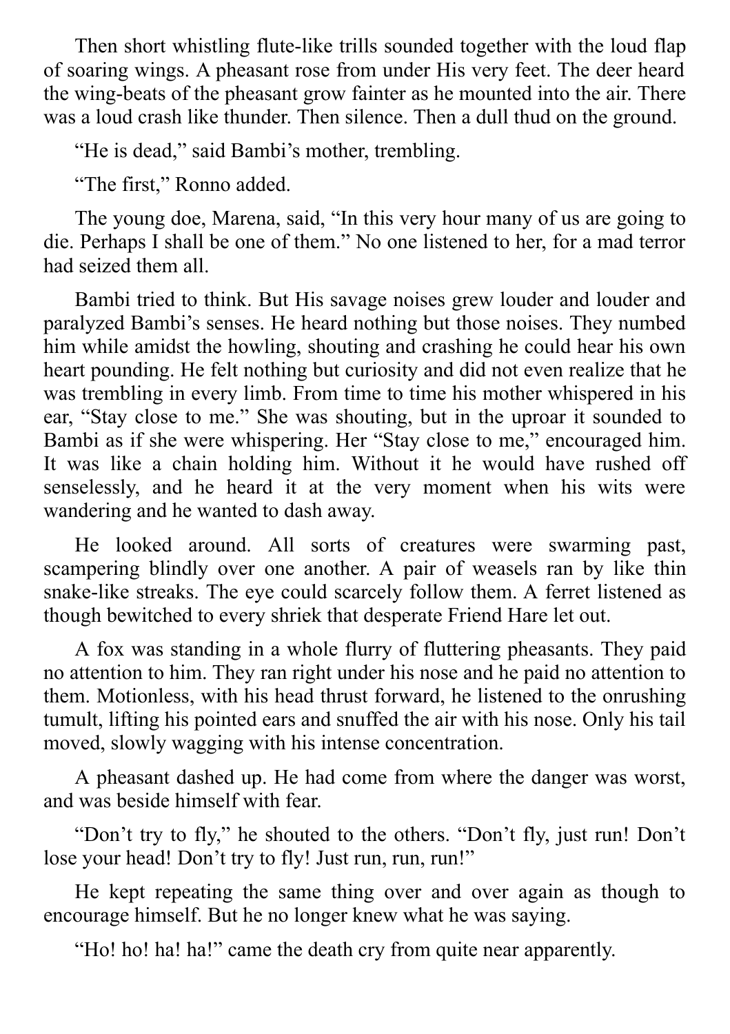Then short whistling flute-like trills sounded together with the loud flap of soaring wings. A pheasant rose from under His very feet. The deer heard the wing-beats of the pheasant grow fainter as he mounted into the air. There was a loud crash like thunder. Then silence. Then a dull thud on the ground.

"He is dead," said Bambi's mother, trembling.

"The first," Ronno added.

The young doe, Marena, said, "In this very hour many of us are going to die. Perhaps I shall be one of them." No one listened to her, for a mad terror had seized them all.

Bambi tried to think. But His savage noises grew louder and louder and paralyzed Bambi's senses. He heard nothing but those noises. They numbed him while amidst the howling, shouting and crashing he could hear his own heart pounding. He felt nothing but curiosity and did not even realize that he was trembling in every limb. From time to time his mother whispered in his ear, "Stay close to me." She was shouting, but in the uproar it sounded to Bambi as if she were whispering. Her "Stay close to me," encouraged him. It was like a chain holding him. Without it he would have rushed off senselessly, and he heard it at the very moment when his wits were wandering and he wanted to dash away.

He looked around. All sorts of creatures were swarming past, scampering blindly over one another. A pair of weasels ran by like thin snake-like streaks. The eye could scarcely follow them. A ferret listened as though bewitched to every shriek that desperate Friend Hare let out.

A fox was standing in a whole flurry of fluttering pheasants. They paid no attention to him. They ran right under his nose and he paid no attention to them. Motionless, with his head thrust forward, he listened to the onrushing tumult, lifting his pointed ears and snuffed the air with his nose. Only his tail moved, slowly wagging with his intense concentration.

A pheasant dashed up. He had come from where the danger was worst, and was beside himself with fear.

"Don't try to fly," he shouted to the others. "Don't fly, just run! Don't lose your head! Don't try to fly! Just run, run, run!"

He kept repeating the same thing over and over again as though to encourage himself. But he no longer knew what he was saying.

"Ho! ho! ha! ha!" came the death cry from quite near apparently.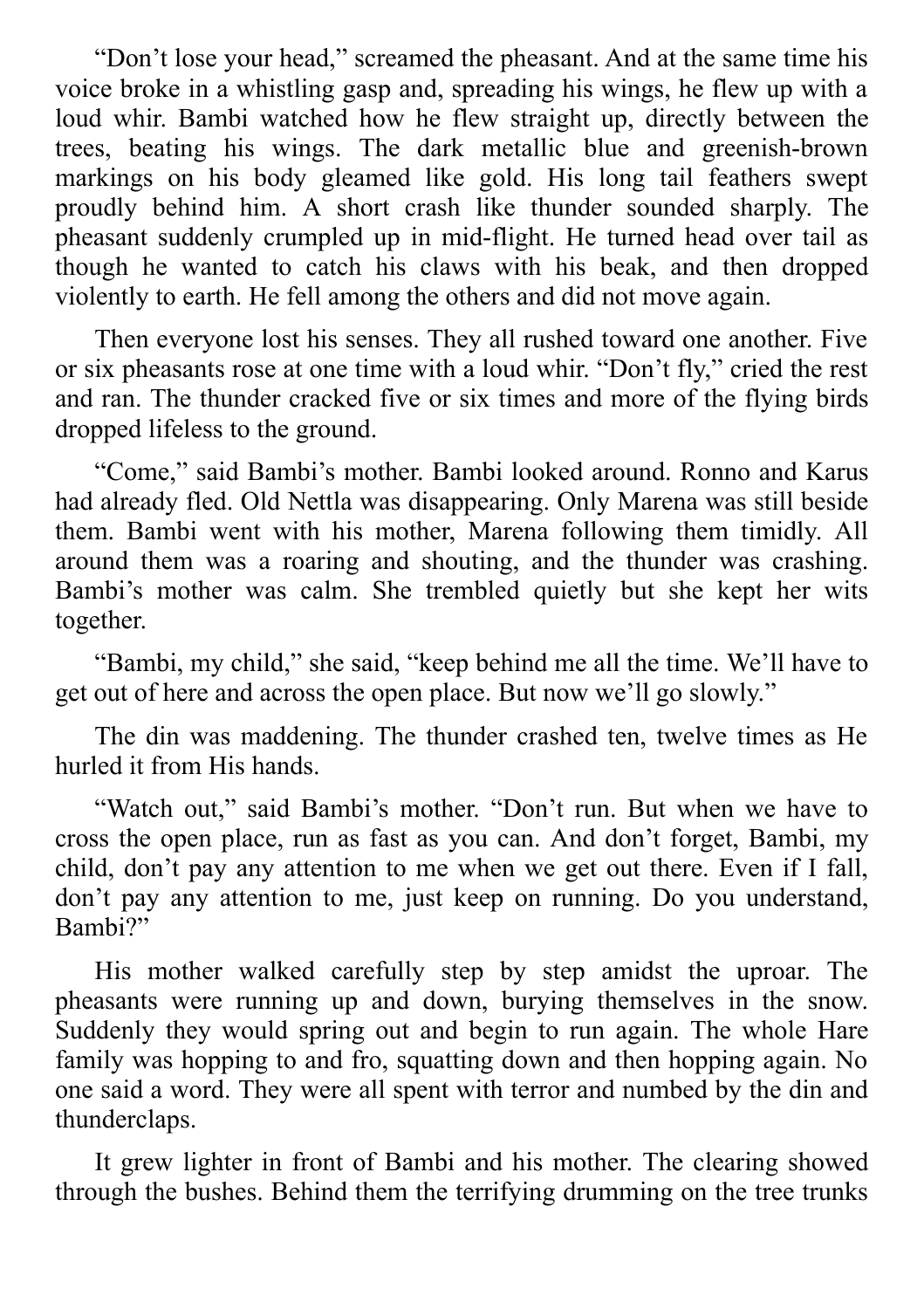"Don't lose your head," screamed the pheasant. And at the same time his voice broke in a whistling gasp and, spreading his wings, he flew up with a loud whir. Bambi watched how he flew straight up, directly between the trees, beating his wings. The dark metallic blue and greenish-brown markings on his body gleamed like gold. His long tail feathers swept proudly behind him. A short crash like thunder sounded sharply. The pheasant suddenly crumpled up in mid-flight. He turned head over tail as though he wanted to catch his claws with his beak, and then dropped violently to earth. He fell among the others and did not move again.

Then everyone lost his senses. They all rushed toward one another. Five or six pheasants rose at one time with a loud whir. "Don't fly," cried the rest and ran. The thunder cracked five or six times and more of the flying birds dropped lifeless to the ground.

"Come," said Bambi's mother. Bambi looked around. Ronno and Karus had already fled. Old Nettla was disappearing. Only Marena was still beside them. Bambi went with his mother, Marena following them timidly. All around them was a roaring and shouting, and the thunder was crashing. Bambi's mother was calm. She trembled quietly but she kept her wits together.

"Bambi, my child," she said, "keep behind me all the time. We'll have to get out of here and across the open place. But now we'll go slowly."

The din was maddening. The thunder crashed ten, twelve times as He hurled it from His hands.

"Watch out," said Bambi's mother. "Don't run. But when we have to cross the open place, run as fast as you can. And don't forget, Bambi, my child, don't pay any attention to me when we get out there. Even if I fall, don't pay any attention to me, just keep on running. Do you understand, Bambi?"

His mother walked carefully step by step amidst the uproar. The pheasants were running up and down, burying themselves in the snow. Suddenly they would spring out and begin to run again. The whole Hare family was hopping to and fro, squatting down and then hopping again. No one said a word. They were all spent with terror and numbed by the din and thunderclaps.

It grew lighter in front of Bambi and his mother. The clearing showed through the bushes. Behind them the terrifying drumming on the tree trunks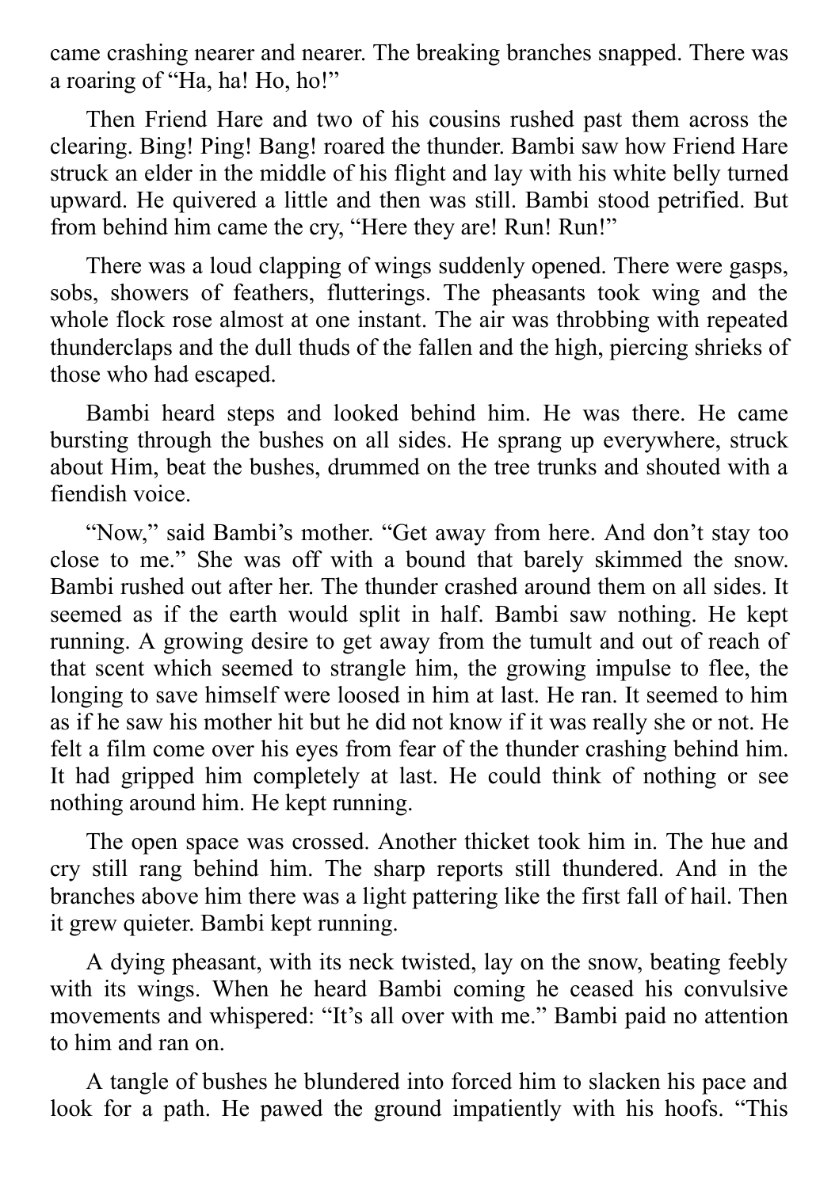came crashing nearer and nearer. The breaking branches snapped. There was a roaring of "Ha, ha! Ho, ho!"

Then Friend Hare and two of his cousins rushed past them across the clearing. Bing! Ping! Bang! roared the thunder. Bambi saw how Friend Hare struck an elder in the middle of his flight and lay with his white belly turned upward. He quivered a little and then was still. Bambi stood petrified. But from behind him came the cry, "Here they are! Run! Run!"

There was a loud clapping of wings suddenly opened. There were gasps, sobs, showers of feathers, flutterings. The pheasants took wing and the whole flock rose almost at one instant. The air was throbbing with repeated thunderclaps and the dull thuds of the fallen and the high, piercing shrieks of those who had escaped.

Bambi heard steps and looked behind him. He was there. He came bursting through the bushes on all sides. He sprang up everywhere, struck about Him, beat the bushes, drummed on the tree trunks and shouted with a fiendish voice.

"Now," said Bambi's mother. "Get away from here. And don't stay too close to me." She was off with a bound that barely skimmed the snow. Bambi rushed out after her. The thunder crashed around them on all sides. It seemed as if the earth would split in half. Bambi saw nothing. He kept running. A growing desire to get away from the tumult and out of reach of that scent which seemed to strangle him, the growing impulse to flee, the longing to save himself were loosed in him at last. He ran. It seemed to him as if he saw his mother hit but he did not know if it was really she or not. He felt a film come over his eyes from fear of the thunder crashing behind him. It had gripped him completely at last. He could think of nothing or see nothing around him. He kept running.

The open space was crossed. Another thicket took him in. The hue and cry still rang behind him. The sharp reports still thundered. And in the branches above him there was a light pattering like the first fall of hail. Then it grew quieter. Bambi kept running.

A dying pheasant, with its neck twisted, lay on the snow, beating feebly with its wings. When he heard Bambi coming he ceased his convulsive movements and whispered: "It's all over with me." Bambi paid no attention to him and ran on.

A tangle of bushes he blundered into forced him to slacken his pace and look for a path. He pawed the ground impatiently with his hoofs. "This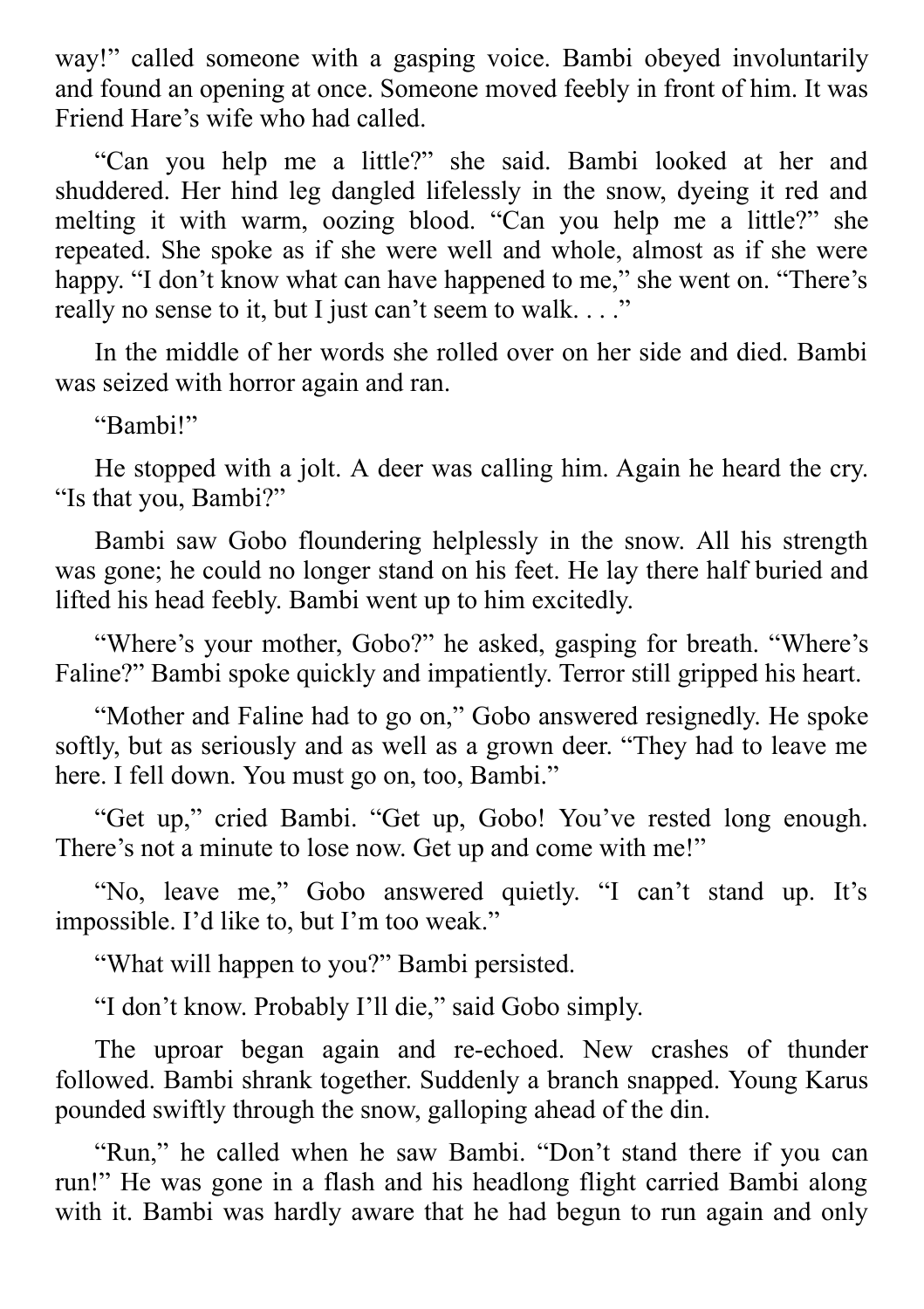way!” called someone with a gasping voice. Bambi obeyed involuntarily and found an opening at once. Someone moved feebly in front of him. It was Friend Hare’s wife who had called.

“Can you help me a little?” she said. Bambi looked at her and shuddered. Her hind leg dangled lifelessly in the snow, dyeing it red and melting it with warm, oozing blood. “Can you help me a little?” she repeated. She spoke as if she were well and whole, almost as if she were happy. “I don’t know what can have happened to me,” she went on. “There’s really no sense to it, but I just can’t seem to walk. . . .”

In the middle of her words she rolled over on her side and died. Bambi was seized with horror again and ran.

“Bambi!”

He stopped with a jolt. A deer was calling him. Again he heard the cry. “Is that you, Bambi?”

Bambi saw Gobo floundering helplessly in the snow. All his strength was gone; he could no longer stand on his feet. He lay there half buried and lifted his head feebly. Bambi went up to him excitedly.

“Where’s your mother, Gobo?” he asked, gasping for breath. “Where’s Faline?” Bambi spoke quickly and impatiently. Terror still gripped his heart.

“Mother and Faline had to go on,” Gobo answered resignedly. He spoke softly, but as seriously and as well as a grown deer. “They had to leave me here. I fell down. You must go on, too, Bambi.”

“Get up,” cried Bambi. “Get up, Gobo! You’ve rested long enough. There’s not a minute to lose now. Get up and come with me!”

“No, leave me,” Gobo answered quietly. “I can’t stand up. It’s impossible. I’d like to, but I’m too weak.”

“What will happen to you?” Bambi persisted.

“I don’t know. Probably I’ll die,” said Gobo simply.

The uproar began again and re-echoed. New crashes of thunder followed. Bambi shrank together. Suddenly a branch snapped. Young Karus pounded swiftly through the snow, galloping ahead of the din.

“Run,” he called when he saw Bambi. “Don’t stand there if you can run!” He was gone in a flash and his headlong flight carried Bambi along with it. Bambi was hardly aware that he had begun to run again and only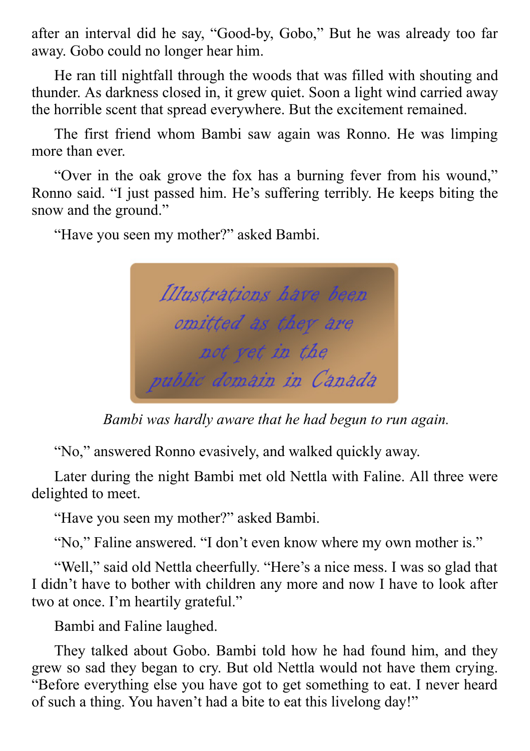after an interval did he say, “Good-by, Gobo,” But he was already too far away. Gobo could no longer hear him.

He ran till nightfall through the woods that was filled with shouting and thunder. As darkness closed in, it grew quiet. Soon a light wind carried away the horrible scent that spread everywhere. But the excitement remained.

The first friend whom Bambi saw again was Ronno. He was limping more than ever.

“Over in the oak grove the fox has a burning fever from his wound,” Ronno said. “I just passed him. He’s suffering terribly. He keeps biting the snow and the ground.”

“Have you seen my mother?” asked Bambi.

Illustrations have been omitted as they are not yet in the public domain in Canada

*Bambi was hardly aware that he had begun to run again.*

“No,” answered Ronno evasively, and walked quickly away.

Later during the night Bambi met old Nettla with Faline. All three were delighted to meet.

“Have you seen my mother?” asked Bambi.

“No,” Faline answered. “I don’t even know where my own mother is.”

“Well,” said old Nettla cheerfully. “Here’s a nice mess. I was so glad that I didn’t have to bother with children any more and now I have to look after two at once. I’m heartily grateful.”

Bambi and Faline laughed.

They talked about Gobo. Bambi told how he had found him, and they grew so sad they began to cry. But old Nettla would not have them crying. “Before everything else you have got to get something to eat. I never heard of such a thing. You haven’t had a bite to eat this livelong day!”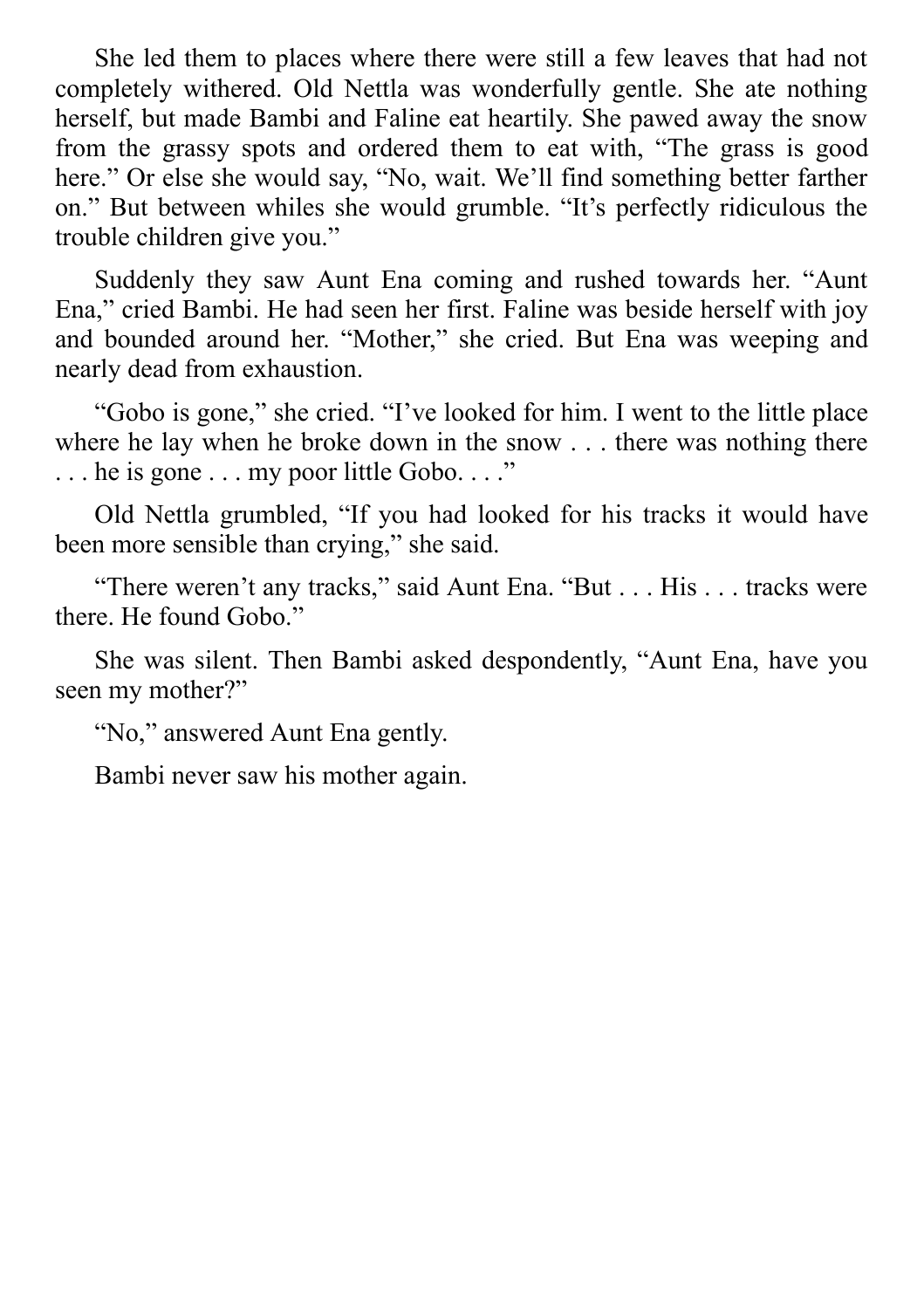She led them to places where there were still a few leaves that had not completely withered. Old Nettla was wonderfully gentle. She ate nothing herself, but made Bambi and Faline eat heartily. She pawed away the snow from the grassy spots and ordered them to eat with, "The grass is good here." Or else she would say, "No, wait. We'll find something better farther on." But between whiles she would grumble. "It's perfectly ridiculous the trouble children give you."

Suddenly they saw Aunt Ena coming and rushed towards her. "Aunt Ena," cried Bambi. He had seen her first. Faline was beside herself with joy and bounded around her. "Mother," she cried. But Ena was weeping and nearly dead from exhaustion.

"Gobo is gone," she cried. "I've looked for him. I went to the little place where he lay when he broke down in the snow . . . there was nothing there . . . he is gone . . . my poor little Gobo. . . ."

Old Nettla grumbled, "If you had looked for his tracks it would have been more sensible than crying," she said.

"There weren't any tracks," said Aunt Ena. "But . . . His . . . tracks were there. He found Gobo."

She was silent. Then Bambi asked despondently, "Aunt Ena, have you seen my mother?"

"No," answered Aunt Ena gently.

Bambi never saw his mother again.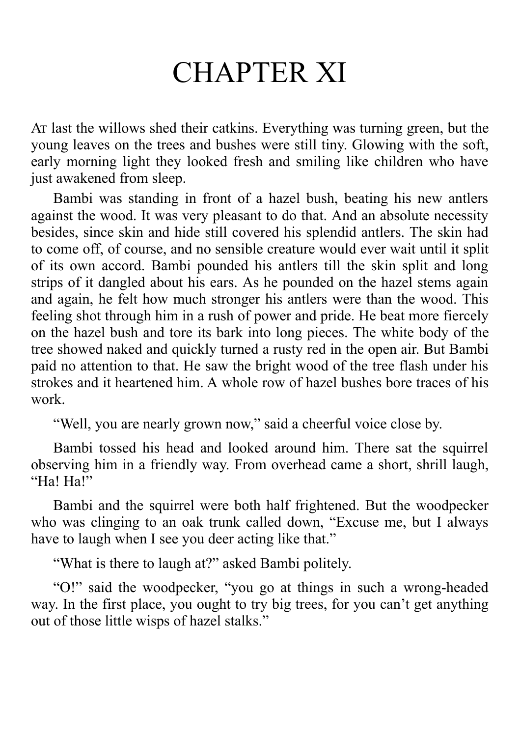# CHAPTER XI

At last the willows shed their catkins. Everything was turning green, but the young leaves on the trees and bushes were still tiny. Glowing with the soft, early morning light they looked fresh and smiling like children who have just awakened from sleep.

Bambi was standing in front of a hazel bush, beating his new antlers against the wood. It was very pleasant to do that. And an absolute necessity besides, since skin and hide still covered his splendid antlers. The skin had to come off, of course, and no sensible creature would ever wait until it split of its own accord. Bambi pounded his antlers till the skin split and long strips of it dangled about his ears. As he pounded on the hazel stems again and again, he felt how much stronger his antlers were than the wood. This feeling shot through him in a rush of power and pride. He beat more fiercely on the hazel bush and tore its bark into long pieces. The white body of the tree showed naked and quickly turned a rusty red in the open air. But Bambi paid no attention to that. He saw the bright wood of the tree flash under his strokes and it heartened him. A whole row of hazel bushes bore traces of his work.

"Well, you are nearly grown now," said a cheerful voice close by.

Bambi tossed his head and looked around him. There sat the squirrel observing him in a friendly way. From overhead came a short, shrill laugh, "Ha! Ha!"

Bambi and the squirrel were both half frightened. But the woodpecker who was clinging to an oak trunk called down, "Excuse me, but I always have to laugh when I see you deer acting like that."

"What is there to laugh at?" asked Bambi politely.

"O!" said the woodpecker, "you go at things in such a wrong-headed way. In the first place, you ought to try big trees, for you can't get anything out of those little wisps of hazel stalks."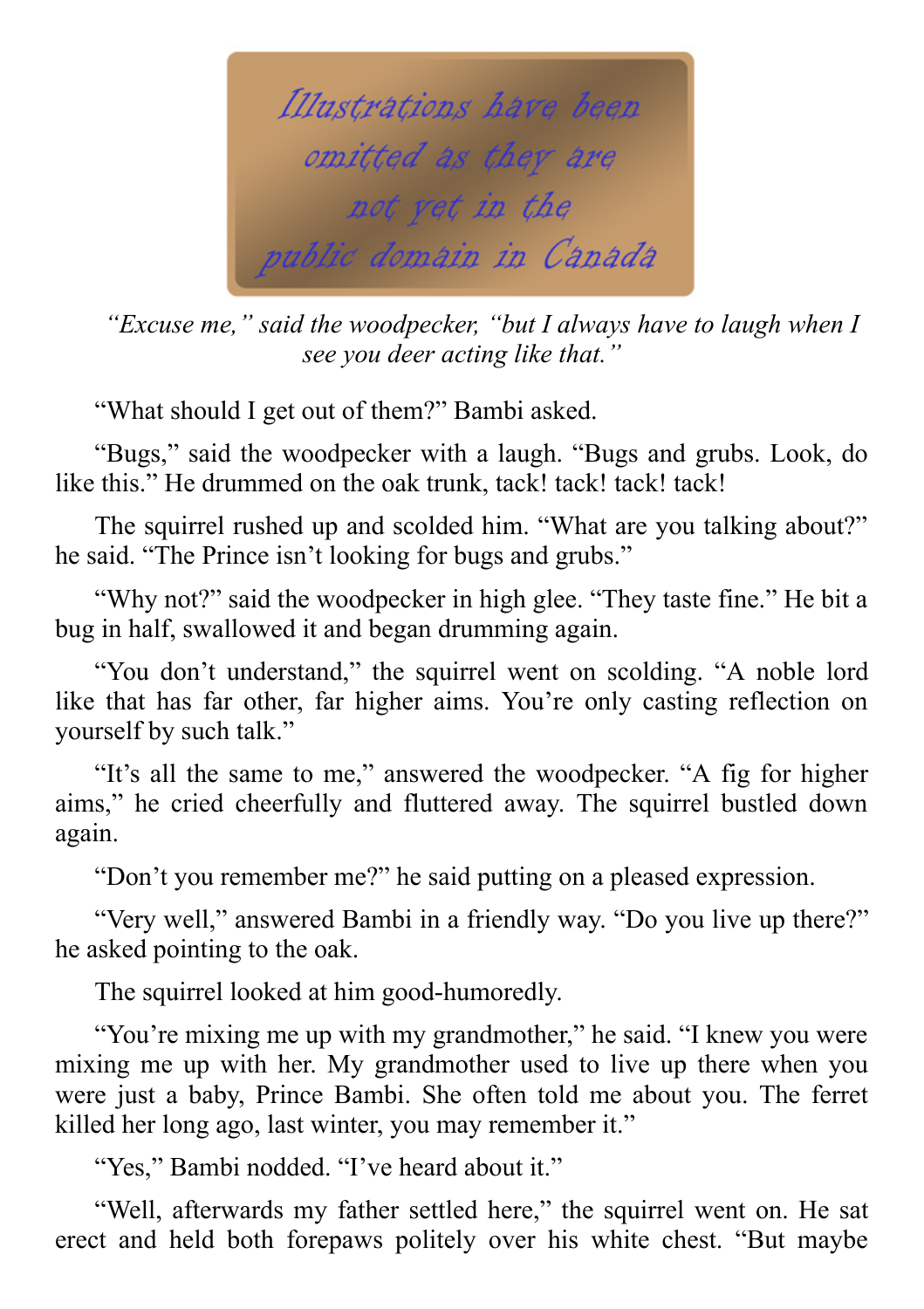*Illustrations have been omitted as they are not yet in the public domain in Canada*

*"Excuse me," said the woodpecker, "but I always have to laugh when I see you deer acting like that."*

"What should I get out of them?" Bambi asked.

"Bugs," said the woodpecker with a laugh. "Bugs and grubs. Look, do like this." He drummed on the oak trunk, tack! tack! tack! tack!

The squirrel rushed up and scolded him. "What are you talking about?" he said. "The Prince isn't looking for bugs and grubs."

"Why not?" said the woodpecker in high glee. "They taste fine." He bit a bug in half, swallowed it and began drumming again.

"You don't understand," the squirrel went on scolding. "A noble lord like that has far other, far higher aims. You're only casting reflection on yourself by such talk."

"It's all the same to me," answered the woodpecker. "A fig for higher aims," he cried cheerfully and fluttered away. The squirrel bustled down again.

"Don't you remember me?" he said putting on a pleased expression.

"Very well," answered Bambi in a friendly way. "Do you live up there?" he asked pointing to the oak.

The squirrel looked at him good-humoredly.

"You're mixing me up with my grandmother," he said. "I knew you were mixing me up with her. My grandmother used to live up there when you were just a baby, Prince Bambi. She often told me about you. The ferret killed her long ago, last winter, you may remember it."

"Yes," Bambi nodded. "I've heard about it."

"Well, afterwards my father settled here," the squirrel went on. He sat erect and held both forepaws politely over his white chest. "But maybe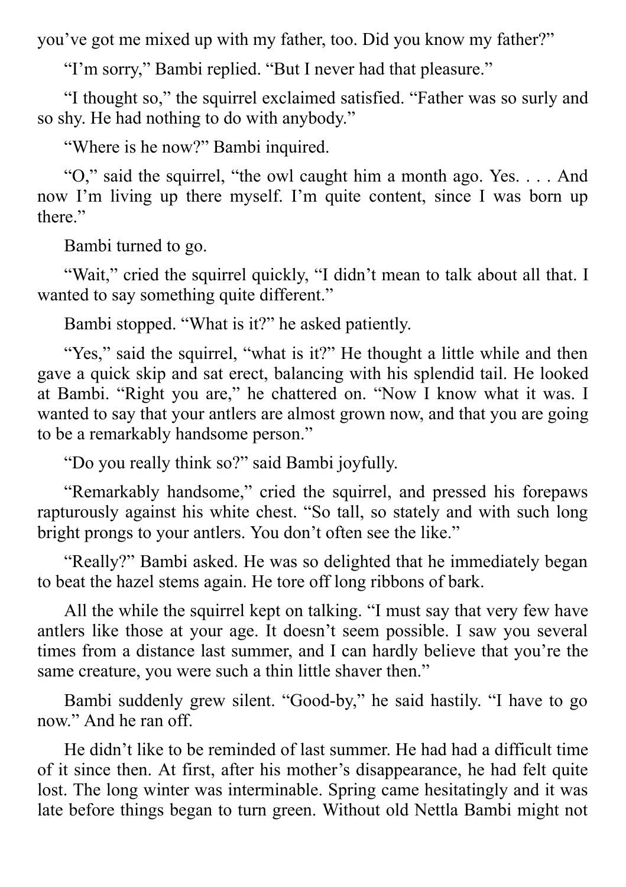you've got me mixed up with my father, too. Did you know my father?"

"I'm sorry," Bambi replied. "But I never had that pleasure."

"I thought so," the squirrel exclaimed satisfied. "Father was so surly and so shy. He had nothing to do with anybody."

"Where is he now?" Bambi inquired.

"O," said the squirrel, "the owl caught him a month ago. Yes. . . . And now I'm living up there myself. I'm quite content, since I was born up there."

Bambi turned to go.

"Wait," cried the squirrel quickly, "I didn't mean to talk about all that. I wanted to say something quite different."

Bambi stopped. "What is it?" he asked patiently.

"Yes," said the squirrel, "what is it?" He thought a little while and then gave a quick skip and sat erect, balancing with his splendid tail. He looked at Bambi. "Right you are," he chattered on. "Now I know what it was. I wanted to say that your antlers are almost grown now, and that you are going to be a remarkably handsome person."

"Do you really think so?" said Bambi joyfully.

"Remarkably handsome," cried the squirrel, and pressed his forepaws rapturously against his white chest. "So tall, so stately and with such long bright prongs to your antlers. You don't often see the like."

"Really?" Bambi asked. He was so delighted that he immediately began to beat the hazel stems again. He tore off long ribbons of bark.

All the while the squirrel kept on talking. "I must say that very few have antlers like those at your age. It doesn't seem possible. I saw you several times from a distance last summer, and I can hardly believe that you're the same creature, you were such a thin little shaver then."

Bambi suddenly grew silent. "Good-by," he said hastily. "I have to go now." And he ran off.

He didn't like to be reminded of last summer. He had had a difficult time of it since then. At first, after his mother's disappearance, he had felt quite lost. The long winter was interminable. Spring came hesitatingly and it was late before things began to turn green. Without old Nettla Bambi might not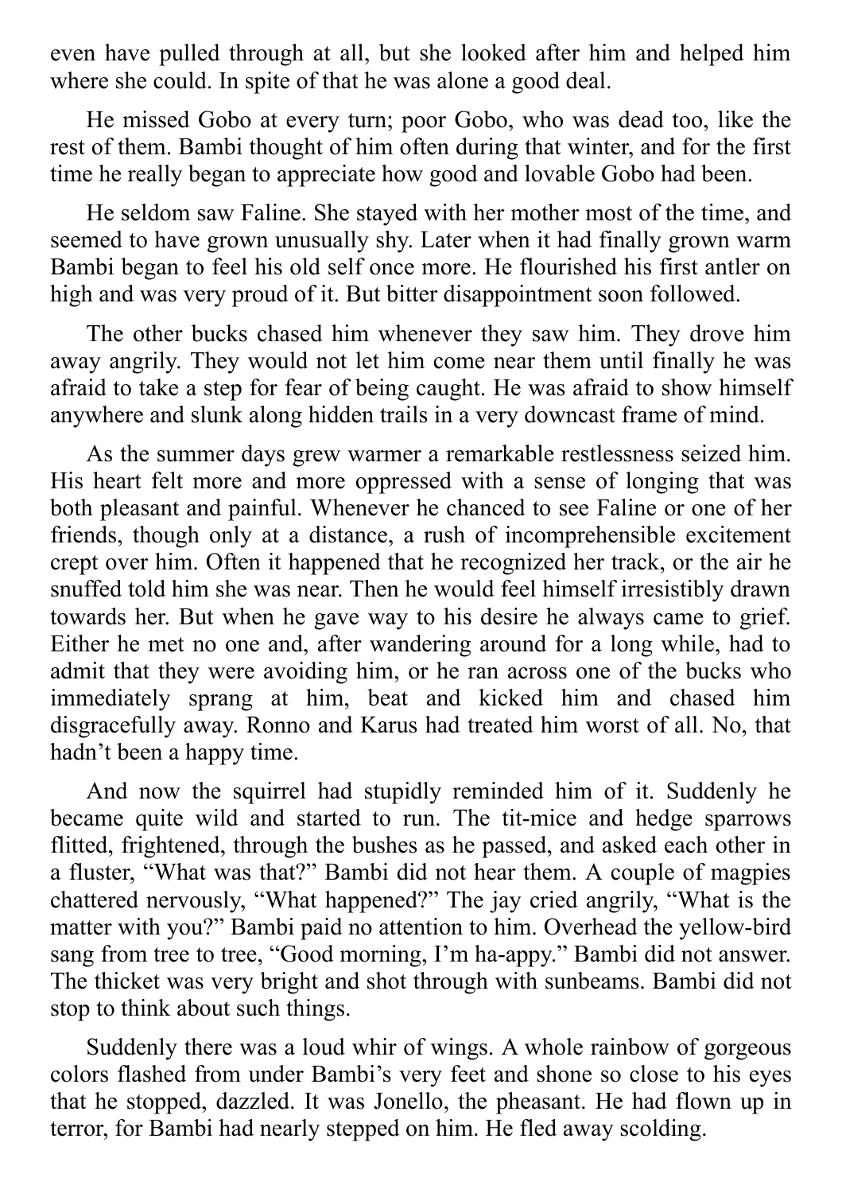even have pulled through at all, but she looked after him and helped him where she could. In spite of that he was alone a good deal.

He missed Gobo at every turn; poor Gobo, who was dead too, like the rest of them. Bambi thought of him often during that winter, and for the first time he really began to appreciate how good and lovable Gobo had been.

He seldom saw Faline. She stayed with her mother most of the time, and seemed to have grown unusually shy. Later when it had finally grown warm Bambi began to feel his old self once more. He flourished his first antler on high and was very proud of it. But bitter disappointment soon followed.

The other bucks chased him whenever they saw him. They drove him away angrily. They would not let him come near them until finally he was afraid to take a step for fear of being caught. He was afraid to show himself anywhere and slunk along hidden trails in a very downcast frame of mind.

As the summer days grew warmer a remarkable restlessness seized him. His heart felt more and more oppressed with a sense of longing that was both pleasant and painful. Whenever he chanced to see Faline or one of her friends, though only at a distance, a rush of incomprehensible excitement crept over him. Often it happened that he recognized her track, or the air he snuffed told him she was near. Then he would feel himself irresistibly drawn towards her. But when he gave way to his desire he always came to grief. Either he met no one and, after wandering around for a long while, had to admit that they were avoiding him, or he ran across one of the bucks who immediately sprang at him, beat and kicked him and chased him disgracefully away. Ronno and Karus had treated him worst of all. No, that hadn't been a happy time.

And now the squirrel had stupidly reminded him of it. Suddenly he became quite wild and started to run. The tit-mice and hedge sparrows flitted, frightened, through the bushes as he passed, and asked each other in a fluster, "What was that?" Bambi did not hear them. A couple of magpies chattered nervously, "What happened?" The jay cried angrily, "What is the matter with you?" Bambi paid no attention to him. Overhead the yellow-bird sang from tree to tree, "Good morning, I'm ha-appy." Bambi did not answer. The thicket was very bright and shot through with sunbeams. Bambi did not stop to think about such things.

Suddenly there was a loud whir of wings. A whole rainbow of gorgeous colors flashed from under Bambi's very feet and shone so close to his eyes that he stopped, dazzled. It was Jonello, the pheasant. He had flown up in terror, for Bambi had nearly stepped on him. He fled away scolding.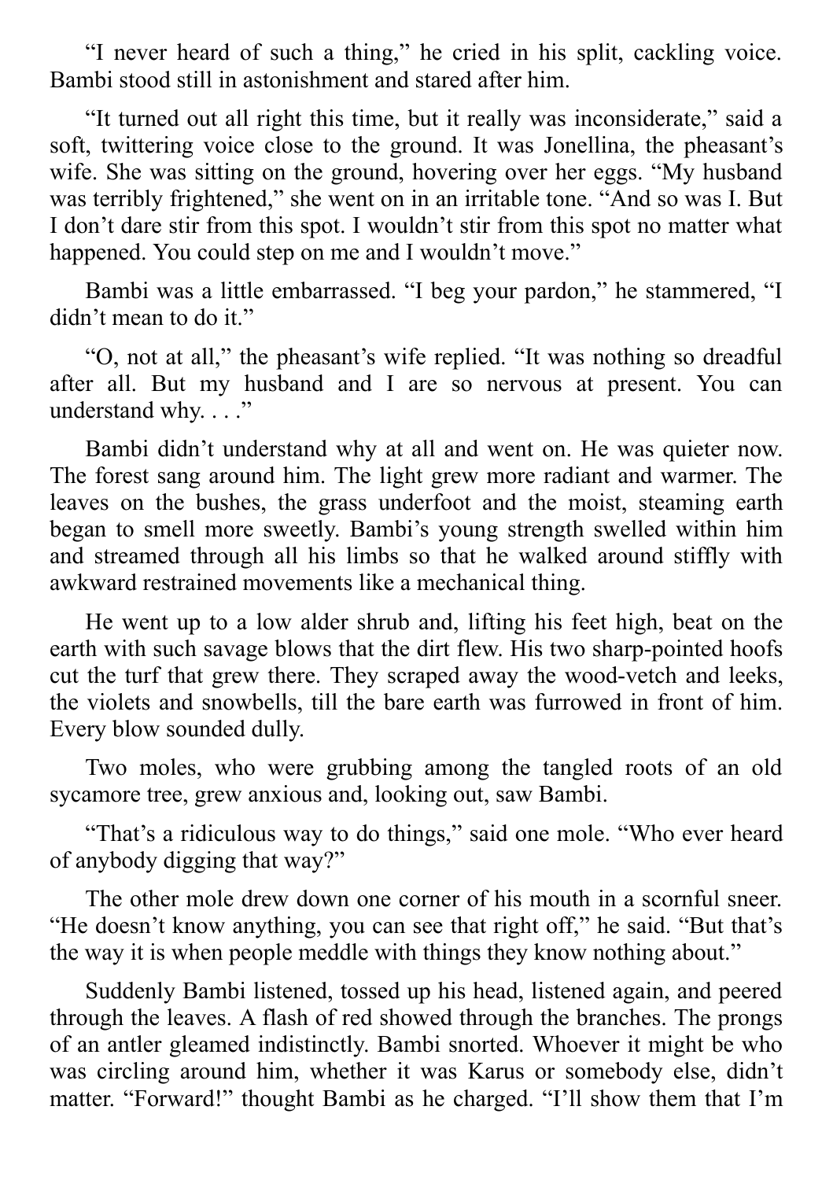“I never heard of such a thing,” he cried in his split, cackling voice. Bambi stood still in astonishment and stared after him.

“It turned out all right this time, but it really was inconsiderate,” said a soft, twittering voice close to the ground. It was Jonellina, the pheasant’s wife. She was sitting on the ground, hovering over her eggs. “My husband was terribly frightened,” she went on in an irritable tone. “And so was I. But I don’t dare stir from this spot. I wouldn’t stir from this spot no matter what happened. You could step on me and I wouldn’t move.”

Bambi was a little embarrassed. “I beg your pardon,” he stammered, “I didn’t mean to do it.”

“O, not at all,” the pheasant’s wife replied. “It was nothing so dreadful after all. But my husband and I are so nervous at present. You can understand why. . . .”

Bambi didn’t understand why at all and went on. He was quieter now. The forest sang around him. The light grew more radiant and warmer. The leaves on the bushes, the grass underfoot and the moist, steaming earth began to smell more sweetly. Bambi’s young strength swelled within him and streamed through all his limbs so that he walked around stiffly with awkward restrained movements like a mechanical thing.

He went up to a low alder shrub and, lifting his feet high, beat on the earth with such savage blows that the dirt flew. His two sharp-pointed hoofs cut the turf that grew there. They scraped away the wood-vetch and leeks, the violets and snowbells, till the bare earth was furrowed in front of him. Every blow sounded dully.

Two moles, who were grubbing among the tangled roots of an old sycamore tree, grew anxious and, looking out, saw Bambi.

“That’s a ridiculous way to do things,” said one mole. “Who ever heard of anybody digging that way?”

The other mole drew down one corner of his mouth in a scornful sneer. “He doesn’t know anything, you can see that right off,” he said. “But that’s the way it is when people meddle with things they know nothing about.”

Suddenly Bambi listened, tossed up his head, listened again, and peered through the leaves. A flash of red showed through the branches. The prongs of an antler gleamed indistinctly. Bambi snorted. Whoever it might be who was circling around him, whether it was Karus or somebody else, didn’t matter. “Forward!” thought Bambi as he charged. “I’ll show them that I’m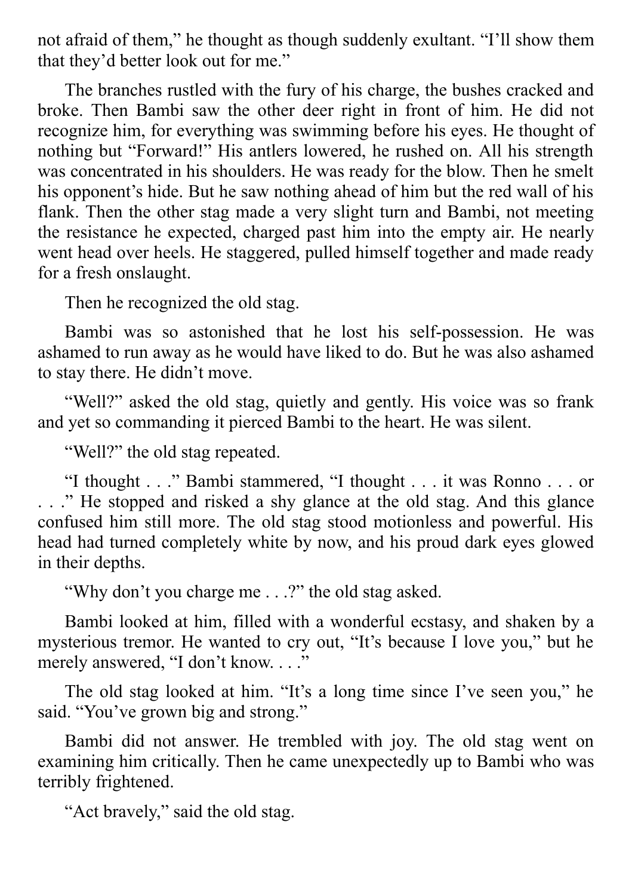not afraid of them," he thought as though suddenly exultant. "I'll show them that they'd better look out for me."

The branches rustled with the fury of his charge, the bushes cracked and broke. Then Bambi saw the other deer right in front of him. He did not recognize him, for everything was swimming before his eyes. He thought of nothing but "Forward!" His antlers lowered, he rushed on. All his strength was concentrated in his shoulders. He was ready for the blow. Then he smelt his opponent's hide. But he saw nothing ahead of him but the red wall of his flank. Then the other stag made a very slight turn and Bambi, not meeting the resistance he expected, charged past him into the empty air. He nearly went head over heels. He staggered, pulled himself together and made ready for a fresh onslaught.

Then he recognized the old stag.

Bambi was so astonished that he lost his self-possession. He was ashamed to run away as he would have liked to do. But he was also ashamed to stay there. He didn't move.

"Well?" asked the old stag, quietly and gently. His voice was so frank and yet so commanding it pierced Bambi to the heart. He was silent.

"Well?" the old stag repeated.

"I thought . . ." Bambi stammered, "I thought . . . it was Ronno . . . or . . ." He stopped and risked a shy glance at the old stag. And this glance confused him still more. The old stag stood motionless and powerful. His head had turned completely white by now, and his proud dark eyes glowed in their depths.

"Why don't you charge me . . .?" the old stag asked.

Bambi looked at him, filled with a wonderful ecstasy, and shaken by a mysterious tremor. He wanted to cry out, "It's because I love you," but he merely answered, "I don't know. . . ."

The old stag looked at him. "It's a long time since I've seen you," he said. "You've grown big and strong."

Bambi did not answer. He trembled with joy. The old stag went on examining him critically. Then he came unexpectedly up to Bambi who was terribly frightened.

"Act bravely," said the old stag.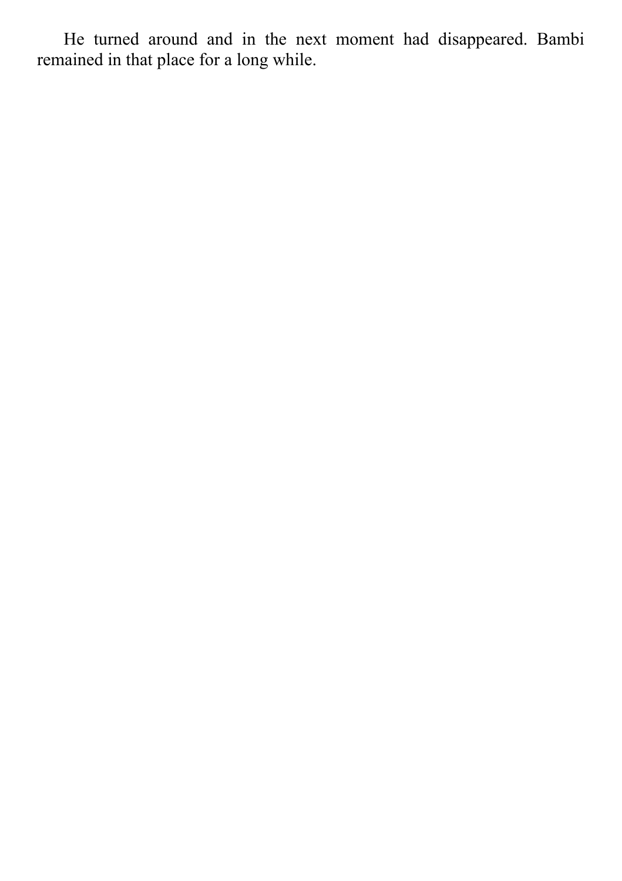He turned around and in the next moment had disappeared. Bambi remained in that place for a long while.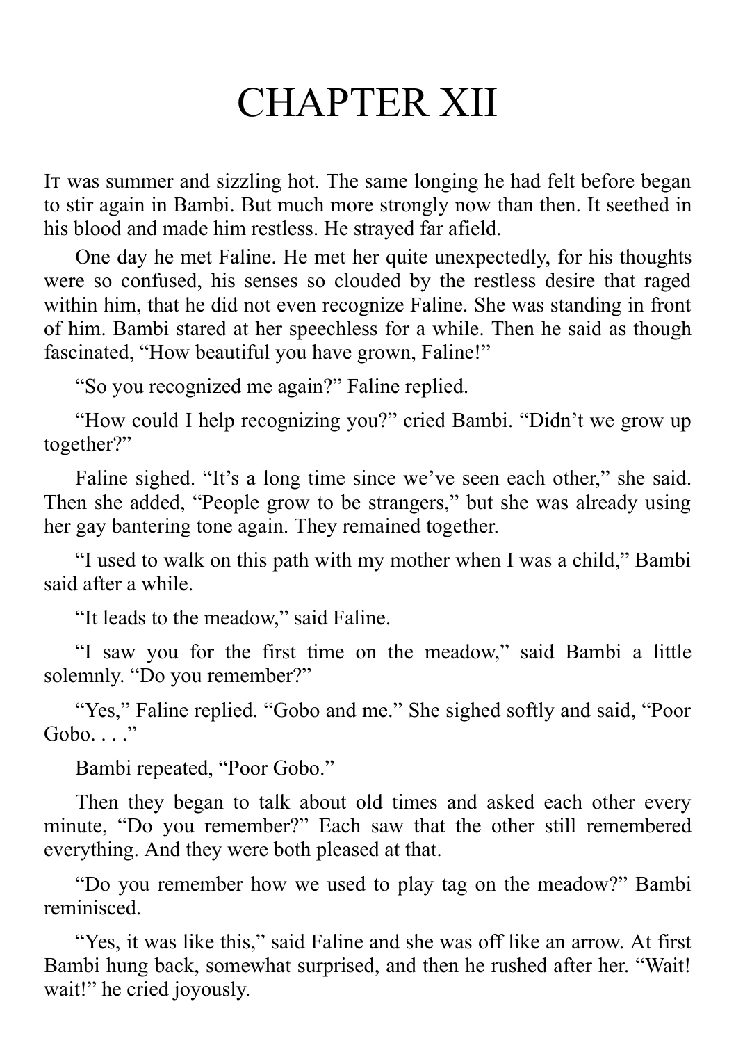# CHAPTER XII

It was summer and sizzling hot. The same longing he had felt before began to stir again in Bambi. But much more strongly now than then. It seethed in his blood and made him restless. He strayed far afield.

One day he met Faline. He met her quite unexpectedly, for his thoughts were so confused, his senses so clouded by the restless desire that raged within him, that he did not even recognize Faline. She was standing in front of him. Bambi stared at her speechless for a while. Then he said as though fascinated, "How beautiful you have grown, Faline!"

"So you recognized me again?" Faline replied.

"How could I help recognizing you?" cried Bambi. "Didn't we grow up together?"

Faline sighed. "It's a long time since we've seen each other," she said. Then she added, "People grow to be strangers," but she was already using her gay bantering tone again. They remained together.

"I used to walk on this path with my mother when I was a child," Bambi said after a while.

"It leads to the meadow," said Faline.

"I saw you for the first time on the meadow," said Bambi a little solemnly. "Do you remember?"

"Yes," Faline replied. "Gobo and me." She sighed softly and said, "Poor Gobo. . . ."

Bambi repeated, "Poor Gobo."

Then they began to talk about old times and asked each other every minute, "Do you remember?" Each saw that the other still remembered everything. And they were both pleased at that.

"Do you remember how we used to play tag on the meadow?" Bambi reminisced.

"Yes, it was like this," said Faline and she was off like an arrow. At first Bambi hung back, somewhat surprised, and then he rushed after her. "Wait! wait!" he cried joyously.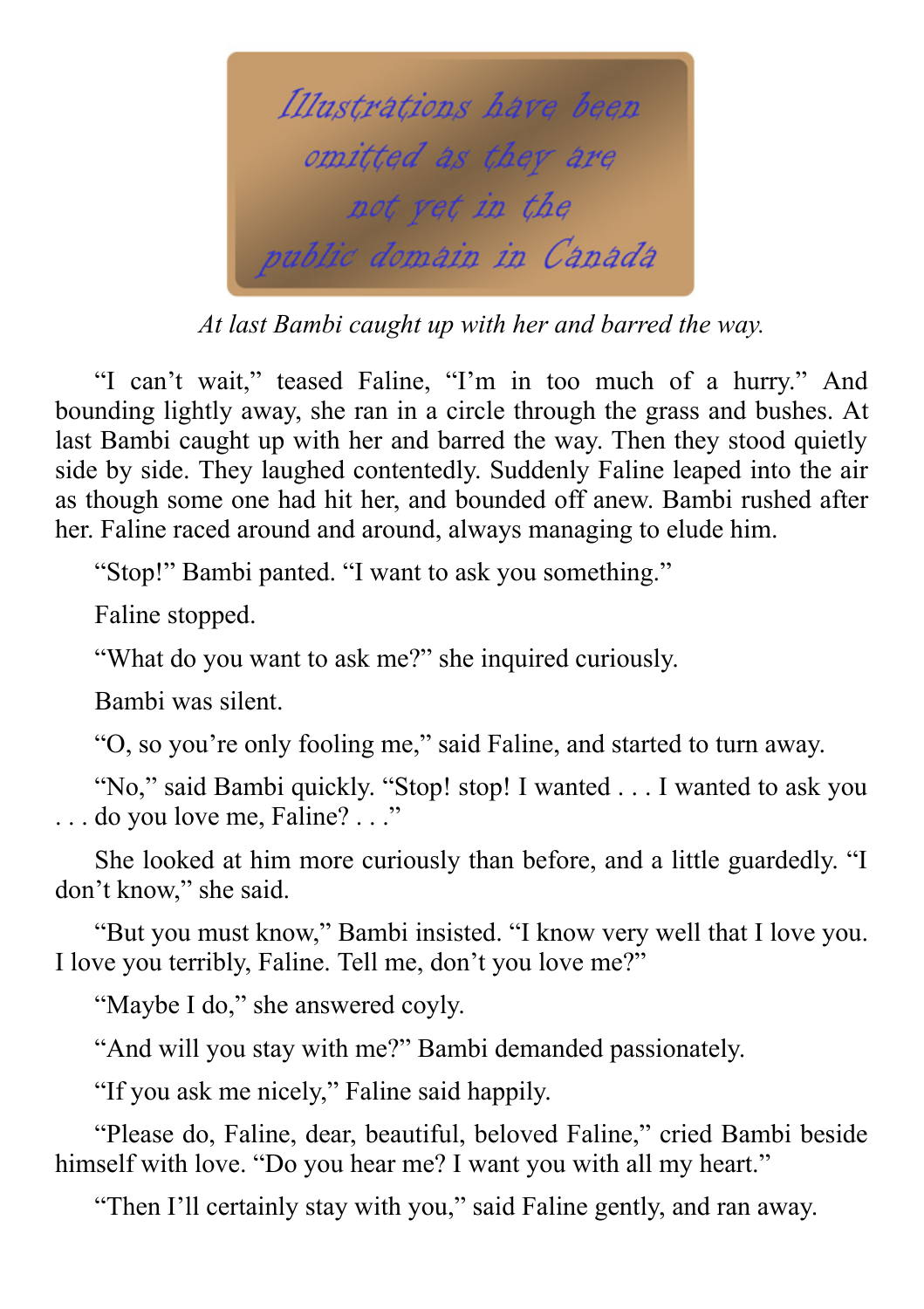*Illustrations have been omitted as they are not yet in the public domain in Canada*

*At last Bambi caught up with her and barred the way.*

"I can't wait," teased Faline, "I'm in too much of a hurry." And bounding lightly away, she ran in a circle through the grass and bushes. At last Bambi caught up with her and barred the way. Then they stood quietly side by side. They laughed contentedly. Suddenly Faline leaped into the air as though some one had hit her, and bounded off anew. Bambi rushed after her. Faline raced around and around, always managing to elude him.

"Stop!" Bambi panted. "I want to ask you something."

Faline stopped.

"What do you want to ask me?" she inquired curiously.

Bambi was silent.

"O, so you're only fooling me," said Faline, and started to turn away.

"No," said Bambi quickly. "Stop! stop! I wanted . . . I wanted to ask you . . . do you love me, Faline? . . ."

She looked at him more curiously than before, and a little guardedly. "I don't know," she said.

"But you must know," Bambi insisted. "I know very well that I love you. I love you terribly, Faline. Tell me, don't you love me?"

"Maybe I do," she answered coyly.

"And will you stay with me?" Bambi demanded passionately.

"If you ask me nicely," Faline said happily.

"Please do, Faline, dear, beautiful, beloved Faline," cried Bambi beside himself with love. "Do you hear me? I want you with all my heart."

"Then I'll certainly stay with you," said Faline gently, and ran away.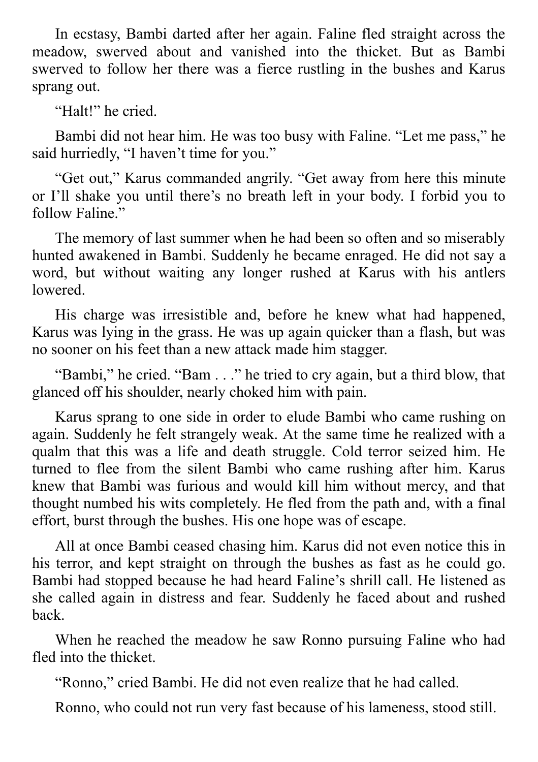In ecstasy, Bambi darted after her again. Faline fled straight across the meadow, swerved about and vanished into the thicket. But as Bambi swerved to follow her there was a fierce rustling in the bushes and Karus sprang out.

"Halt!" he cried.

Bambi did not hear him. He was too busy with Faline. "Let me pass," he said hurriedly, "I haven't time for you."

"Get out," Karus commanded angrily. "Get away from here this minute or I'll shake you until there's no breath left in your body. I forbid you to follow Faline."

The memory of last summer when he had been so often and so miserably hunted awakened in Bambi. Suddenly he became enraged. He did not say a word, but without waiting any longer rushed at Karus with his antlers lowered.

His charge was irresistible and, before he knew what had happened, Karus was lying in the grass. He was up again quicker than a flash, but was no sooner on his feet than a new attack made him stagger.

"Bambi," he cried. "Bam . . ." he tried to cry again, but a third blow, that glanced off his shoulder, nearly choked him with pain.

Karus sprang to one side in order to elude Bambi who came rushing on again. Suddenly he felt strangely weak. At the same time he realized with a qualm that this was a life and death struggle. Cold terror seized him. He turned to flee from the silent Bambi who came rushing after him. Karus knew that Bambi was furious and would kill him without mercy, and that thought numbed his wits completely. He fled from the path and, with a final effort, burst through the bushes. His one hope was of escape.

All at once Bambi ceased chasing him. Karus did not even notice this in his terror, and kept straight on through the bushes as fast as he could go. Bambi had stopped because he had heard Faline's shrill call. He listened as she called again in distress and fear. Suddenly he faced about and rushed back.

When he reached the meadow he saw Ronno pursuing Faline who had fled into the thicket.

"Ronno," cried Bambi. He did not even realize that he had called.

Ronno, who could not run very fast because of his lameness, stood still.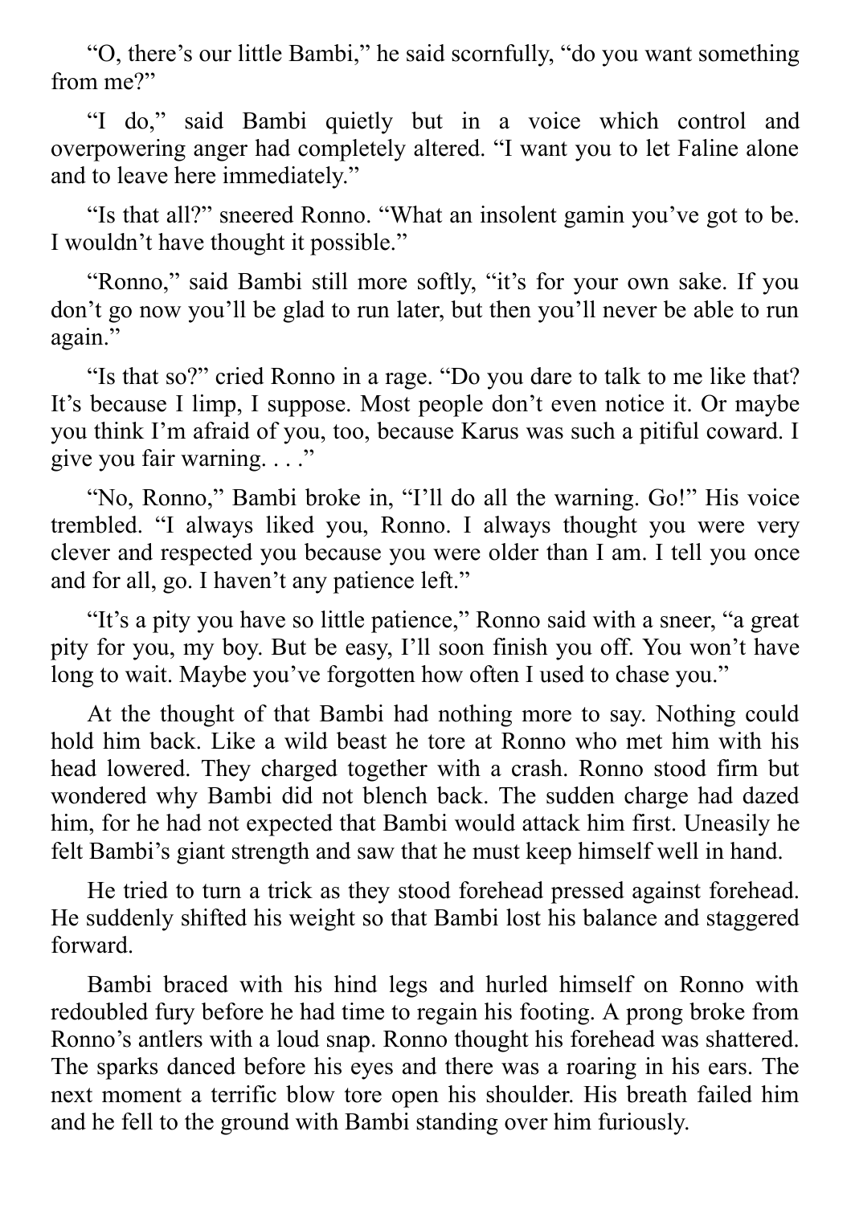"O, there's our little Bambi," he said scornfully, "do you want something from me?"

"I do," said Bambi quietly but in a voice which control and overpowering anger had completely altered. "I want you to let Faline alone and to leave here immediately."

"Is that all?" sneered Ronno. "What an insolent gamin you've got to be. I wouldn't have thought it possible."

"Ronno," said Bambi still more softly, "it's for your own sake. If you don't go now you'll be glad to run later, but then you'll never be able to run again."

"Is that so?" cried Ronno in a rage. "Do you dare to talk to me like that? It's because I limp, I suppose. Most people don't even notice it. Or maybe you think I'm afraid of you, too, because Karus was such a pitiful coward. I give you fair warning. . . ."

"No, Ronno," Bambi broke in, "I'll do all the warning. Go!" His voice trembled. "I always liked you, Ronno. I always thought you were very clever and respected you because you were older than I am. I tell you once and for all, go. I haven't any patience left."

"It's a pity you have so little patience," Ronno said with a sneer, "a great pity for you, my boy. But be easy, I'll soon finish you off. You won't have long to wait. Maybe you've forgotten how often I used to chase you."

At the thought of that Bambi had nothing more to say. Nothing could hold him back. Like a wild beast he tore at Ronno who met him with his head lowered. They charged together with a crash. Ronno stood firm but wondered why Bambi did not blench back. The sudden charge had dazed him, for he had not expected that Bambi would attack him first. Uneasily he felt Bambi's giant strength and saw that he must keep himself well in hand.

He tried to turn a trick as they stood forehead pressed against forehead. He suddenly shifted his weight so that Bambi lost his balance and staggered forward.

Bambi braced with his hind legs and hurled himself on Ronno with redoubled fury before he had time to regain his footing. A prong broke from Ronno's antlers with a loud snap. Ronno thought his forehead was shattered. The sparks danced before his eyes and there was a roaring in his ears. The next moment a terrific blow tore open his shoulder. His breath failed him and he fell to the ground with Bambi standing over him furiously.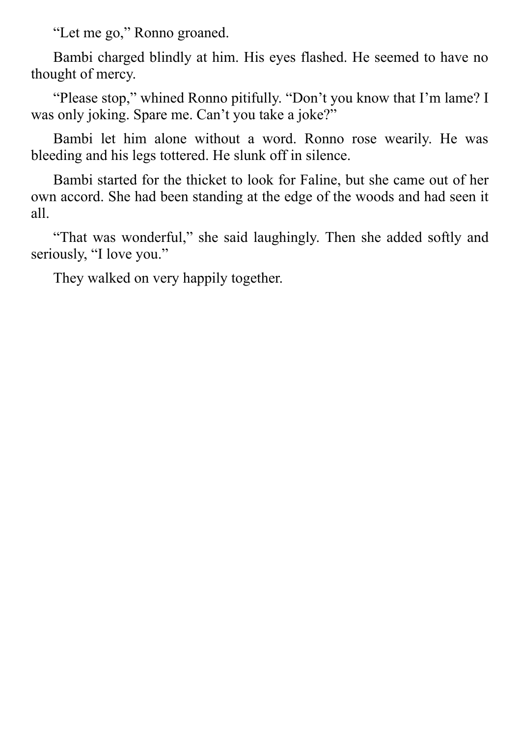“Let me go,” Ronno groaned.

Bambi charged blindly at him. His eyes flashed. He seemed to have no thought of mercy.

“Please stop,” whined Ronno pitifully. “Don’t you know that I’m lame? I was only joking. Spare me. Can’t you take a joke?”

Bambi let him alone without a word. Ronno rose wearily. He was bleeding and his legs tottered. He slunk off in silence.

Bambi started for the thicket to look for Faline, but she came out of her own accord. She had been standing at the edge of the woods and had seen it all.

“That was wonderful,” she said laughingly. Then she added softly and seriously, “I love you.”

They walked on very happily together.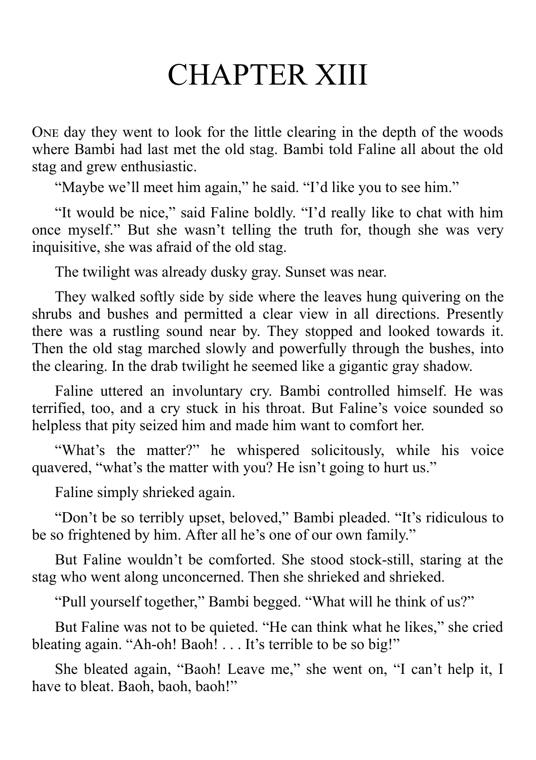# CHAPTER XIII

One day they went to look for the little clearing in the depth of the woods where Bambi had last met the old stag. Bambi told Faline all about the old stag and grew enthusiastic.

"Maybe we'll meet him again," he said. "I'd like you to see him."

"It would be nice," said Faline boldly. "I'd really like to chat with him once myself." But she wasn't telling the truth for, though she was very inquisitive, she was afraid of the old stag.

The twilight was already dusky gray. Sunset was near.

They walked softly side by side where the leaves hung quivering on the shrubs and bushes and permitted a clear view in all directions. Presently there was a rustling sound near by. They stopped and looked towards it. Then the old stag marched slowly and powerfully through the bushes, into the clearing. In the drab twilight he seemed like a gigantic gray shadow.

Faline uttered an involuntary cry. Bambi controlled himself. He was terrified, too, and a cry stuck in his throat. But Faline's voice sounded so helpless that pity seized him and made him want to comfort her.

"What's the matter?" he whispered solicitously, while his voice quavered, "what's the matter with you? He isn't going to hurt us."

Faline simply shrieked again.

"Don't be so terribly upset, beloved," Bambi pleaded. "It's ridiculous to be so frightened by him. After all he's one of our own family."

But Faline wouldn't be comforted. She stood stock-still, staring at the stag who went along unconcerned. Then she shrieked and shrieked.

"Pull yourself together," Bambi begged. "What will he think of us?"

But Faline was not to be quieted. "He can think what he likes," she cried bleating again. "Ah-oh! Baoh! . . . It's terrible to be so big!"

She bleated again, "Baoh! Leave me," she went on, "I can't help it, I have to bleat. Baoh, baoh, baoh!"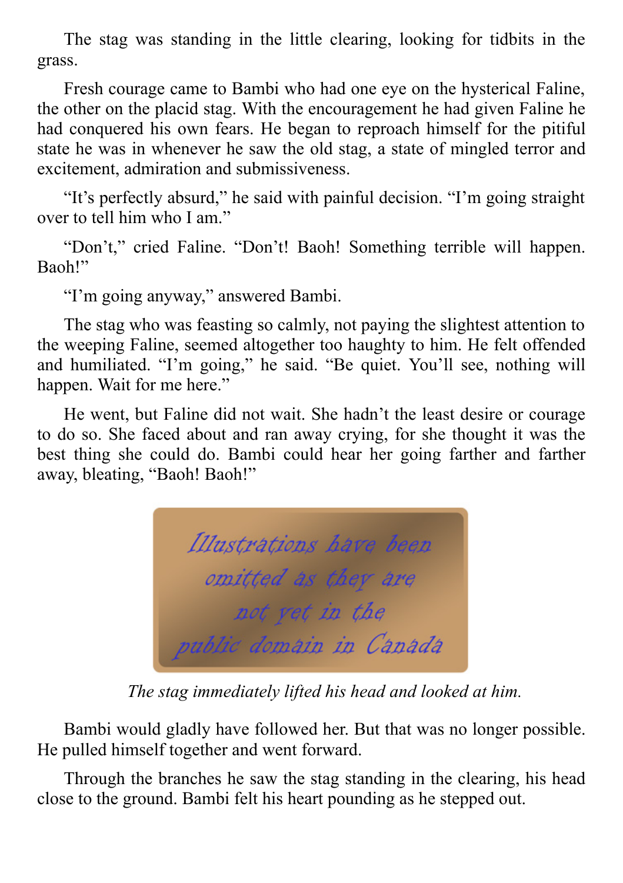The stag was standing in the little clearing, looking for tidbits in the grass.

Fresh courage came to Bambi who had one eye on the hysterical Faline, the other on the placid stag. With the encouragement he had given Faline he had conquered his own fears. He began to reproach himself for the pitiful state he was in whenever he saw the old stag, a state of mingled terror and excitement, admiration and submissiveness.

"It's perfectly absurd," he said with painful decision. "I'm going straight over to tell him who I am."

"Don't," cried Faline. "Don't! Baoh! Something terrible will happen. Baoh!"

"I'm going anyway," answered Bambi.

The stag who was feasting so calmly, not paying the slightest attention to the weeping Faline, seemed altogether too haughty to him. He felt offended and humiliated. "I'm going," he said. "Be quiet. You'll see, nothing will happen. Wait for me here."

He went, but Faline did not wait. She hadn't the least desire or courage to do so. She faced about and ran away crying, for she thought it was the best thing she could do. Bambi could hear her going farther and farther away, bleating, "Baoh! Baoh!"

Illustrations have been omitted as they are not yet in the public domain in Canada

*The stag immediately lifted his head and looked at him.*

Bambi would gladly have followed her. But that was no longer possible. He pulled himself together and went forward.

Through the branches he saw the stag standing in the clearing, his head close to the ground. Bambi felt his heart pounding as he stepped out.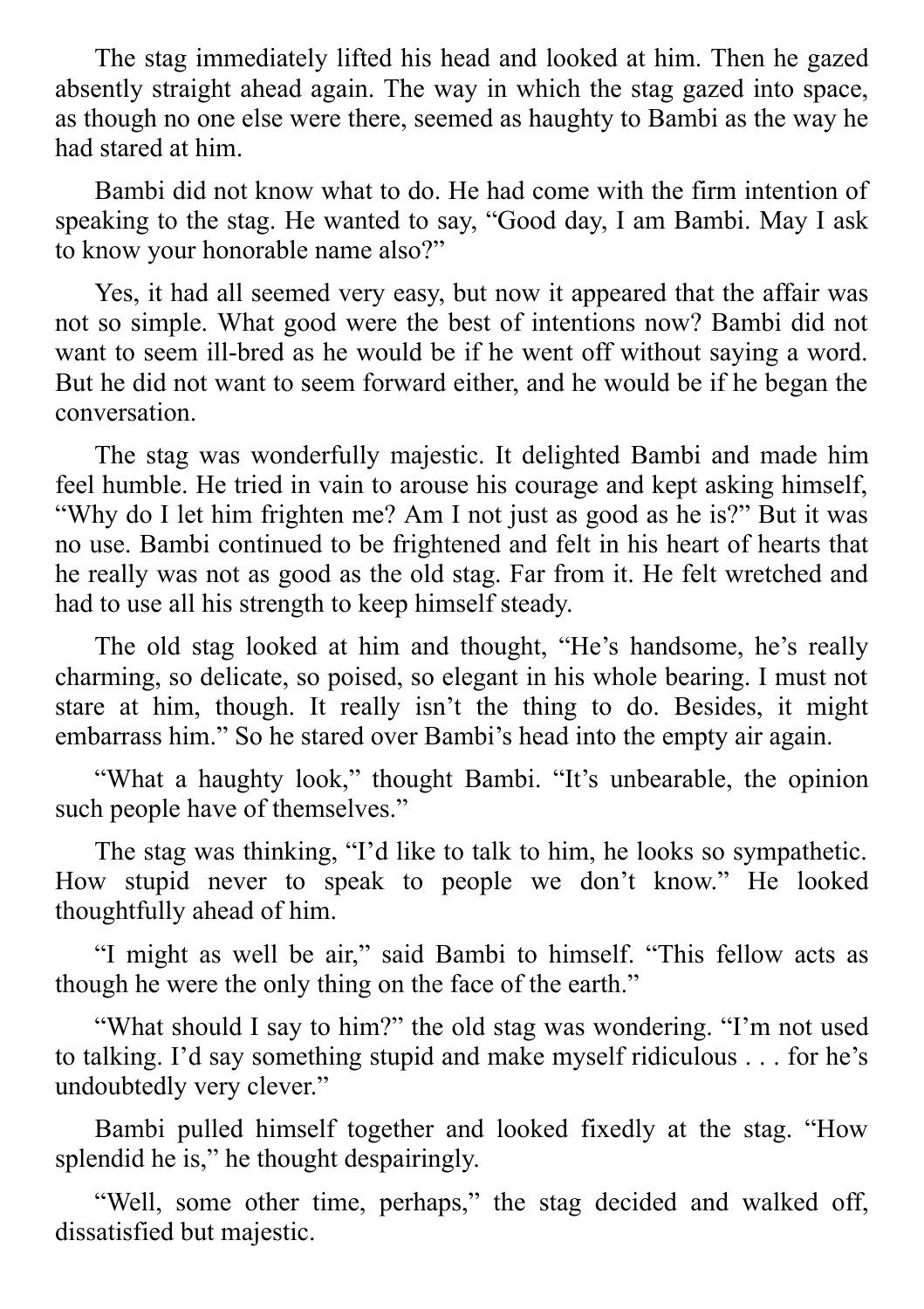The stag immediately lifted his head and looked at him. Then he gazed absently straight ahead again. The way in which the stag gazed into space, as though no one else were there, seemed as haughty to Bambi as the way he had stared at him.

Bambi did not know what to do. He had come with the firm intention of speaking to the stag. He wanted to say, “Good day, I am Bambi. May I ask to know your honorable name also?”

Yes, it had all seemed very easy, but now it appeared that the affair was not so simple. What good were the best of intentions now? Bambi did not want to seem ill-bred as he would be if he went off without saying a word. But he did not want to seem forward either, and he would be if he began the conversation.

The stag was wonderfully majestic. It delighted Bambi and made him feel humble. He tried in vain to arouse his courage and kept asking himself, “Why do I let him frighten me? Am I not just as good as he is?” But it was no use. Bambi continued to be frightened and felt in his heart of hearts that he really was not as good as the old stag. Far from it. He felt wretched and had to use all his strength to keep himself steady.

The old stag looked at him and thought, “He’s handsome, he’s really charming, so delicate, so poised, so elegant in his whole bearing. I must not stare at him, though. It really isn’t the thing to do. Besides, it might embarrass him.” So he stared over Bambi’s head into the empty air again.

“What a haughty look,” thought Bambi. “It’s unbearable, the opinion such people have of themselves.”

The stag was thinking, “I’d like to talk to him, he looks so sympathetic. How stupid never to speak to people we don’t know.” He looked thoughtfully ahead of him.

“I might as well be air,” said Bambi to himself. “This fellow acts as though he were the only thing on the face of the earth.”

“What should I say to him?” the old stag was wondering. “I’m not used to talking. I’d say something stupid and make myself ridiculous . . . for he’s undoubtedly very clever.”

Bambi pulled himself together and looked fixedly at the stag. “How splendid he is,” he thought despairingly.

“Well, some other time, perhaps,” the stag decided and walked off, dissatisfied but majestic.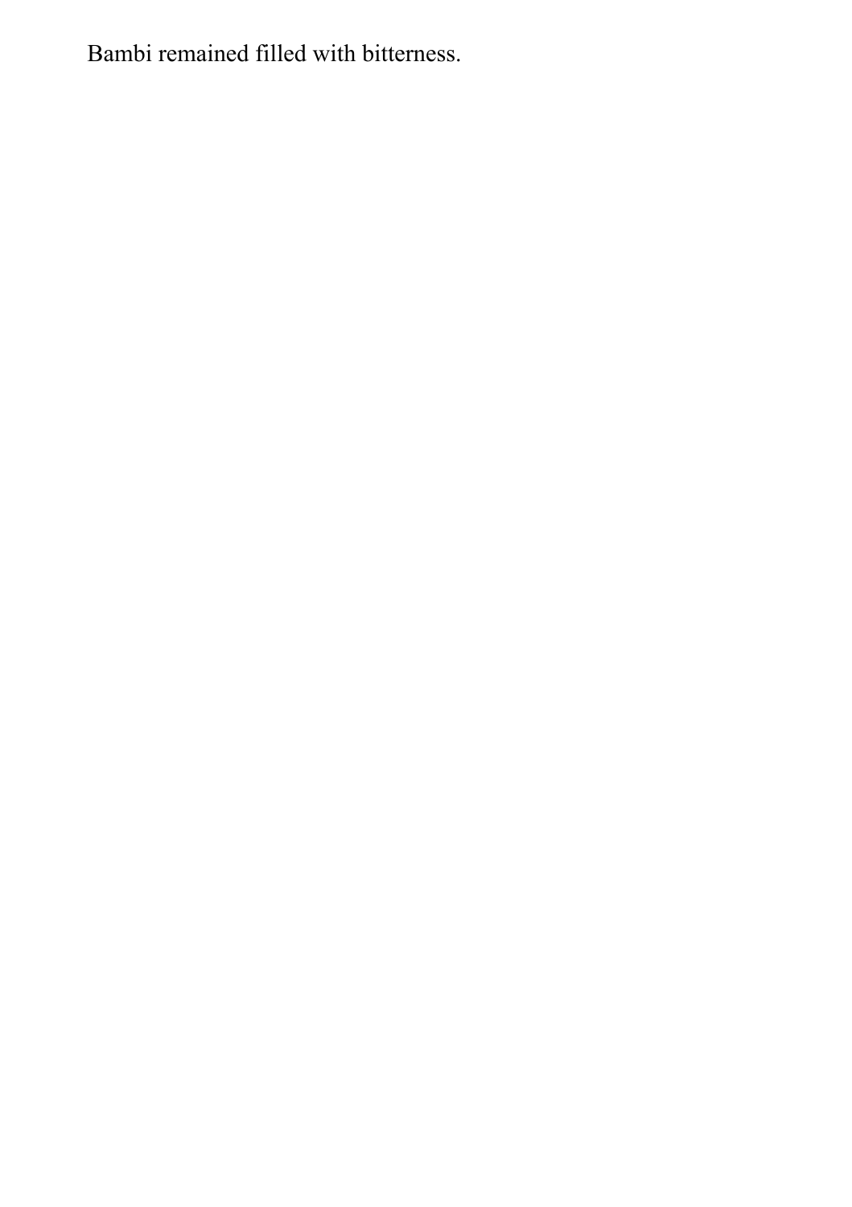Bambi remained filled with bitterness.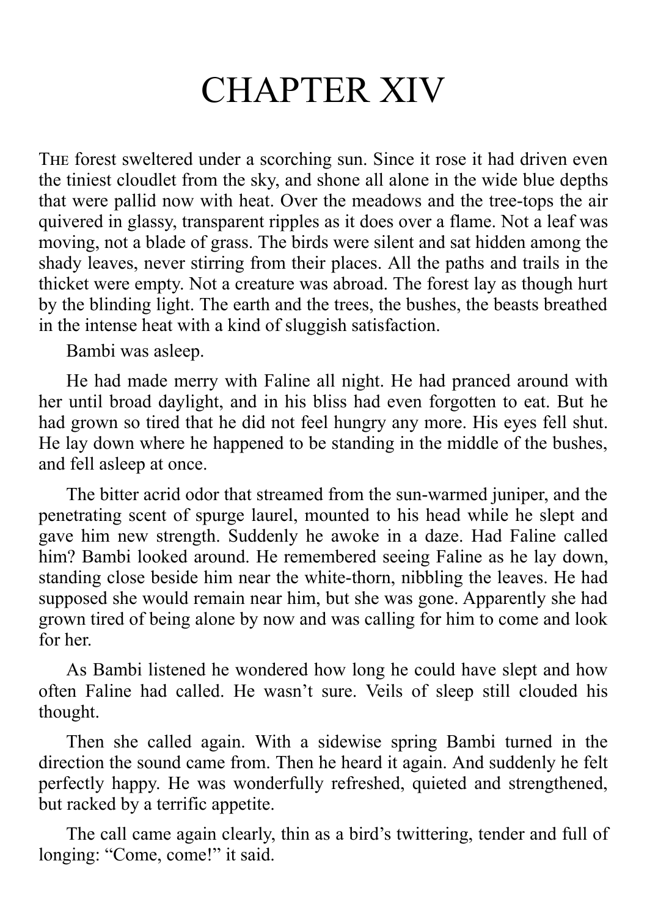# CHAPTER XIV

THE forest sweltered under a scorching sun. Since it rose it had driven even the tiniest cloudlet from the sky, and shone all alone in the wide blue depths that were pallid now with heat. Over the meadows and the tree-tops the air quivered in glassy, transparent ripples as it does over a flame. Not a leaf was moving, not a blade of grass. The birds were silent and sat hidden among the shady leaves, never stirring from their places. All the paths and trails in the thicket were empty. Not a creature was abroad. The forest lay as though hurt by the blinding light. The earth and the trees, the bushes, the beasts breathed in the intense heat with a kind of sluggish satisfaction.

Bambi was asleep.

He had made merry with Faline all night. He had pranced around with her until broad daylight, and in his bliss had even forgotten to eat. But he had grown so tired that he did not feel hungry any more. His eyes fell shut. He lay down where he happened to be standing in the middle of the bushes, and fell asleep at once.

The bitter acrid odor that streamed from the sun-warmed juniper, and the penetrating scent of spurge laurel, mounted to his head while he slept and gave him new strength. Suddenly he awoke in a daze. Had Faline called him? Bambi looked around. He remembered seeing Faline as he lay down, standing close beside him near the white-thorn, nibbling the leaves. He had supposed she would remain near him, but she was gone. Apparently she had grown tired of being alone by now and was calling for him to come and look for her.

As Bambi listened he wondered how long he could have slept and how often Faline had called. He wasn't sure. Veils of sleep still clouded his thought.

Then she called again. With a sidewise spring Bambi turned in the direction the sound came from. Then he heard it again. And suddenly he felt perfectly happy. He was wonderfully refreshed, quieted and strengthened, but racked by a terrific appetite.

The call came again clearly, thin as a bird's twittering, tender and full of longing: "Come, come!" it said.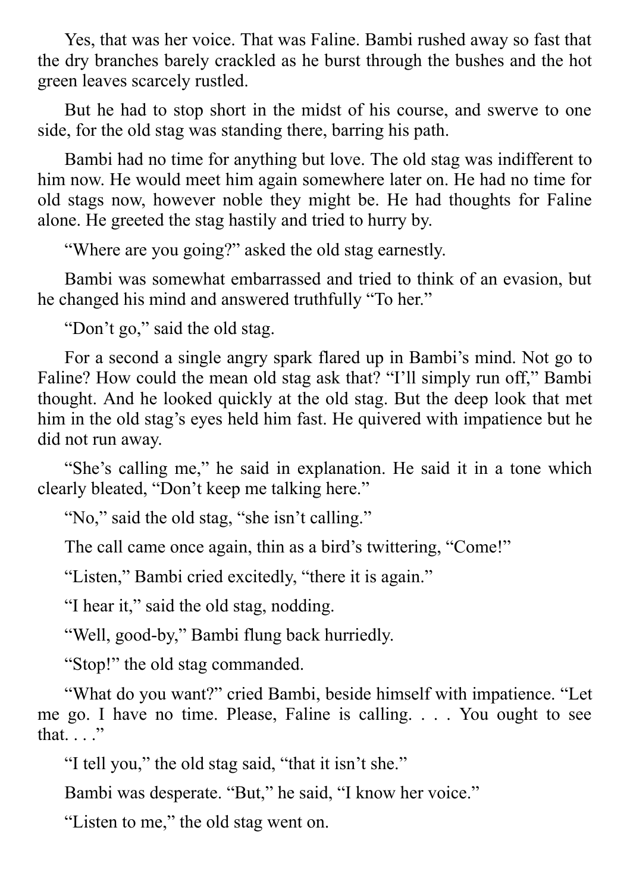Yes, that was her voice. That was Faline. Bambi rushed away so fast that the dry branches barely crackled as he burst through the bushes and the hot green leaves scarcely rustled.

But he had to stop short in the midst of his course, and swerve to one side, for the old stag was standing there, barring his path.

Bambi had no time for anything but love. The old stag was indifferent to him now. He would meet him again somewhere later on. He had no time for old stags now, however noble they might be. He had thoughts for Faline alone. He greeted the stag hastily and tried to hurry by.

"Where are you going?" asked the old stag earnestly.

Bambi was somewhat embarrassed and tried to think of an evasion, but he changed his mind and answered truthfully "To her."

"Don't go," said the old stag.

For a second a single angry spark flared up in Bambi's mind. Not go to Faline? How could the mean old stag ask that? "I'll simply run off," Bambi thought. And he looked quickly at the old stag. But the deep look that met him in the old stag's eyes held him fast. He quivered with impatience but he did not run away.

"She's calling me," he said in explanation. He said it in a tone which clearly bleated, "Don't keep me talking here."

"No," said the old stag, "she isn't calling."

The call came once again, thin as a bird's twittering, "Come!"

"Listen," Bambi cried excitedly, "there it is again."

"I hear it," said the old stag, nodding.

"Well, good-by," Bambi flung back hurriedly.

"Stop!" the old stag commanded.

"What do you want?" cried Bambi, beside himself with impatience. "Let me go. I have no time. Please, Faline is calling. . . . You ought to see that. . . ."

"I tell you," the old stag said, "that it isn't she."

Bambi was desperate. "But," he said, "I know her voice."

"Listen to me," the old stag went on.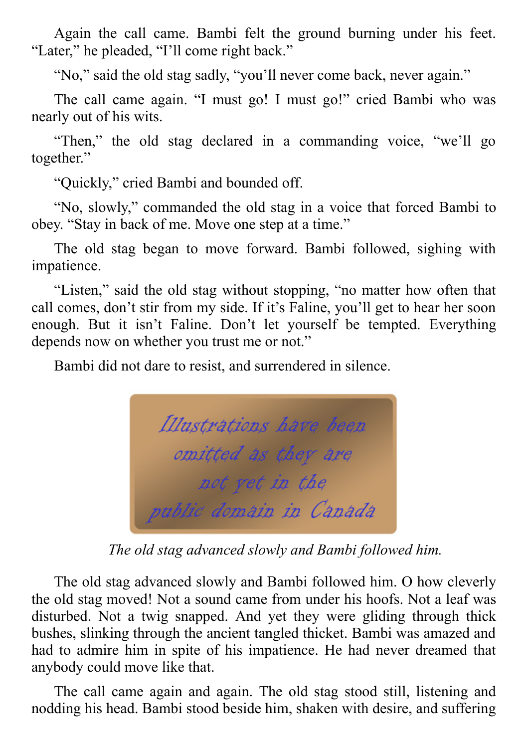Again the call came. Bambi felt the ground burning under his feet. “Later,” he pleaded, “I’ll come right back.”

“No,” said the old stag sadly, “you’ll never come back, never again.”

The call came again. “I must go! I must go!” cried Bambi who was nearly out of his wits.

“Then,” the old stag declared in a commanding voice, “we’ll go together.”

“Quickly,” cried Bambi and bounded off.

“No, slowly,” commanded the old stag in a voice that forced Bambi to obey. “Stay in back of me. Move one step at a time.”

The old stag began to move forward. Bambi followed, sighing with impatience.

“Listen,” said the old stag without stopping, “no matter how often that call comes, don’t stir from my side. If it’s Faline, you’ll get to hear her soon enough. But it isn’t Faline. Don’t let yourself be tempted. Everything depends now on whether you trust me or not.”

Bambi did not dare to resist, and surrendered in silence.

*Illustrations have been omitted as they are not yet in the public domain in Canada*

*The old stag advanced slowly and Bambi followed him.*

The old stag advanced slowly and Bambi followed him. O how cleverly the old stag moved! Not a sound came from under his hoofs. Not a leaf was disturbed. Not a twig snapped. And yet they were gliding through thick bushes, slinking through the ancient tangled thicket. Bambi was amazed and had to admire him in spite of his impatience. He had never dreamed that anybody could move like that.

The call came again and again. The old stag stood still, listening and nodding his head. Bambi stood beside him, shaken with desire, and suffering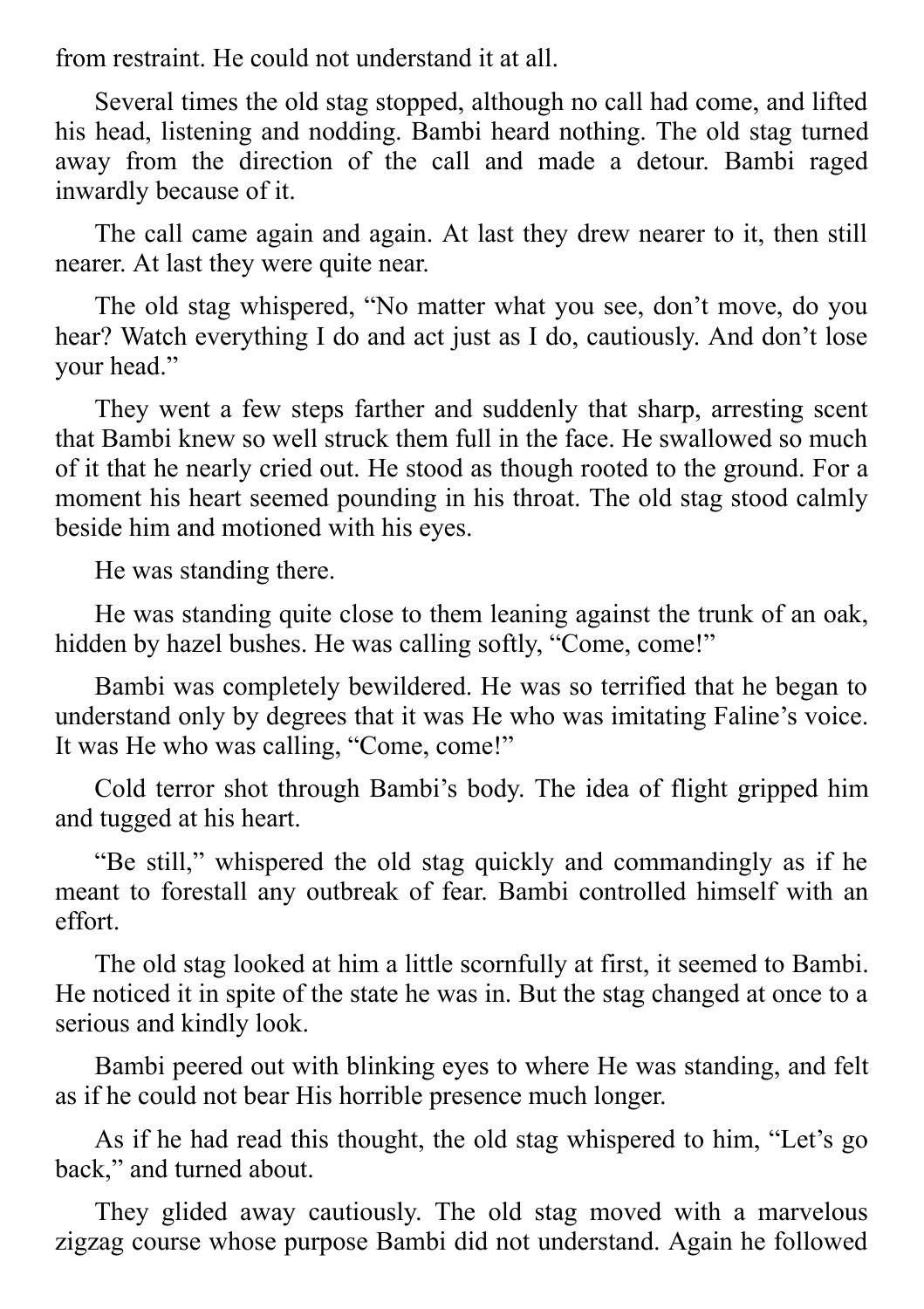from restraint. He could not understand it at all.

Several times the old stag stopped, although no call had come, and lifted his head, listening and nodding. Bambi heard nothing. The old stag turned away from the direction of the call and made a detour. Bambi raged inwardly because of it.

The call came again and again. At last they drew nearer to it, then still nearer. At last they were quite near.

The old stag whispered, “No matter what you see, don’t move, do you hear? Watch everything I do and act just as I do, cautiously. And don’t lose your head.”

They went a few steps farther and suddenly that sharp, arresting scent that Bambi knew so well struck them full in the face. He swallowed so much of it that he nearly cried out. He stood as though rooted to the ground. For a moment his heart seemed pounding in his throat. The old stag stood calmly beside him and motioned with his eyes.

He was standing there.

He was standing quite close to them leaning against the trunk of an oak, hidden by hazel bushes. He was calling softly, “Come, come!”

Bambi was completely bewildered. He was so terrified that he began to understand only by degrees that it was He who was imitating Faline’s voice. It was He who was calling, “Come, come!”

Cold terror shot through Bambi’s body. The idea of flight gripped him and tugged at his heart.

“Be still,” whispered the old stag quickly and commandingly as if he meant to forestall any outbreak of fear. Bambi controlled himself with an effort.

The old stag looked at him a little scornfully at first, it seemed to Bambi. He noticed it in spite of the state he was in. But the stag changed at once to a serious and kindly look.

Bambi peered out with blinking eyes to where He was standing, and felt as if he could not bear His horrible presence much longer.

As if he had read this thought, the old stag whispered to him, “Let’s go back,” and turned about.

They glided away cautiously. The old stag moved with a marvelous zigzag course whose purpose Bambi did not understand. Again he followed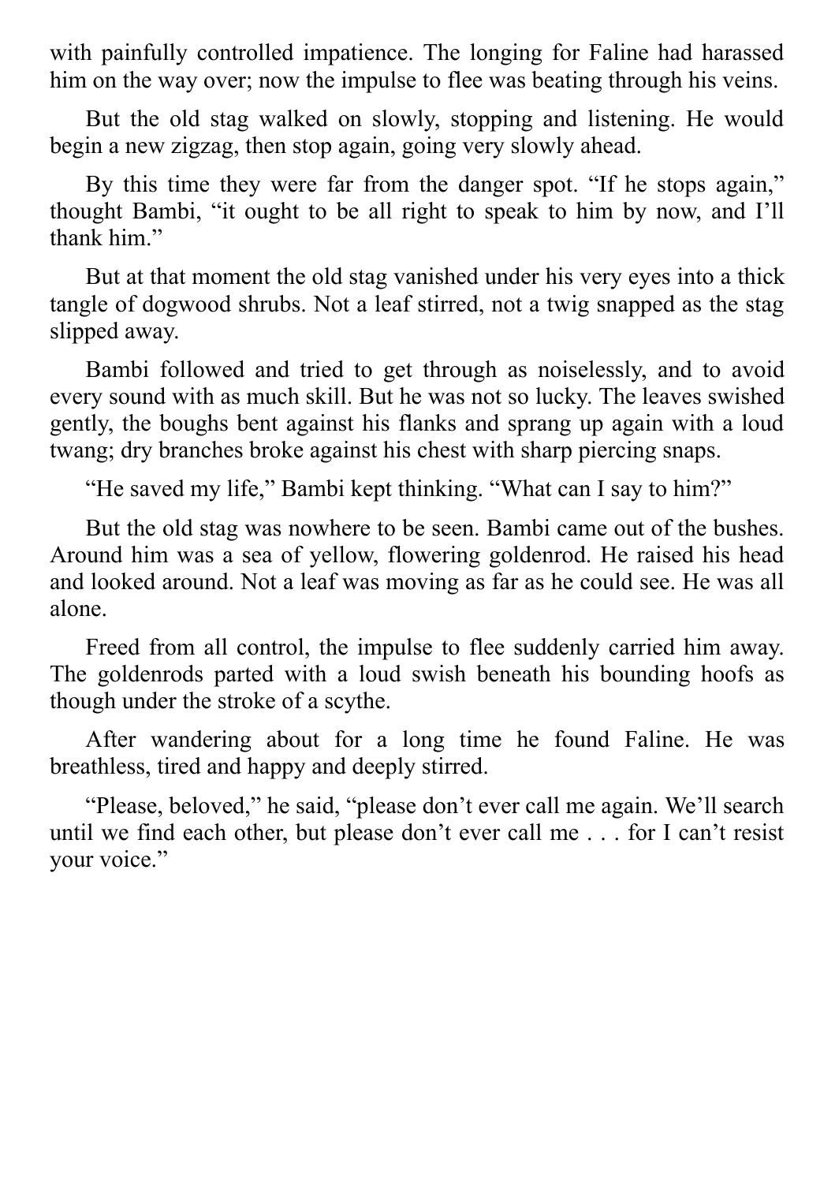with painfully controlled impatience. The longing for Faline had harassed him on the way over; now the impulse to flee was beating through his veins.

But the old stag walked on slowly, stopping and listening. He would begin a new zigzag, then stop again, going very slowly ahead.

By this time they were far from the danger spot. “If he stops again,” thought Bambi, “it ought to be all right to speak to him by now, and I’ll thank him.”

But at that moment the old stag vanished under his very eyes into a thick tangle of dogwood shrubs. Not a leaf stirred, not a twig snapped as the stag slipped away.

Bambi followed and tried to get through as noiselessly, and to avoid every sound with as much skill. But he was not so lucky. The leaves swished gently, the boughs bent against his flanks and sprang up again with a loud twang; dry branches broke against his chest with sharp piercing snaps.

“He saved my life,” Bambi kept thinking. “What can I say to him?”

But the old stag was nowhere to be seen. Bambi came out of the bushes. Around him was a sea of yellow, flowering goldenrod. He raised his head and looked around. Not a leaf was moving as far as he could see. He was all alone.

Freed from all control, the impulse to flee suddenly carried him away. The goldenrods parted with a loud swish beneath his bounding hoofs as though under the stroke of a scythe.

After wandering about for a long time he found Faline. He was breathless, tired and happy and deeply stirred.

“Please, beloved,” he said, “please don’t ever call me again. We’ll search until we find each other, but please don’t ever call me . . . for I can’t resist your voice.”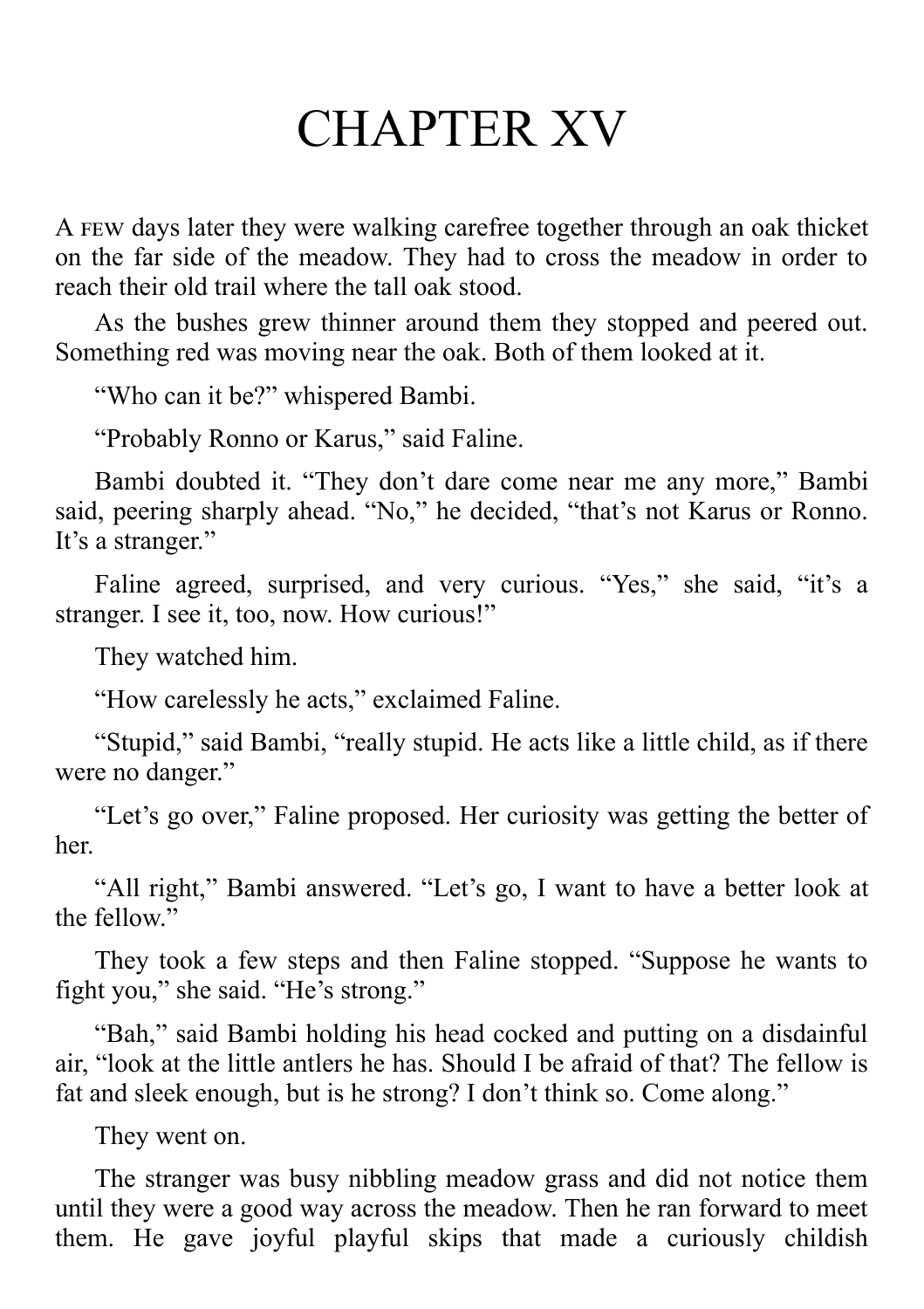# CHAPTER XV

A FEW days later they were walking carefree together through an oak thicket on the far side of the meadow. They had to cross the meadow in order to reach their old trail where the tall oak stood.

As the bushes grew thinner around them they stopped and peered out. Something red was moving near the oak. Both of them looked at it.

"Who can it be?" whispered Bambi.

"Probably Ronno or Karus," said Faline.

Bambi doubted it. "They don't dare come near me any more," Bambi said, peering sharply ahead. "No," he decided, "that's not Karus or Ronno. It's a stranger."

Faline agreed, surprised, and very curious. "Yes," she said, "it's a stranger. I see it, too, now. How curious!"

They watched him.

"How carelessly he acts," exclaimed Faline.

"Stupid," said Bambi, "really stupid. He acts like a little child, as if there were no danger."

"Let's go over," Faline proposed. Her curiosity was getting the better of her.

"All right," Bambi answered. "Let's go, I want to have a better look at the fellow."

They took a few steps and then Faline stopped. "Suppose he wants to fight you," she said. "He's strong."

"Bah," said Bambi holding his head cocked and putting on a disdainful air, "look at the little antlers he has. Should I be afraid of that? The fellow is fat and sleek enough, but is he strong? I don't think so. Come along."

They went on.

The stranger was busy nibbling meadow grass and did not notice them until they were a good way across the meadow. Then he ran forward to meet them. He gave joyful playful skips that made a curiously childish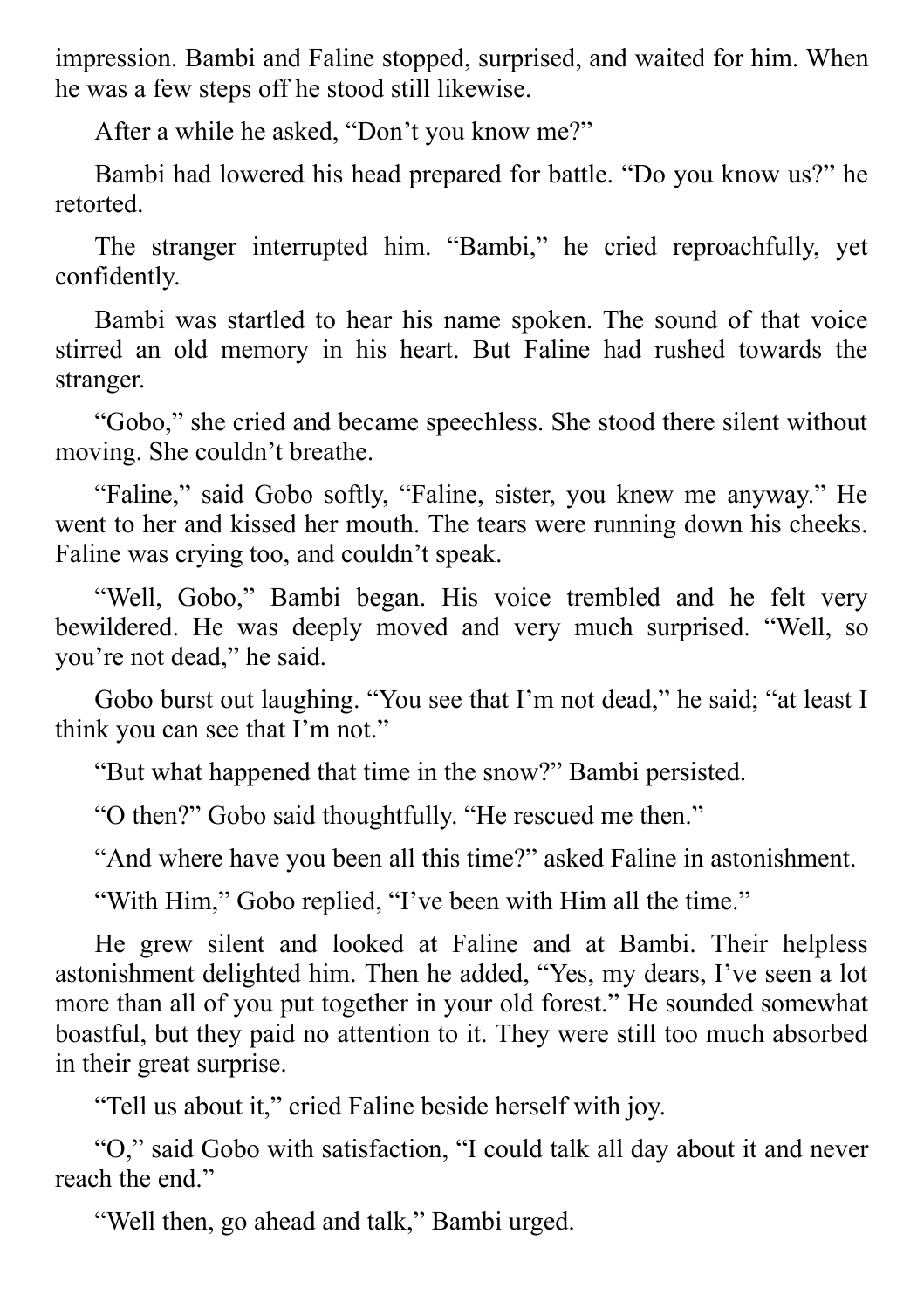impression. Bambi and Faline stopped, surprised, and waited for him. When he was a few steps off he stood still likewise.

After a while he asked, “Don’t you know me?”

Bambi had lowered his head prepared for battle. “Do you know us?” he retorted.

The stranger interrupted him. “Bambi,” he cried reproachfully, yet confidently.

Bambi was startled to hear his name spoken. The sound of that voice stirred an old memory in his heart. But Faline had rushed towards the stranger.

“Gobo,” she cried and became speechless. She stood there silent without moving. She couldn’t breathe.

“Faline,” said Gobo softly, “Faline, sister, you knew me anyway.” He went to her and kissed her mouth. The tears were running down his cheeks. Faline was crying too, and couldn’t speak.

“Well, Gobo,” Bambi began. His voice trembled and he felt very bewildered. He was deeply moved and very much surprised. “Well, so you’re not dead,” he said.

Gobo burst out laughing. “You see that I’m not dead,” he said; “at least I think you can see that I’m not.”

“But what happened that time in the snow?” Bambi persisted.

“O then?” Gobo said thoughtfully. “He rescued me then.”

“And where have you been all this time?” asked Faline in astonishment.

“With Him,” Gobo replied, “I’ve been with Him all the time.”

He grew silent and looked at Faline and at Bambi. Their helpless astonishment delighted him. Then he added, “Yes, my dears, I’ve seen a lot more than all of you put together in your old forest.” He sounded somewhat boastful, but they paid no attention to it. They were still too much absorbed in their great surprise.

“Tell us about it,” cried Faline beside herself with joy.

“O,” said Gobo with satisfaction, “I could talk all day about it and never reach the end.”

“Well then, go ahead and talk,” Bambi urged.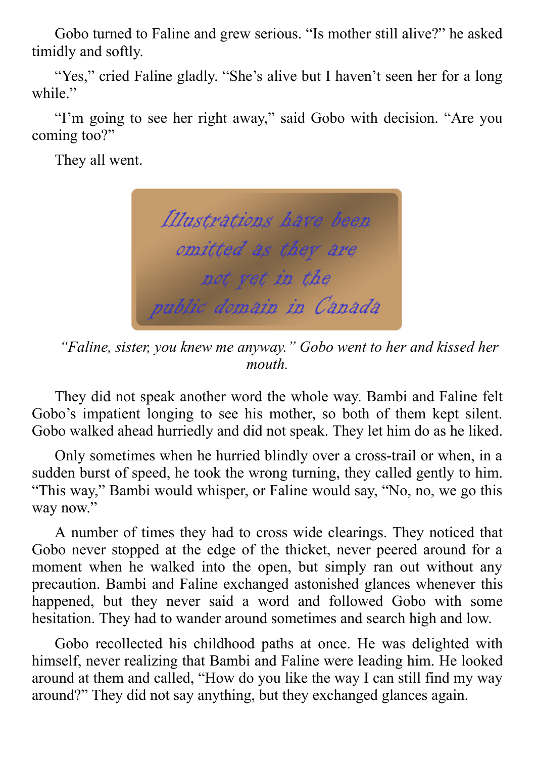Gobo turned to Faline and grew serious. “Is mother still alive?” he asked timidly and softly.

“Yes,” cried Faline gladly. “She’s alive but I haven’t seen her for a long while.”

“I’m going to see her right away,” said Gobo with decision. “Are you coming too?”

They all went.

Illustrations have been omitted as they are not yet in the public domain in Canada

*“Faline, sister, you knew me anyway.” Gobo went to her and kissed her mouth.*

They did not speak another word the whole way. Bambi and Faline felt Gobo’s impatient longing to see his mother, so both of them kept silent. Gobo walked ahead hurriedly and did not speak. They let him do as he liked.

Only sometimes when he hurried blindly over a cross-trail or when, in a sudden burst of speed, he took the wrong turning, they called gently to him. “This way,” Bambi would whisper, or Faline would say, “No, no, we go this way now.”

A number of times they had to cross wide clearings. They noticed that Gobo never stopped at the edge of the thicket, never peered around for a moment when he walked into the open, but simply ran out without any precaution. Bambi and Faline exchanged astonished glances whenever this happened, but they never said a word and followed Gobo with some hesitation. They had to wander around sometimes and search high and low.

Gobo recollected his childhood paths at once. He was delighted with himself, never realizing that Bambi and Faline were leading him. He looked around at them and called, “How do you like the way I can still find my way around?” They did not say anything, but they exchanged glances again.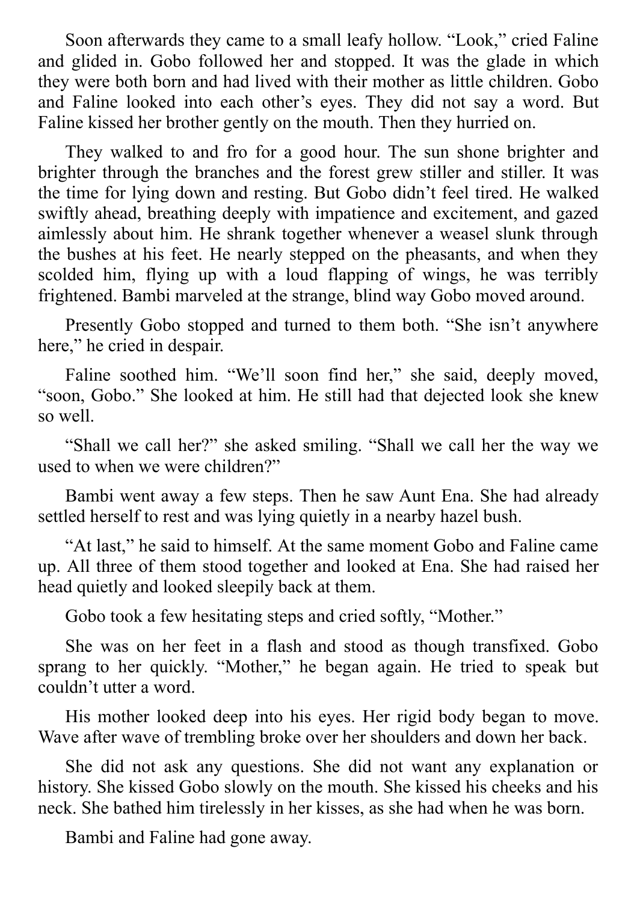Soon afterwards they came to a small leafy hollow. “Look,” cried Faline and glided in. Gobo followed her and stopped. It was the glade in which they were both born and had lived with their mother as little children. Gobo and Faline looked into each other’s eyes. They did not say a word. But Faline kissed her brother gently on the mouth. Then they hurried on.

They walked to and fro for a good hour. The sun shone brighter and brighter through the branches and the forest grew stiller and stiller. It was the time for lying down and resting. But Gobo didn’t feel tired. He walked swiftly ahead, breathing deeply with impatience and excitement, and gazed aimlessly about him. He shrank together whenever a weasel slunk through the bushes at his feet. He nearly stepped on the pheasants, and when they scolded him, flying up with a loud flapping of wings, he was terribly frightened. Bambi marveled at the strange, blind way Gobo moved around.

Presently Gobo stopped and turned to them both. “She isn’t anywhere here,” he cried in despair.

Faline soothed him. “We’ll soon find her,” she said, deeply moved, “soon, Gobo.” She looked at him. He still had that dejected look she knew so well.

“Shall we call her?” she asked smiling. “Shall we call her the way we used to when we were children?”

Bambi went away a few steps. Then he saw Aunt Ena. She had already settled herself to rest and was lying quietly in a nearby hazel bush.

“At last,” he said to himself. At the same moment Gobo and Faline came up. All three of them stood together and looked at Ena. She had raised her head quietly and looked sleepily back at them.

Gobo took a few hesitating steps and cried softly, “Mother.”

She was on her feet in a flash and stood as though transfixed. Gobo sprang to her quickly. “Mother,” he began again. He tried to speak but couldn’t utter a word.

His mother looked deep into his eyes. Her rigid body began to move. Wave after wave of trembling broke over her shoulders and down her back.

She did not ask any questions. She did not want any explanation or history. She kissed Gobo slowly on the mouth. She kissed his cheeks and his neck. She bathed him tirelessly in her kisses, as she had when he was born.

Bambi and Faline had gone away.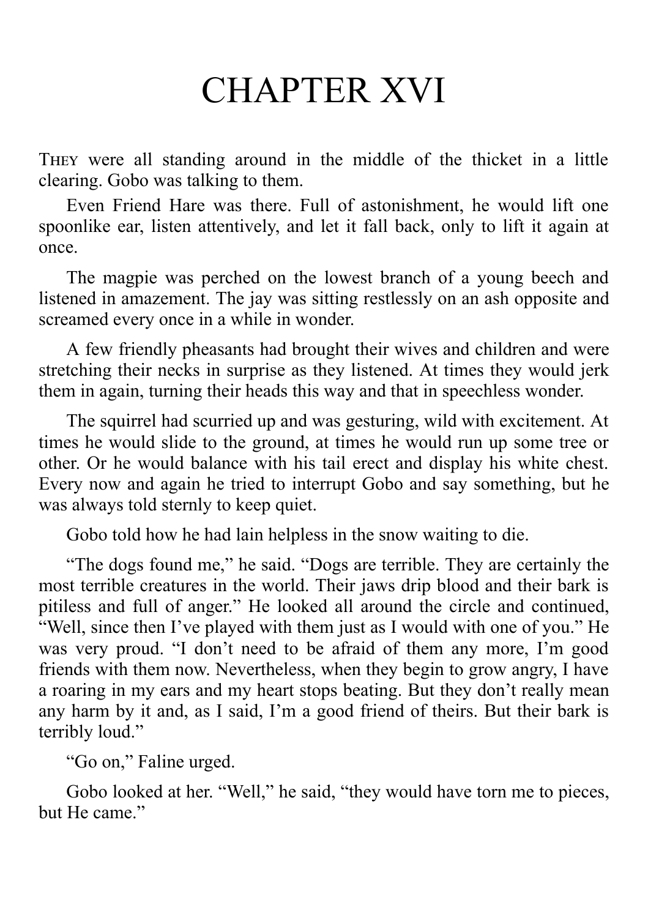# CHAPTER XVI

They were all standing around in the middle of the thicket in a little clearing. Gobo was talking to them.

Even Friend Hare was there. Full of astonishment, he would lift one spoonlike ear, listen attentively, and let it fall back, only to lift it again at once.

The magpie was perched on the lowest branch of a young beech and listened in amazement. The jay was sitting restlessly on an ash opposite and screamed every once in a while in wonder.

A few friendly pheasants had brought their wives and children and were stretching their necks in surprise as they listened. At times they would jerk them in again, turning their heads this way and that in speechless wonder.

The squirrel had scurried up and was gesturing, wild with excitement. At times he would slide to the ground, at times he would run up some tree or other. Or he would balance with his tail erect and display his white chest. Every now and again he tried to interrupt Gobo and say something, but he was always told sternly to keep quiet.

Gobo told how he had lain helpless in the snow waiting to die.

"The dogs found me," he said. "Dogs are terrible. They are certainly the most terrible creatures in the world. Their jaws drip blood and their bark is pitiless and full of anger." He looked all around the circle and continued, "Well, since then I've played with them just as I would with one of you." He was very proud. "I don't need to be afraid of them any more, I'm good friends with them now. Nevertheless, when they begin to grow angry, I have a roaring in my ears and my heart stops beating. But they don't really mean any harm by it and, as I said, I'm a good friend of theirs. But their bark is terribly loud."

"Go on," Faline urged.

Gobo looked at her. "Well," he said, "they would have torn me to pieces, but He came."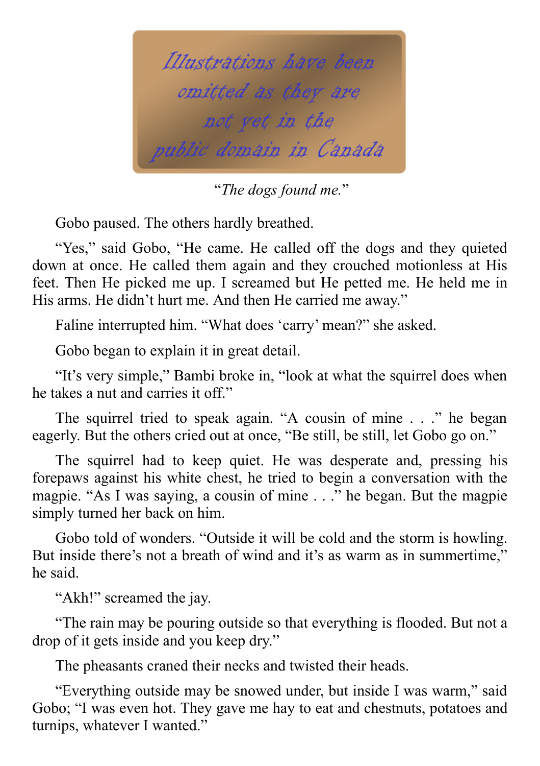Illustrations have been omitted as they are not yet in the public domain in Canada

"*The dogs found me.*"

Gobo paused. The others hardly breathed.

"Yes," said Gobo, "He came. He called off the dogs and they quieted down at once. He called them again and they crouched motionless at His feet. Then He picked me up. I screamed but He petted me. He held me in His arms. He didn't hurt me. And then He carried me away."

Faline interrupted him. "What does 'carry' mean?" she asked.

Gobo began to explain it in great detail.

"It's very simple," Bambi broke in, "look at what the squirrel does when he takes a nut and carries it off."

The squirrel tried to speak again. "A cousin of mine . . ." he began eagerly. But the others cried out at once, "Be still, be still, let Gobo go on."

The squirrel had to keep quiet. He was desperate and, pressing his forepaws against his white chest, he tried to begin a conversation with the magpie. "As I was saying, a cousin of mine . . ." he began. But the magpie simply turned her back on him.

Gobo told of wonders. "Outside it will be cold and the storm is howling. But inside there's not a breath of wind and it's as warm as in summertime," he said.

"Akh!" screamed the jay.

"The rain may be pouring outside so that everything is flooded. But not a drop of it gets inside and you keep dry."

The pheasants craned their necks and twisted their heads.

"Everything outside may be snowed under, but inside I was warm," said Gobo; "I was even hot. They gave me hay to eat and chestnuts, potatoes and turnips, whatever I wanted."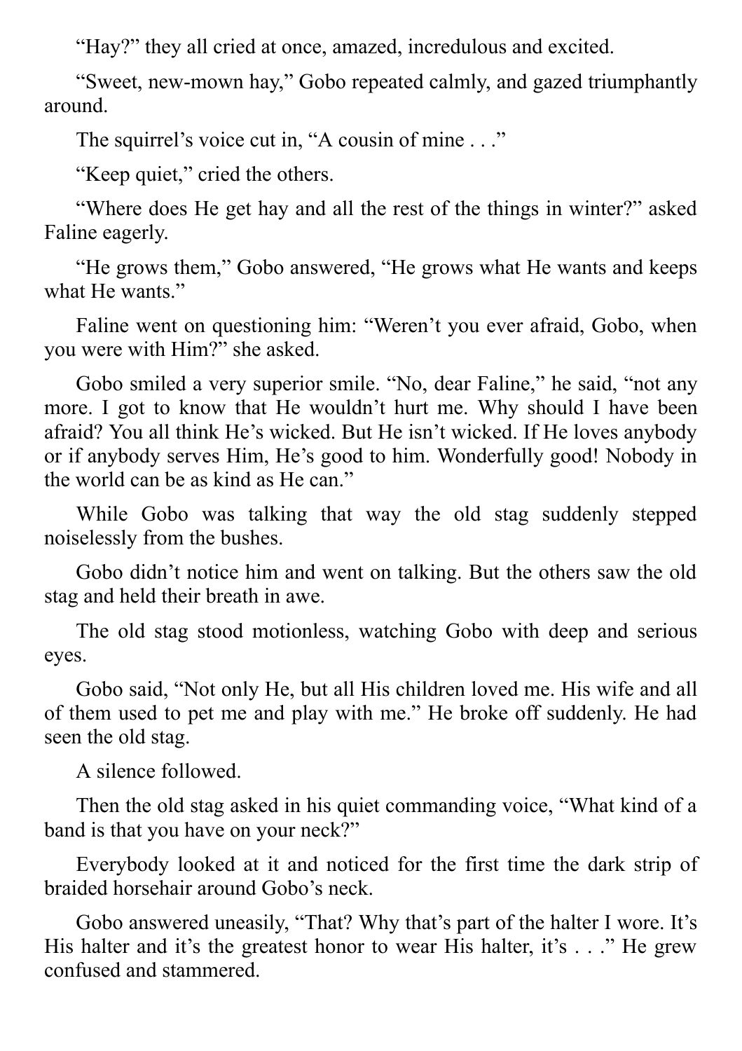"Hay?" they all cried at once, amazed, incredulous and excited.

"Sweet, new-mown hay," Gobo repeated calmly, and gazed triumphantly around.

The squirrel's voice cut in, "A cousin of mine . . ."

"Keep quiet," cried the others.

"Where does He get hay and all the rest of the things in winter?" asked Faline eagerly.

"He grows them," Gobo answered, "He grows what He wants and keeps what He wants."

Faline went on questioning him: "Weren't you ever afraid, Gobo, when you were with Him?" she asked.

Gobo smiled a very superior smile. "No, dear Faline," he said, "not any more. I got to know that He wouldn't hurt me. Why should I have been afraid? You all think He's wicked. But He isn't wicked. If He loves anybody or if anybody serves Him, He's good to him. Wonderfully good! Nobody in the world can be as kind as He can."

While Gobo was talking that way the old stag suddenly stepped noiselessly from the bushes.

Gobo didn't notice him and went on talking. But the others saw the old stag and held their breath in awe.

The old stag stood motionless, watching Gobo with deep and serious eyes.

Gobo said, "Not only He, but all His children loved me. His wife and all of them used to pet me and play with me." He broke off suddenly. He had seen the old stag.

A silence followed.

Then the old stag asked in his quiet commanding voice, "What kind of a band is that you have on your neck?"

Everybody looked at it and noticed for the first time the dark strip of braided horsehair around Gobo's neck.

Gobo answered uneasily, "That? Why that's part of the halter I wore. It's His halter and it's the greatest honor to wear His halter, it's . . ." He grew confused and stammered.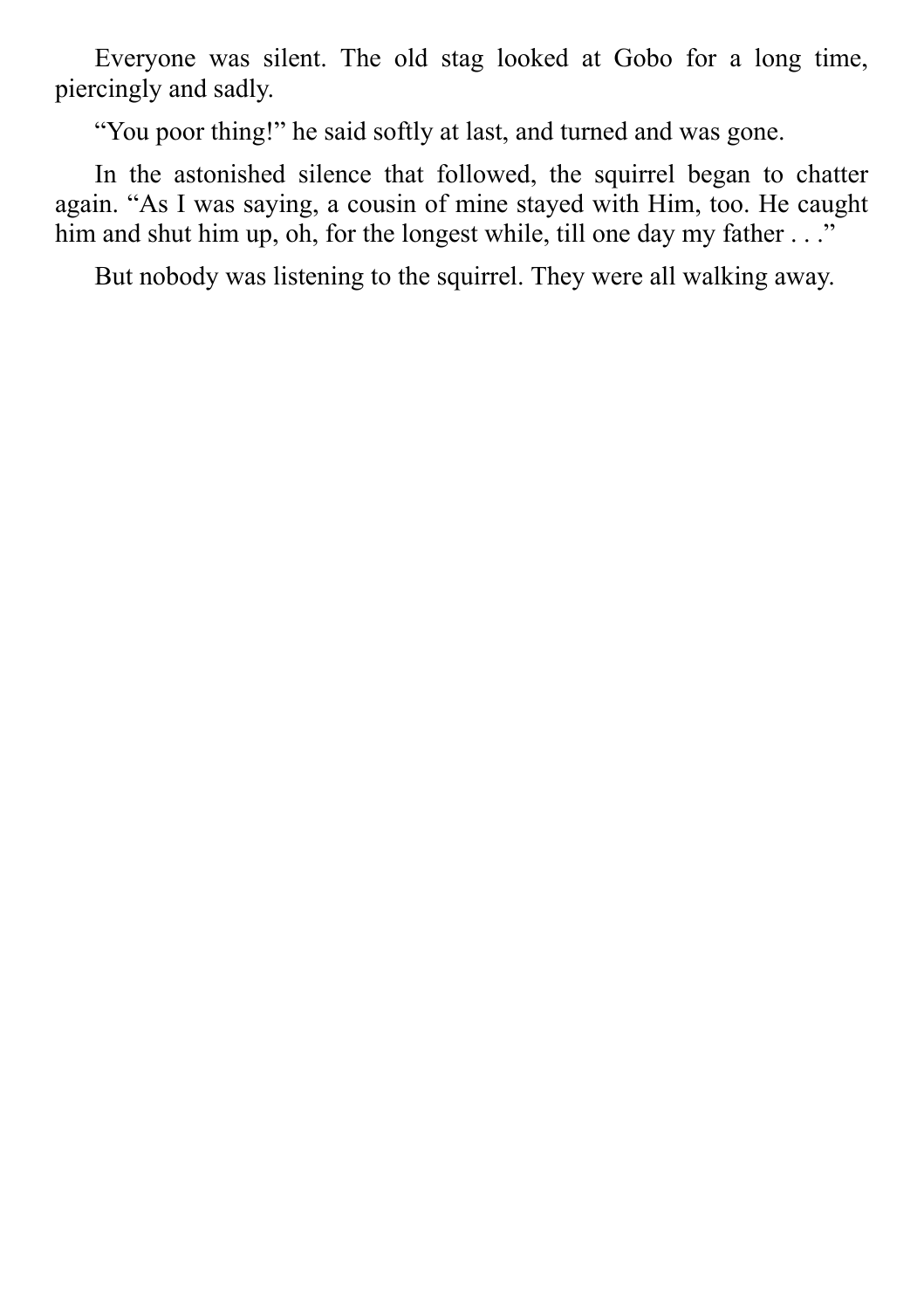Everyone was silent. The old stag looked at Gobo for a long time, piercingly and sadly.

“You poor thing!” he said softly at last, and turned and was gone.

In the astonished silence that followed, the squirrel began to chatter again. “As I was saying, a cousin of mine stayed with Him, too. He caught him and shut him up, oh, for the longest while, till one day my father . . .”

But nobody was listening to the squirrel. They were all walking away.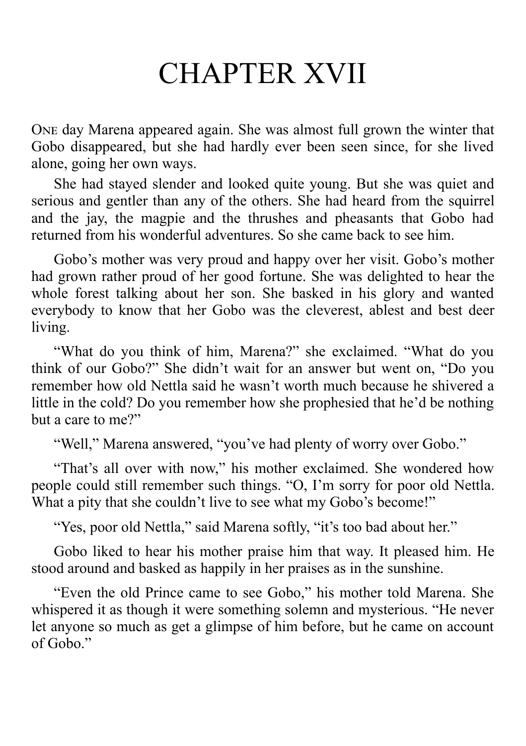# CHAPTER XVII

One day Marena appeared again. She was almost full grown the winter that Gobo disappeared, but she had hardly ever been seen since, for she lived alone, going her own ways.

She had stayed slender and looked quite young. But she was quiet and serious and gentler than any of the others. She had heard from the squirrel and the jay, the magpie and the thrushes and pheasants that Gobo had returned from his wonderful adventures. So she came back to see him.

Gobo's mother was very proud and happy over her visit. Gobo's mother had grown rather proud of her good fortune. She was delighted to hear the whole forest talking about her son. She basked in his glory and wanted everybody to know that her Gobo was the cleverest, ablest and best deer living.

"What do you think of him, Marena?" she exclaimed. "What do you think of our Gobo?" She didn't wait for an answer but went on, "Do you remember how old Nettla said he wasn't worth much because he shivered a little in the cold? Do you remember how she prophesied that he'd be nothing but a care to me?"

"Well," Marena answered, "you've had plenty of worry over Gobo."

"That's all over with now," his mother exclaimed. She wondered how people could still remember such things. "O, I'm sorry for poor old Nettla. What a pity that she couldn't live to see what my Gobo's become!"

"Yes, poor old Nettla," said Marena softly, "it's too bad about her."

Gobo liked to hear his mother praise him that way. It pleased him. He stood around and basked as happily in her praises as in the sunshine.

"Even the old Prince came to see Gobo," his mother told Marena. She whispered it as though it were something solemn and mysterious. "He never let anyone so much as get a glimpse of him before, but he came on account of Gobo."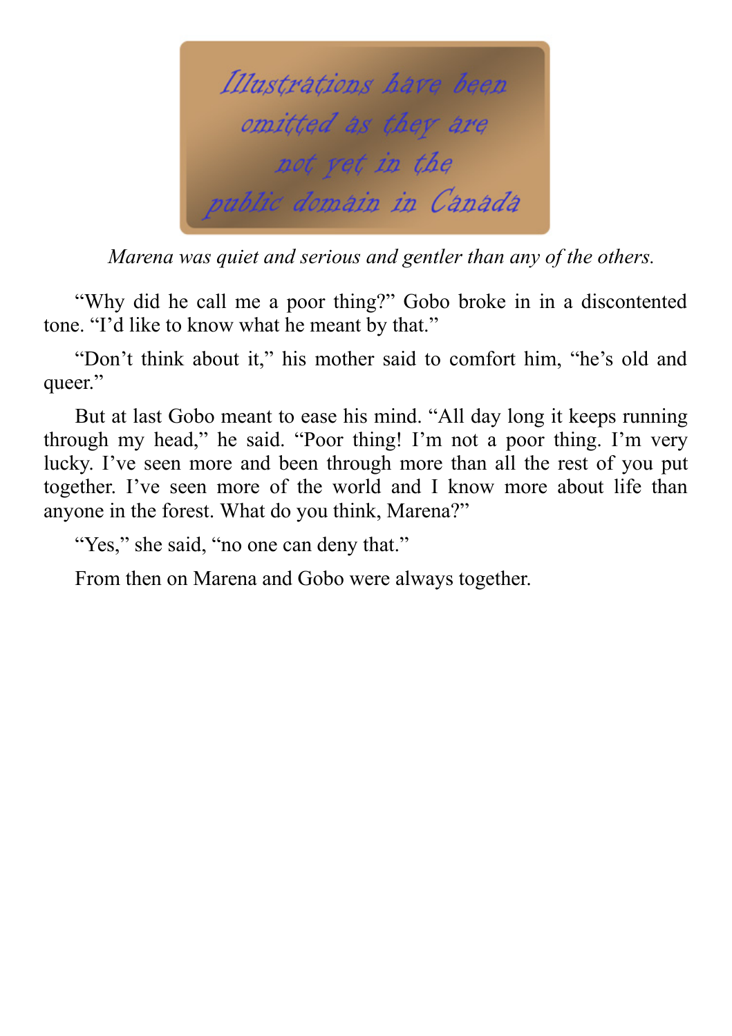Illustrations have been omitted as they are not yet in the public domain in Canada

*Marena was quiet and serious and gentler than any of the others.*

"Why did he call me a poor thing?" Gobo broke in in a discontented tone. "I'd like to know what he meant by that."

"Don't think about it," his mother said to comfort him, "he's old and queer."

But at last Gobo meant to ease his mind. "All day long it keeps running through my head," he said. "Poor thing! I'm not a poor thing. I'm very lucky. I've seen more and been through more than all the rest of you put together. I've seen more of the world and I know more about life than anyone in the forest. What do you think, Marena?"

"Yes," she said, "no one can deny that."

From then on Marena and Gobo were always together.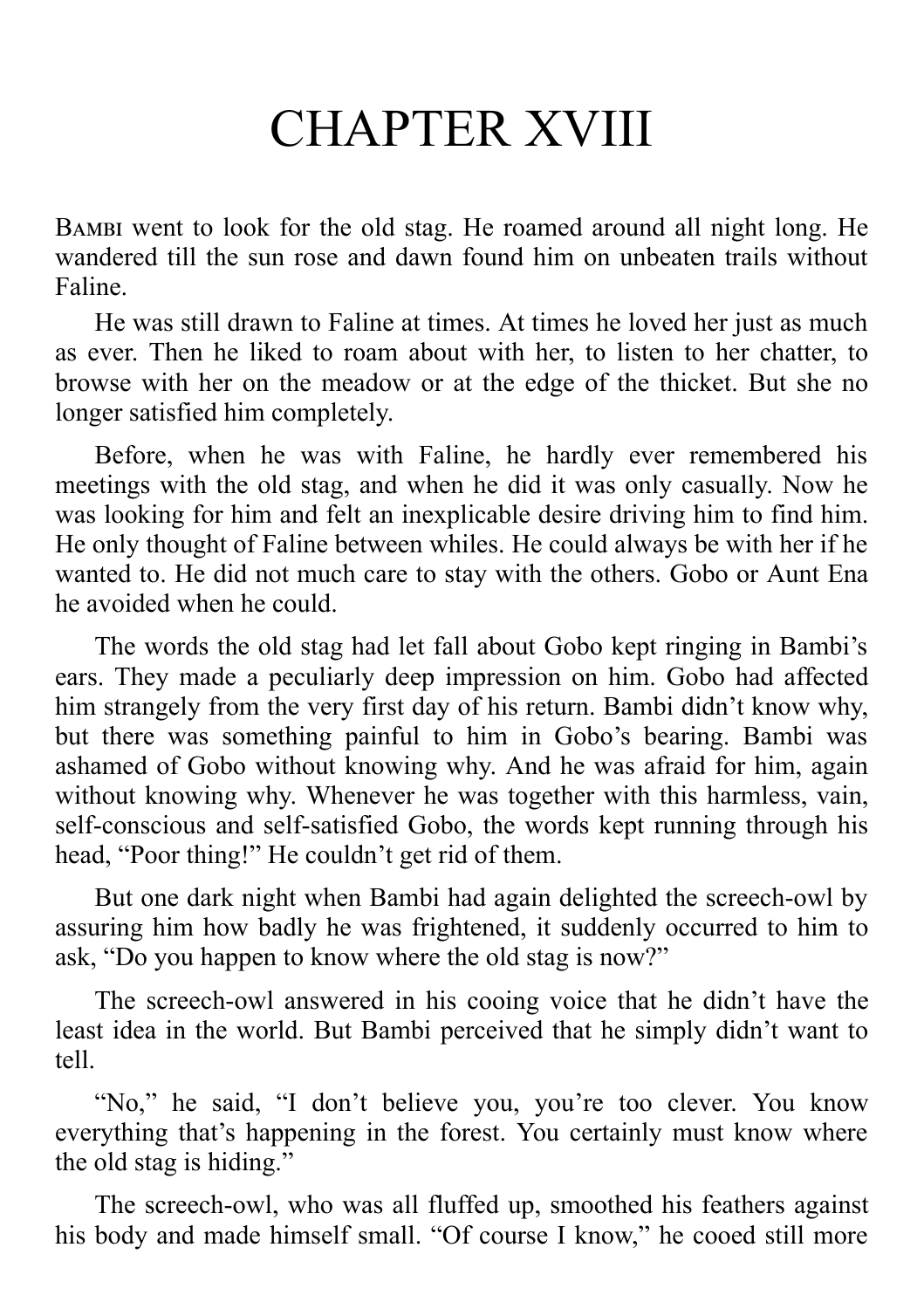# CHAPTER XVIII

Bambi went to look for the old stag. He roamed around all night long. He wandered till the sun rose and dawn found him on unbeaten trails without Faline.

He was still drawn to Faline at times. At times he loved her just as much as ever. Then he liked to roam about with her, to listen to her chatter, to browse with her on the meadow or at the edge of the thicket. But she no longer satisfied him completely.

Before, when he was with Faline, he hardly ever remembered his meetings with the old stag, and when he did it was only casually. Now he was looking for him and felt an inexplicable desire driving him to find him. He only thought of Faline between whiles. He could always be with her if he wanted to. He did not much care to stay with the others. Gobo or Aunt Ena he avoided when he could.

The words the old stag had let fall about Gobo kept ringing in Bambi's ears. They made a peculiarly deep impression on him. Gobo had affected him strangely from the very first day of his return. Bambi didn't know why, but there was something painful to him in Gobo's bearing. Bambi was ashamed of Gobo without knowing why. And he was afraid for him, again without knowing why. Whenever he was together with this harmless, vain, self-conscious and self-satisfied Gobo, the words kept running through his head, "Poor thing!" He couldn't get rid of them.

But one dark night when Bambi had again delighted the screech-owl by assuring him how badly he was frightened, it suddenly occurred to him to ask, "Do you happen to know where the old stag is now?"

The screech-owl answered in his cooing voice that he didn't have the least idea in the world. But Bambi perceived that he simply didn't want to tell.

"No," he said, "I don't believe you, you're too clever. You know everything that's happening in the forest. You certainly must know where the old stag is hiding."

The screech-owl, who was all fluffed up, smoothed his feathers against his body and made himself small. "Of course I know," he cooed still more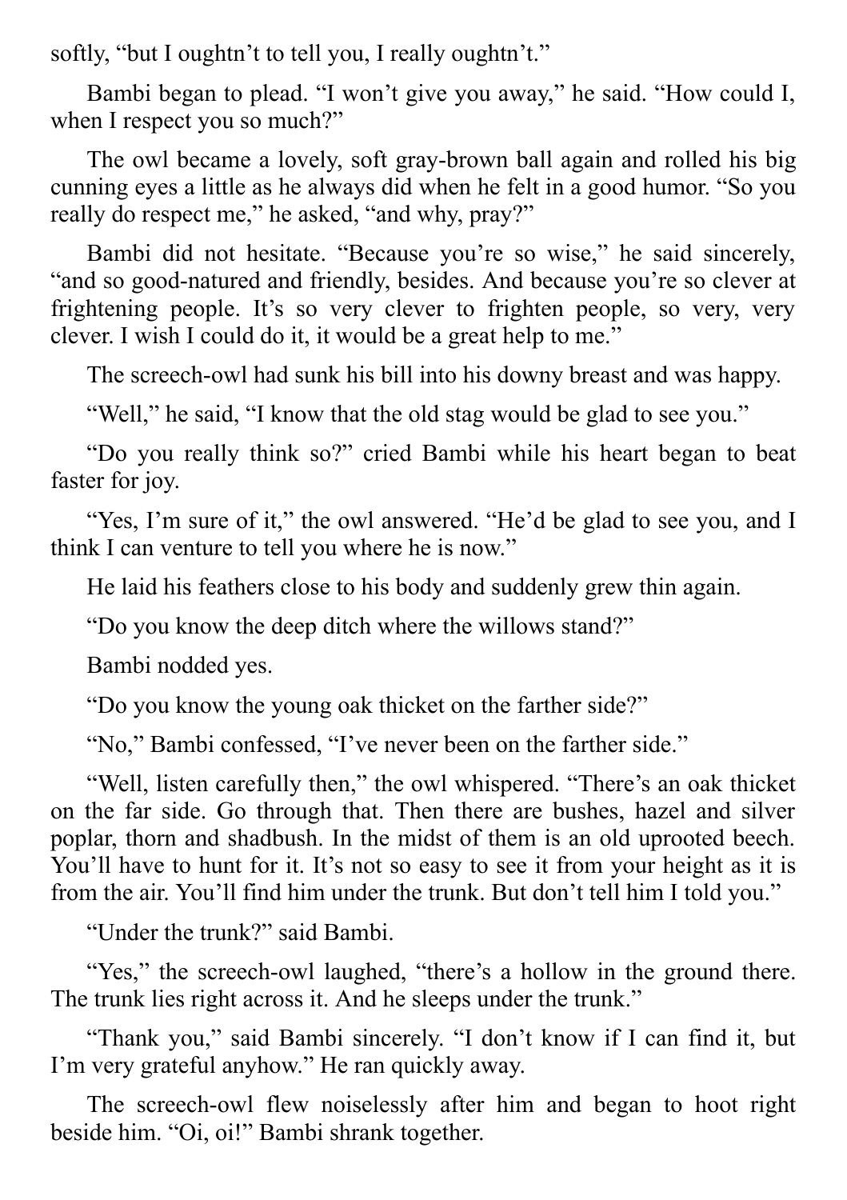softly, "but I oughtn't to tell you, I really oughtn't."

Bambi began to plead. "I won't give you away," he said. "How could I, when I respect you so much?"

The owl became a lovely, soft gray-brown ball again and rolled his big cunning eyes a little as he always did when he felt in a good humor. "So you really do respect me," he asked, "and why, pray?"

Bambi did not hesitate. "Because you're so wise," he said sincerely, "and so good-natured and friendly, besides. And because you're so clever at frightening people. It's so very clever to frighten people, so very, very clever. I wish I could do it, it would be a great help to me."

The screech-owl had sunk his bill into his downy breast and was happy.

"Well," he said, "I know that the old stag would be glad to see you."

"Do you really think so?" cried Bambi while his heart began to beat faster for joy.

"Yes, I'm sure of it," the owl answered. "He'd be glad to see you, and I think I can venture to tell you where he is now."

He laid his feathers close to his body and suddenly grew thin again.

"Do you know the deep ditch where the willows stand?"

Bambi nodded yes.

"Do you know the young oak thicket on the farther side?"

"No," Bambi confessed, "I've never been on the farther side."

"Well, listen carefully then," the owl whispered. "There's an oak thicket on the far side. Go through that. Then there are bushes, hazel and silver poplar, thorn and shadbush. In the midst of them is an old uprooted beech. You'll have to hunt for it. It's not so easy to see it from your height as it is from the air. You'll find him under the trunk. But don't tell him I told you."

"Under the trunk?" said Bambi.

"Yes," the screech-owl laughed, "there's a hollow in the ground there. The trunk lies right across it. And he sleeps under the trunk."

"Thank you," said Bambi sincerely. "I don't know if I can find it, but I'm very grateful anyhow." He ran quickly away.

The screech-owl flew noiselessly after him and began to hoot right beside him. "Oi, oi!" Bambi shrank together.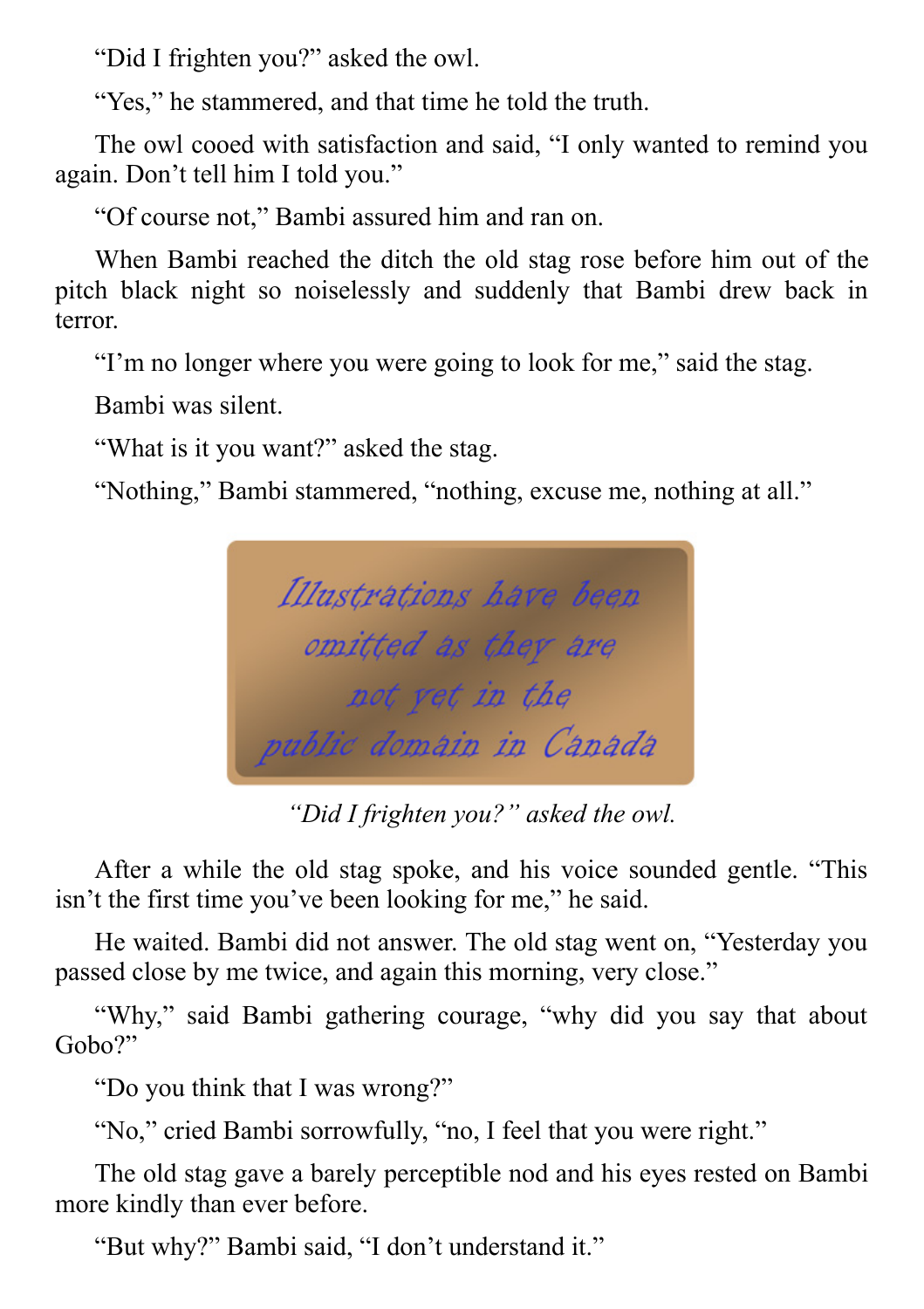"Did I frighten you?" asked the owl.

"Yes," he stammered, and that time he told the truth.

The owl cooed with satisfaction and said, "I only wanted to remind you again. Don't tell him I told you."

"Of course not," Bambi assured him and ran on.

When Bambi reached the ditch the old stag rose before him out of the pitch black night so noiselessly and suddenly that Bambi drew back in terror.

"I'm no longer where you were going to look for me," said the stag.

Bambi was silent.

"What is it you want?" asked the stag.

"Nothing," Bambi stammered, "nothing, excuse me, nothing at all."

Illustrations have been omitted as they are not yet in the public domain in Canada

*"Did I frighten you?" asked the owl.*

After a while the old stag spoke, and his voice sounded gentle. "This isn't the first time you've been looking for me," he said.

He waited. Bambi did not answer. The old stag went on, "Yesterday you passed close by me twice, and again this morning, very close."

"Why," said Bambi gathering courage, "why did you say that about Gobo?"

"Do you think that I was wrong?"

"No," cried Bambi sorrowfully, "no, I feel that you were right."

The old stag gave a barely perceptible nod and his eyes rested on Bambi more kindly than ever before.

"But why?" Bambi said, "I don't understand it."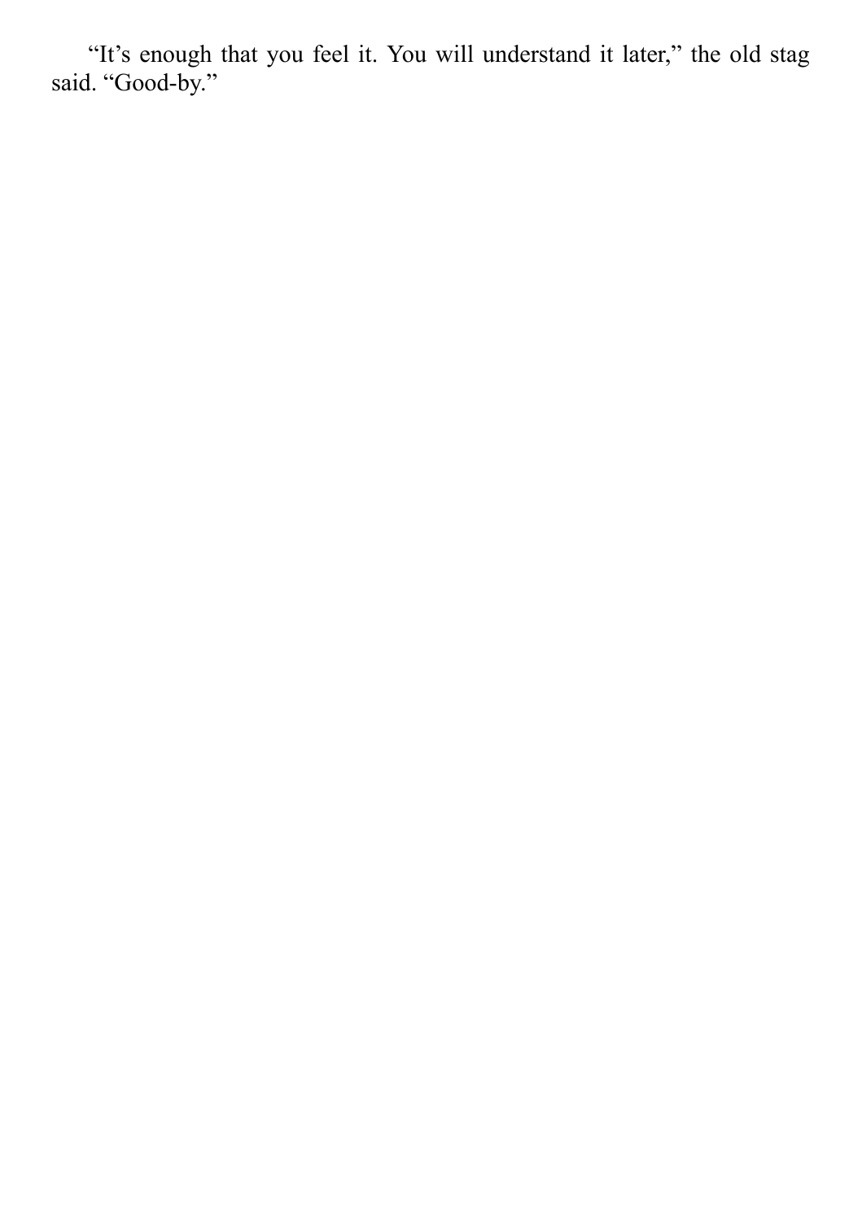"It's enough that you feel it. You will understand it later," the old stag said. "Good-by."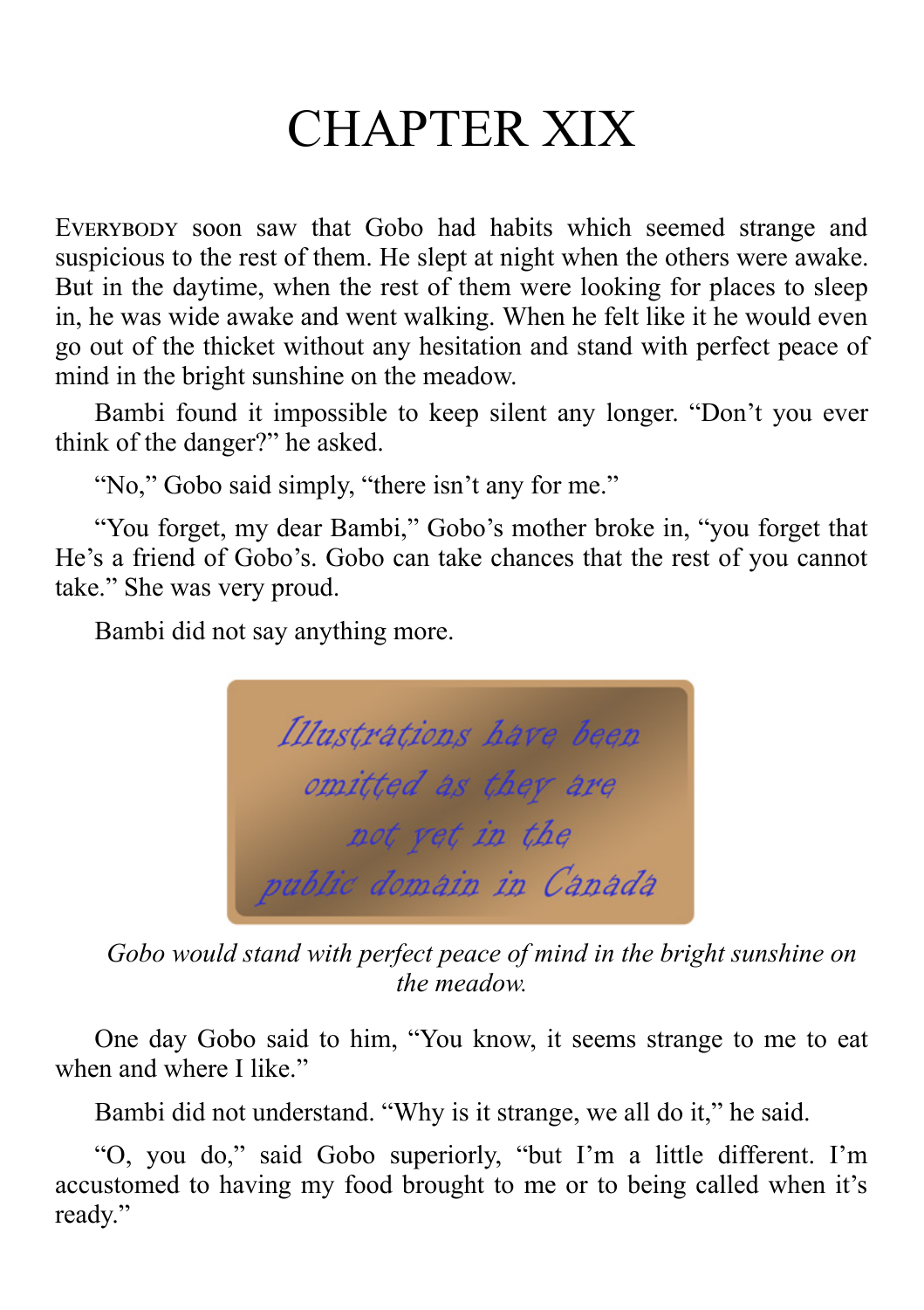# CHAPTER XIX

Everybody soon saw that Gobo had habits which seemed strange and suspicious to the rest of them. He slept at night when the others were awake. But in the daytime, when the rest of them were looking for places to sleep in, he was wide awake and went walking. When he felt like it he would even go out of the thicket without any hesitation and stand with perfect peace of mind in the bright sunshine on the meadow.

Bambi found it impossible to keep silent any longer. "Don't you ever think of the danger?" he asked.

"No," Gobo said simply, "there isn't any for me."

"You forget, my dear Bambi," Gobo's mother broke in, "you forget that He's a friend of Gobo's. Gobo can take chances that the rest of you cannot take." She was very proud.

Bambi did not say anything more.

Illustrations have been omitted as they are not yet in the public domain in Canada

*Gobo would stand with perfect peace of mind in the bright sunshine on the meadow.*

One day Gobo said to him, "You know, it seems strange to me to eat when and where I like."

Bambi did not understand. "Why is it strange, we all do it," he said.

"O, you do," said Gobo superiorly, "but I'm a little different. I'm accustomed to having my food brought to me or to being called when it's ready."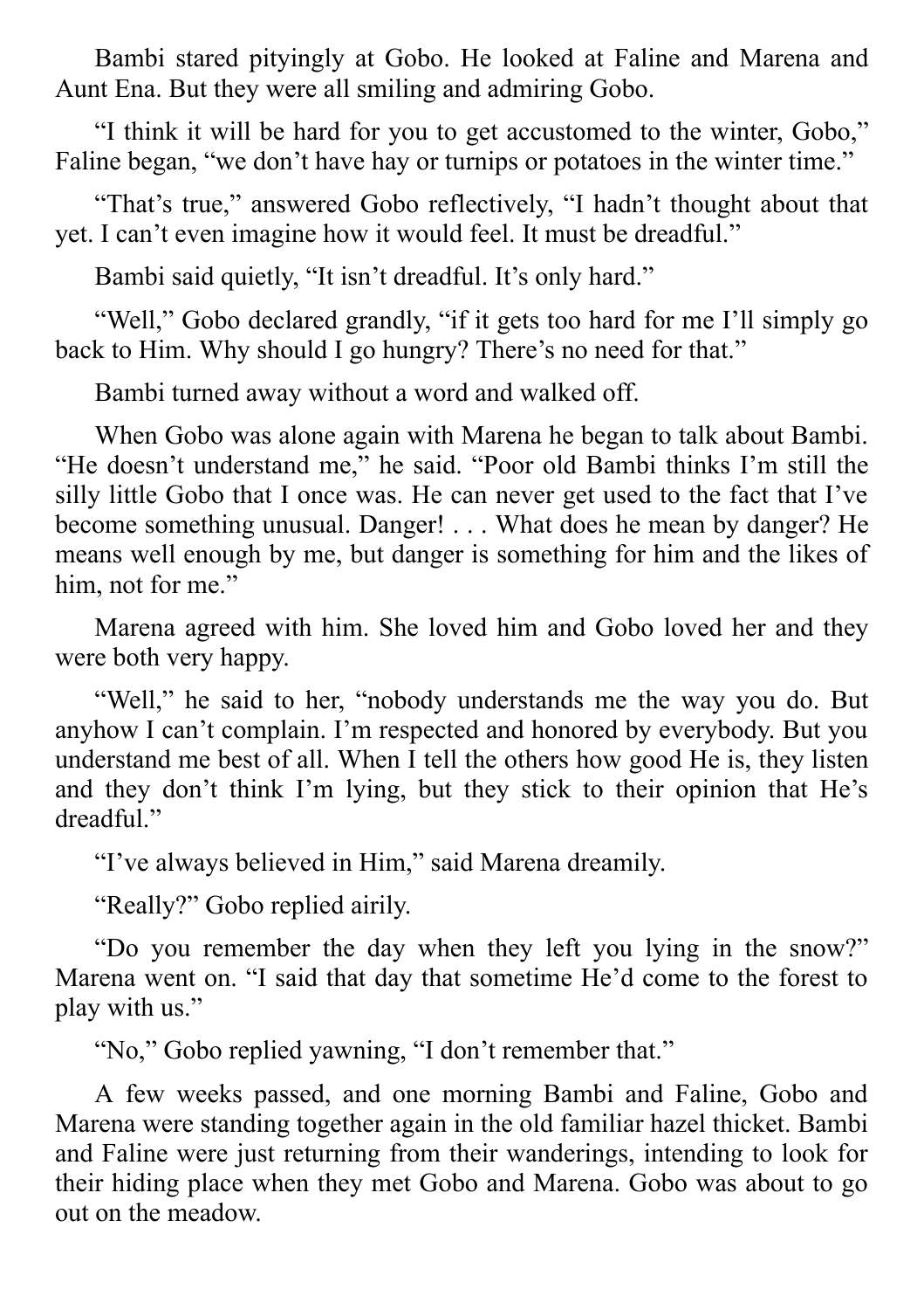Bambi stared pityingly at Gobo. He looked at Faline and Marena and Aunt Ena. But they were all smiling and admiring Gobo.

"I think it will be hard for you to get accustomed to the winter, Gobo," Faline began, "we don't have hay or turnips or potatoes in the winter time."

"That's true," answered Gobo reflectively, "I hadn't thought about that yet. I can't even imagine how it would feel. It must be dreadful."

Bambi said quietly, "It isn't dreadful. It's only hard."

"Well," Gobo declared grandly, "if it gets too hard for me I'll simply go back to Him. Why should I go hungry? There's no need for that."

Bambi turned away without a word and walked off.

When Gobo was alone again with Marena he began to talk about Bambi. "He doesn't understand me," he said. "Poor old Bambi thinks I'm still the silly little Gobo that I once was. He can never get used to the fact that I've become something unusual. Danger! . . . What does he mean by danger? He means well enough by me, but danger is something for him and the likes of him, not for me."

Marena agreed with him. She loved him and Gobo loved her and they were both very happy.

"Well," he said to her, "nobody understands me the way you do. But anyhow I can't complain. I'm respected and honored by everybody. But you understand me best of all. When I tell the others how good He is, they listen and they don't think I'm lying, but they stick to their opinion that He's dreadful."

"I've always believed in Him," said Marena dreamily.

"Really?" Gobo replied airily.

"Do you remember the day when they left you lying in the snow?" Marena went on. "I said that day that sometime He'd come to the forest to play with us."

"No," Gobo replied yawning, "I don't remember that."

A few weeks passed, and one morning Bambi and Faline, Gobo and Marena were standing together again in the old familiar hazel thicket. Bambi and Faline were just returning from their wanderings, intending to look for their hiding place when they met Gobo and Marena. Gobo was about to go out on the meadow.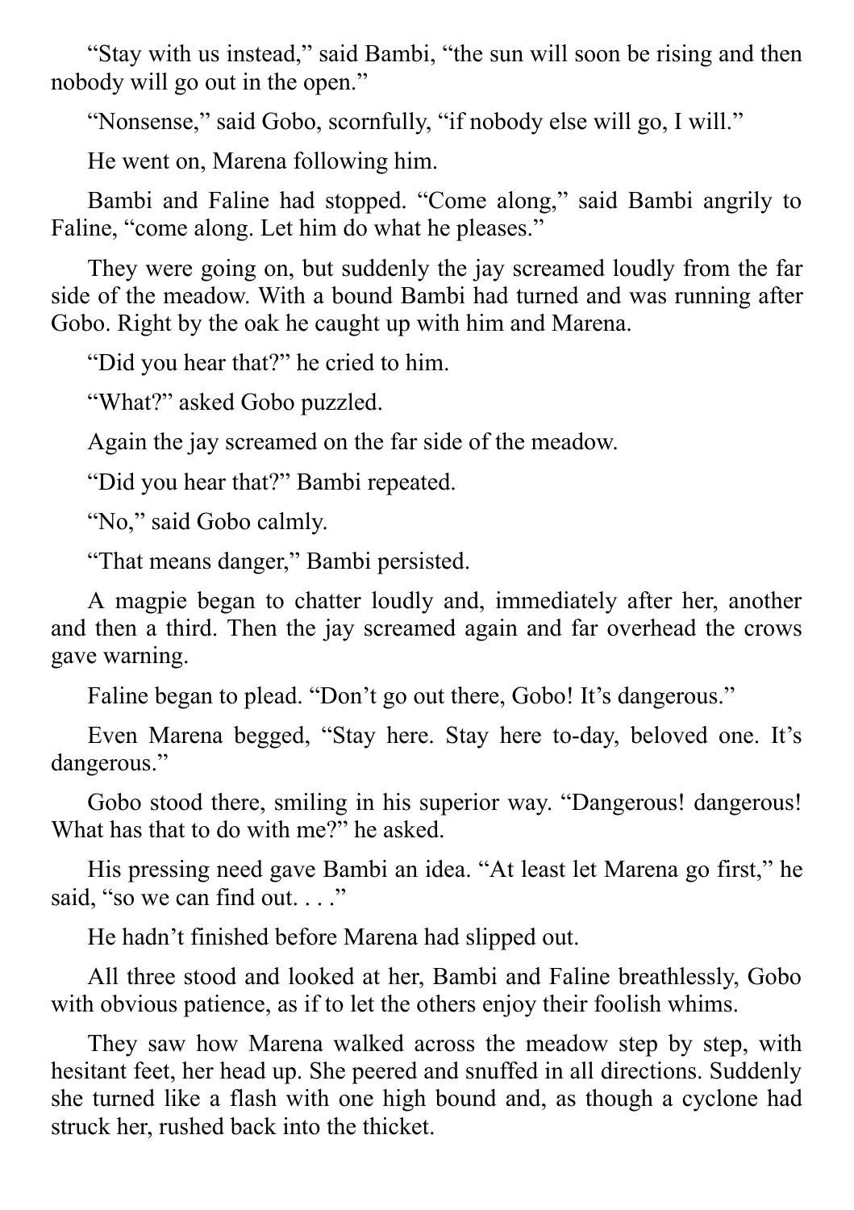"Stay with us instead," said Bambi, "the sun will soon be rising and then nobody will go out in the open."

"Nonsense," said Gobo, scornfully, "if nobody else will go, I will."

He went on, Marena following him.

Bambi and Faline had stopped. "Come along," said Bambi angrily to Faline, "come along. Let him do what he pleases."

They were going on, but suddenly the jay screamed loudly from the far side of the meadow. With a bound Bambi had turned and was running after Gobo. Right by the oak he caught up with him and Marena.

"Did you hear that?" he cried to him.

"What?" asked Gobo puzzled.

Again the jay screamed on the far side of the meadow.

"Did you hear that?" Bambi repeated.

"No," said Gobo calmly.

"That means danger," Bambi persisted.

A magpie began to chatter loudly and, immediately after her, another and then a third. Then the jay screamed again and far overhead the crows gave warning.

Faline began to plead. "Don't go out there, Gobo! It's dangerous."

Even Marena begged, "Stay here. Stay here to-day, beloved one. It's dangerous."

Gobo stood there, smiling in his superior way. "Dangerous! dangerous! What has that to do with me?" he asked.

His pressing need gave Bambi an idea. "At least let Marena go first," he said, "so we can find out. . . ."

He hadn't finished before Marena had slipped out.

All three stood and looked at her, Bambi and Faline breathlessly, Gobo with obvious patience, as if to let the others enjoy their foolish whims.

They saw how Marena walked across the meadow step by step, with hesitant feet, her head up. She peered and snuffed in all directions. Suddenly she turned like a flash with one high bound and, as though a cyclone had struck her, rushed back into the thicket.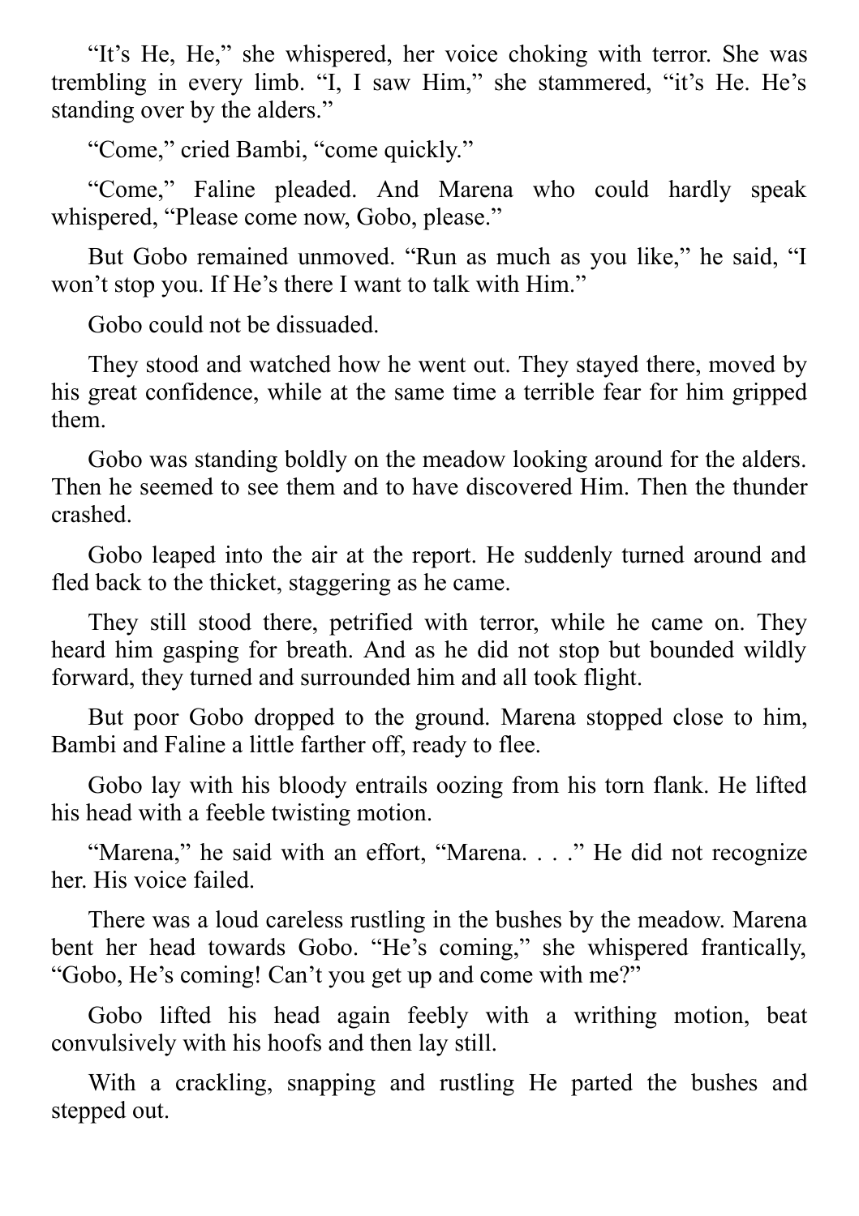"It's He, He," she whispered, her voice choking with terror. She was trembling in every limb. "I, I saw Him," she stammered, "it's He. He's standing over by the alders."

"Come," cried Bambi, "come quickly."

"Come," Faline pleaded. And Marena who could hardly speak whispered, "Please come now, Gobo, please."

But Gobo remained unmoved. "Run as much as you like," he said, "I won't stop you. If He's there I want to talk with Him."

Gobo could not be dissuaded.

They stood and watched how he went out. They stayed there, moved by his great confidence, while at the same time a terrible fear for him gripped them.

Gobo was standing boldly on the meadow looking around for the alders. Then he seemed to see them and to have discovered Him. Then the thunder crashed.

Gobo leaped into the air at the report. He suddenly turned around and fled back to the thicket, staggering as he came.

They still stood there, petrified with terror, while he came on. They heard him gasping for breath. And as he did not stop but bounded wildly forward, they turned and surrounded him and all took flight.

But poor Gobo dropped to the ground. Marena stopped close to him, Bambi and Faline a little farther off, ready to flee.

Gobo lay with his bloody entrails oozing from his torn flank. He lifted his head with a feeble twisting motion.

"Marena," he said with an effort, "Marena. . . ." He did not recognize her. His voice failed.

There was a loud careless rustling in the bushes by the meadow. Marena bent her head towards Gobo. "He's coming," she whispered frantically, "Gobo, He's coming! Can't you get up and come with me?"

Gobo lifted his head again feebly with a writhing motion, beat convulsively with his hoofs and then lay still.

With a crackling, snapping and rustling He parted the bushes and stepped out.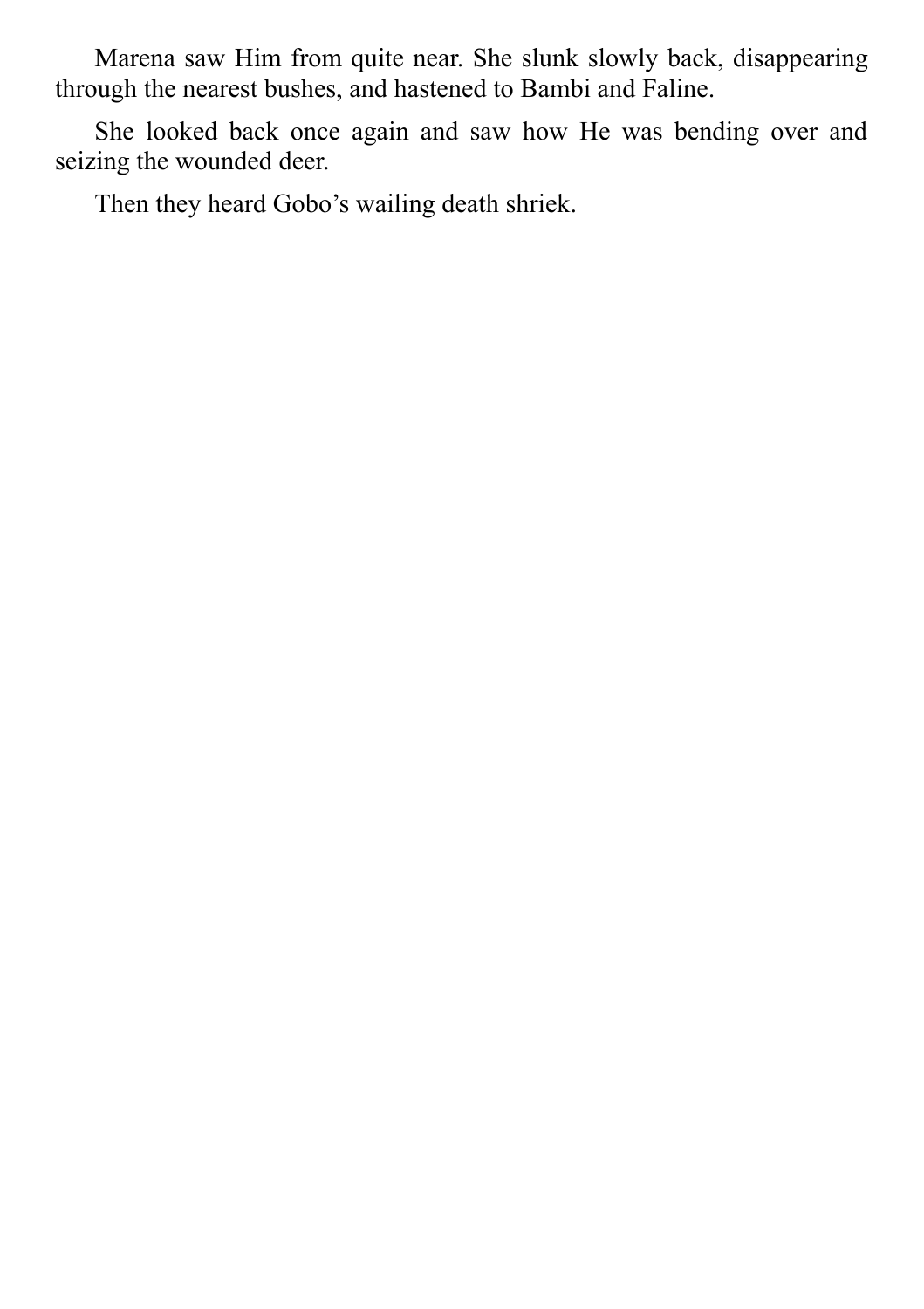Marena saw Him from quite near. She slunk slowly back, disappearing through the nearest bushes, and hastened to Bambi and Faline.

She looked back once again and saw how He was bending over and seizing the wounded deer.

Then they heard Gobo’s wailing death shriek.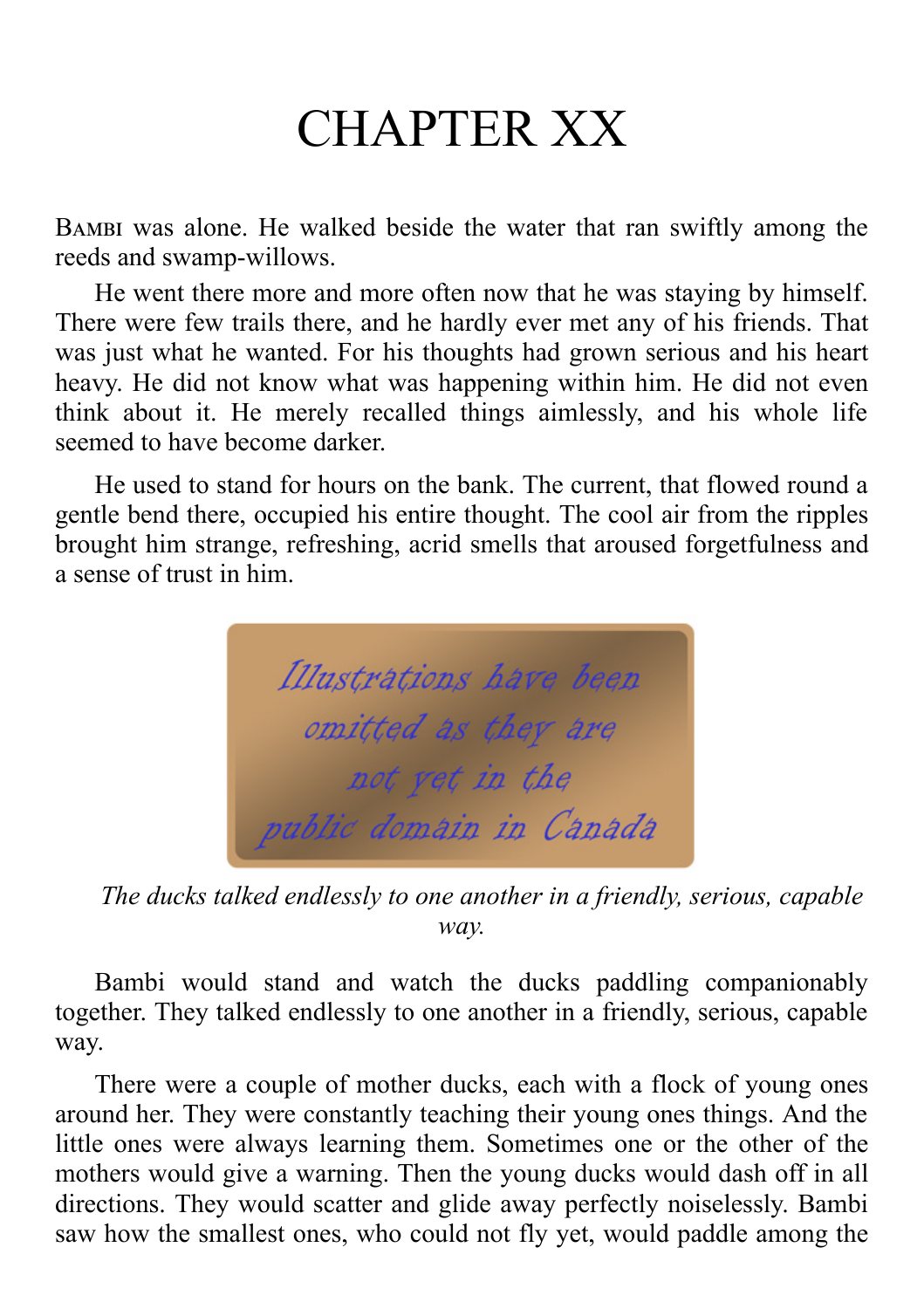# CHAPTER XX

BAMBI was alone. He walked beside the water that ran swiftly among the reeds and swamp-willows.

He went there more and more often now that he was staying by himself. There were few trails there, and he hardly ever met any of his friends. That was just what he wanted. For his thoughts had grown serious and his heart heavy. He did not know what was happening within him. He did not even think about it. He merely recalled things aimlessly, and his whole life seemed to have become darker.

He used to stand for hours on the bank. The current, that flowed round a gentle bend there, occupied his entire thought. The cool air from the ripples brought him strange, refreshing, acrid smells that aroused forgetfulness and a sense of trust in him.

Illustrations have been omitted as they are not yet in the public domain in Canada

*The ducks talked endlessly to one another in a friendly, serious, capable way.*

Bambi would stand and watch the ducks paddling companionably together. They talked endlessly to one another in a friendly, serious, capable way.

There were a couple of mother ducks, each with a flock of young ones around her. They were constantly teaching their young ones things. And the little ones were always learning them. Sometimes one or the other of the mothers would give a warning. Then the young ducks would dash off in all directions. They would scatter and glide away perfectly noiselessly. Bambi saw how the smallest ones, who could not fly yet, would paddle among the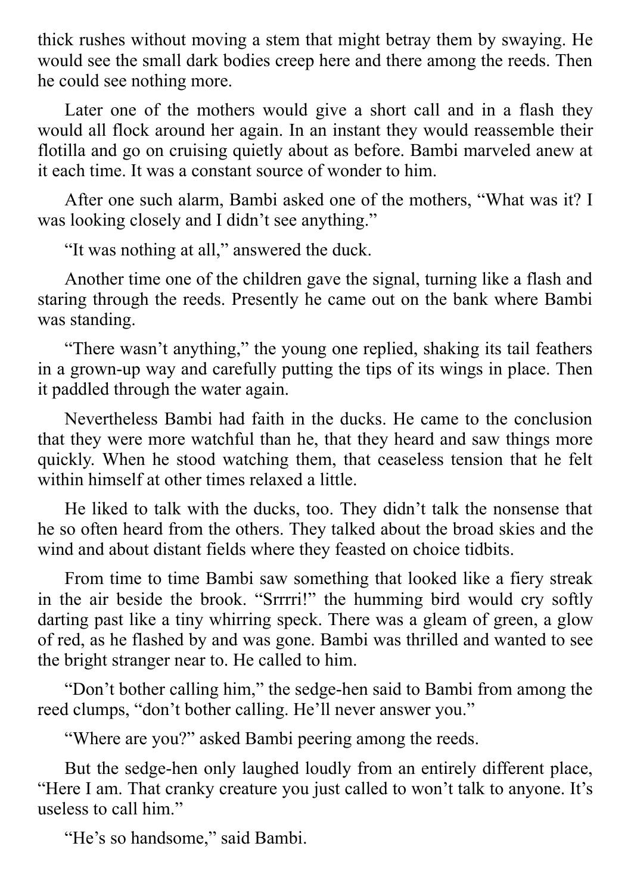thick rushes without moving a stem that might betray them by swaying. He would see the small dark bodies creep here and there among the reeds. Then he could see nothing more.

Later one of the mothers would give a short call and in a flash they would all flock around her again. In an instant they would reassemble their flotilla and go on cruising quietly about as before. Bambi marveled anew at it each time. It was a constant source of wonder to him.

After one such alarm, Bambi asked one of the mothers, "What was it? I was looking closely and I didn't see anything."

"It was nothing at all," answered the duck.

Another time one of the children gave the signal, turning like a flash and staring through the reeds. Presently he came out on the bank where Bambi was standing.

"There wasn't anything," the young one replied, shaking its tail feathers in a grown-up way and carefully putting the tips of its wings in place. Then it paddled through the water again.

Nevertheless Bambi had faith in the ducks. He came to the conclusion that they were more watchful than he, that they heard and saw things more quickly. When he stood watching them, that ceaseless tension that he felt within himself at other times relaxed a little.

He liked to talk with the ducks, too. They didn't talk the nonsense that he so often heard from the others. They talked about the broad skies and the wind and about distant fields where they feasted on choice tidbits.

From time to time Bambi saw something that looked like a fiery streak in the air beside the brook. "Srrrri!" the humming bird would cry softly darting past like a tiny whirring speck. There was a gleam of green, a glow of red, as he flashed by and was gone. Bambi was thrilled and wanted to see the bright stranger near to. He called to him.

"Don't bother calling him," the sedge-hen said to Bambi from among the reed clumps, "don't bother calling. He'll never answer you."

"Where are you?" asked Bambi peering among the reeds.

But the sedge-hen only laughed loudly from an entirely different place, "Here I am. That cranky creature you just called to won't talk to anyone. It's useless to call him."

"He's so handsome," said Bambi.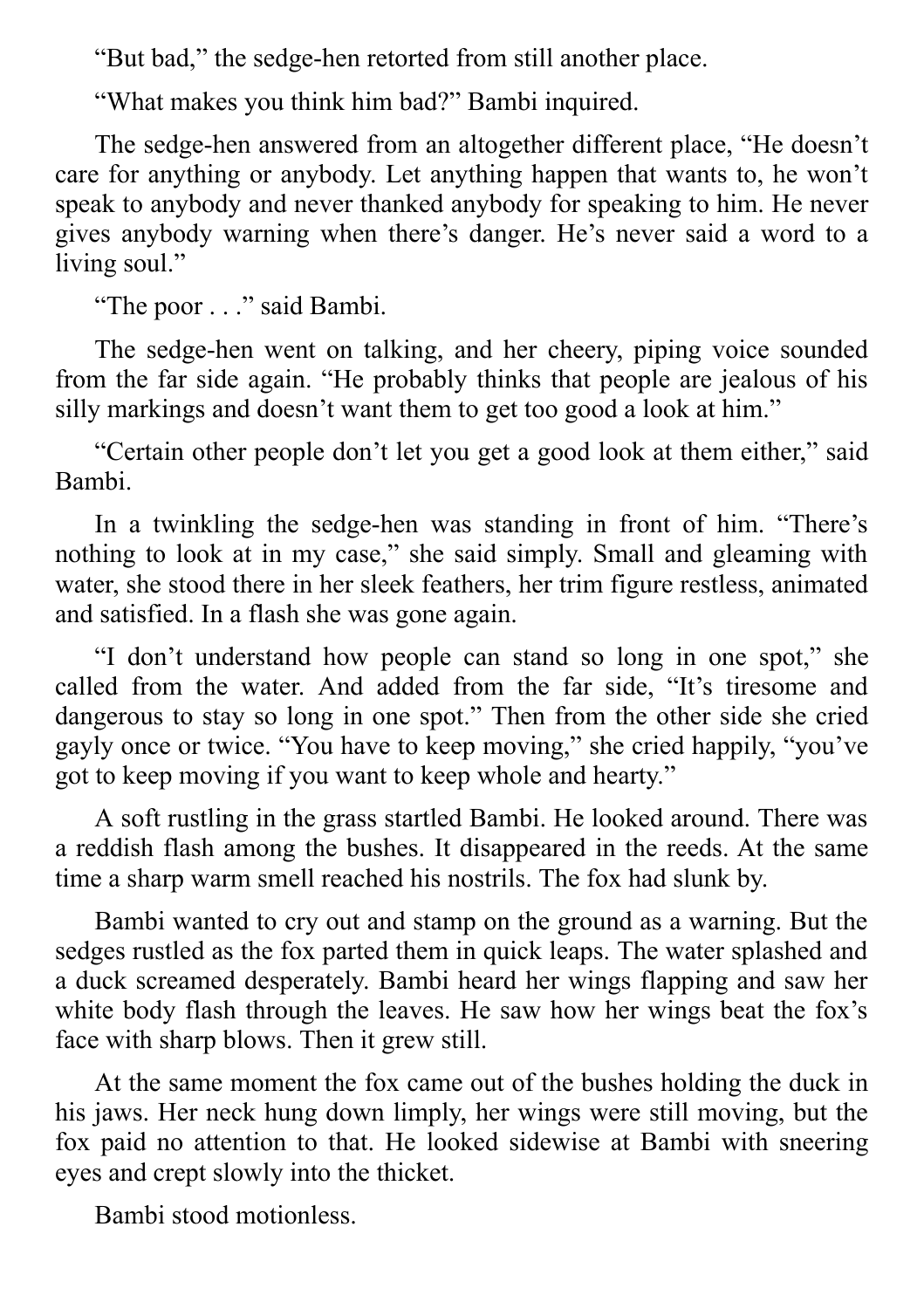"But bad," the sedge-hen retorted from still another place.

"What makes you think him bad?" Bambi inquired.

The sedge-hen answered from an altogether different place, "He doesn't care for anything or anybody. Let anything happen that wants to, he won't speak to anybody and never thanked anybody for speaking to him. He never gives anybody warning when there's danger. He's never said a word to a living soul."

"The poor . . ." said Bambi.

The sedge-hen went on talking, and her cheery, piping voice sounded from the far side again. "He probably thinks that people are jealous of his silly markings and doesn't want them to get too good a look at him."

"Certain other people don't let you get a good look at them either," said Bambi.

In a twinkling the sedge-hen was standing in front of him. "There's nothing to look at in my case," she said simply. Small and gleaming with water, she stood there in her sleek feathers, her trim figure restless, animated and satisfied. In a flash she was gone again.

"I don't understand how people can stand so long in one spot," she called from the water. And added from the far side, "It's tiresome and dangerous to stay so long in one spot." Then from the other side she cried gayly once or twice. "You have to keep moving," she cried happily, "you've got to keep moving if you want to keep whole and hearty."

A soft rustling in the grass startled Bambi. He looked around. There was a reddish flash among the bushes. It disappeared in the reeds. At the same time a sharp warm smell reached his nostrils. The fox had slunk by.

Bambi wanted to cry out and stamp on the ground as a warning. But the sedges rustled as the fox parted them in quick leaps. The water splashed and a duck screamed desperately. Bambi heard her wings flapping and saw her white body flash through the leaves. He saw how her wings beat the fox's face with sharp blows. Then it grew still.

At the same moment the fox came out of the bushes holding the duck in his jaws. Her neck hung down limply, her wings were still moving, but the fox paid no attention to that. He looked sidewise at Bambi with sneering eyes and crept slowly into the thicket.

Bambi stood motionless.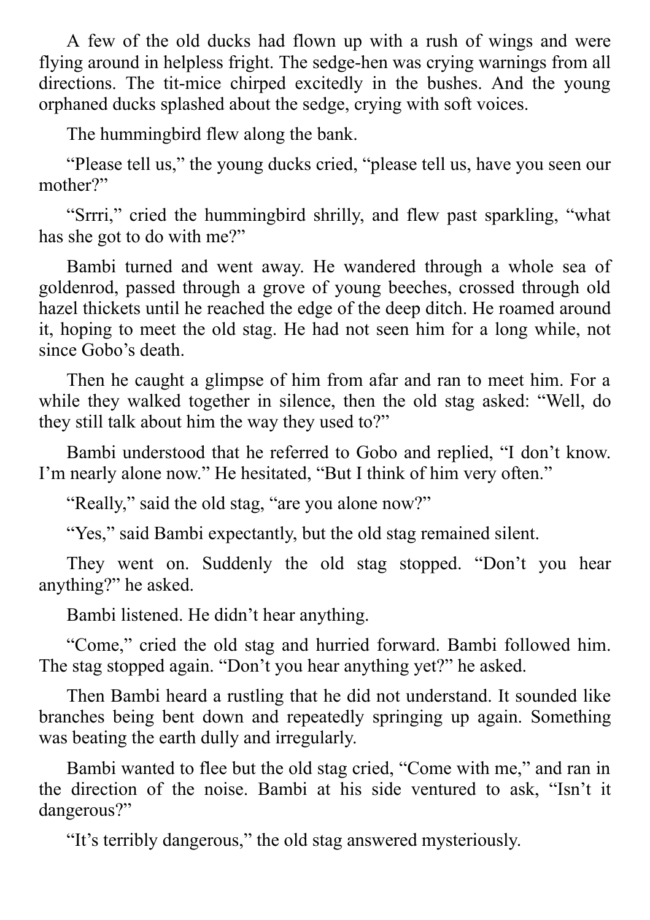A few of the old ducks had flown up with a rush of wings and were flying around in helpless fright. The sedge-hen was crying warnings from all directions. The tit-mice chirped excitedly in the bushes. And the young orphaned ducks splashed about the sedge, crying with soft voices.

The hummingbird flew along the bank.

"Please tell us," the young ducks cried, "please tell us, have you seen our mother?"

"Srrri," cried the hummingbird shrilly, and flew past sparkling, "what has she got to do with me?"

Bambi turned and went away. He wandered through a whole sea of goldenrod, passed through a grove of young beeches, crossed through old hazel thickets until he reached the edge of the deep ditch. He roamed around it, hoping to meet the old stag. He had not seen him for a long while, not since Gobo's death.

Then he caught a glimpse of him from afar and ran to meet him. For a while they walked together in silence, then the old stag asked: "Well, do they still talk about him the way they used to?"

Bambi understood that he referred to Gobo and replied, "I don't know. I'm nearly alone now." He hesitated, "But I think of him very often."

"Really," said the old stag, "are you alone now?"

"Yes," said Bambi expectantly, but the old stag remained silent.

They went on. Suddenly the old stag stopped. "Don't you hear anything?" he asked.

Bambi listened. He didn't hear anything.

"Come," cried the old stag and hurried forward. Bambi followed him. The stag stopped again. "Don't you hear anything yet?" he asked.

Then Bambi heard a rustling that he did not understand. It sounded like branches being bent down and repeatedly springing up again. Something was beating the earth dully and irregularly.

Bambi wanted to flee but the old stag cried, "Come with me," and ran in the direction of the noise. Bambi at his side ventured to ask, "Isn't it dangerous?"

"It's terribly dangerous," the old stag answered mysteriously.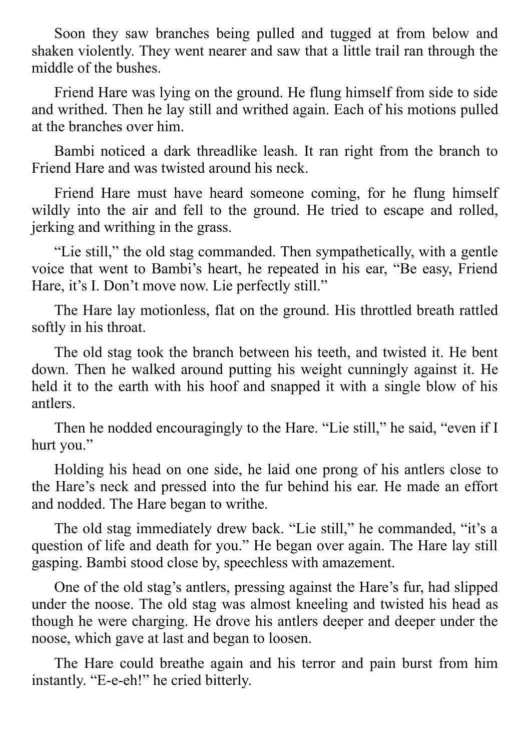Soon they saw branches being pulled and tugged at from below and shaken violently. They went nearer and saw that a little trail ran through the middle of the bushes.

Friend Hare was lying on the ground. He flung himself from side to side and writhed. Then he lay still and writhed again. Each of his motions pulled at the branches over him.

Bambi noticed a dark threadlike leash. It ran right from the branch to Friend Hare and was twisted around his neck.

Friend Hare must have heard someone coming, for he flung himself wildly into the air and fell to the ground. He tried to escape and rolled, jerking and writhing in the grass.

"Lie still," the old stag commanded. Then sympathetically, with a gentle voice that went to Bambi's heart, he repeated in his ear, "Be easy, Friend Hare, it's I. Don't move now. Lie perfectly still."

The Hare lay motionless, flat on the ground. His throttled breath rattled softly in his throat.

The old stag took the branch between his teeth, and twisted it. He bent down. Then he walked around putting his weight cunningly against it. He held it to the earth with his hoof and snapped it with a single blow of his antlers.

Then he nodded encouragingly to the Hare. "Lie still," he said, "even if I hurt you."

Holding his head on one side, he laid one prong of his antlers close to the Hare's neck and pressed into the fur behind his ear. He made an effort and nodded. The Hare began to writhe.

The old stag immediately drew back. "Lie still," he commanded, "it's a question of life and death for you." He began over again. The Hare lay still gasping. Bambi stood close by, speechless with amazement.

One of the old stag's antlers, pressing against the Hare's fur, had slipped under the noose. The old stag was almost kneeling and twisted his head as though he were charging. He drove his antlers deeper and deeper under the noose, which gave at last and began to loosen.

The Hare could breathe again and his terror and pain burst from him instantly. "E-e-eh!" he cried bitterly.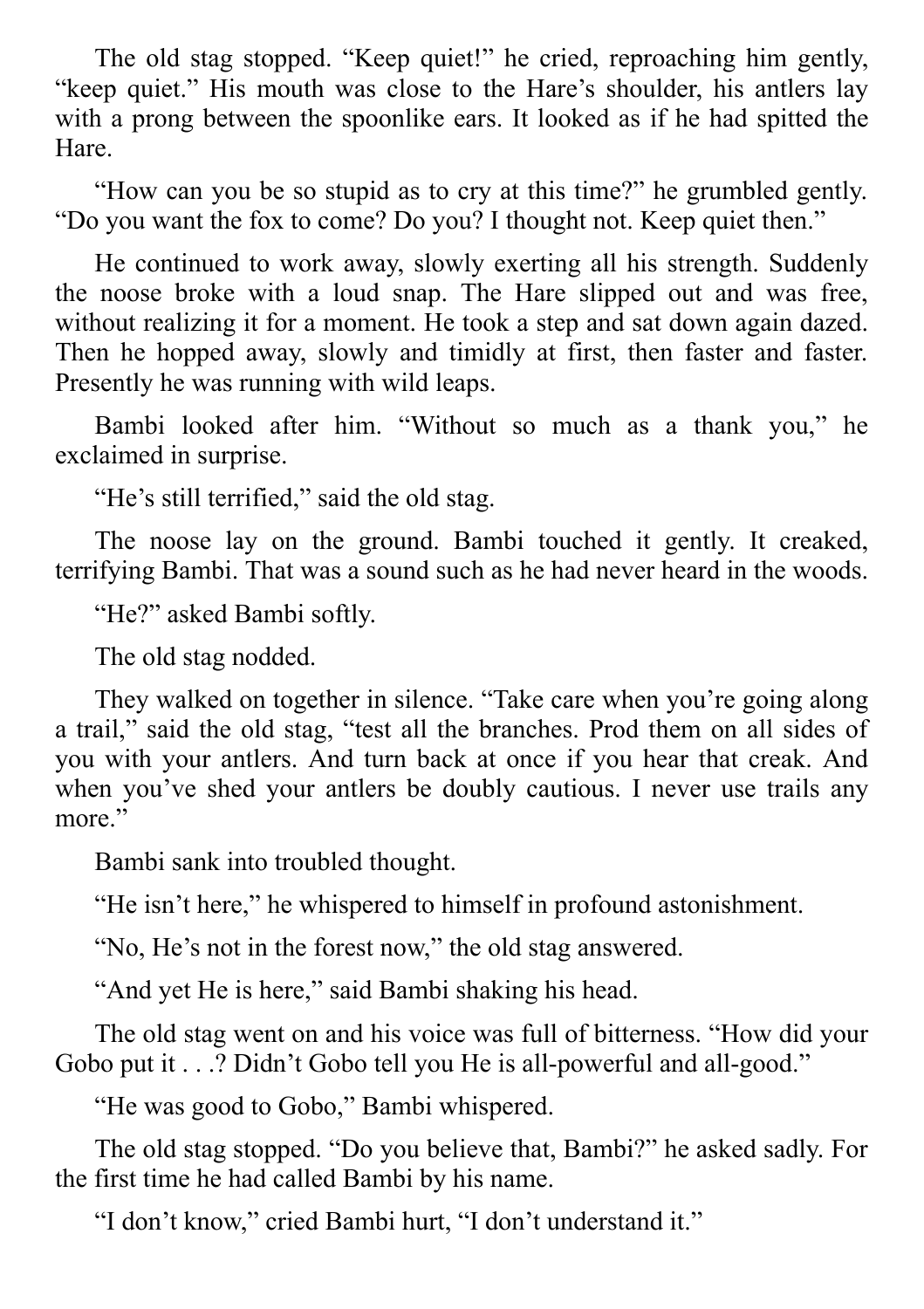The old stag stopped. “Keep quiet!” he cried, reproaching him gently, “keep quiet.” His mouth was close to the Hare’s shoulder, his antlers lay with a prong between the spoonlike ears. It looked as if he had spitted the Hare.

“How can you be so stupid as to cry at this time?” he grumbled gently. “Do you want the fox to come? Do you? I thought not. Keep quiet then.”

He continued to work away, slowly exerting all his strength. Suddenly the noose broke with a loud snap. The Hare slipped out and was free, without realizing it for a moment. He took a step and sat down again dazed. Then he hopped away, slowly and timidly at first, then faster and faster. Presently he was running with wild leaps.

Bambi looked after him. “Without so much as a thank you,” he exclaimed in surprise.

“He’s still terrified,” said the old stag.

The noose lay on the ground. Bambi touched it gently. It creaked, terrifying Bambi. That was a sound such as he had never heard in the woods.

“He?” asked Bambi softly.

The old stag nodded.

They walked on together in silence. “Take care when you’re going along a trail,” said the old stag, “test all the branches. Prod them on all sides of you with your antlers. And turn back at once if you hear that creak. And when you’ve shed your antlers be doubly cautious. I never use trails any more.”

Bambi sank into troubled thought.

“He isn’t here,” he whispered to himself in profound astonishment.

“No, He’s not in the forest now,” the old stag answered.

“And yet He is here,” said Bambi shaking his head.

The old stag went on and his voice was full of bitterness. “How did your Gobo put it . . .? Didn’t Gobo tell you He is all-powerful and all-good.”

“He was good to Gobo,” Bambi whispered.

The old stag stopped. “Do you believe that, Bambi?” he asked sadly. For the first time he had called Bambi by his name.

“I don’t know,” cried Bambi hurt, “I don’t understand it.”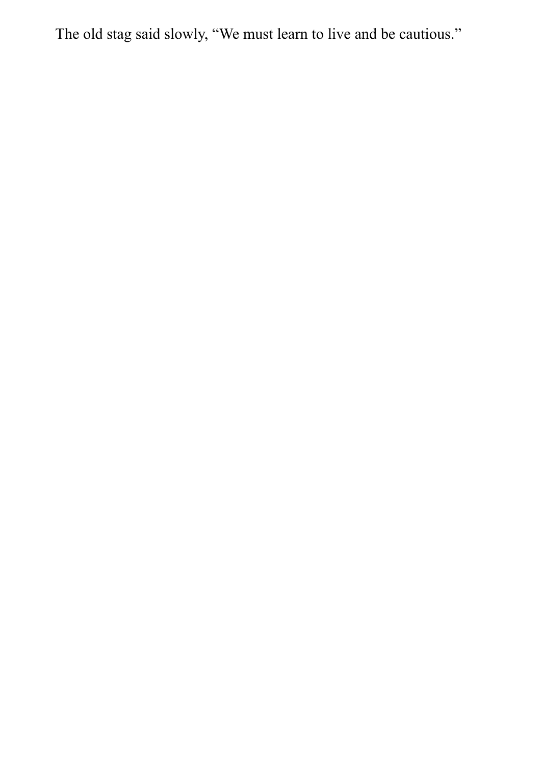The old stag said slowly, “We must learn to live and be cautious.”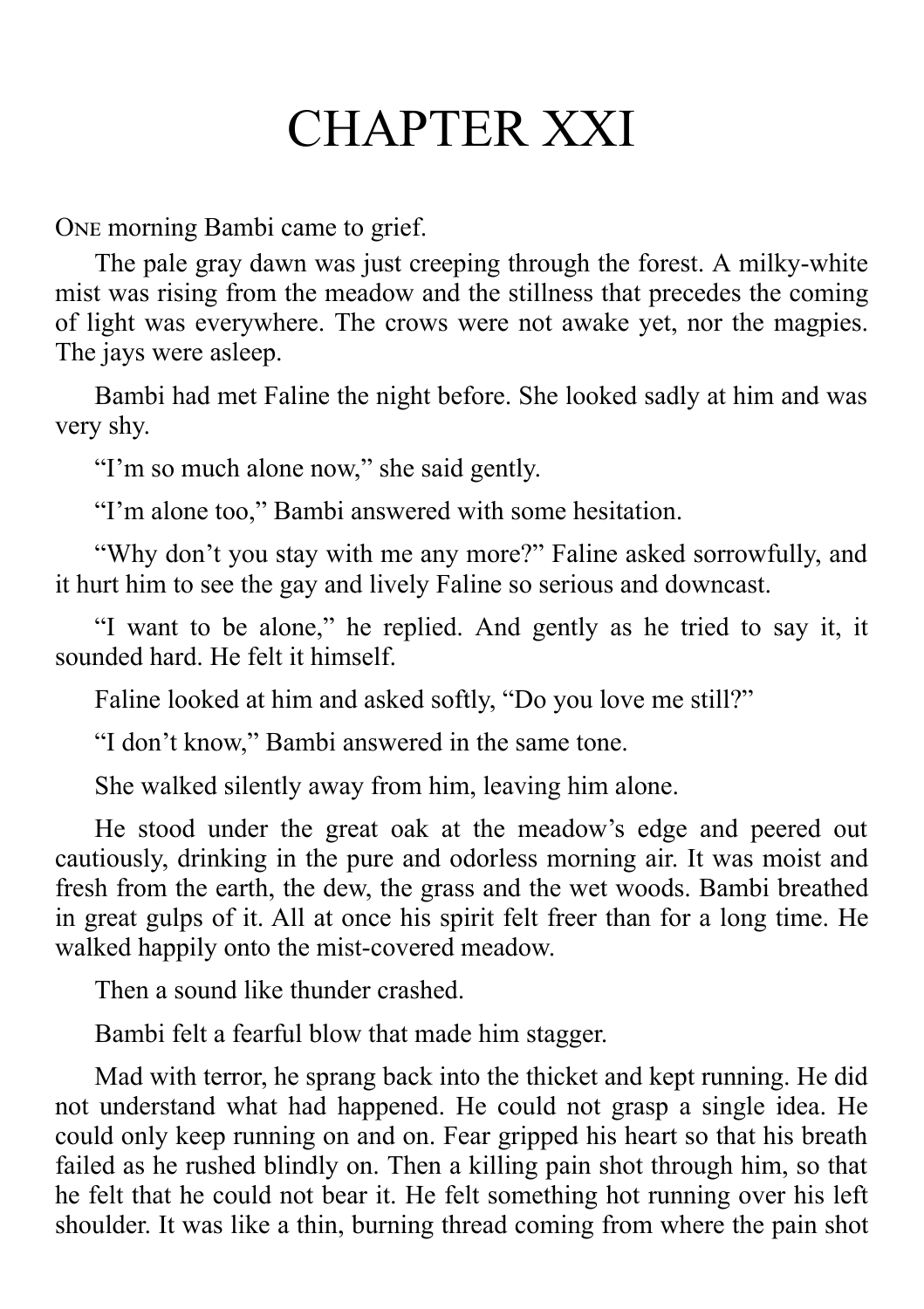# CHAPTER XXI

One morning Bambi came to grief.

The pale gray dawn was just creeping through the forest. A milky-white mist was rising from the meadow and the stillness that precedes the coming of light was everywhere. The crows were not awake yet, nor the magpies. The jays were asleep.

Bambi had met Faline the night before. She looked sadly at him and was very shy.

"I'm so much alone now," she said gently.

"I'm alone too," Bambi answered with some hesitation.

"Why don't you stay with me any more?" Faline asked sorrowfully, and it hurt him to see the gay and lively Faline so serious and downcast.

"I want to be alone," he replied. And gently as he tried to say it, it sounded hard. He felt it himself.

Faline looked at him and asked softly, "Do you love me still?"

"I don't know," Bambi answered in the same tone.

She walked silently away from him, leaving him alone.

He stood under the great oak at the meadow's edge and peered out cautiously, drinking in the pure and odorless morning air. It was moist and fresh from the earth, the dew, the grass and the wet woods. Bambi breathed in great gulps of it. All at once his spirit felt freer than for a long time. He walked happily onto the mist-covered meadow.

Then a sound like thunder crashed.

Bambi felt a fearful blow that made him stagger.

Mad with terror, he sprang back into the thicket and kept running. He did not understand what had happened. He could not grasp a single idea. He could only keep running on and on. Fear gripped his heart so that his breath failed as he rushed blindly on. Then a killing pain shot through him, so that he felt that he could not bear it. He felt something hot running over his left shoulder. It was like a thin, burning thread coming from where the pain shot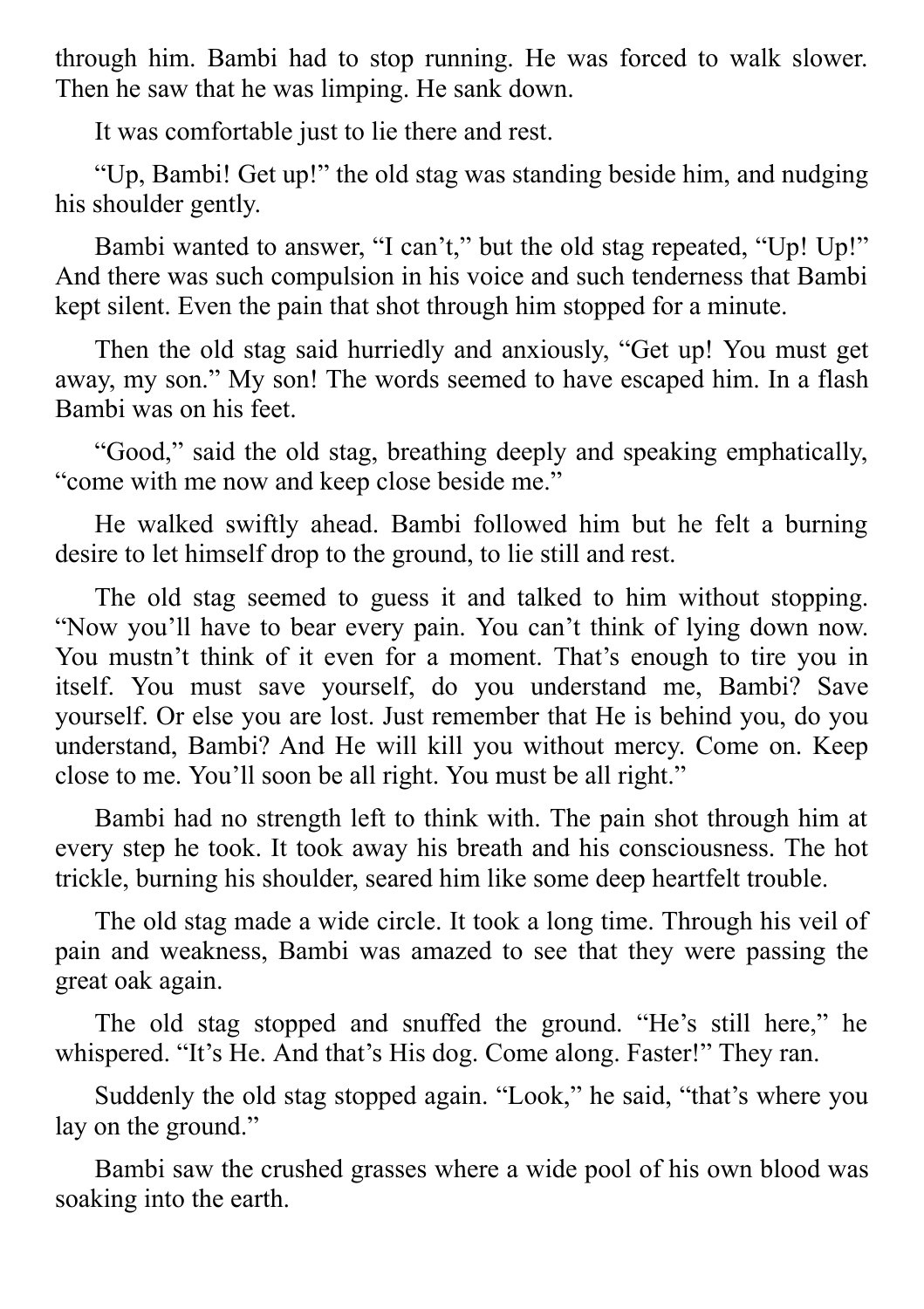through him. Bambi had to stop running. He was forced to walk slower. Then he saw that he was limping. He sank down.

It was comfortable just to lie there and rest.

"Up, Bambi! Get up!" the old stag was standing beside him, and nudging his shoulder gently.

Bambi wanted to answer, "I can't," but the old stag repeated, "Up! Up!" And there was such compulsion in his voice and such tenderness that Bambi kept silent. Even the pain that shot through him stopped for a minute.

Then the old stag said hurriedly and anxiously, "Get up! You must get away, my son." My son! The words seemed to have escaped him. In a flash Bambi was on his feet.

"Good," said the old stag, breathing deeply and speaking emphatically, "come with me now and keep close beside me."

He walked swiftly ahead. Bambi followed him but he felt a burning desire to let himself drop to the ground, to lie still and rest.

The old stag seemed to guess it and talked to him without stopping. "Now you'll have to bear every pain. You can't think of lying down now. You mustn't think of it even for a moment. That's enough to tire you in itself. You must save yourself, do you understand me, Bambi? Save yourself. Or else you are lost. Just remember that He is behind you, do you understand, Bambi? And He will kill you without mercy. Come on. Keep close to me. You'll soon be all right. You must be all right."

Bambi had no strength left to think with. The pain shot through him at every step he took. It took away his breath and his consciousness. The hot trickle, burning his shoulder, seared him like some deep heartfelt trouble.

The old stag made a wide circle. It took a long time. Through his veil of pain and weakness, Bambi was amazed to see that they were passing the great oak again.

The old stag stopped and snuffed the ground. "He's still here," he whispered. "It's He. And that's His dog. Come along. Faster!" They ran.

Suddenly the old stag stopped again. "Look," he said, "that's where you lay on the ground."

Bambi saw the crushed grasses where a wide pool of his own blood was soaking into the earth.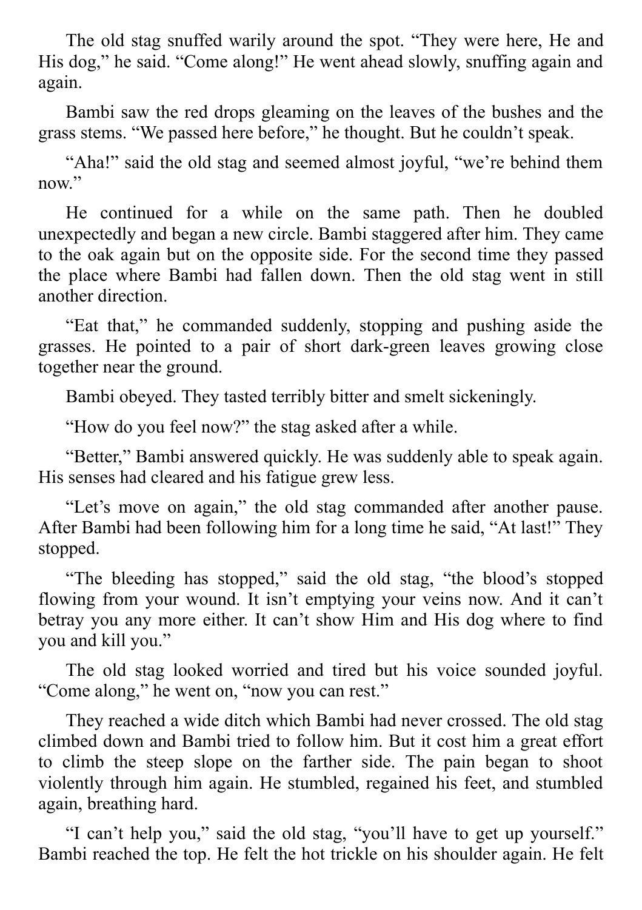The old stag snuffed warily around the spot. “They were here, He and His dog,” he said. “Come along!” He went ahead slowly, snuffing again and again.

Bambi saw the red drops gleaming on the leaves of the bushes and the grass stems. “We passed here before,” he thought. But he couldn’t speak.

“Aha!” said the old stag and seemed almost joyful, “we’re behind them now.”

He continued for a while on the same path. Then he doubled unexpectedly and began a new circle. Bambi staggered after him. They came to the oak again but on the opposite side. For the second time they passed the place where Bambi had fallen down. Then the old stag went in still another direction.

“Eat that,” he commanded suddenly, stopping and pushing aside the grasses. He pointed to a pair of short dark-green leaves growing close together near the ground.

Bambi obeyed. They tasted terribly bitter and smelt sickeningly.

“How do you feel now?” the stag asked after a while.

“Better,” Bambi answered quickly. He was suddenly able to speak again. His senses had cleared and his fatigue grew less.

“Let’s move on again,” the old stag commanded after another pause. After Bambi had been following him for a long time he said, “At last!” They stopped.

“The bleeding has stopped,” said the old stag, “the blood’s stopped flowing from your wound. It isn’t emptying your veins now. And it can’t betray you any more either. It can’t show Him and His dog where to find you and kill you.”

The old stag looked worried and tired but his voice sounded joyful. “Come along,” he went on, “now you can rest.”

They reached a wide ditch which Bambi had never crossed. The old stag climbed down and Bambi tried to follow him. But it cost him a great effort to climb the steep slope on the farther side. The pain began to shoot violently through him again. He stumbled, regained his feet, and stumbled again, breathing hard.

“I can’t help you,” said the old stag, “you’ll have to get up yourself.” Bambi reached the top. He felt the hot trickle on his shoulder again. He felt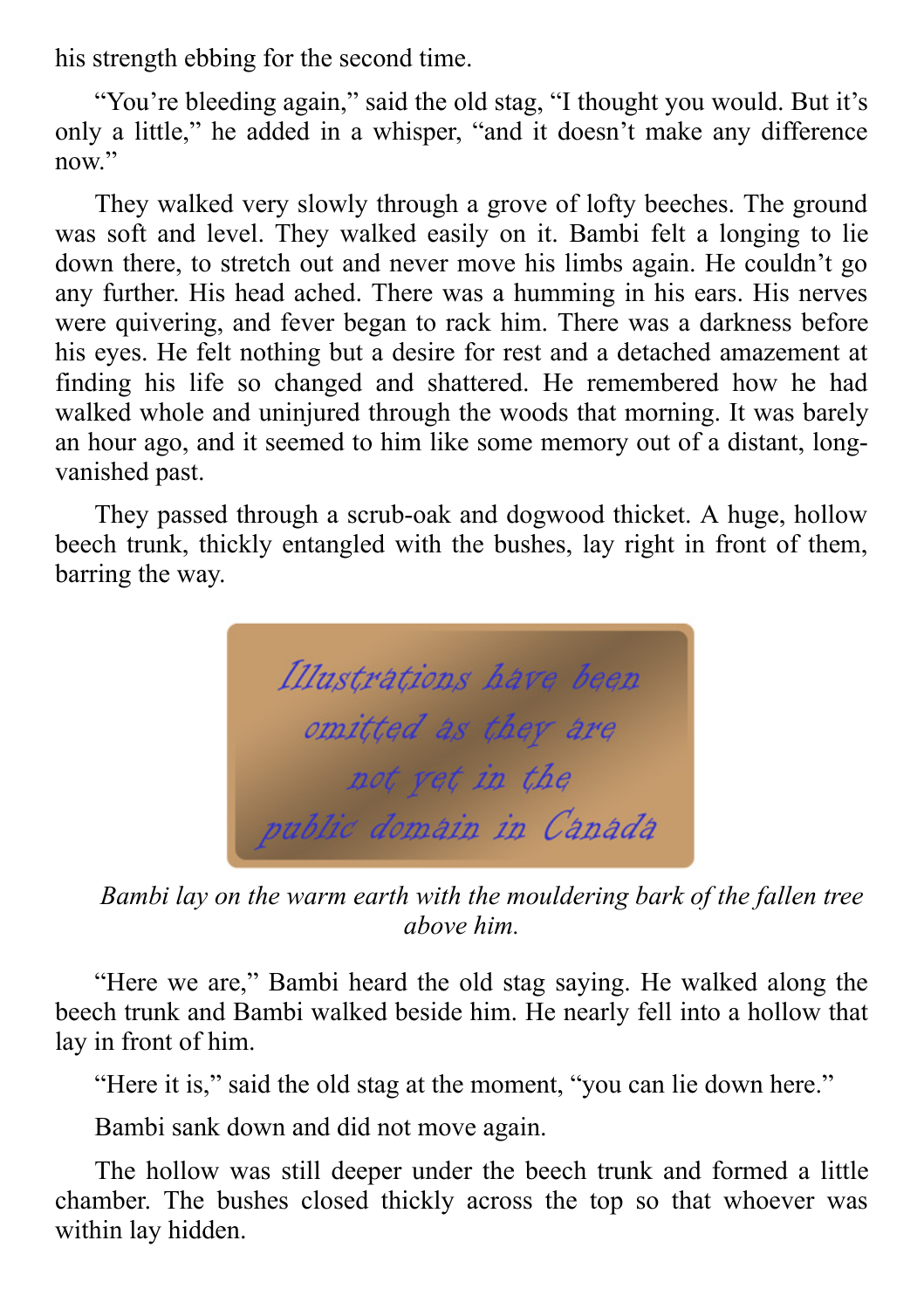his strength ebbing for the second time.

“You’re bleeding again,” said the old stag, “I thought you would. But it’s only a little,” he added in a whisper, “and it doesn’t make any difference now.”

They walked very slowly through a grove of lofty beeches. The ground was soft and level. They walked easily on it. Bambi felt a longing to lie down there, to stretch out and never move his limbs again. He couldn’t go any further. His head ached. There was a humming in his ears. His nerves were quivering, and fever began to rack him. There was a darkness before his eyes. He felt nothing but a desire for rest and a detached amazement at finding his life so changed and shattered. He remembered how he had walked whole and uninjured through the woods that morning. It was barely an hour ago, and it seemed to him like some memory out of a distant, long-vanished past.

They passed through a scrub-oak and dogwood thicket. A huge, hollow beech trunk, thickly entangled with the bushes, lay right in front of them, barring the way.

Illustrations have been omitted as they are not yet in the public domain in Canada

*Bambi lay on the warm earth with the mouldering bark of the fallen tree above him.*

“Here we are,” Bambi heard the old stag saying. He walked along the beech trunk and Bambi walked beside him. He nearly fell into a hollow that lay in front of him.

“Here it is,” said the old stag at the moment, “you can lie down here.”

Bambi sank down and did not move again.

The hollow was still deeper under the beech trunk and formed a little chamber. The bushes closed thickly across the top so that whoever was within lay hidden.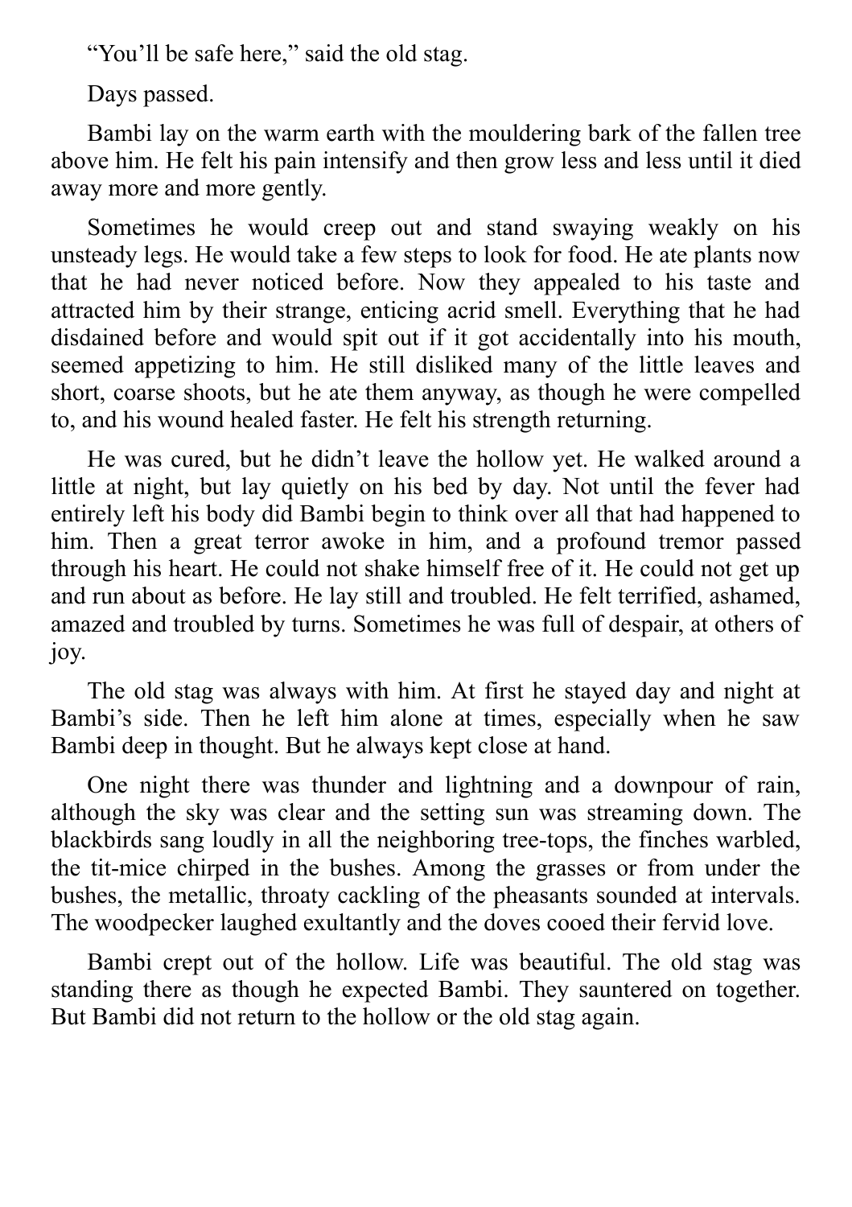"You'll be safe here," said the old stag.

Days passed.

Bambi lay on the warm earth with the mouldering bark of the fallen tree above him. He felt his pain intensify and then grow less and less until it died away more and more gently.

Sometimes he would creep out and stand swaying weakly on his unsteady legs. He would take a few steps to look for food. He ate plants now that he had never noticed before. Now they appealed to his taste and attracted him by their strange, enticing acrid smell. Everything that he had disdained before and would spit out if it got accidentally into his mouth, seemed appetizing to him. He still disliked many of the little leaves and short, coarse shoots, but he ate them anyway, as though he were compelled to, and his wound healed faster. He felt his strength returning.

He was cured, but he didn't leave the hollow yet. He walked around a little at night, but lay quietly on his bed by day. Not until the fever had entirely left his body did Bambi begin to think over all that had happened to him. Then a great terror awoke in him, and a profound tremor passed through his heart. He could not shake himself free of it. He could not get up and run about as before. He lay still and troubled. He felt terrified, ashamed, amazed and troubled by turns. Sometimes he was full of despair, at others of joy.

The old stag was always with him. At first he stayed day and night at Bambi's side. Then he left him alone at times, especially when he saw Bambi deep in thought. But he always kept close at hand.

One night there was thunder and lightning and a downpour of rain, although the sky was clear and the setting sun was streaming down. The blackbirds sang loudly in all the neighboring tree-tops, the finches warbled, the tit-mice chirped in the bushes. Among the grasses or from under the bushes, the metallic, throaty cackling of the pheasants sounded at intervals. The woodpecker laughed exultantly and the doves cooed their fervid love.

Bambi crept out of the hollow. Life was beautiful. The old stag was standing there as though he expected Bambi. They sauntered on together. But Bambi did not return to the hollow or the old stag again.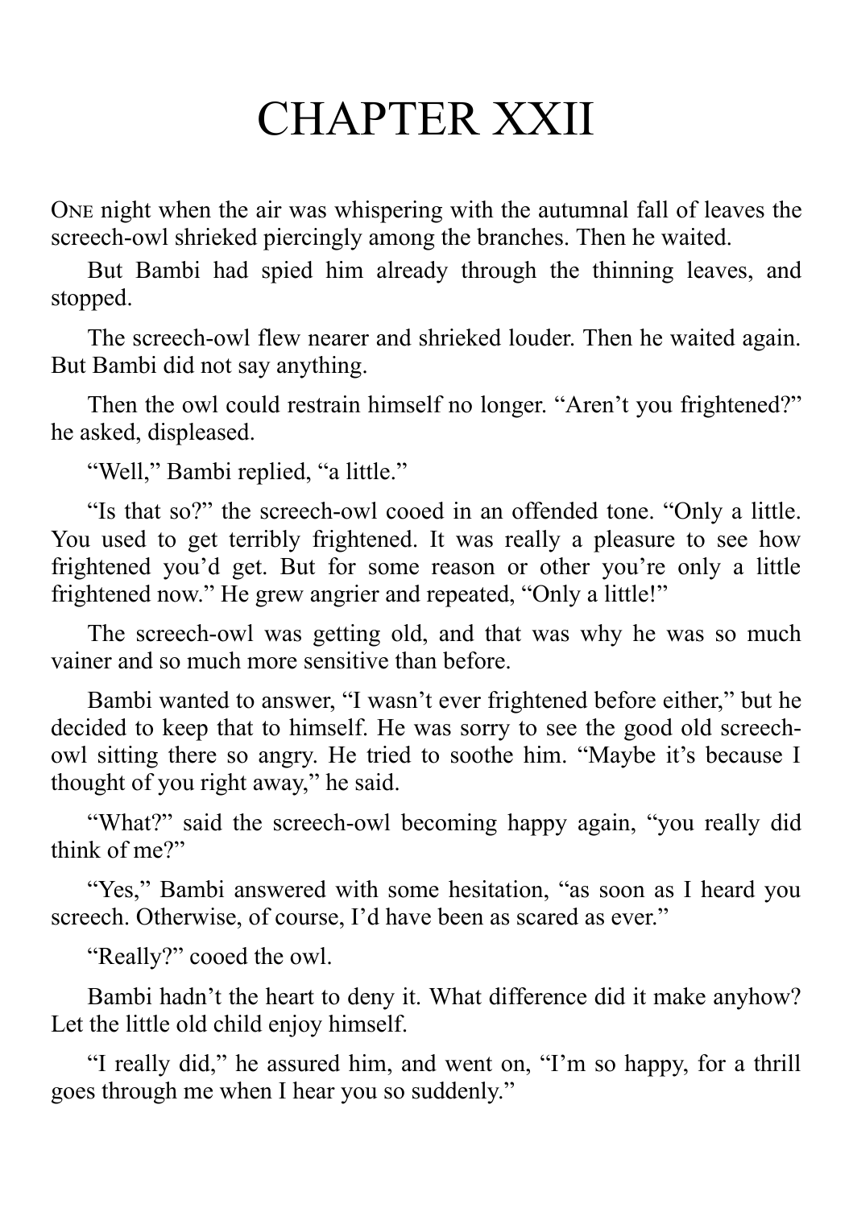# CHAPTER XXII

One night when the air was whispering with the autumnal fall of leaves the screech-owl shrieked piercingly among the branches. Then he waited.

But Bambi had spied him already through the thinning leaves, and stopped.

The screech-owl flew nearer and shrieked louder. Then he waited again. But Bambi did not say anything.

Then the owl could restrain himself no longer. "Aren't you frightened?" he asked, displeased.

"Well," Bambi replied, "a little."

"Is that so?" the screech-owl cooed in an offended tone. "Only a little. You used to get terribly frightened. It was really a pleasure to see how frightened you'd get. But for some reason or other you're only a little frightened now." He grew angrier and repeated, "Only a little!"

The screech-owl was getting old, and that was why he was so much vainer and so much more sensitive than before.

Bambi wanted to answer, "I wasn't ever frightened before either," but he decided to keep that to himself. He was sorry to see the good old screech-owl sitting there so angry. He tried to soothe him. "Maybe it's because I thought of you right away," he said.

"What?" said the screech-owl becoming happy again, "you really did think of me?"

"Yes," Bambi answered with some hesitation, "as soon as I heard you screech. Otherwise, of course, I'd have been as scared as ever."

"Really?" cooed the owl.

Bambi hadn't the heart to deny it. What difference did it make anyhow? Let the little old child enjoy himself.

"I really did," he assured him, and went on, "I'm so happy, for a thrill goes through me when I hear you so suddenly."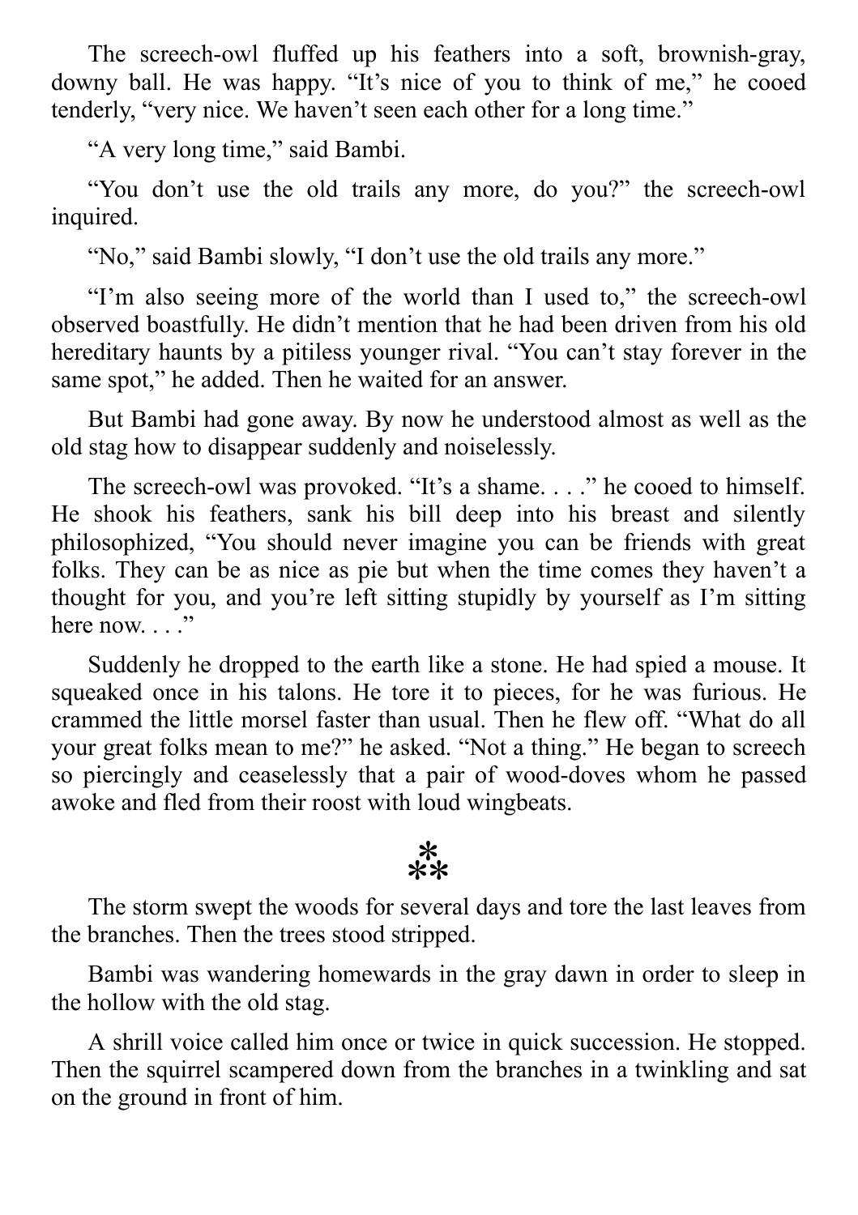The screech-owl fluffed up his feathers into a soft, brownish-gray, downy ball. He was happy. “It’s nice of you to think of me,” he cooed tenderly, “very nice. We haven’t seen each other for a long time.”

“A very long time,” said Bambi.

“You don’t use the old trails any more, do you?” the screech-owl inquired.

“No,” said Bambi slowly, “I don’t use the old trails any more.”

“I’m also seeing more of the world than I used to,” the screech-owl observed boastfully. He didn’t mention that he had been driven from his old hereditary haunts by a pitiless younger rival. “You can’t stay forever in the same spot,” he added. Then he waited for an answer.

But Bambi had gone away. By now he understood almost as well as the old stag how to disappear suddenly and noiselessly.

The screech-owl was provoked. “It’s a shame. . . .” he cooed to himself. He shook his feathers, sank his bill deep into his breast and silently philosophized, “You should never imagine you can be friends with great folks. They can be as nice as pie but when the time comes they haven’t a thought for you, and you’re left sitting stupidly by yourself as I’m sitting here now. . . .”

Suddenly he dropped to the earth like a stone. He had spied a mouse. It squeaked once in his talons. He tore it to pieces, for he was furious. He crammed the little morsel faster than usual. Then he flew off. “What do all your great folks mean to me?” he asked. “Not a thing.” He began to screech so piercingly and ceaselessly that a pair of wood-doves whom he passed awoke and fled from their roost with loud wingbeats.

⁂

The storm swept the woods for several days and tore the last leaves from the branches. Then the trees stood stripped.

Bambi was wandering homewards in the gray dawn in order to sleep in the hollow with the old stag.

A shrill voice called him once or twice in quick succession. He stopped. Then the squirrel scampered down from the branches in a twinkling and sat on the ground in front of him.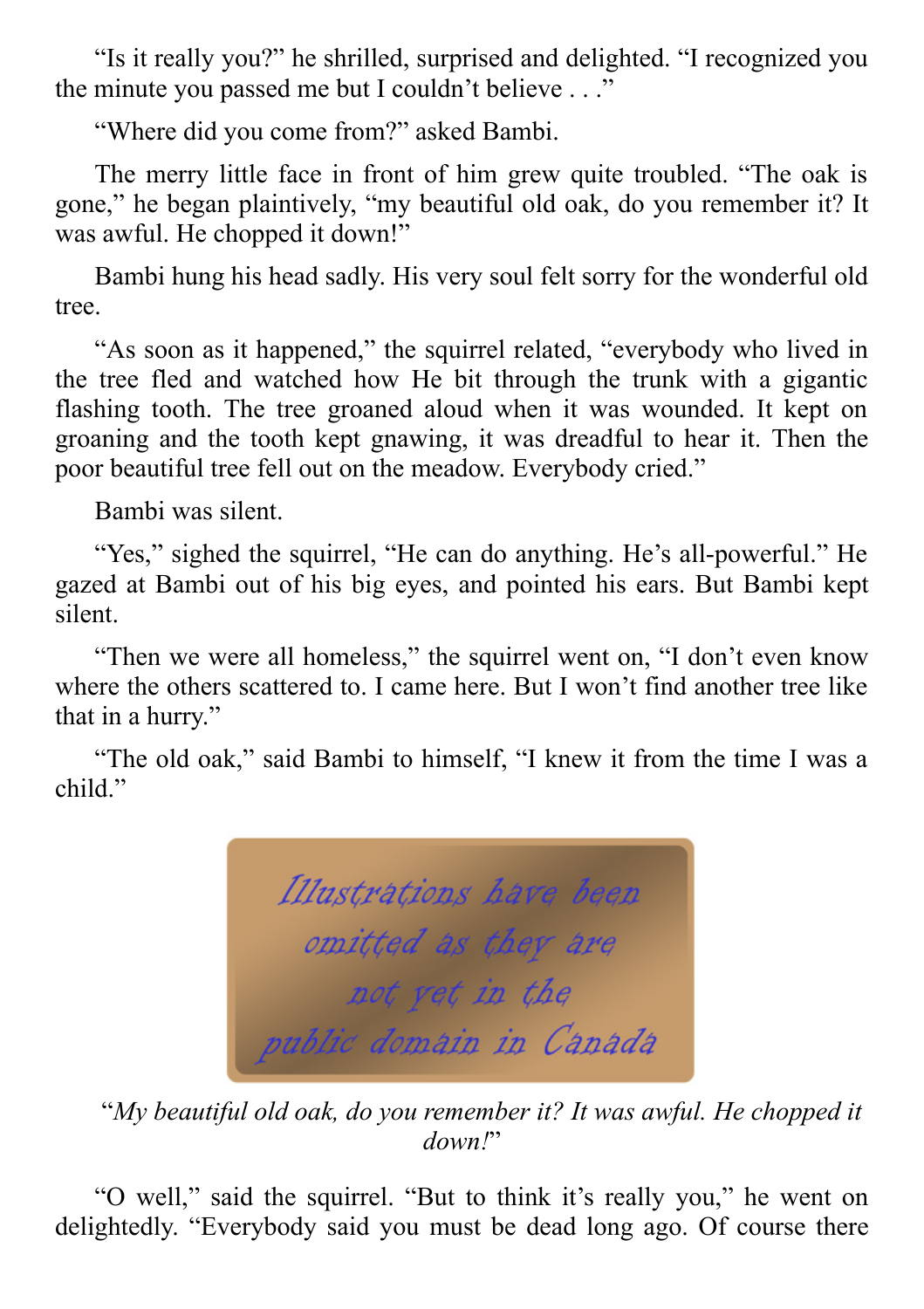"Is it really you?" he shrilled, surprised and delighted. "I recognized you the minute you passed me but I couldn't believe . . ."

"Where did you come from?" asked Bambi.

The merry little face in front of him grew quite troubled. "The oak is gone," he began plaintively, "my beautiful old oak, do you remember it? It was awful. He chopped it down!"

Bambi hung his head sadly. His very soul felt sorry for the wonderful old tree.

"As soon as it happened," the squirrel related, "everybody who lived in the tree fled and watched how He bit through the trunk with a gigantic flashing tooth. The tree groaned aloud when it was wounded. It kept on groaning and the tooth kept gnawing, it was dreadful to hear it. Then the poor beautiful tree fell out on the meadow. Everybody cried."

Bambi was silent.

"Yes," sighed the squirrel, "He can do anything. He's all-powerful." He gazed at Bambi out of his big eyes, and pointed his ears. But Bambi kept silent.

"Then we were all homeless," the squirrel went on, "I don't even know where the others scattered to. I came here. But I won't find another tree like that in a hurry."

"The old oak," said Bambi to himself, "I knew it from the time I was a child."

*Illustrations have been omitted as they are not yet in the public domain in Canada*

"*My beautiful old oak, do you remember it? It was awful. He chopped it down!*"

"O well," said the squirrel. "But to think it's really you," he went on delightedly. "Everybody said you must be dead long ago. Of course there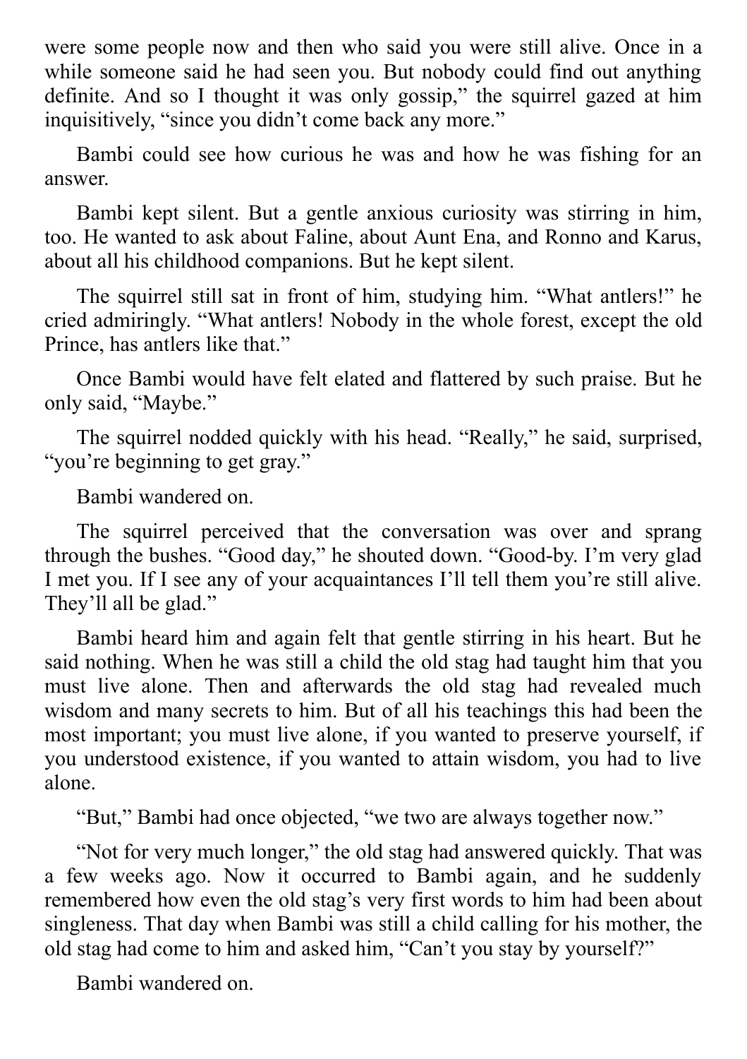were some people now and then who said you were still alive. Once in a while someone said he had seen you. But nobody could find out anything definite. And so I thought it was only gossip," the squirrel gazed at him inquisitively, "since you didn't come back any more."

Bambi could see how curious he was and how he was fishing for an answer.

Bambi kept silent. But a gentle anxious curiosity was stirring in him, too. He wanted to ask about Faline, about Aunt Ena, and Ronno and Karus, about all his childhood companions. But he kept silent.

The squirrel still sat in front of him, studying him. "What antlers!" he cried admiringly. "What antlers! Nobody in the whole forest, except the old Prince, has antlers like that."

Once Bambi would have felt elated and flattered by such praise. But he only said, "Maybe."

The squirrel nodded quickly with his head. "Really," he said, surprised, "you're beginning to get gray."

Bambi wandered on.

The squirrel perceived that the conversation was over and sprang through the bushes. "Good day," he shouted down. "Good-by. I'm very glad I met you. If I see any of your acquaintances I'll tell them you're still alive. They'll all be glad."

Bambi heard him and again felt that gentle stirring in his heart. But he said nothing. When he was still a child the old stag had taught him that you must live alone. Then and afterwards the old stag had revealed much wisdom and many secrets to him. But of all his teachings this had been the most important; you must live alone, if you wanted to preserve yourself, if you understood existence, if you wanted to attain wisdom, you had to live alone.

"But," Bambi had once objected, "we two are always together now."

"Not for very much longer," the old stag had answered quickly. That was a few weeks ago. Now it occurred to Bambi again, and he suddenly remembered how even the old stag's very first words to him had been about singleness. That day when Bambi was still a child calling for his mother, the old stag had come to him and asked him, "Can't you stay by yourself?"

Bambi wandered on.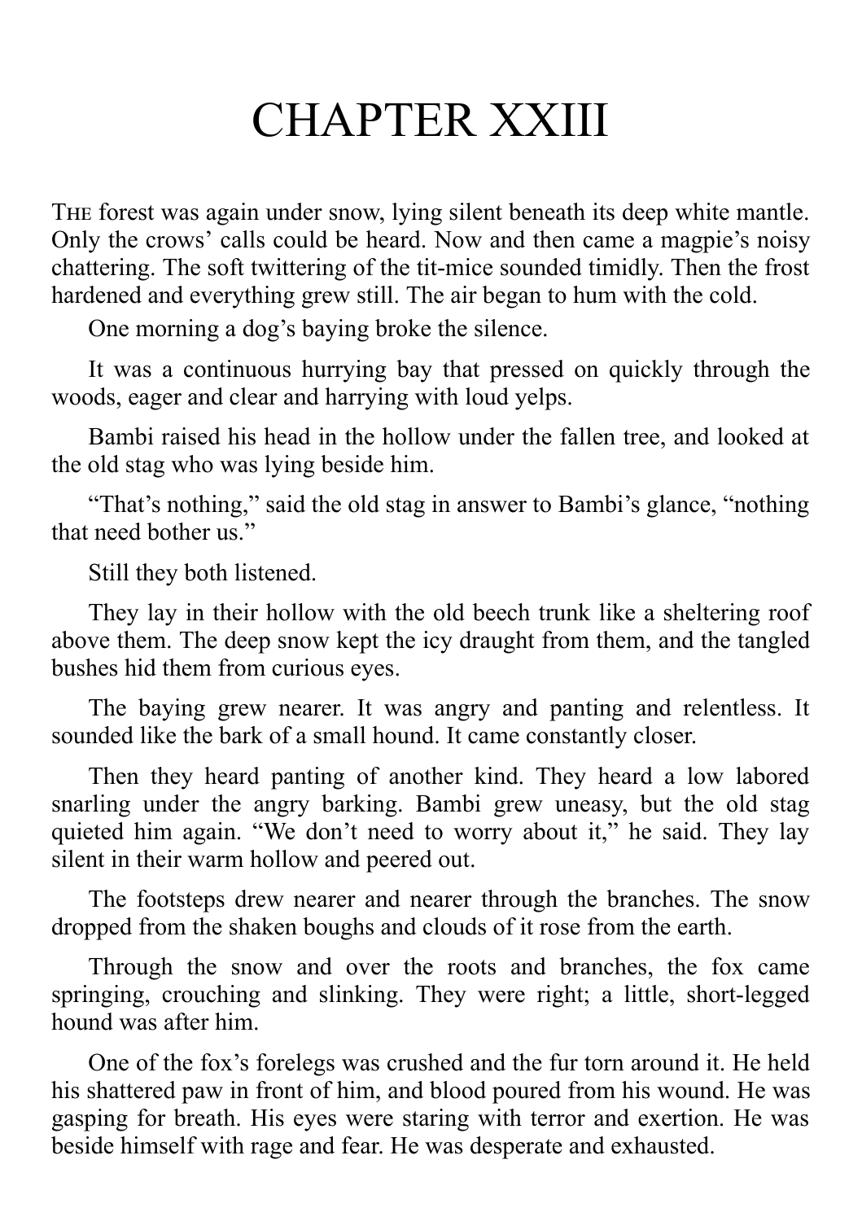# CHAPTER XXIII

The forest was again under snow, lying silent beneath its deep white mantle. Only the crows' calls could be heard. Now and then came a magpie's noisy chattering. The soft twittering of the tit-mice sounded timidly. Then the frost hardened and everything grew still. The air began to hum with the cold.

One morning a dog's baying broke the silence.

It was a continuous hurrying bay that pressed on quickly through the woods, eager and clear and harrying with loud yelps.

Bambi raised his head in the hollow under the fallen tree, and looked at the old stag who was lying beside him.

"That's nothing," said the old stag in answer to Bambi's glance, "nothing that need bother us."

Still they both listened.

They lay in their hollow with the old beech trunk like a sheltering roof above them. The deep snow kept the icy draught from them, and the tangled bushes hid them from curious eyes.

The baying grew nearer. It was angry and panting and relentless. It sounded like the bark of a small hound. It came constantly closer.

Then they heard panting of another kind. They heard a low labored snarling under the angry barking. Bambi grew uneasy, but the old stag quieted him again. "We don't need to worry about it," he said. They lay silent in their warm hollow and peered out.

The footsteps drew nearer and nearer through the branches. The snow dropped from the shaken boughs and clouds of it rose from the earth.

Through the snow and over the roots and branches, the fox came springing, crouching and slinking. They were right; a little, short-legged hound was after him.

One of the fox's forelegs was crushed and the fur torn around it. He held his shattered paw in front of him, and blood poured from his wound. He was gasping for breath. His eyes were staring with terror and exertion. He was beside himself with rage and fear. He was desperate and exhausted.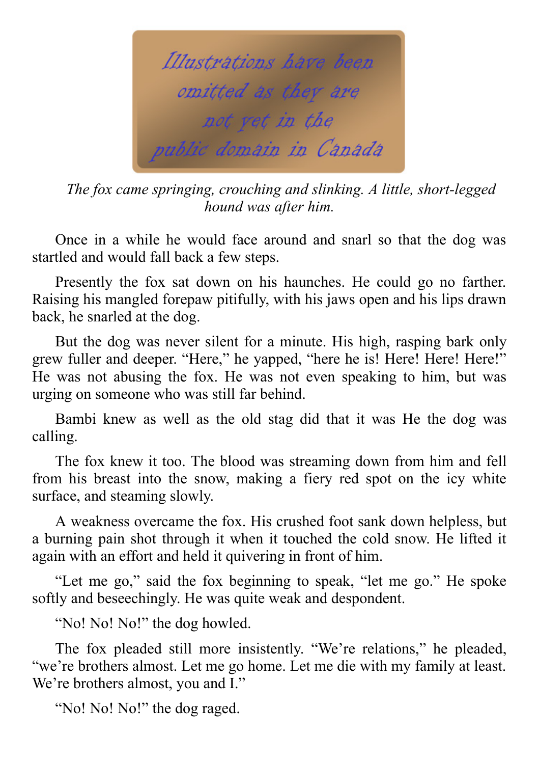*Illustrations have been omitted as they are not yet in the public domain in Canada*

*The fox came springing, crouching and slinking. A little, short-legged hound was after him.*

Once in a while he would face around and snarl so that the dog was startled and would fall back a few steps.

Presently the fox sat down on his haunches. He could go no farther. Raising his mangled forepaw pitifully, with his jaws open and his lips drawn back, he snarled at the dog.

But the dog was never silent for a minute. His high, rasping bark only grew fuller and deeper. “Here,” he yapped, “here he is! Here! Here! Here!” He was not abusing the fox. He was not even speaking to him, but was urging on someone who was still far behind.

Bambi knew as well as the old stag did that it was He the dog was calling.

The fox knew it too. The blood was streaming down from him and fell from his breast into the snow, making a fiery red spot on the icy white surface, and steaming slowly.

A weakness overcame the fox. His crushed foot sank down helpless, but a burning pain shot through it when it touched the cold snow. He lifted it again with an effort and held it quivering in front of him.

“Let me go,” said the fox beginning to speak, “let me go.” He spoke softly and beseechingly. He was quite weak and despondent.

“No! No! No!” the dog howled.

The fox pleaded still more insistently. “We’re relations,” he pleaded, “we’re brothers almost. Let me go home. Let me die with my family at least. We’re brothers almost, you and I.”

“No! No! No!” the dog raged.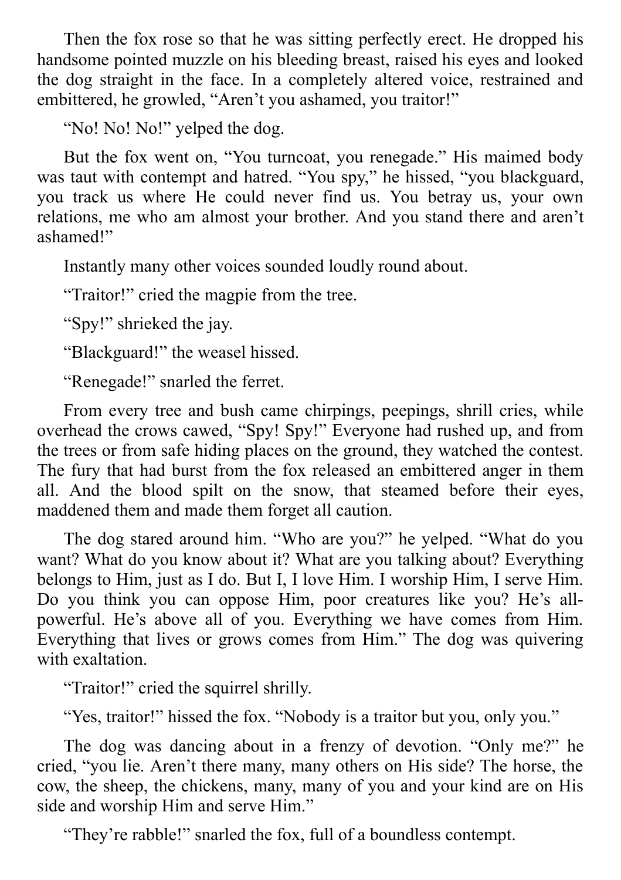Then the fox rose so that he was sitting perfectly erect. He dropped his handsome pointed muzzle on his bleeding breast, raised his eyes and looked the dog straight in the face. In a completely altered voice, restrained and embittered, he growled, “Aren’t you ashamed, you traitor!”

“No! No! No!” yelped the dog.

But the fox went on, “You turncoat, you renegade.” His maimed body was taut with contempt and hatred. “You spy,” he hissed, “you blackguard, you track us where He could never find us. You betray us, your own relations, me who am almost your brother. And you stand there and aren’t ashamed!”

Instantly many other voices sounded loudly round about.

“Traitor!” cried the magpie from the tree.

“Spy!” shrieked the jay.

“Blackguard!” the weasel hissed.

“Renegade!” snarled the ferret.

From every tree and bush came chirpings, peepings, shrill cries, while overhead the crows cawed, “Spy! Spy!” Everyone had rushed up, and from the trees or from safe hiding places on the ground, they watched the contest. The fury that had burst from the fox released an embittered anger in them all. And the blood spilt on the snow, that steamed before their eyes, maddened them and made them forget all caution.

The dog stared around him. “Who are you?” he yelped. “What do you want? What do you know about it? What are you talking about? Everything belongs to Him, just as I do. But I, I love Him. I worship Him, I serve Him. Do you think you can oppose Him, poor creatures like you? He’s all-powerful. He’s above all of you. Everything we have comes from Him. Everything that lives or grows comes from Him.” The dog was quivering with exaltation.

“Traitor!” cried the squirrel shrilly.

“Yes, traitor!” hissed the fox. “Nobody is a traitor but you, only you.”

The dog was dancing about in a frenzy of devotion. “Only me?” he cried, “you lie. Aren’t there many, many others on His side? The horse, the cow, the sheep, the chickens, many, many of you and your kind are on His side and worship Him and serve Him.”

“They’re rabble!” snarled the fox, full of a boundless contempt.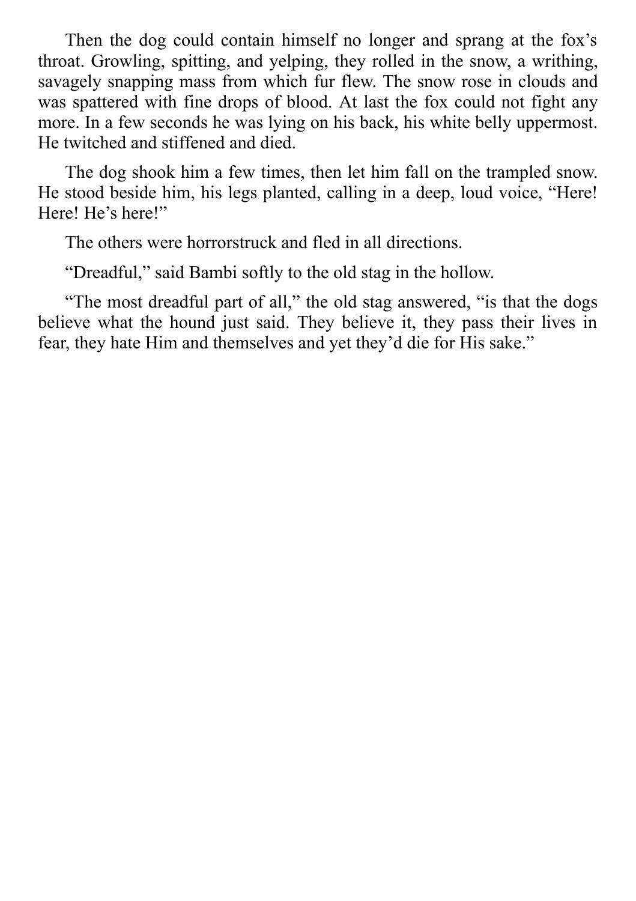Then the dog could contain himself no longer and sprang at the fox's throat. Growling, spitting, and yelping, they rolled in the snow, a writhing, savagely snapping mass from which fur flew. The snow rose in clouds and was spattered with fine drops of blood. At last the fox could not fight any more. In a few seconds he was lying on his back, his white belly uppermost. He twitched and stiffened and died.

The dog shook him a few times, then let him fall on the trampled snow. He stood beside him, his legs planted, calling in a deep, loud voice, "Here! Here! He's here!"

The others were horrorstruck and fled in all directions.

"Dreadful," said Bambi softly to the old stag in the hollow.

"The most dreadful part of all," the old stag answered, "is that the dogs believe what the hound just said. They believe it, they pass their lives in fear, they hate Him and themselves and yet they'd die for His sake."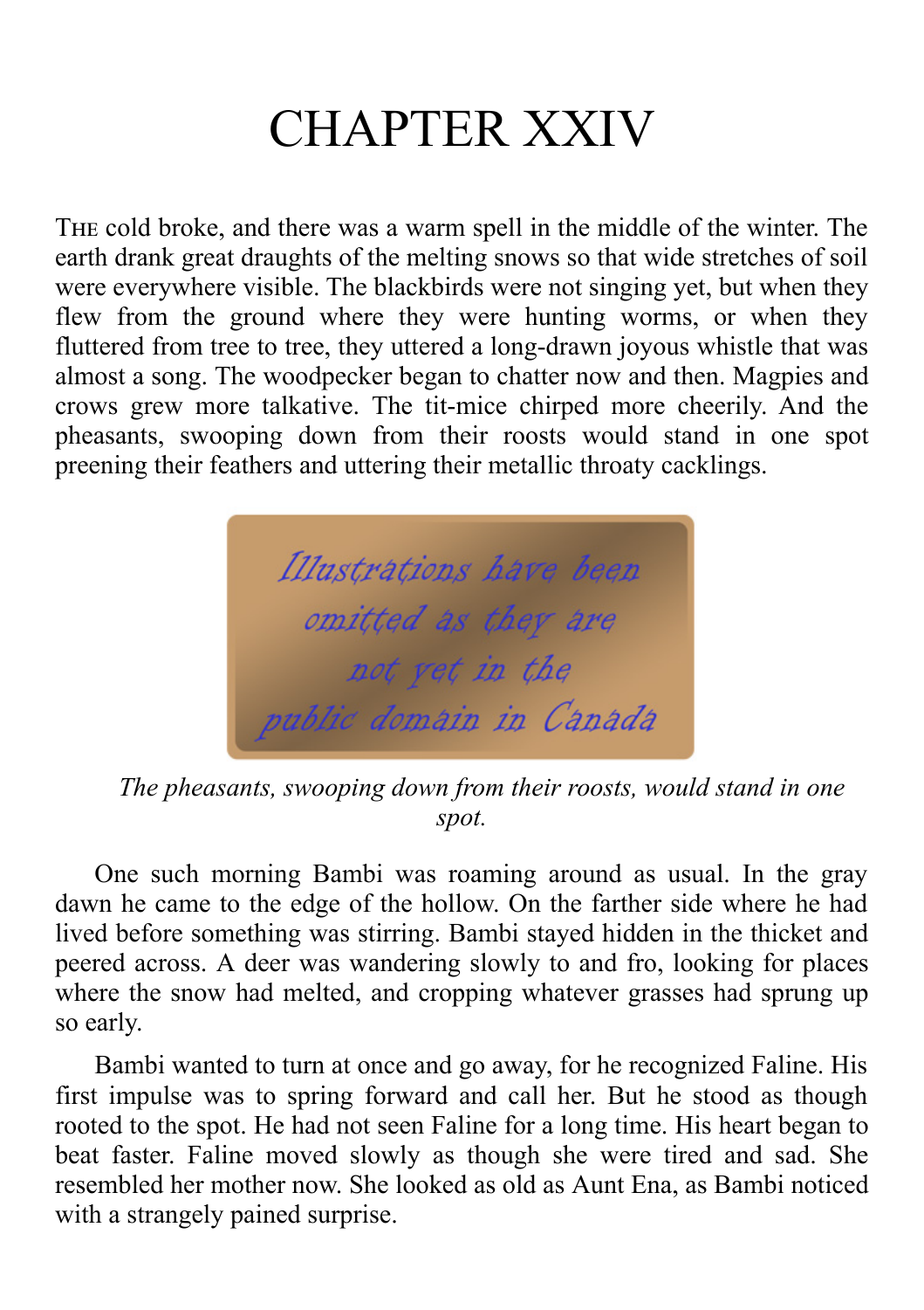# CHAPTER XXIV

The cold broke, and there was a warm spell in the middle of the winter. The earth drank great draughts of the melting snows so that wide stretches of soil were everywhere visible. The blackbirds were not singing yet, but when they flew from the ground where they were hunting worms, or when they fluttered from tree to tree, they uttered a long-drawn joyous whistle that was almost a song. The woodpecker began to chatter now and then. Magpies and crows grew more talkative. The tit-mice chirped more cheerily. And the pheasants, swooping down from their roosts would stand in one spot preening their feathers and uttering their metallic throaty cacklings.

Illustrations have been omitted as they are not yet in the public domain in Canada

*The pheasants, swooping down from their roosts, would stand in one spot.*

One such morning Bambi was roaming around as usual. In the gray dawn he came to the edge of the hollow. On the farther side where he had lived before something was stirring. Bambi stayed hidden in the thicket and peered across. A deer was wandering slowly to and fro, looking for places where the snow had melted, and cropping whatever grasses had sprung up so early.

Bambi wanted to turn at once and go away, for he recognized Faline. His first impulse was to spring forward and call her. But he stood as though rooted to the spot. He had not seen Faline for a long time. His heart began to beat faster. Faline moved slowly as though she were tired and sad. She resembled her mother now. She looked as old as Aunt Ena, as Bambi noticed with a strangely pained surprise.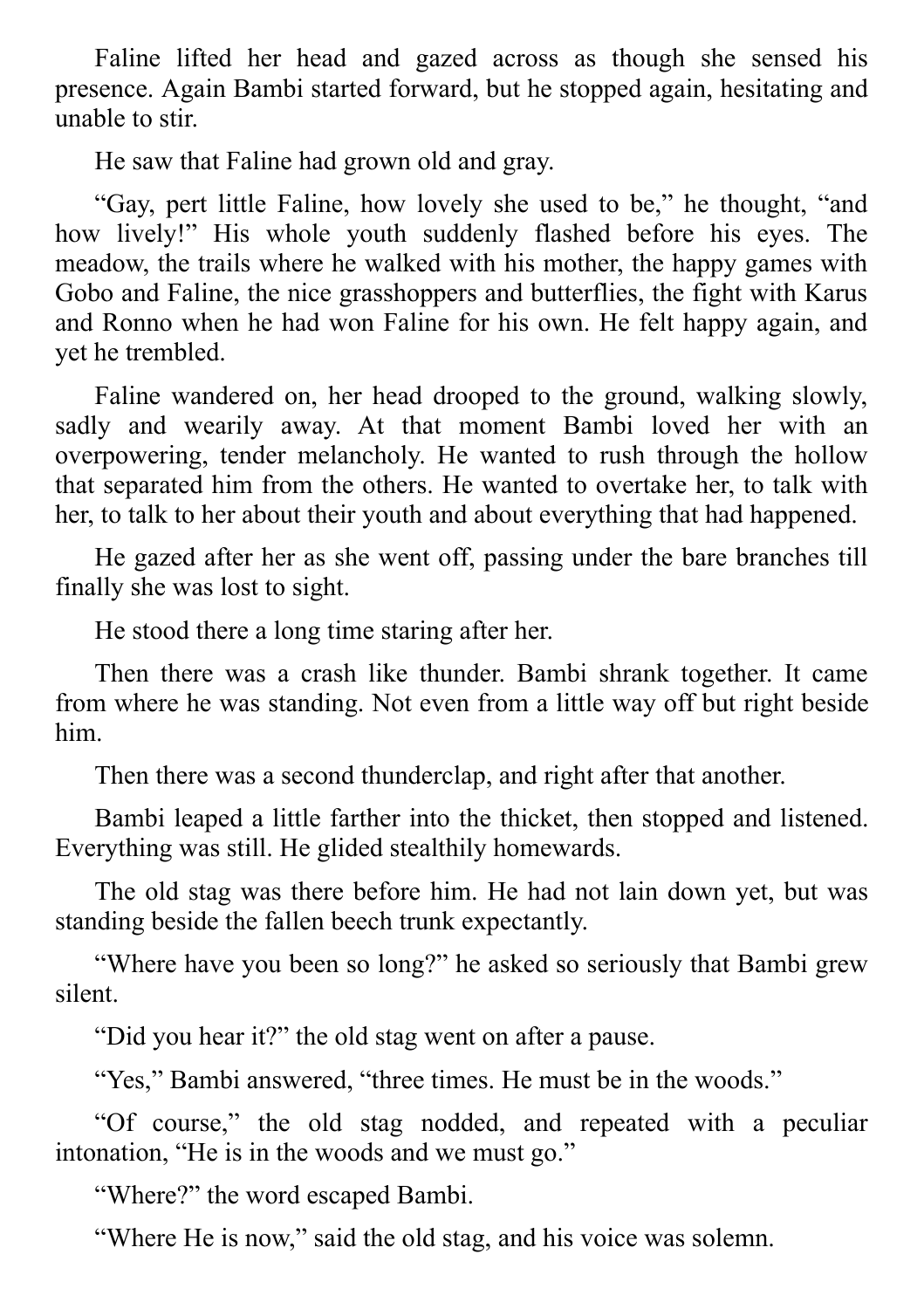Faline lifted her head and gazed across as though she sensed his presence. Again Bambi started forward, but he stopped again, hesitating and unable to stir.

He saw that Faline had grown old and gray.

“Gay, pert little Faline, how lovely she used to be,” he thought, “and how lively!” His whole youth suddenly flashed before his eyes. The meadow, the trails where he walked with his mother, the happy games with Gobo and Faline, the nice grasshoppers and butterflies, the fight with Karus and Ronno when he had won Faline for his own. He felt happy again, and yet he trembled.

Faline wandered on, her head drooped to the ground, walking slowly, sadly and wearily away. At that moment Bambi loved her with an overpowering, tender melancholy. He wanted to rush through the hollow that separated him from the others. He wanted to overtake her, to talk with her, to talk to her about their youth and about everything that had happened.

He gazed after her as she went off, passing under the bare branches till finally she was lost to sight.

He stood there a long time staring after her.

Then there was a crash like thunder. Bambi shrank together. It came from where he was standing. Not even from a little way off but right beside him.

Then there was a second thunderclap, and right after that another.

Bambi leaped a little farther into the thicket, then stopped and listened. Everything was still. He glided stealthily homewards.

The old stag was there before him. He had not lain down yet, but was standing beside the fallen beech trunk expectantly.

“Where have you been so long?” he asked so seriously that Bambi grew silent.

“Did you hear it?” the old stag went on after a pause.

“Yes,” Bambi answered, “three times. He must be in the woods.”

“Of course,” the old stag nodded, and repeated with a peculiar intonation, “He is in the woods and we must go.”

“Where?” the word escaped Bambi.

“Where He is now,” said the old stag, and his voice was solemn.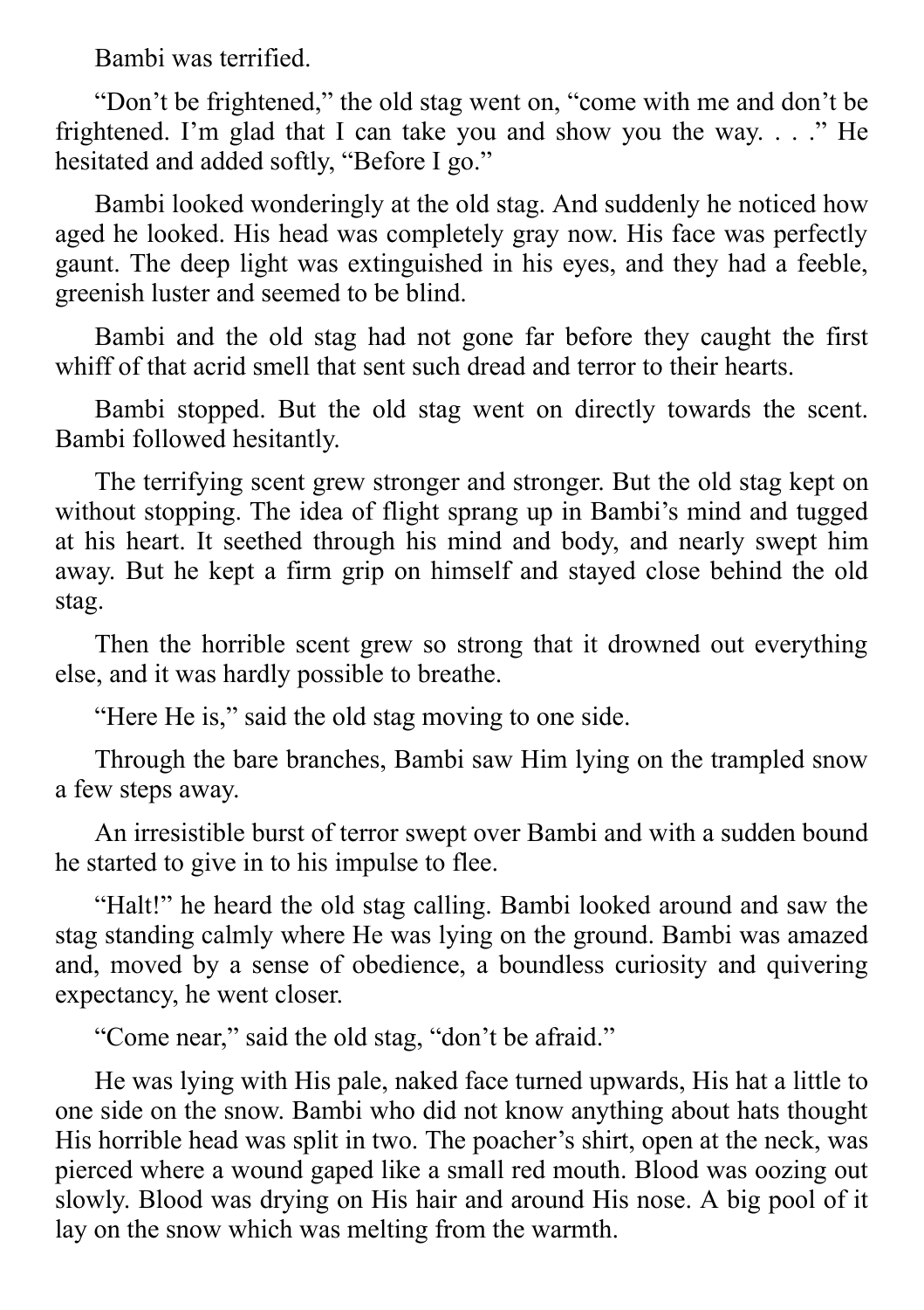Bambi was terrified.

"Don't be frightened," the old stag went on, "come with me and don't be frightened. I'm glad that I can take you and show you the way. . . ." He hesitated and added softly, "Before I go."

Bambi looked wonderingly at the old stag. And suddenly he noticed how aged he looked. His head was completely gray now. His face was perfectly gaunt. The deep light was extinguished in his eyes, and they had a feeble, greenish luster and seemed to be blind.

Bambi and the old stag had not gone far before they caught the first whiff of that acrid smell that sent such dread and terror to their hearts.

Bambi stopped. But the old stag went on directly towards the scent. Bambi followed hesitantly.

The terrifying scent grew stronger and stronger. But the old stag kept on without stopping. The idea of flight sprang up in Bambi's mind and tugged at his heart. It seethed through his mind and body, and nearly swept him away. But he kept a firm grip on himself and stayed close behind the old stag.

Then the horrible scent grew so strong that it drowned out everything else, and it was hardly possible to breathe.

"Here He is," said the old stag moving to one side.

Through the bare branches, Bambi saw Him lying on the trampled snow a few steps away.

An irresistible burst of terror swept over Bambi and with a sudden bound he started to give in to his impulse to flee.

"Halt!" he heard the old stag calling. Bambi looked around and saw the stag standing calmly where He was lying on the ground. Bambi was amazed and, moved by a sense of obedience, a boundless curiosity and quivering expectancy, he went closer.

"Come near," said the old stag, "don't be afraid."

He was lying with His pale, naked face turned upwards, His hat a little to one side on the snow. Bambi who did not know anything about hats thought His horrible head was split in two. The poacher's shirt, open at the neck, was pierced where a wound gaped like a small red mouth. Blood was oozing out slowly. Blood was drying on His hair and around His nose. A big pool of it lay on the snow which was melting from the warmth.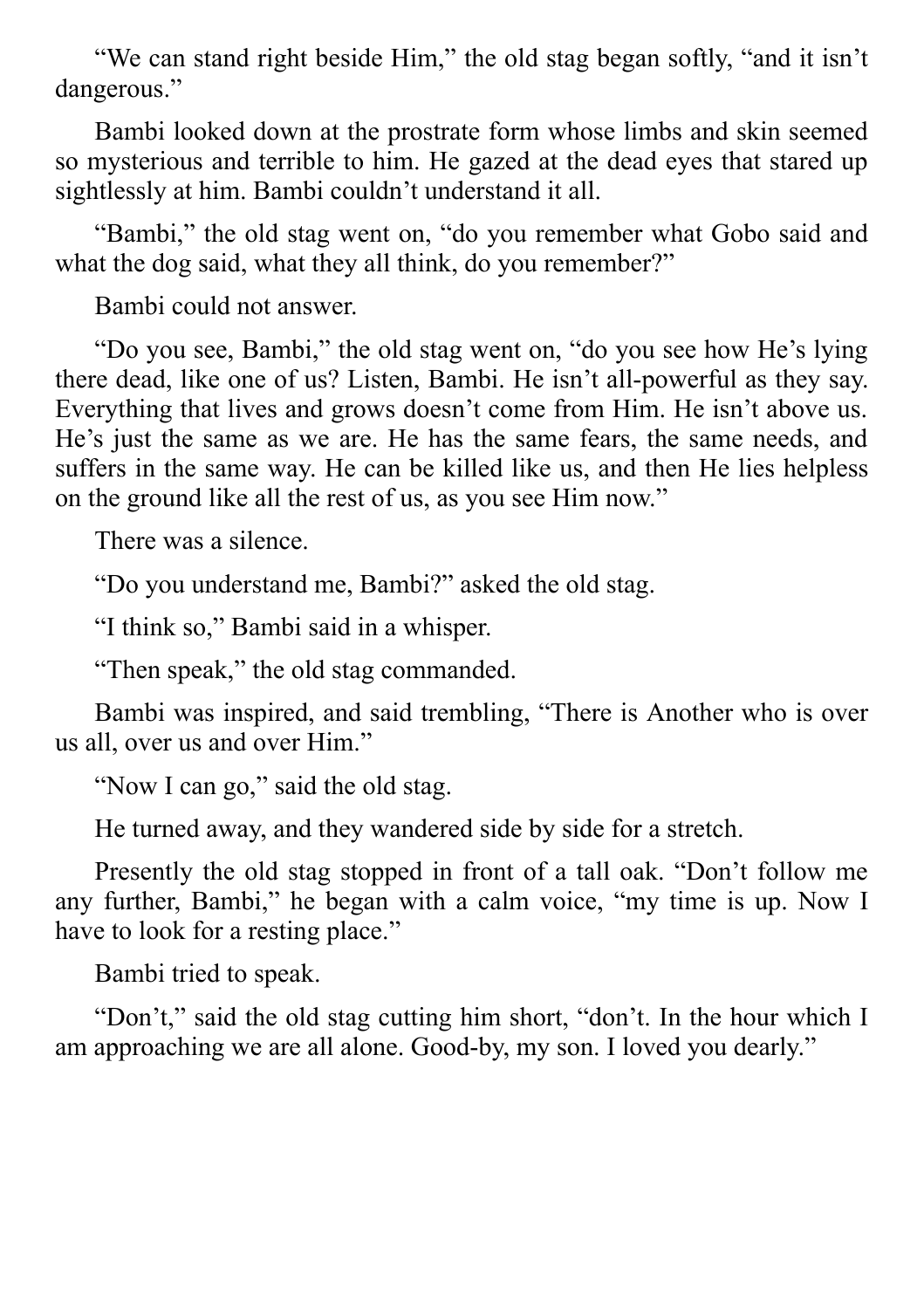"We can stand right beside Him," the old stag began softly, "and it isn't dangerous."

Bambi looked down at the prostrate form whose limbs and skin seemed so mysterious and terrible to him. He gazed at the dead eyes that stared up sightlessly at him. Bambi couldn't understand it all.

"Bambi," the old stag went on, "do you remember what Gobo said and what the dog said, what they all think, do you remember?"

Bambi could not answer.

"Do you see, Bambi," the old stag went on, "do you see how He's lying there dead, like one of us? Listen, Bambi. He isn't all-powerful as they say. Everything that lives and grows doesn't come from Him. He isn't above us. He's just the same as we are. He has the same fears, the same needs, and suffers in the same way. He can be killed like us, and then He lies helpless on the ground like all the rest of us, as you see Him now."

There was a silence.

"Do you understand me, Bambi?" asked the old stag.

"I think so," Bambi said in a whisper.

"Then speak," the old stag commanded.

Bambi was inspired, and said trembling, "There is Another who is over us all, over us and over Him."

"Now I can go," said the old stag.

He turned away, and they wandered side by side for a stretch.

Presently the old stag stopped in front of a tall oak. "Don't follow me any further, Bambi," he began with a calm voice, "my time is up. Now I have to look for a resting place."

Bambi tried to speak.

"Don't," said the old stag cutting him short, "don't. In the hour which I am approaching we are all alone. Good-by, my son. I loved you dearly."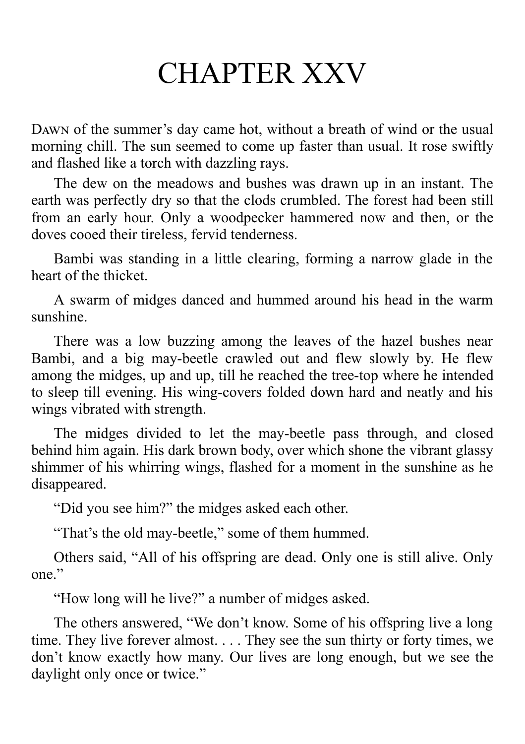# CHAPTER XXV

DAWN of the summer's day came hot, without a breath of wind or the usual morning chill. The sun seemed to come up faster than usual. It rose swiftly and flashed like a torch with dazzling rays.

The dew on the meadows and bushes was drawn up in an instant. The earth was perfectly dry so that the clods crumbled. The forest had been still from an early hour. Only a woodpecker hammered now and then, or the doves cooed their tireless, fervid tenderness.

Bambi was standing in a little clearing, forming a narrow glade in the heart of the thicket.

A swarm of midges danced and hummed around his head in the warm sunshine.

There was a low buzzing among the leaves of the hazel bushes near Bambi, and a big may-beetle crawled out and flew slowly by. He flew among the midges, up and up, till he reached the tree-top where he intended to sleep till evening. His wing-covers folded down hard and neatly and his wings vibrated with strength.

The midges divided to let the may-beetle pass through, and closed behind him again. His dark brown body, over which shone the vibrant glassy shimmer of his whirring wings, flashed for a moment in the sunshine as he disappeared.

"Did you see him?" the midges asked each other.

"That's the old may-beetle," some of them hummed.

Others said, "All of his offspring are dead. Only one is still alive. Only one."

"How long will he live?" a number of midges asked.

The others answered, "We don't know. Some of his offspring live a long time. They live forever almost. . . . They see the sun thirty or forty times, we don't know exactly how many. Our lives are long enough, but we see the daylight only once or twice."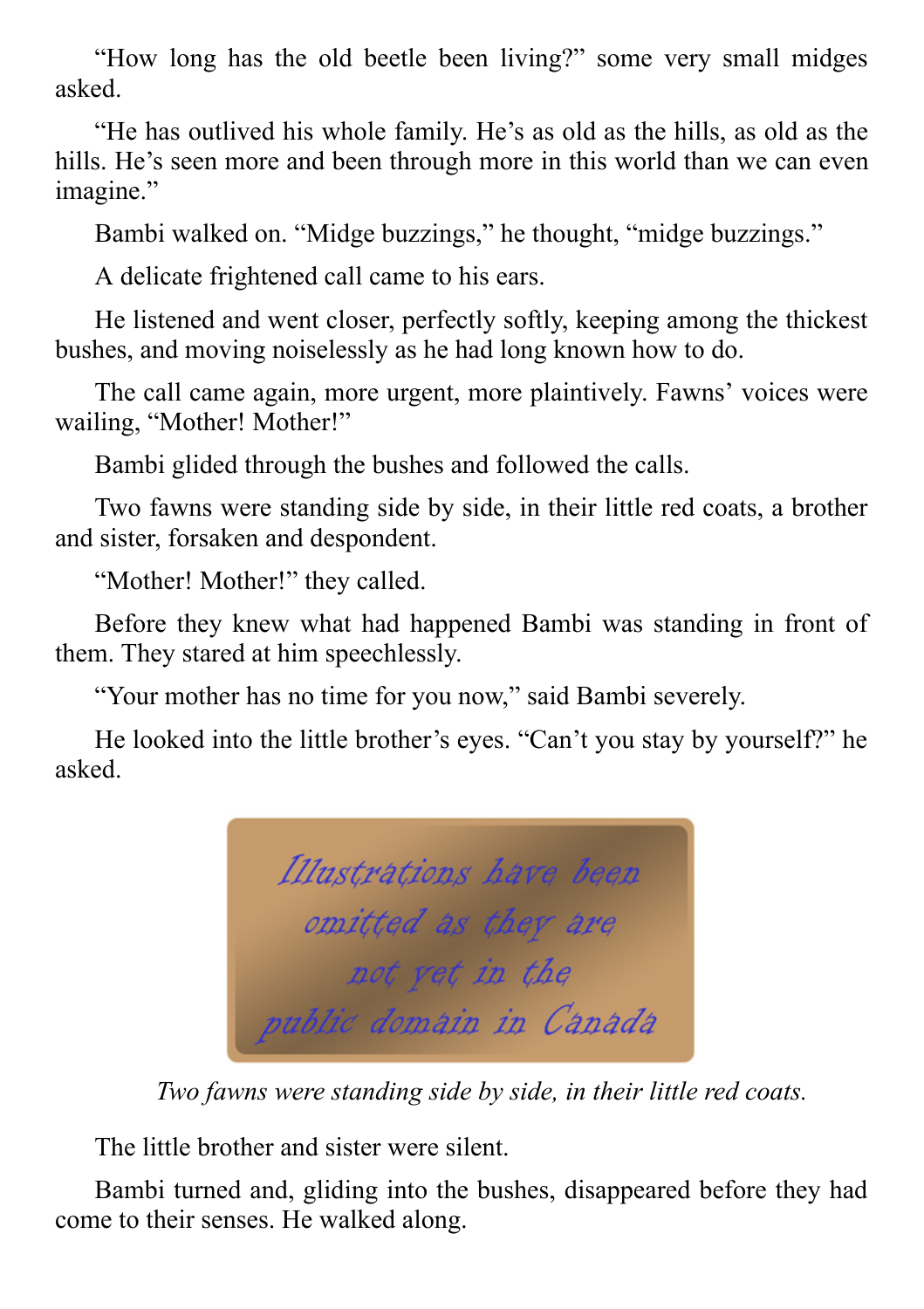“How long has the old beetle been living?” some very small midges asked.

“He has outlived his whole family. He’s as old as the hills, as old as the hills. He’s seen more and been through more in this world than we can even imagine.”

Bambi walked on. “Midge buzzings,” he thought, “midge buzzings.”

A delicate frightened call came to his ears.

He listened and went closer, perfectly softly, keeping among the thickest bushes, and moving noiselessly as he had long known how to do.

The call came again, more urgent, more plaintively. Fawns’ voices were wailing, “Mother! Mother!”

Bambi glided through the bushes and followed the calls.

Two fawns were standing side by side, in their little red coats, a brother and sister, forsaken and despondent.

“Mother! Mother!” they called.

Before they knew what had happened Bambi was standing in front of them. They stared at him speechlessly.

“Your mother has no time for you now,” said Bambi severely.

He looked into the little brother’s eyes. “Can’t you stay by yourself?” he asked.

*Two fawns were standing side by side, in their little red coats.*

The little brother and sister were silent.

Bambi turned and, gliding into the bushes, disappeared before they had come to their senses. He walked along.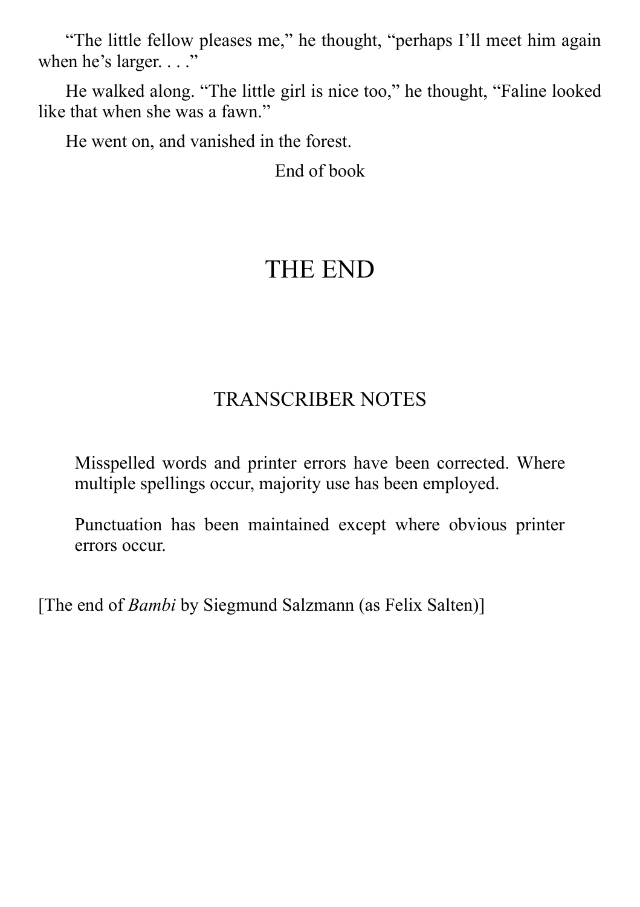“The little fellow pleases me,” he thought, “perhaps I’ll meet him again when he’s larger. . . .”

He walked along. “The little girl is nice too,” he thought, “Faline looked like that when she was a fawn.”

He went on, and vanished in the forest.

End of book

# THE END

## TRANSCRIBER NOTES

> Misspelled words and printer errors have been corrected. Where multiple spellings occur, majority use has been employed.
>
> Punctuation has been maintained except where obvious printer errors occur.

[The end of *Bambi* by Siegmund Salzmann (as Felix Salten)]